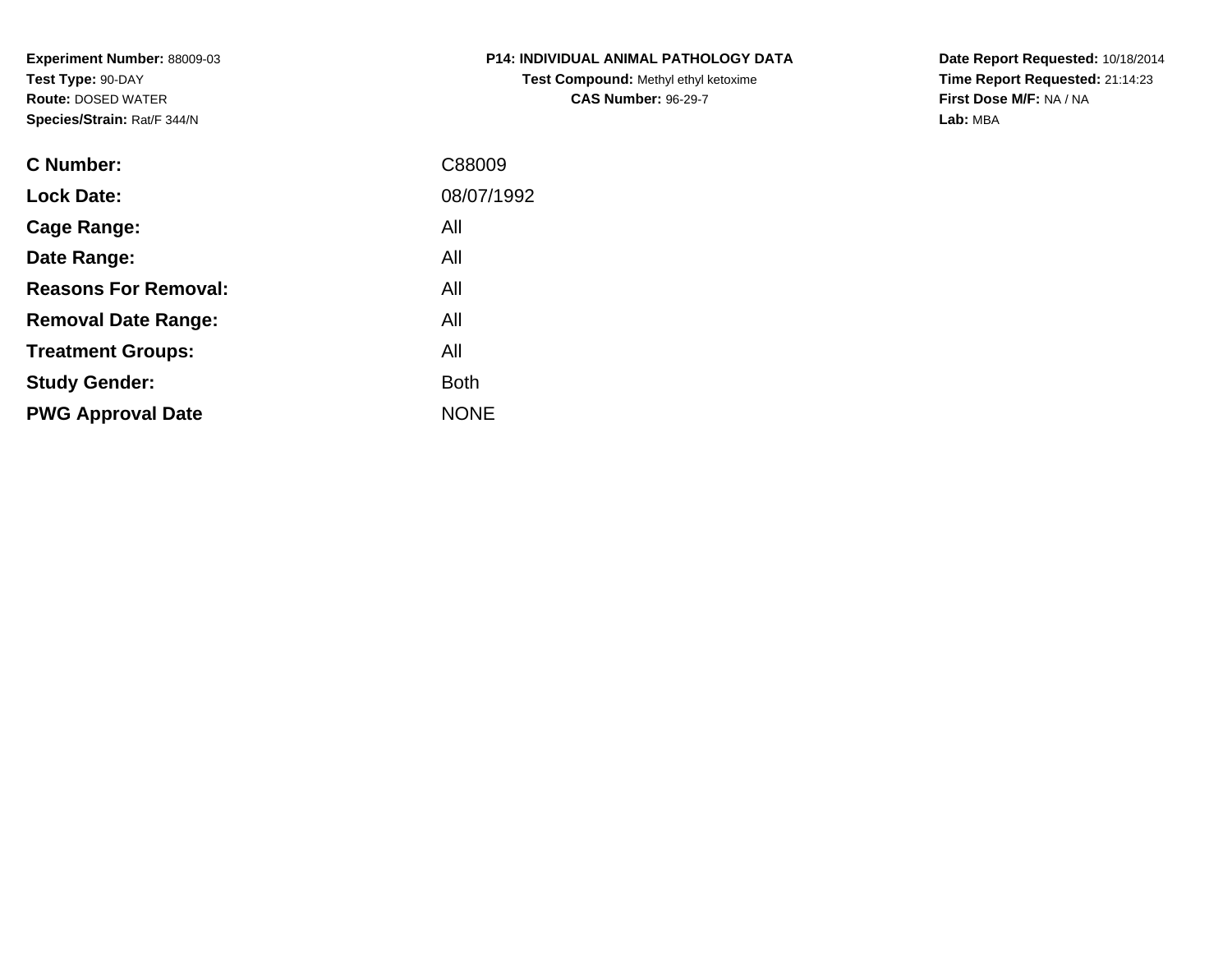**Experiment Number:** 88009-03
**Test Type:** 90-DAY
**Route:** DOSED WATER
**Species/Strain:** Rat/F 344/N

**P14: INDIVIDUAL ANIMAL PATHOLOGY DATA**
**Test Compound:** Methyl ethyl ketoxime
**CAS Number:** 96-29-7

**Date Report Requested:** 10/18/2014
**Time Report Requested:** 21:14:23
**First Dose M/F:** NA / NA
**Lab:** MBA

| | |
|---|---|
| **C Number:** | C88009 |
| **Lock Date:** | 08/07/1992 |
| **Cage Range:** | All |
| **Date Range:** | All |
| **Reasons For Removal:** | All |
| **Removal Date Range:** | All |
| **Treatment Groups:** | All |
| **Study Gender:** | Both |
| **PWG Approval Date** | NONE |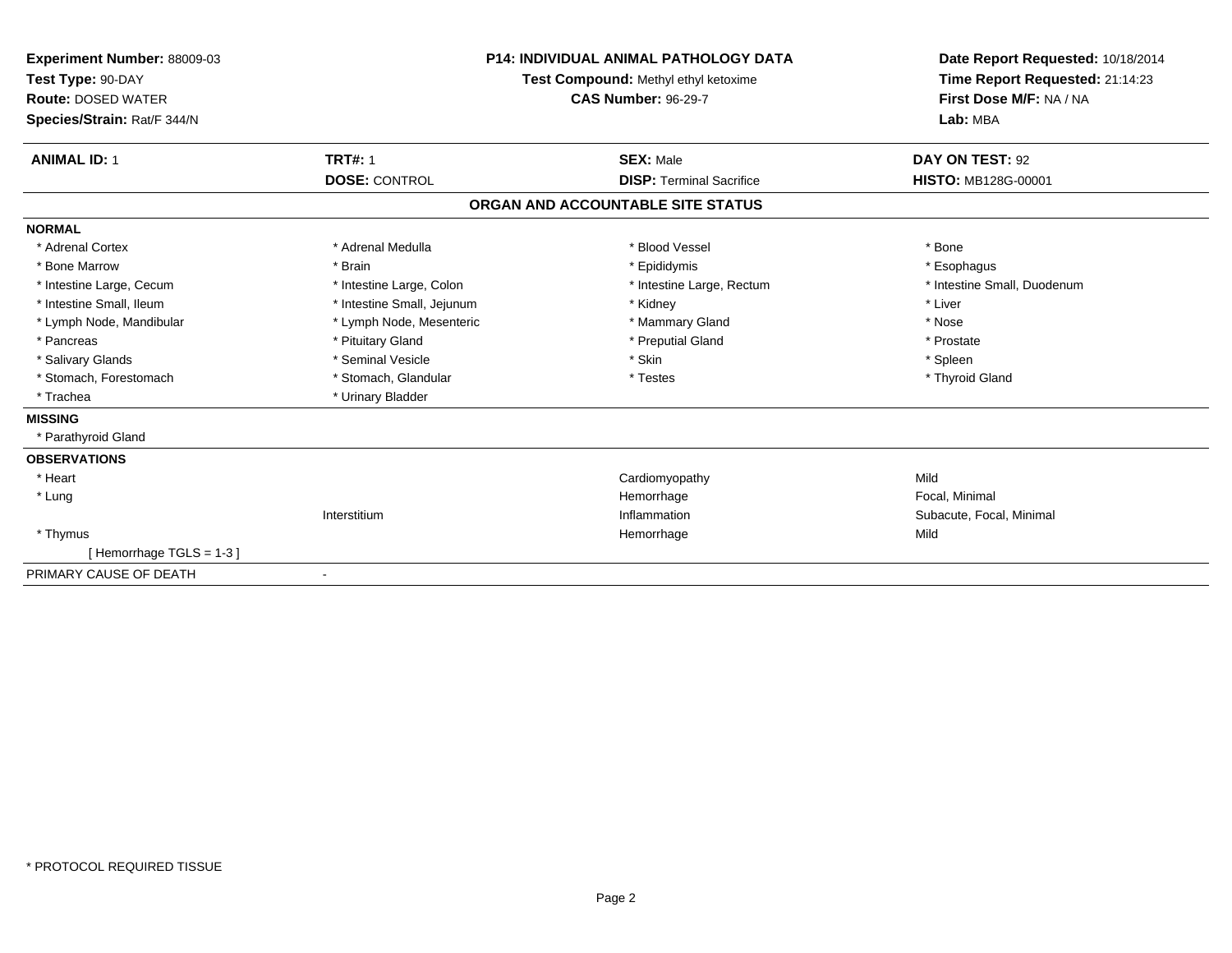**Experiment Number:** 88009-03
**Test Type:** 90-DAY
**Route:** DOSED WATER
**Species/Strain:** Rat/F 344/N

**P14: INDIVIDUAL ANIMAL PATHOLOGY DATA**
**Test Compound:** Methyl ethyl ketoxime
**CAS Number:** 96-29-7

**Date Report Requested:** 10/18/2014
**Time Report Requested:** 21:14:23
**First Dose M/F:** NA / NA
**Lab:** MBA

| **ANIMAL ID:** 1 | **TRT#:** 1 | **SEX:** Male | **DAY ON TEST:** 92 |
|---|---|---|---|
| | **DOSE:** CONTROL | **DISP:** Terminal Sacrifice | **HISTO:** MB128G-00001 |

## ORGAN AND ACCOUNTABLE SITE STATUS

**NORMAL**

| | | | |
|---|---|---|---|
| * Adrenal Cortex | * Adrenal Medulla | * Blood Vessel | * Bone |
| * Bone Marrow | * Brain | * Epididymis | * Esophagus |
| * Intestine Large, Cecum | * Intestine Large, Colon | * Intestine Large, Rectum | * Intestine Small, Duodenum |
| * Intestine Small, Ileum | * Intestine Small, Jejunum | * Kidney | * Liver |
| * Lymph Node, Mandibular | * Lymph Node, Mesenteric | * Mammary Gland | * Nose |
| * Pancreas | * Pituitary Gland | * Preputial Gland | * Prostate |
| * Salivary Glands | * Seminal Vesicle | * Skin | * Spleen |
| * Stomach, Forestomach | * Stomach, Glandular | * Testes | * Thyroid Gland |
| * Trachea | * Urinary Bladder | | |

**MISSING**

* Parathyroid Gland

**OBSERVATIONS**

| | | | |
|---|---|---|---|
| * Heart | | Cardiomyopathy | Mild |
| * Lung | | Hemorrhage | Focal, Minimal |
| | Interstitium | Inflammation | Subacute, Focal, Minimal |
| * Thymus | | Hemorrhage | Mild |
| [ Hemorrhage TGLS = 1-3 ] | | | |

PRIMARY CAUSE OF DEATH -

* PROTOCOL REQUIRED TISSUE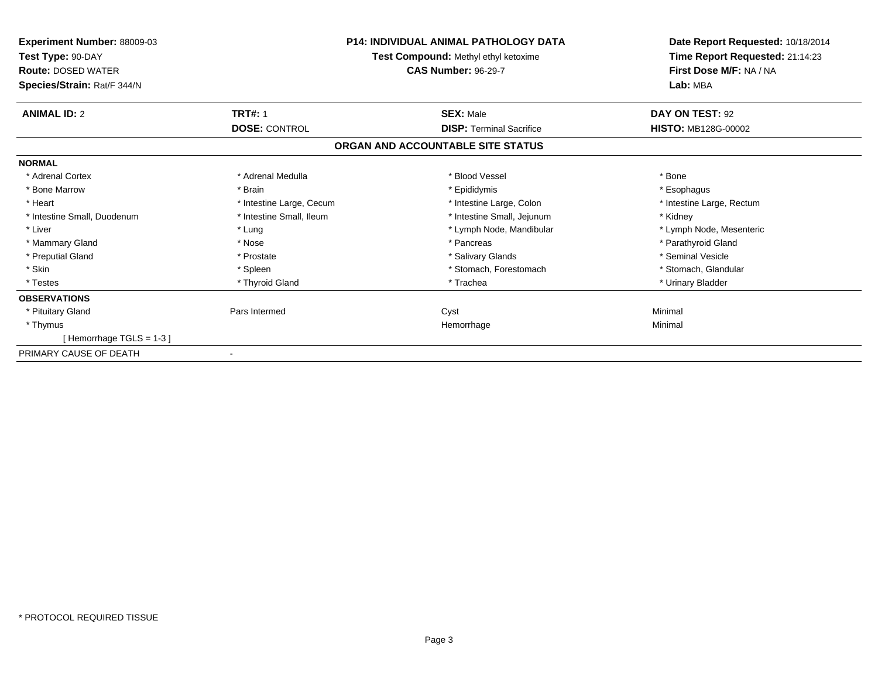**Experiment Number:** 88009-03
**Test Type:** 90-DAY
**Route:** DOSED WATER
**Species/Strain:** Rat/F 344/N

**P14: INDIVIDUAL ANIMAL PATHOLOGY DATA**
**Test Compound:** Methyl ethyl ketoxime
**CAS Number:** 96-29-7

**Date Report Requested:** 10/18/2014
**Time Report Requested:** 21:14:23
**First Dose M/F:** NA / NA
**Lab:** MBA

| **ANIMAL ID:** 2 | **TRT#:** 1 | **SEX:** Male | **DAY ON TEST:** 92 |
|---|---|---|---|
| | **DOSE:** CONTROL | **DISP:** Terminal Sacrifice | **HISTO:** MB128G-00002 |

## ORGAN AND ACCOUNTABLE SITE STATUS

| **NORMAL** | | | |
|---|---|---|---|
| * Adrenal Cortex | * Adrenal Medulla | * Blood Vessel | * Bone |
| * Bone Marrow | * Brain | * Epididymis | * Esophagus |
| * Heart | * Intestine Large, Cecum | * Intestine Large, Colon | * Intestine Large, Rectum |
| * Intestine Small, Duodenum | * Intestine Small, Ileum | * Intestine Small, Jejunum | * Kidney |
| * Liver | * Lung | * Lymph Node, Mandibular | * Lymph Node, Mesenteric |
| * Mammary Gland | * Nose | * Pancreas | * Parathyroid Gland |
| * Preputial Gland | * Prostate | * Salivary Glands | * Seminal Vesicle |
| * Skin | * Spleen | * Stomach, Forestomach | * Stomach, Glandular |
| * Testes | * Thyroid Gland | * Trachea | * Urinary Bladder |
| **OBSERVATIONS** | | | |
| * Pituitary Gland | Pars Intermed | Cyst | Minimal |
| * Thymus | | Hemorrhage | Minimal |
| [ Hemorrhage TGLS = 1-3 ] | | | |
| PRIMARY CAUSE OF DEATH | - | | |

* PROTOCOL REQUIRED TISSUE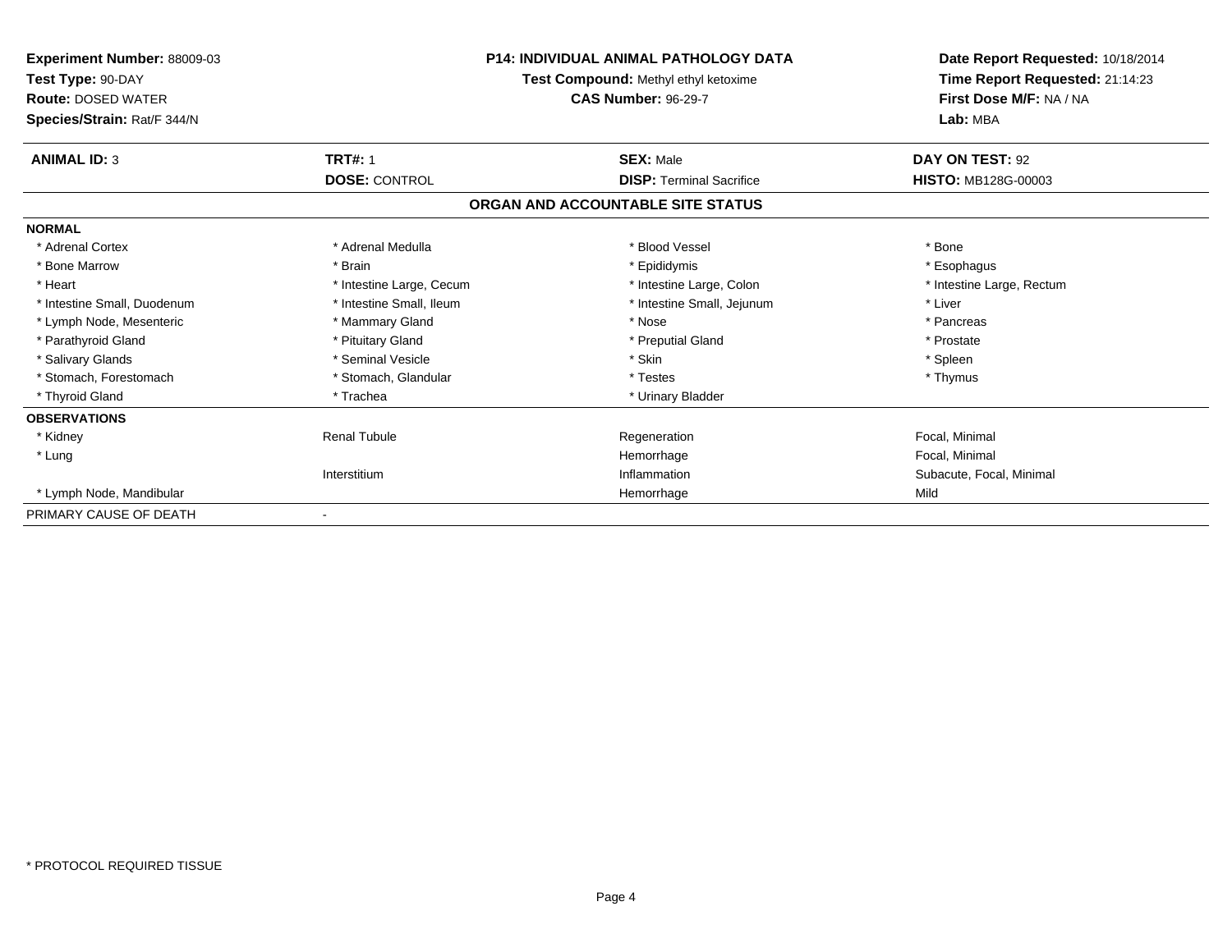**Experiment Number:** 88009-03
**Test Type:** 90-DAY
**Route:** DOSED WATER
**Species/Strain:** Rat/F 344/N

**P14: INDIVIDUAL ANIMAL PATHOLOGY DATA**
**Test Compound:** Methyl ethyl ketoxime
**CAS Number:** 96-29-7

**Date Report Requested:** 10/18/2014
**Time Report Requested:** 21:14:23
**First Dose M/F:** NA / NA
**Lab:** MBA

| **ANIMAL ID:** 3 | **TRT#:** 1 | **SEX:** Male | **DAY ON TEST:** 92 |
|---|---|---|---|
| | **DOSE:** CONTROL | **DISP:** Terminal Sacrifice | **HISTO:** MB128G-00003 |

## ORGAN AND ACCOUNTABLE SITE STATUS

| **NORMAL** | | | |
|---|---|---|---|
| * Adrenal Cortex | * Adrenal Medulla | * Blood Vessel | * Bone |
| * Bone Marrow | * Brain | * Epididymis | * Esophagus |
| * Heart | * Intestine Large, Cecum | * Intestine Large, Colon | * Intestine Large, Rectum |
| * Intestine Small, Duodenum | * Intestine Small, Ileum | * Intestine Small, Jejunum | * Liver |
| * Lymph Node, Mesenteric | * Mammary Gland | * Nose | * Pancreas |
| * Parathyroid Gland | * Pituitary Gland | * Preputial Gland | * Prostate |
| * Salivary Glands | * Seminal Vesicle | * Skin | * Spleen |
| * Stomach, Forestomach | * Stomach, Glandular | * Testes | * Thymus |
| * Thyroid Gland | * Trachea | * Urinary Bladder | |

| **OBSERVATIONS** | | | |
|---|---|---|---|
| * Kidney | Renal Tubule | Regeneration | Focal, Minimal |
| * Lung | | Hemorrhage | Focal, Minimal |
| | Interstitium | Inflammation | Subacute, Focal, Minimal |
| * Lymph Node, Mandibular | | Hemorrhage | Mild |

| PRIMARY CAUSE OF DEATH | - |
|---|---|

* PROTOCOL REQUIRED TISSUE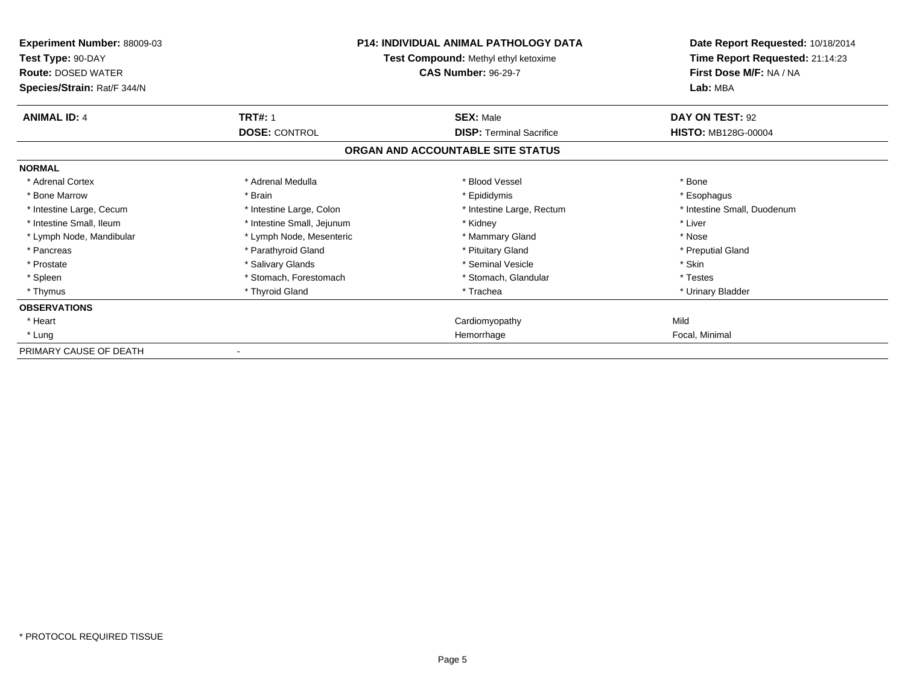**Experiment Number:** 88009-03
**Test Type:** 90-DAY
**Route:** DOSED WATER
**Species/Strain:** Rat/F 344/N

**P14: INDIVIDUAL ANIMAL PATHOLOGY DATA**
**Test Compound:** Methyl ethyl ketoxime
**CAS Number:** 96-29-7

**Date Report Requested:** 10/18/2014
**Time Report Requested:** 21:14:23
**First Dose M/F:** NA / NA
**Lab:** MBA

| **ANIMAL ID:** 4 | **TRT#:** 1 | **SEX:** Male | **DAY ON TEST:** 92 |
|---|---|---|---|
| | **DOSE:** CONTROL | **DISP:** Terminal Sacrifice | **HISTO:** MB128G-00004 |

## ORGAN AND ACCOUNTABLE SITE STATUS

| | | | |
|---|---|---|---|
| **NORMAL** | | | |
| * Adrenal Cortex | * Adrenal Medulla | * Blood Vessel | * Bone |
| * Bone Marrow | * Brain | * Epididymis | * Esophagus |
| * Intestine Large, Cecum | * Intestine Large, Colon | * Intestine Large, Rectum | * Intestine Small, Duodenum |
| * Intestine Small, Ileum | * Intestine Small, Jejunum | * Kidney | * Liver |
| * Lymph Node, Mandibular | * Lymph Node, Mesenteric | * Mammary Gland | * Nose |
| * Pancreas | * Parathyroid Gland | * Pituitary Gland | * Preputial Gland |
| * Prostate | * Salivary Glands | * Seminal Vesicle | * Skin |
| * Spleen | * Stomach, Forestomach | * Stomach, Glandular | * Testes |
| * Thymus | * Thyroid Gland | * Trachea | * Urinary Bladder |
| **OBSERVATIONS** | | | |
| * Heart | | Cardiomyopathy | Mild |
| * Lung | | Hemorrhage | Focal, Minimal |
| PRIMARY CAUSE OF DEATH | - | | |

* PROTOCOL REQUIRED TISSUE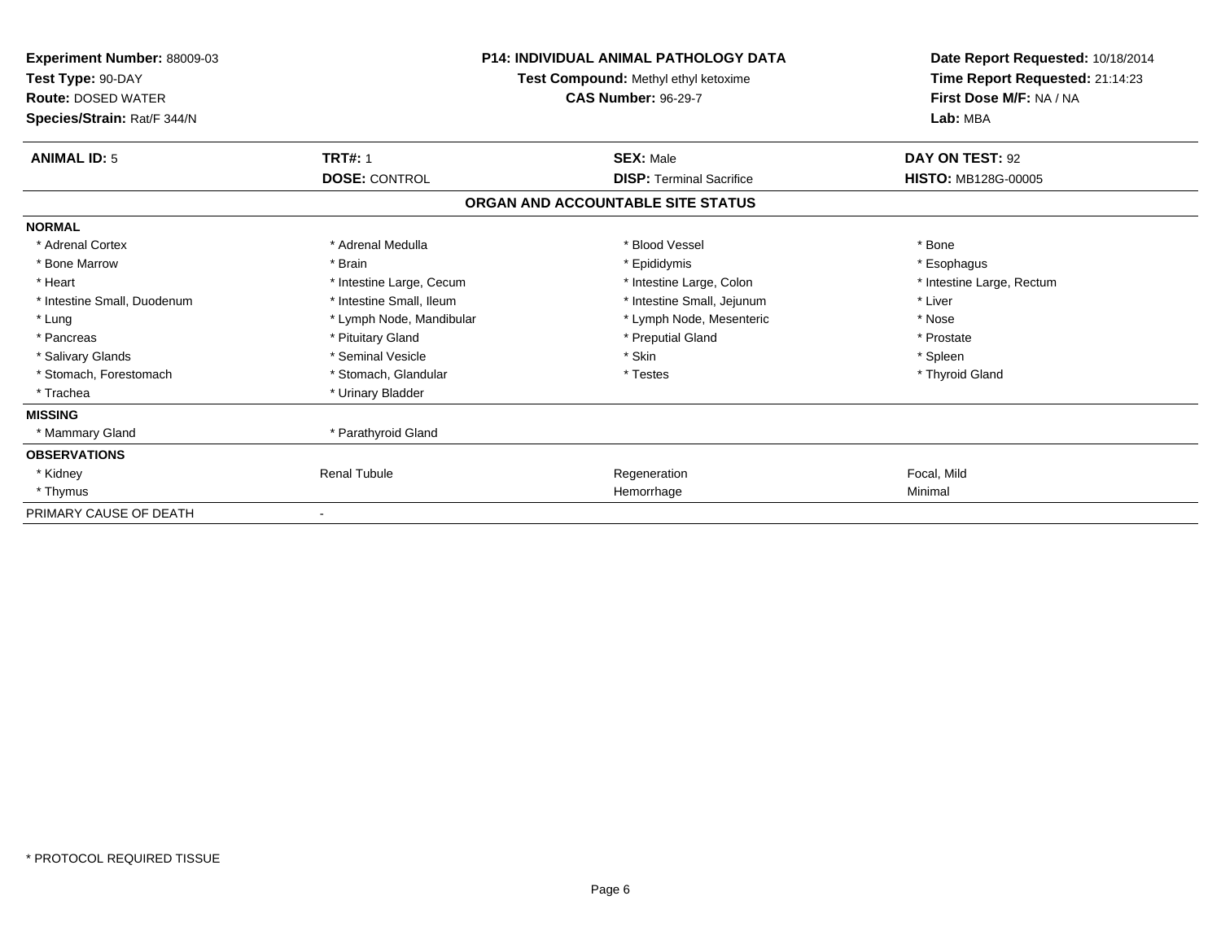**Experiment Number:** 88009-03
**Test Type:** 90-DAY
**Route:** DOSED WATER
**Species/Strain:** Rat/F 344/N

**P14: INDIVIDUAL ANIMAL PATHOLOGY DATA**
**Test Compound:** Methyl ethyl ketoxime
**CAS Number:** 96-29-7

**Date Report Requested:** 10/18/2014
**Time Report Requested:** 21:14:23
**First Dose M/F:** NA / NA
**Lab:** MBA

| **ANIMAL ID:** 5 | **TRT#:** 1 | **SEX:** Male | **DAY ON TEST:** 92 |
|---|---|---|---|
| | **DOSE:** CONTROL | **DISP:** Terminal Sacrifice | **HISTO:** MB128G-00005 |

## ORGAN AND ACCOUNTABLE SITE STATUS

| | | | |
|---|---|---|---|
| **NORMAL** | | | |
| * Adrenal Cortex | * Adrenal Medulla | * Blood Vessel | * Bone |
| * Bone Marrow | * Brain | * Epididymis | * Esophagus |
| * Heart | * Intestine Large, Cecum | * Intestine Large, Colon | * Intestine Large, Rectum |
| * Intestine Small, Duodenum | * Intestine Small, Ileum | * Intestine Small, Jejunum | * Liver |
| * Lung | * Lymph Node, Mandibular | * Lymph Node, Mesenteric | * Nose |
| * Pancreas | * Pituitary Gland | * Preputial Gland | * Prostate |
| * Salivary Glands | * Seminal Vesicle | * Skin | * Spleen |
| * Stomach, Forestomach | * Stomach, Glandular | * Testes | * Thyroid Gland |
| * Trachea | * Urinary Bladder | | |
| **MISSING** | | | |
| * Mammary Gland | * Parathyroid Gland | | |
| **OBSERVATIONS** | | | |
| * Kidney | Renal Tubule | Regeneration | Focal, Mild |
| * Thymus | | Hemorrhage | Minimal |
| PRIMARY CAUSE OF DEATH | - | | |

* PROTOCOL REQUIRED TISSUE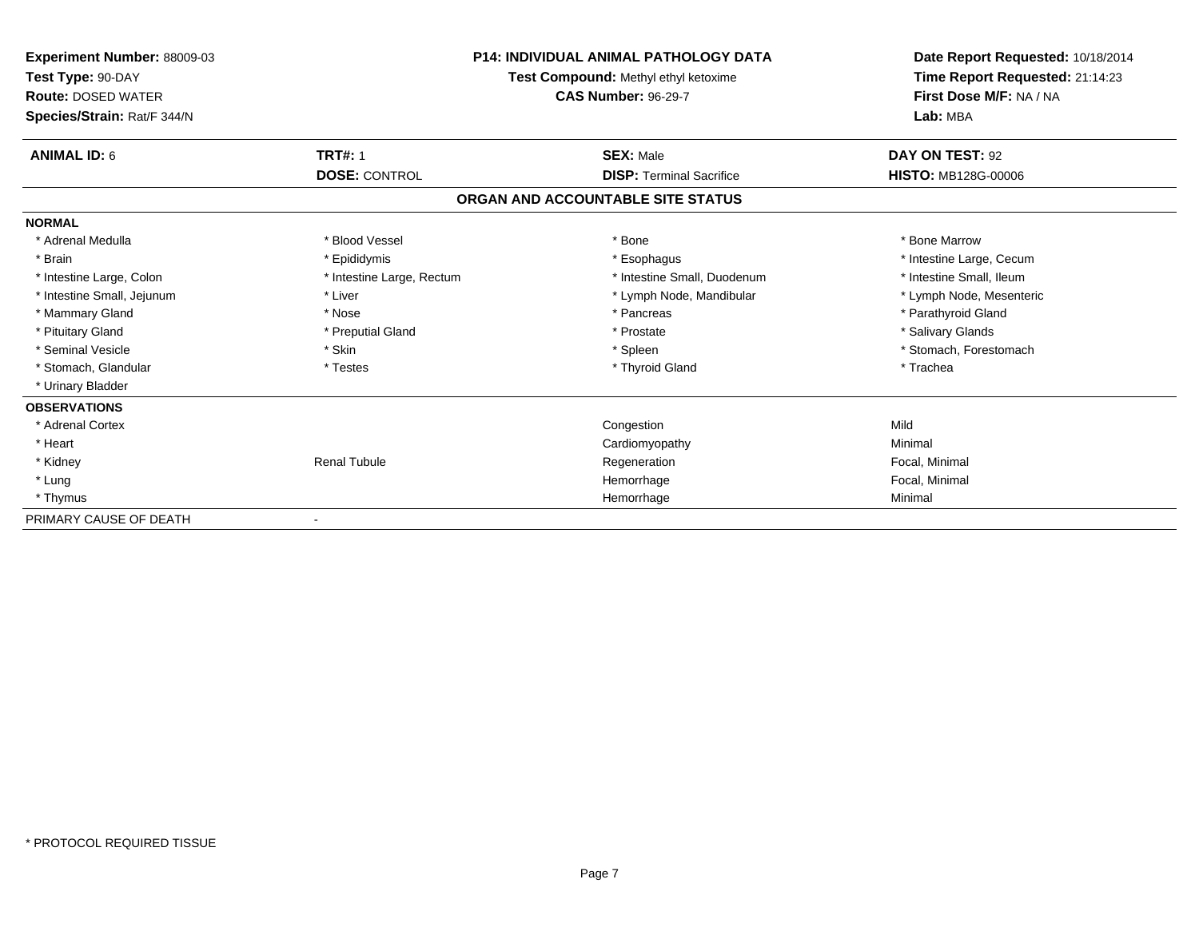**Experiment Number:** 88009-03
**Test Type:** 90-DAY
**Route:** DOSED WATER
**Species/Strain:** Rat/F 344/N

**P14: INDIVIDUAL ANIMAL PATHOLOGY DATA**
**Test Compound:** Methyl ethyl ketoxime
**CAS Number:** 96-29-7

**Date Report Requested:** 10/18/2014
**Time Report Requested:** 21:14:23
**First Dose M/F:** NA / NA
**Lab:** MBA

| **ANIMAL ID:** 6 | **TRT#:** 1 | **SEX:** Male | **DAY ON TEST:** 92 |
|---|---|---|---|
| | **DOSE:** CONTROL | **DISP:** Terminal Sacrifice | **HISTO:** MB128G-00006 |

## ORGAN AND ACCOUNTABLE SITE STATUS

| | | | |
|---|---|---|---|
| **NORMAL** | | | |
| * Adrenal Medulla | * Blood Vessel | * Bone | * Bone Marrow |
| * Brain | * Epididymis | * Esophagus | * Intestine Large, Cecum |
| * Intestine Large, Colon | * Intestine Large, Rectum | * Intestine Small, Duodenum | * Intestine Small, Ileum |
| * Intestine Small, Jejunum | * Liver | * Lymph Node, Mandibular | * Lymph Node, Mesenteric |
| * Mammary Gland | * Nose | * Pancreas | * Parathyroid Gland |
| * Pituitary Gland | * Preputial Gland | * Prostate | * Salivary Glands |
| * Seminal Vesicle | * Skin | * Spleen | * Stomach, Forestomach |
| * Stomach, Glandular | * Testes | * Thyroid Gland | * Trachea |
| * Urinary Bladder | | | |
| **OBSERVATIONS** | | | |
| * Adrenal Cortex | | Congestion | Mild |
| * Heart | | Cardiomyopathy | Minimal |
| * Kidney | Renal Tubule | Regeneration | Focal, Minimal |
| * Lung | | Hemorrhage | Focal, Minimal |
| * Thymus | | Hemorrhage | Minimal |
| PRIMARY CAUSE OF DEATH | - | | |

* PROTOCOL REQUIRED TISSUE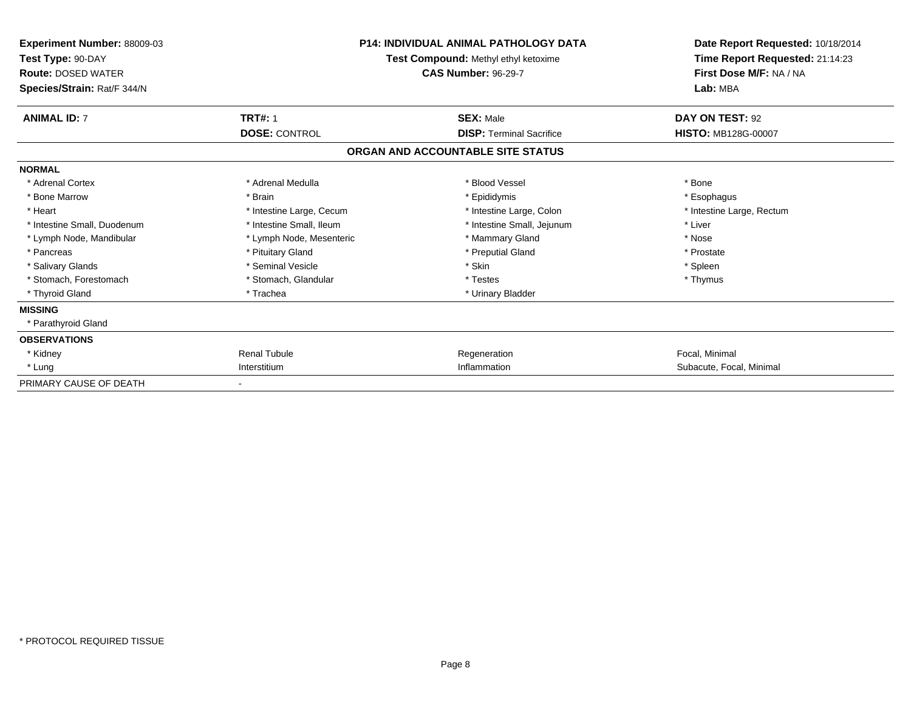**Experiment Number:** 88009-03
**Test Type:** 90-DAY
**Route:** DOSED WATER
**Species/Strain:** Rat/F 344/N

**P14: INDIVIDUAL ANIMAL PATHOLOGY DATA**
**Test Compound:** Methyl ethyl ketoxime
**CAS Number:** 96-29-7

**Date Report Requested:** 10/18/2014
**Time Report Requested:** 21:14:23
**First Dose M/F:** NA / NA
**Lab:** MBA

| **ANIMAL ID:** 7 | **TRT#:** 1 | **SEX:** Male | **DAY ON TEST:** 92 |
|---|---|---|---|
| | **DOSE:** CONTROL | **DISP:** Terminal Sacrifice | **HISTO:** MB128G-00007 |

## ORGAN AND ACCOUNTABLE SITE STATUS

| | | | |
|---|---|---|---|
| **NORMAL** | | | |
| * Adrenal Cortex | * Adrenal Medulla | * Blood Vessel | * Bone |
| * Bone Marrow | * Brain | * Epididymis | * Esophagus |
| * Heart | * Intestine Large, Cecum | * Intestine Large, Colon | * Intestine Large, Rectum |
| * Intestine Small, Duodenum | * Intestine Small, Ileum | * Intestine Small, Jejunum | * Liver |
| * Lymph Node, Mandibular | * Lymph Node, Mesenteric | * Mammary Gland | * Nose |
| * Pancreas | * Pituitary Gland | * Preputial Gland | * Prostate |
| * Salivary Glands | * Seminal Vesicle | * Skin | * Spleen |
| * Stomach, Forestomach | * Stomach, Glandular | * Testes | * Thymus |
| * Thyroid Gland | * Trachea | * Urinary Bladder | |
| **MISSING** | | | |
| * Parathyroid Gland | | | |
| **OBSERVATIONS** | | | |
| * Kidney | Renal Tubule | Regeneration | Focal, Minimal |
| * Lung | Interstitium | Inflammation | Subacute, Focal, Minimal |
| PRIMARY CAUSE OF DEATH | - | | |

* PROTOCOL REQUIRED TISSUE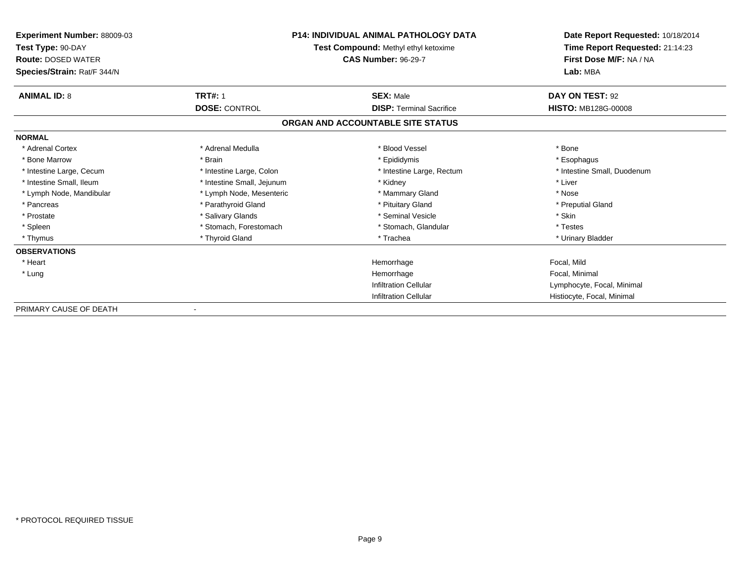**Experiment Number:** 88009-03
**Test Type:** 90-DAY
**Route:** DOSED WATER
**Species/Strain:** Rat/F 344/N

**P14: INDIVIDUAL ANIMAL PATHOLOGY DATA**
**Test Compound:** Methyl ethyl ketoxime
**CAS Number:** 96-29-7

**Date Report Requested:** 10/18/2014
**Time Report Requested:** 21:14:23
**First Dose M/F:** NA / NA
**Lab:** MBA

| **ANIMAL ID:** 8 | **TRT#:** 1 | **SEX:** Male | **DAY ON TEST:** 92 |
|---|---|---|---|
| | **DOSE:** CONTROL | **DISP:** Terminal Sacrifice | **HISTO:** MB128G-00008 |

## ORGAN AND ACCOUNTABLE SITE STATUS

| | | | |
|---|---|---|---|
| **NORMAL** | | | |
| * Adrenal Cortex | * Adrenal Medulla | * Blood Vessel | * Bone |
| * Bone Marrow | * Brain | * Epididymis | * Esophagus |
| * Intestine Large, Cecum | * Intestine Large, Colon | * Intestine Large, Rectum | * Intestine Small, Duodenum |
| * Intestine Small, Ileum | * Intestine Small, Jejunum | * Kidney | * Liver |
| * Lymph Node, Mandibular | * Lymph Node, Mesenteric | * Mammary Gland | * Nose |
| * Pancreas | * Parathyroid Gland | * Pituitary Gland | * Preputial Gland |
| * Prostate | * Salivary Glands | * Seminal Vesicle | * Skin |
| * Spleen | * Stomach, Forestomach | * Stomach, Glandular | * Testes |
| * Thymus | * Thyroid Gland | * Trachea | * Urinary Bladder |
| **OBSERVATIONS** | | | |
| * Heart | | Hemorrhage | Focal, Mild |
| * Lung | | Hemorrhage | Focal, Minimal |
| | | Infiltration Cellular | Lymphocyte, Focal, Minimal |
| | | Infiltration Cellular | Histiocyte, Focal, Minimal |
| PRIMARY CAUSE OF DEATH | - | | |

\* PROTOCOL REQUIRED TISSUE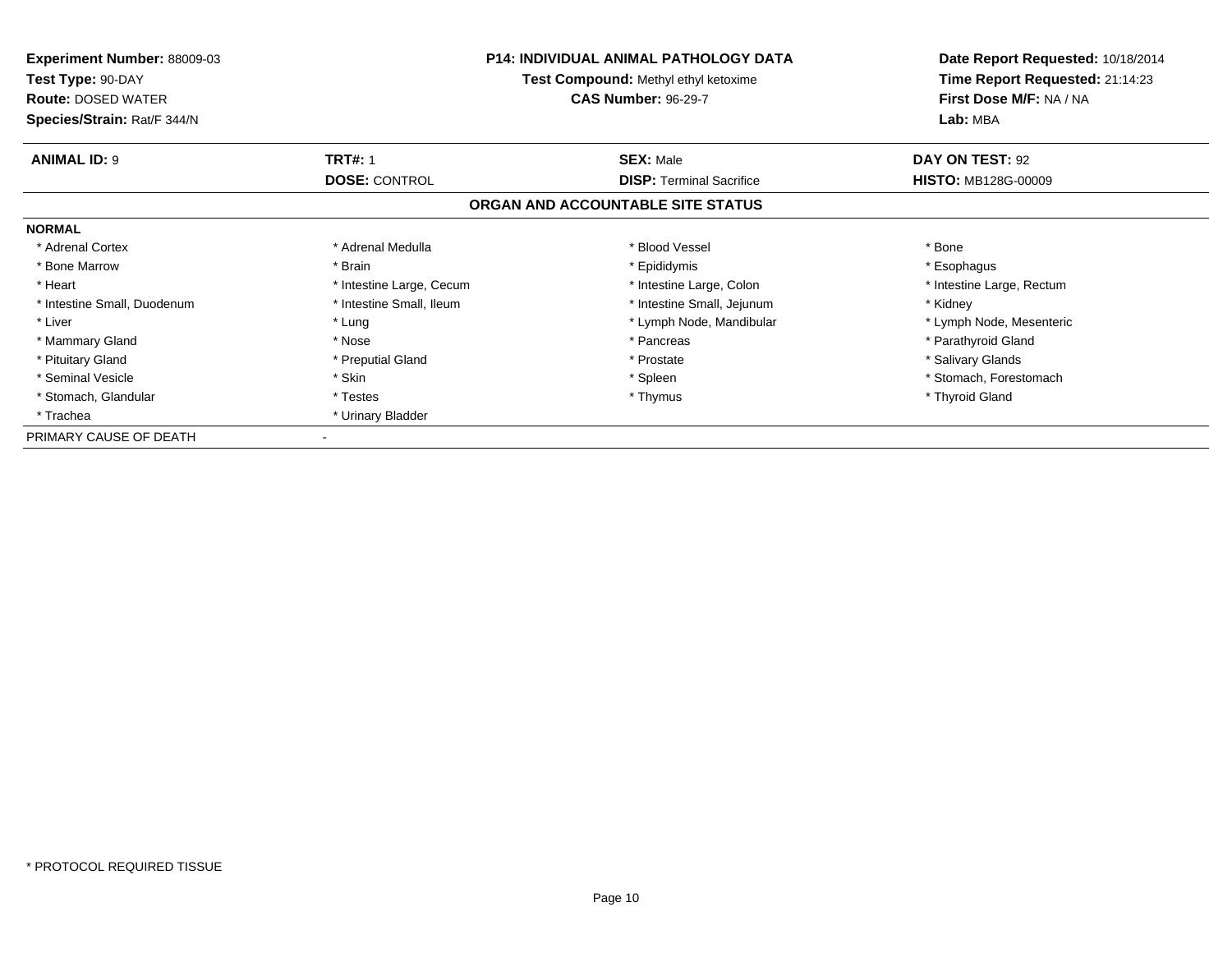**Experiment Number:** 88009-03
**Test Type:** 90-DAY
**Route:** DOSED WATER
**Species/Strain:** Rat/F 344/N

**P14: INDIVIDUAL ANIMAL PATHOLOGY DATA**
**Test Compound:** Methyl ethyl ketoxime
**CAS Number:** 96-29-7

**Date Report Requested:** 10/18/2014
**Time Report Requested:** 21:14:23
**First Dose M/F:** NA / NA
**Lab:** MBA

| **ANIMAL ID:** 9 | **TRT#:** 1 | **SEX:** Male | **DAY ON TEST:** 92 |
|---|---|---|---|
| | **DOSE:** CONTROL | **DISP:** Terminal Sacrifice | **HISTO:** MB128G-00009 |

## ORGAN AND ACCOUNTABLE SITE STATUS

**NORMAL**

| | | | |
|---|---|---|---|
| * Adrenal Cortex | * Adrenal Medulla | * Blood Vessel | * Bone |
| * Bone Marrow | * Brain | * Epididymis | * Esophagus |
| * Heart | * Intestine Large, Cecum | * Intestine Large, Colon | * Intestine Large, Rectum |
| * Intestine Small, Duodenum | * Intestine Small, Ileum | * Intestine Small, Jejunum | * Kidney |
| * Liver | * Lung | * Lymph Node, Mandibular | * Lymph Node, Mesenteric |
| * Mammary Gland | * Nose | * Pancreas | * Parathyroid Gland |
| * Pituitary Gland | * Preputial Gland | * Prostate | * Salivary Glands |
| * Seminal Vesicle | * Skin | * Spleen | * Stomach, Forestomach |
| * Stomach, Glandular | * Testes | * Thymus | * Thyroid Gland |
| * Trachea | * Urinary Bladder | | |

PRIMARY CAUSE OF DEATH -

* PROTOCOL REQUIRED TISSUE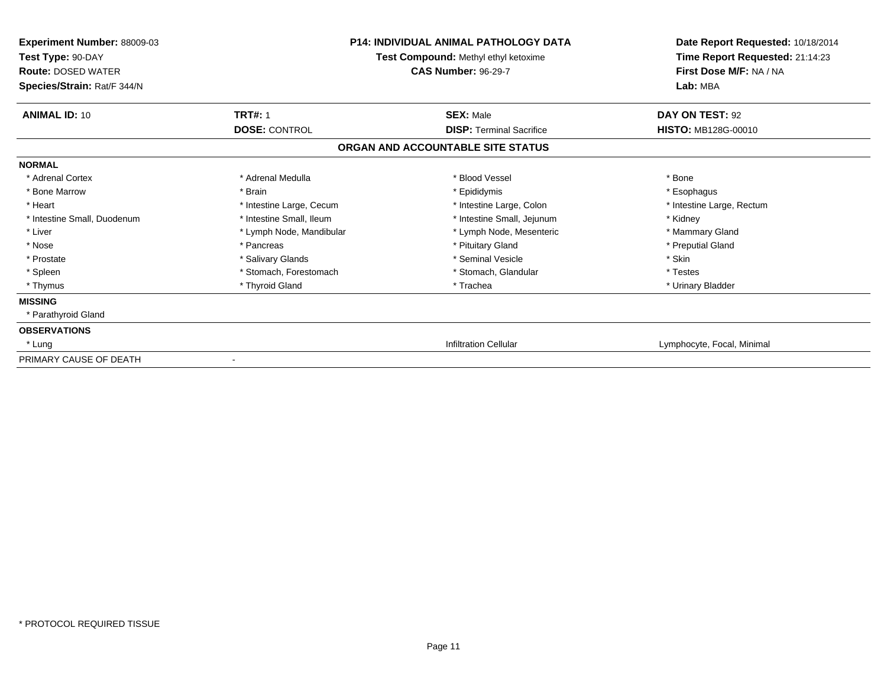**Experiment Number:** 88009-03
**Test Type:** 90-DAY
**Route:** DOSED WATER
**Species/Strain:** Rat/F 344/N

**P14: INDIVIDUAL ANIMAL PATHOLOGY DATA**
**Test Compound:** Methyl ethyl ketoxime
**CAS Number:** 96-29-7

**Date Report Requested:** 10/18/2014
**Time Report Requested:** 21:14:23
**First Dose M/F:** NA / NA
**Lab:** MBA

| **ANIMAL ID:** 10 | **TRT#:** 1 | **SEX:** Male | **DAY ON TEST:** 92 |
|---|---|---|---|
| | **DOSE:** CONTROL | **DISP:** Terminal Sacrifice | **HISTO:** MB128G-00010 |

**ORGAN AND ACCOUNTABLE SITE STATUS**

**NORMAL**

| | | | |
|---|---|---|---|
| * Adrenal Cortex | * Adrenal Medulla | * Blood Vessel | * Bone |
| * Bone Marrow | * Brain | * Epididymis | * Esophagus |
| * Heart | * Intestine Large, Cecum | * Intestine Large, Colon | * Intestine Large, Rectum |
| * Intestine Small, Duodenum | * Intestine Small, Ileum | * Intestine Small, Jejunum | * Kidney |
| * Liver | * Lymph Node, Mandibular | * Lymph Node, Mesenteric | * Mammary Gland |
| * Nose | * Pancreas | * Pituitary Gland | * Preputial Gland |
| * Prostate | * Salivary Glands | * Seminal Vesicle | * Skin |
| * Spleen | * Stomach, Forestomach | * Stomach, Glandular | * Testes |
| * Thymus | * Thyroid Gland | * Trachea | * Urinary Bladder |

**MISSING**

* Parathyroid Gland

**OBSERVATIONS**

| | | |
|---|---|---|
| * Lung | Infiltration Cellular | Lymphocyte, Focal, Minimal |

PRIMARY CAUSE OF DEATH -

* PROTOCOL REQUIRED TISSUE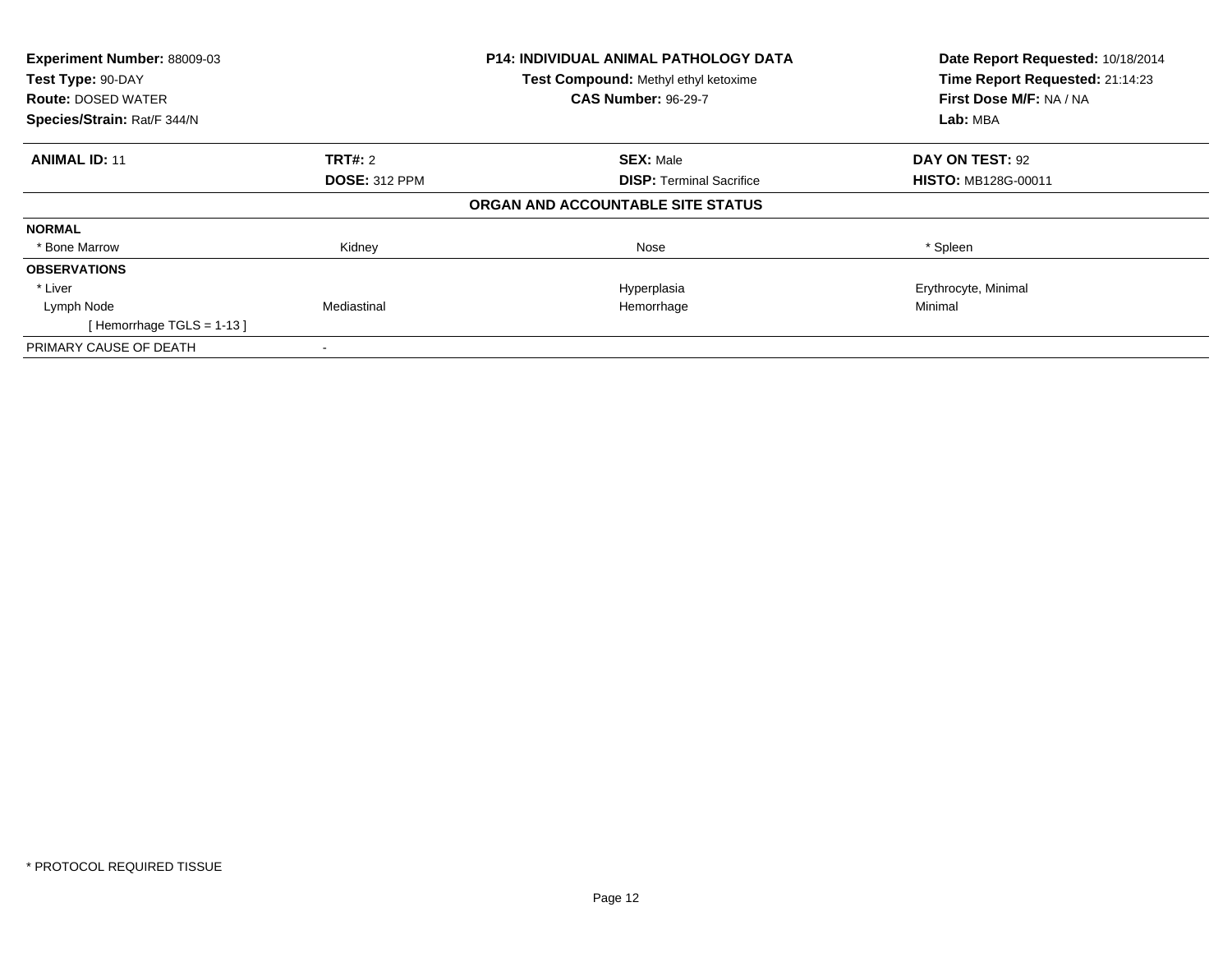| **Experiment Number:** 88009-03 | **P14: INDIVIDUAL ANIMAL PATHOLOGY DATA** | **Date Report Requested:** 10/18/2014 |
|---|---|---|
| **Test Type:** 90-DAY | **Test Compound:** Methyl ethyl ketoxime | **Time Report Requested:** 21:14:23 |
| **Route:** DOSED WATER | **CAS Number:** 96-29-7 | **First Dose M/F:** NA / NA |
| **Species/Strain:** Rat/F 344/N | | **Lab:** MBA |

| **ANIMAL ID:** 11 | **TRT#:** 2 | **SEX:** Male | **DAY ON TEST:** 92 |
|---|---|---|---|
| | **DOSE:** 312 PPM | **DISP:** Terminal Sacrifice | **HISTO:** MB128G-00011 |

**ORGAN AND ACCOUNTABLE SITE STATUS**

| | | | |
|---|---|---|---|
| **NORMAL** | | | |
| * Bone Marrow | Kidney | Nose | * Spleen |
| **OBSERVATIONS** | | | |
| * Liver | | Hyperplasia | Erythrocyte, Minimal |
| Lymph Node | Mediastinal | Hemorrhage | Minimal |
| [ Hemorrhage TGLS = 1-13 ] | | | |
| PRIMARY CAUSE OF DEATH | - | | |

* PROTOCOL REQUIRED TISSUE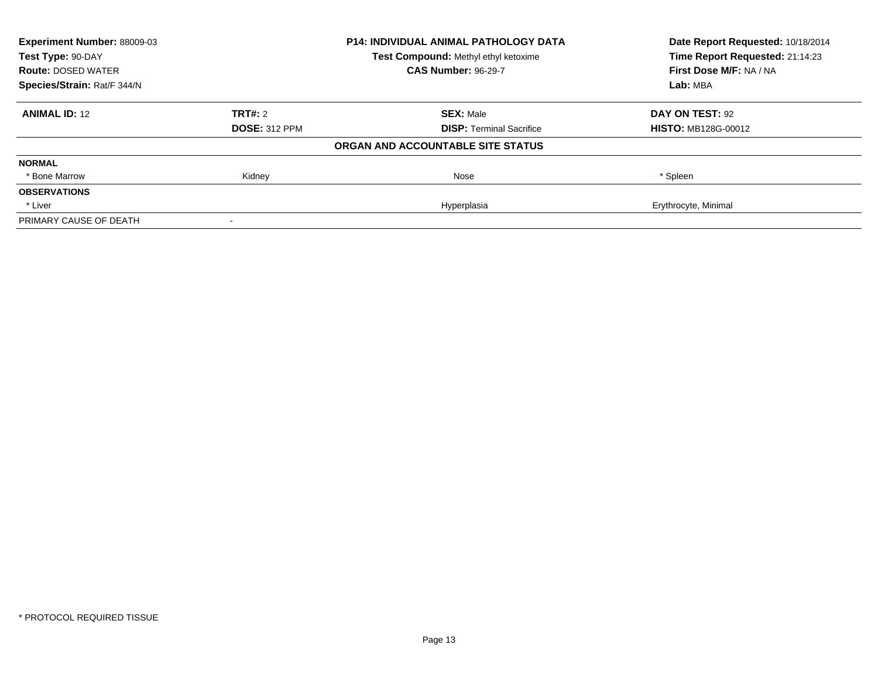| **Experiment Number:** 88009-03 | **P14: INDIVIDUAL ANIMAL PATHOLOGY DATA** | **Date Report Requested:** 10/18/2014 |
|---|---|---|
| **Test Type:** 90-DAY | **Test Compound:** Methyl ethyl ketoxime | **Time Report Requested:** 21:14:23 |
| **Route:** DOSED WATER | **CAS Number:** 96-29-7 | **First Dose M/F:** NA / NA |
| **Species/Strain:** Rat/F 344/N | | **Lab:** MBA |

| **ANIMAL ID:** 12 | **TRT#:** 2 | **SEX:** Male | **DAY ON TEST:** 92 |
|---|---|---|---|
| | **DOSE:** 312 PPM | **DISP:** Terminal Sacrifice | **HISTO:** MB128G-00012 |
| | | **ORGAN AND ACCOUNTABLE SITE STATUS** | |
| **NORMAL** | | | |
| * Bone Marrow | Kidney | Nose | * Spleen |
| **OBSERVATIONS** | | | |
| * Liver | | Hyperplasia | Erythrocyte, Minimal |
| PRIMARY CAUSE OF DEATH | - | | |

* PROTOCOL REQUIRED TISSUE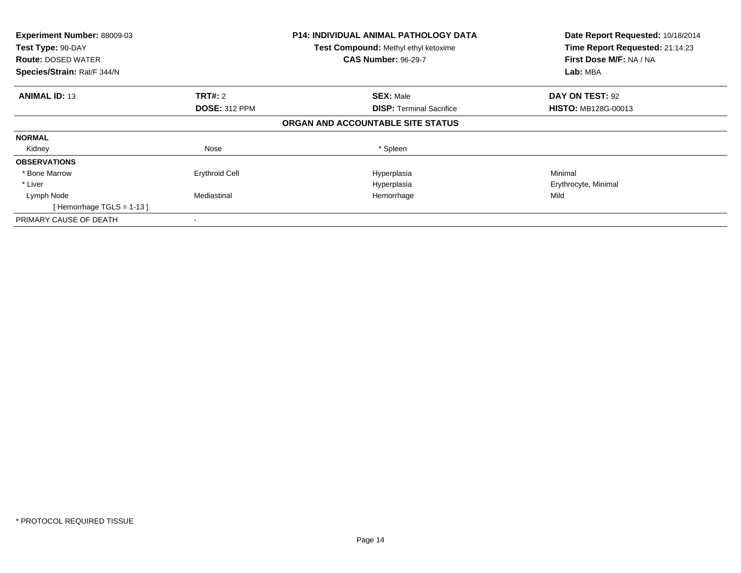**Experiment Number:** 88009-03
**Test Type:** 90-DAY
**Route:** DOSED WATER
**Species/Strain:** Rat/F 344/N

**P14: INDIVIDUAL ANIMAL PATHOLOGY DATA**
**Test Compound:** Methyl ethyl ketoxime
**CAS Number:** 96-29-7

**Date Report Requested:** 10/18/2014
**Time Report Requested:** 21:14:23
**First Dose M/F:** NA / NA
**Lab:** MBA

| **ANIMAL ID:** 13 | **TRT#:** 2 | **SEX:** Male | **DAY ON TEST:** 92 |
|---|---|---|---|
| | **DOSE:** 312 PPM | **DISP:** Terminal Sacrifice | **HISTO:** MB128G-00013 |

**ORGAN AND ACCOUNTABLE SITE STATUS**

| | | | |
|---|---|---|---|
| **NORMAL** | | | |
| Kidney | Nose | * Spleen | |
| **OBSERVATIONS** | | | |
| * Bone Marrow | Erythroid Cell | Hyperplasia | Minimal |
| * Liver | | Hyperplasia | Erythrocyte, Minimal |
| Lymph Node | Mediastinal | Hemorrhage | Mild |
| [ Hemorrhage TGLS = 1-13 ] | | | |
| PRIMARY CAUSE OF DEATH | - | | |

* PROTOCOL REQUIRED TISSUE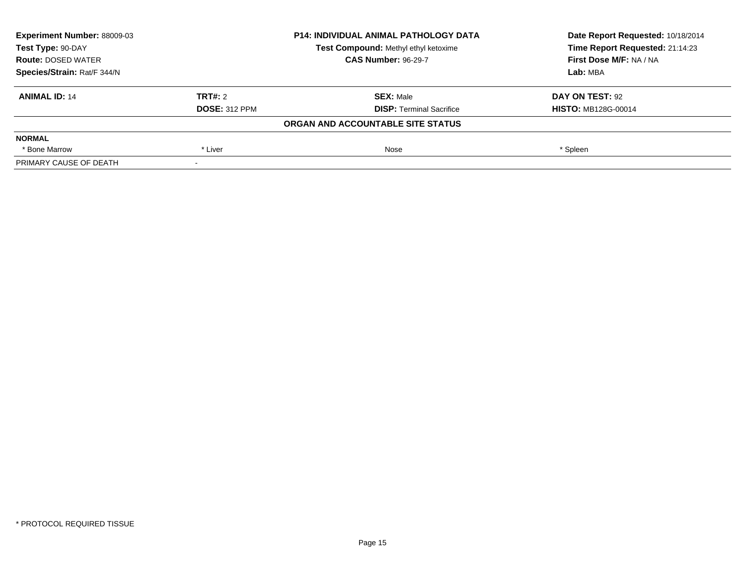| | | | |
|---|---|---|---|
| **Experiment Number:** 88009-03 | **P14: INDIVIDUAL ANIMAL PATHOLOGY DATA** | | **Date Report Requested:** 10/18/2014 |
| **Test Type:** 90-DAY | **Test Compound:** Methyl ethyl ketoxime | | **Time Report Requested:** 21:14:23 |
| **Route:** DOSED WATER | **CAS Number:** 96-29-7 | | **First Dose M/F:** NA / NA |
| **Species/Strain:** Rat/F 344/N | | | **Lab:** MBA |

| | | | |
|---|---|---|---|
| **ANIMAL ID:** 14 | **TRT#:** 2 | **SEX:** Male | **DAY ON TEST:** 92 |
| | **DOSE:** 312 PPM | **DISP:** Terminal Sacrifice | **HISTO:** MB128G-00014 |

**ORGAN AND ACCOUNTABLE SITE STATUS**

| | | | |
|---|---|---|---|
| **NORMAL** | | | |
| * Bone Marrow | * Liver | Nose | * Spleen |
| PRIMARY CAUSE OF DEATH | - | | |

* PROTOCOL REQUIRED TISSUE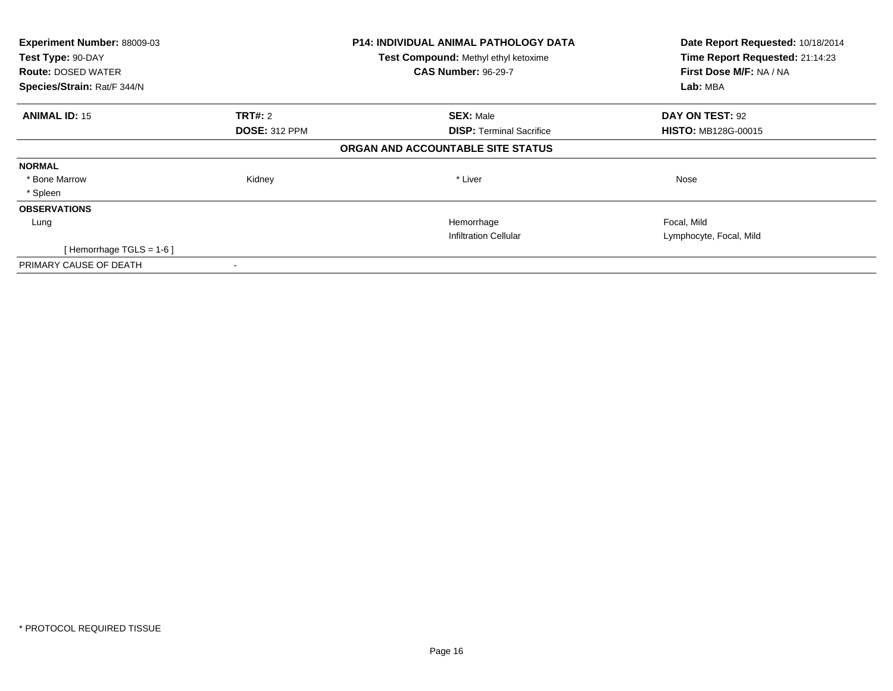**Experiment Number:** 88009-03
**Test Type:** 90-DAY
**Route:** DOSED WATER
**Species/Strain:** Rat/F 344/N

**P14: INDIVIDUAL ANIMAL PATHOLOGY DATA**
**Test Compound:** Methyl ethyl ketoxime
**CAS Number:** 96-29-7

**Date Report Requested:** 10/18/2014
**Time Report Requested:** 21:14:23
**First Dose M/F:** NA / NA
**Lab:** MBA

| **ANIMAL ID:** 15 | **TRT#:** 2 | **SEX:** Male | **DAY ON TEST:** 92 |
|---|---|---|---|
| | **DOSE:** 312 PPM | **DISP:** Terminal Sacrifice | **HISTO:** MB128G-00015 |

**ORGAN AND ACCOUNTABLE SITE STATUS**

| | | | |
|---|---|---|---|
| **NORMAL** | | | |
| * Bone Marrow | Kidney | * Liver | Nose |
| * Spleen | | | |
| **OBSERVATIONS** | | | |
| Lung | | Hemorrhage | Focal, Mild |
| | | Infiltration Cellular | Lymphocyte, Focal, Mild |
| [ Hemorrhage TGLS = 1-6 ] | | | |
| PRIMARY CAUSE OF DEATH | - | | |

* PROTOCOL REQUIRED TISSUE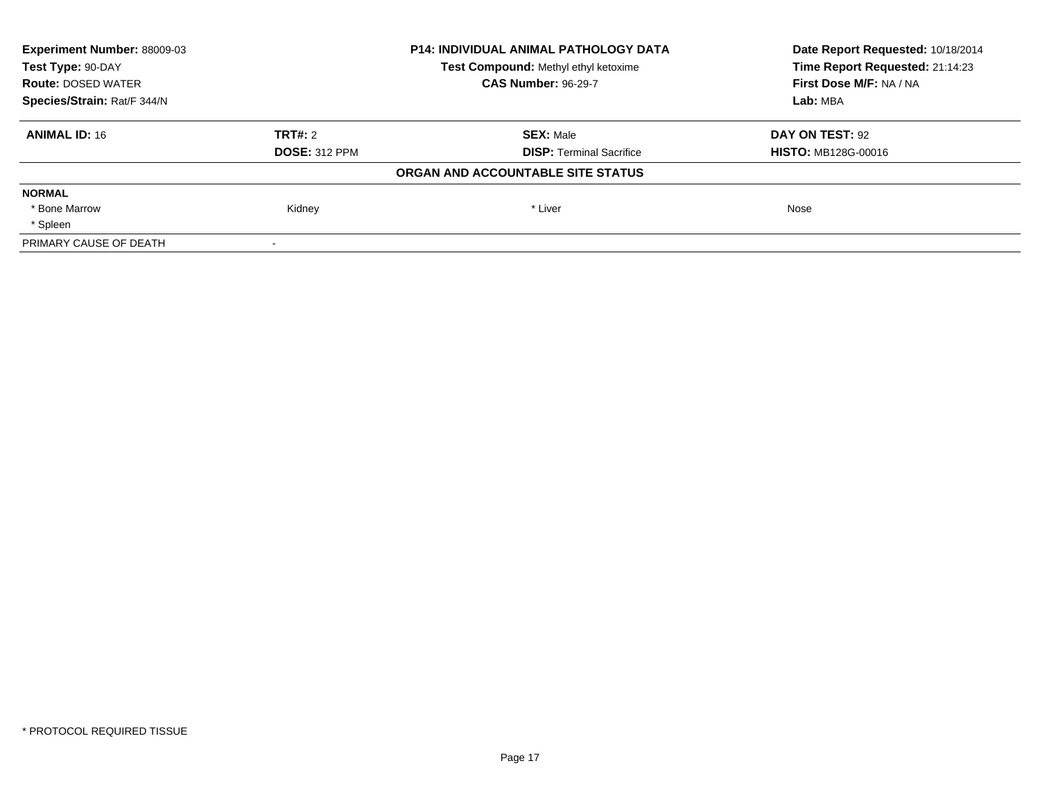| **Experiment Number:** 88009-03 | **P14: INDIVIDUAL ANIMAL PATHOLOGY DATA** | **Date Report Requested:** 10/18/2014 |
|---|---|---|
| **Test Type:** 90-DAY | **Test Compound:** Methyl ethyl ketoxime | **Time Report Requested:** 21:14:23 |
| **Route:** DOSED WATER | **CAS Number:** 96-29-7 | **First Dose M/F:** NA / NA |
| **Species/Strain:** Rat/F 344/N | | **Lab:** MBA |

| **ANIMAL ID:** 16 | **TRT#:** 2 | **SEX:** Male | **DAY ON TEST:** 92 |
|---|---|---|---|
| | **DOSE:** 312 PPM | **DISP:** Terminal Sacrifice | **HISTO:** MB128G-00016 |

**ORGAN AND ACCOUNTABLE SITE STATUS**

| | | | |
|---|---|---|---|
| **NORMAL** | | | |
| * Bone Marrow | Kidney | * Liver | Nose |
| * Spleen | | | |
| PRIMARY CAUSE OF DEATH | - | | |

* PROTOCOL REQUIRED TISSUE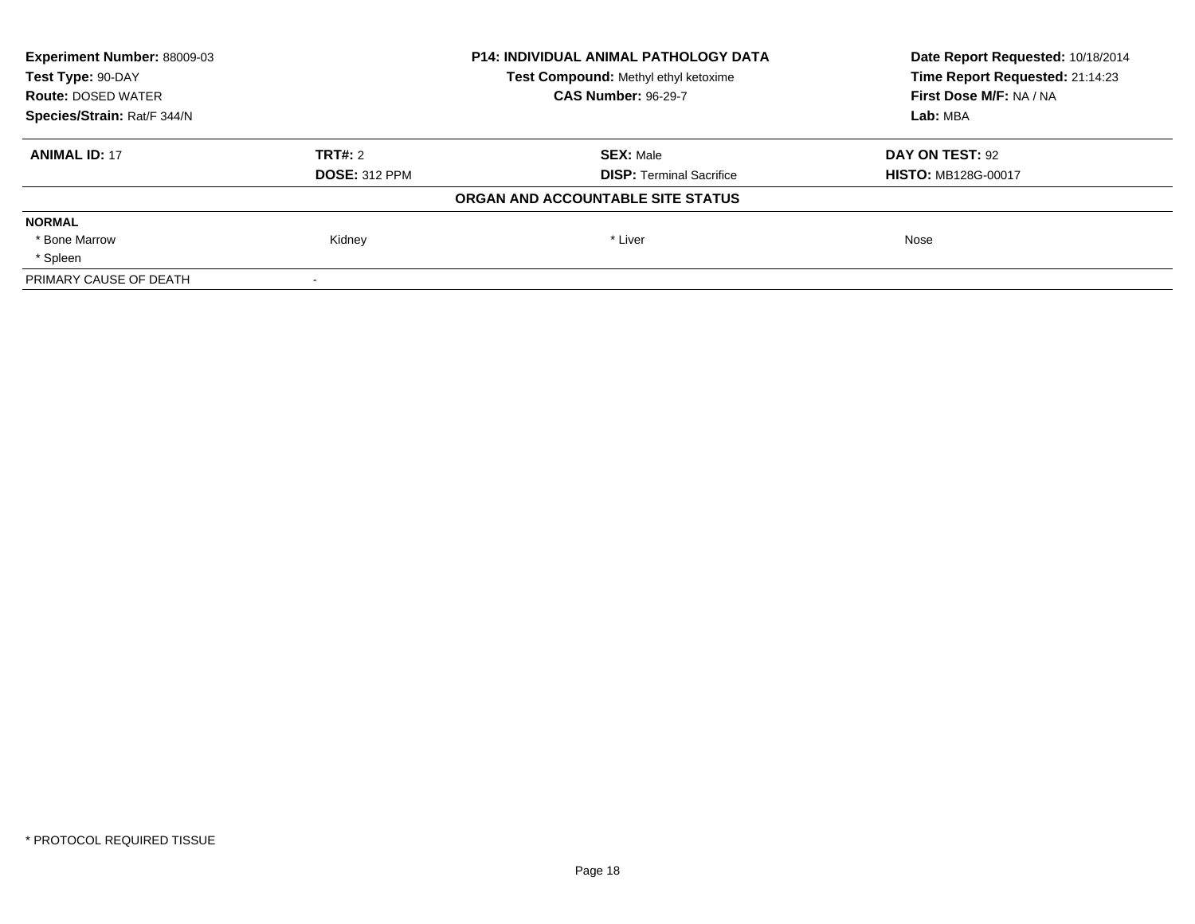| Experiment Number: 88009-03 | P14: INDIVIDUAL ANIMAL PATHOLOGY DATA | Date Report Requested: 10/18/2014 |
|---|---|---|
| Test Type: 90-DAY | Test Compound: Methyl ethyl ketoxime | Time Report Requested: 21:14:23 |
| Route: DOSED WATER | CAS Number: 96-29-7 | First Dose M/F: NA / NA |
| Species/Strain: Rat/F 344/N | | Lab: MBA |

| ANIMAL ID: 17 | TRT#: 2 | SEX: Male | DAY ON TEST: 92 |
|---|---|---|---|
| | DOSE: 312 PPM | DISP: Terminal Sacrifice | HISTO: MB128G-00017 |

**ORGAN AND ACCOUNTABLE SITE STATUS**

| NORMAL | | | |
|---|---|---|---|
| * Bone Marrow | Kidney | * Liver | Nose |
| * Spleen | | | |
| PRIMARY CAUSE OF DEATH | - | | |

* PROTOCOL REQUIRED TISSUE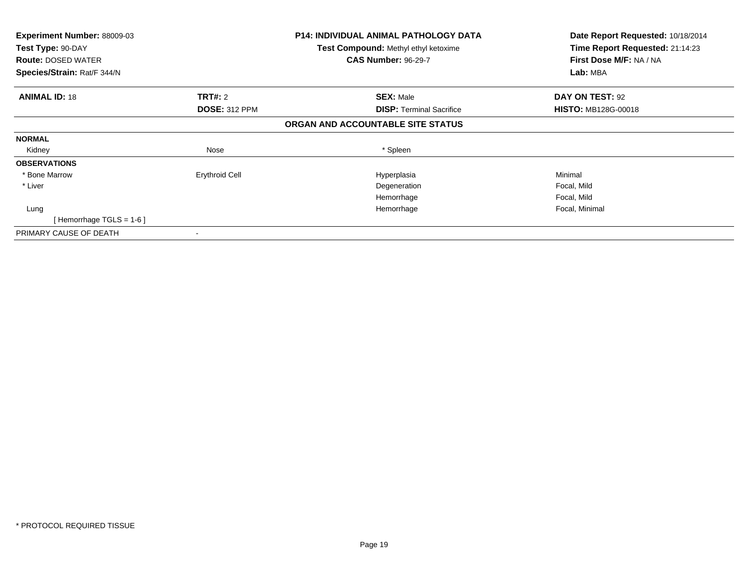**Experiment Number:** 88009-03
**Test Type:** 90-DAY
**Route:** DOSED WATER
**Species/Strain:** Rat/F 344/N

**P14: INDIVIDUAL ANIMAL PATHOLOGY DATA**
**Test Compound:** Methyl ethyl ketoxime
**CAS Number:** 96-29-7

**Date Report Requested:** 10/18/2014
**Time Report Requested:** 21:14:23
**First Dose M/F:** NA / NA
**Lab:** MBA

| **ANIMAL ID:** 18 | **TRT#:** 2 | **SEX:** Male | **DAY ON TEST:** 92 |
|---|---|---|---|
| | **DOSE:** 312 PPM | **DISP:** Terminal Sacrifice | **HISTO:** MB128G-00018 |

**ORGAN AND ACCOUNTABLE SITE STATUS**

| | | | |
|---|---|---|---|
| **NORMAL** | | | |
| Kidney | Nose | * Spleen | |
| **OBSERVATIONS** | | | |
| * Bone Marrow | Erythroid Cell | Hyperplasia | Minimal |
| * Liver | | Degeneration | Focal, Mild |
| | | Hemorrhage | Focal, Mild |
| Lung | | Hemorrhage | Focal, Minimal |
| [ Hemorrhage TGLS = 1-6 ] | | | |
| PRIMARY CAUSE OF DEATH | - | | |

* PROTOCOL REQUIRED TISSUE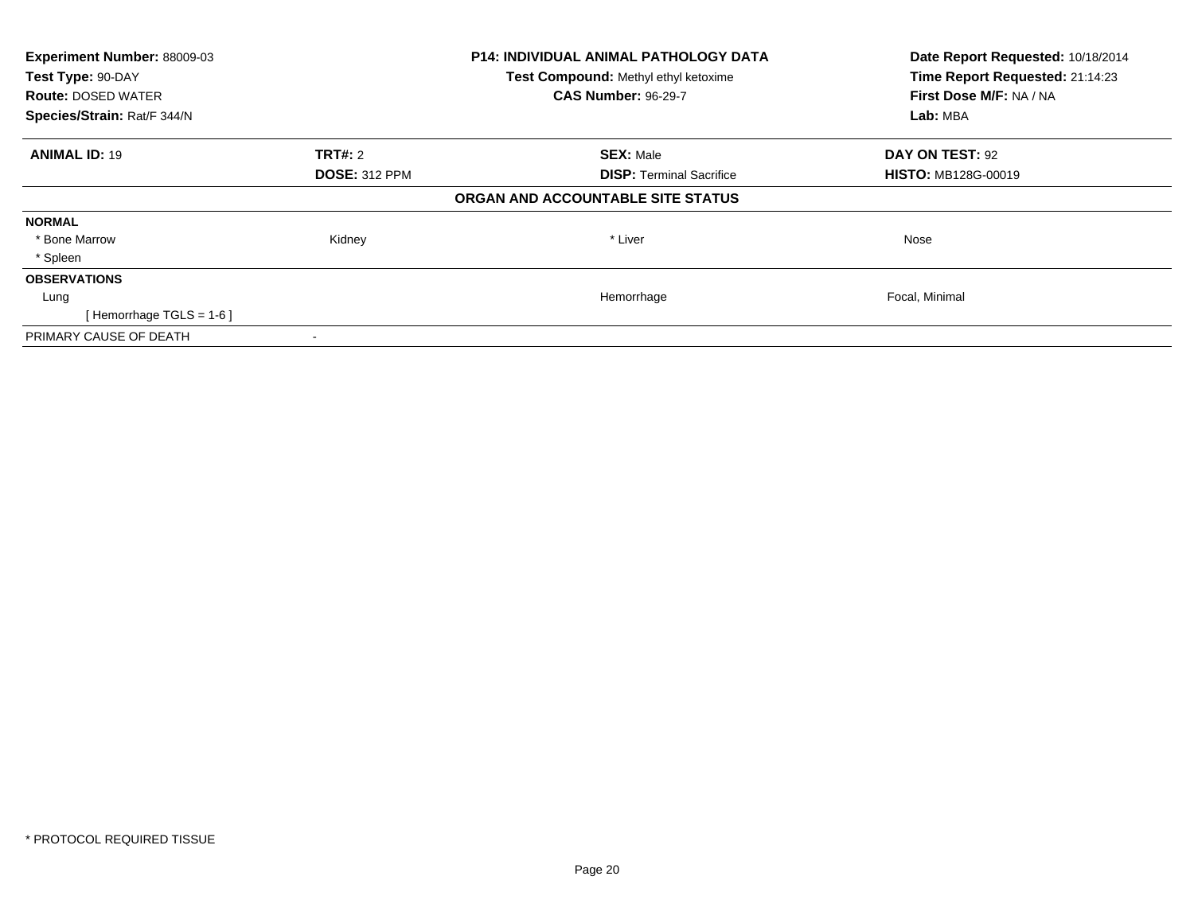**Experiment Number:** 88009-03
**Test Type:** 90-DAY
**Route:** DOSED WATER
**Species/Strain:** Rat/F 344/N

**P14: INDIVIDUAL ANIMAL PATHOLOGY DATA**
**Test Compound:** Methyl ethyl ketoxime
**CAS Number:** 96-29-7

**Date Report Requested:** 10/18/2014
**Time Report Requested:** 21:14:23
**First Dose M/F:** NA / NA
**Lab:** MBA

| **ANIMAL ID:** 19 | **TRT#:** 2 | **SEX:** Male | **DAY ON TEST:** 92 |
|---|---|---|---|
| | **DOSE:** 312 PPM | **DISP:** Terminal Sacrifice | **HISTO:** MB128G-00019 |

**ORGAN AND ACCOUNTABLE SITE STATUS**

| | | | |
|---|---|---|---|
| **NORMAL** | | | |
| * Bone Marrow | Kidney | * Liver | Nose |
| * Spleen | | | |
| **OBSERVATIONS** | | | |
| Lung | | Hemorrhage | Focal, Minimal |
| [ Hemorrhage TGLS = 1-6 ] | | | |
| PRIMARY CAUSE OF DEATH | - | | |

* PROTOCOL REQUIRED TISSUE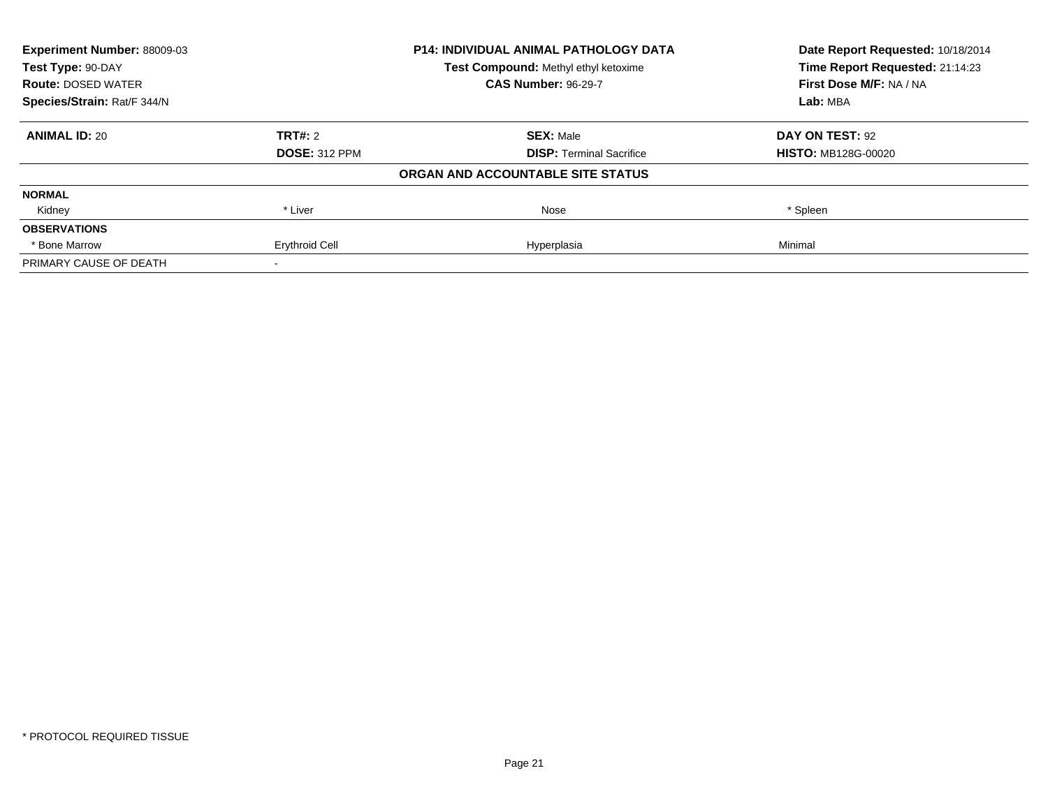**Experiment Number:** 88009-03
**Test Type:** 90-DAY
**Route:** DOSED WATER
**Species/Strain:** Rat/F 344/N

**P14: INDIVIDUAL ANIMAL PATHOLOGY DATA**
**Test Compound:** Methyl ethyl ketoxime
**CAS Number:** 96-29-7

**Date Report Requested:** 10/18/2014
**Time Report Requested:** 21:14:23
**First Dose M/F:** NA / NA
**Lab:** MBA

| **ANIMAL ID:** 20 | **TRT#:** 2 | **SEX:** Male | **DAY ON TEST:** 92 |
|---|---|---|---|
| | **DOSE:** 312 PPM | **DISP:** Terminal Sacrifice | **HISTO:** MB128G-00020 |
| | | **ORGAN AND ACCOUNTABLE SITE STATUS** | |
| **NORMAL** | | | |
| Kidney | * Liver | Nose | * Spleen |
| **OBSERVATIONS** | | | |
| * Bone Marrow | Erythroid Cell | Hyperplasia | Minimal |
| PRIMARY CAUSE OF DEATH | - | | |

* PROTOCOL REQUIRED TISSUE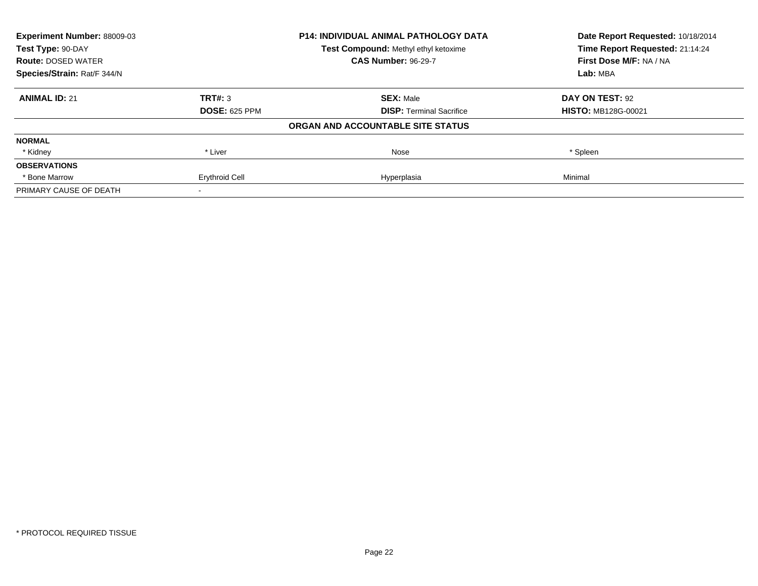**Experiment Number:** 88009-03
**Test Type:** 90-DAY
**Route:** DOSED WATER
**Species/Strain:** Rat/F 344/N

**P14: INDIVIDUAL ANIMAL PATHOLOGY DATA**
**Test Compound:** Methyl ethyl ketoxime
**CAS Number:** 96-29-7

**Date Report Requested:** 10/18/2014
**Time Report Requested:** 21:14:24
**First Dose M/F:** NA / NA
**Lab:** MBA

| **ANIMAL ID:** 21 | **TRT#:** 3 | **SEX:** Male | **DAY ON TEST:** 92 |
|---|---|---|---|
| | **DOSE:** 625 PPM | **DISP:** Terminal Sacrifice | **HISTO:** MB128G-00021 |

**ORGAN AND ACCOUNTABLE SITE STATUS**

| | | | |
|---|---|---|---|
| **NORMAL** | | | |
| * Kidney | * Liver | Nose | * Spleen |
| **OBSERVATIONS** | | | |
| * Bone Marrow | Erythroid Cell | Hyperplasia | Minimal |
| PRIMARY CAUSE OF DEATH | - | | |

* PROTOCOL REQUIRED TISSUE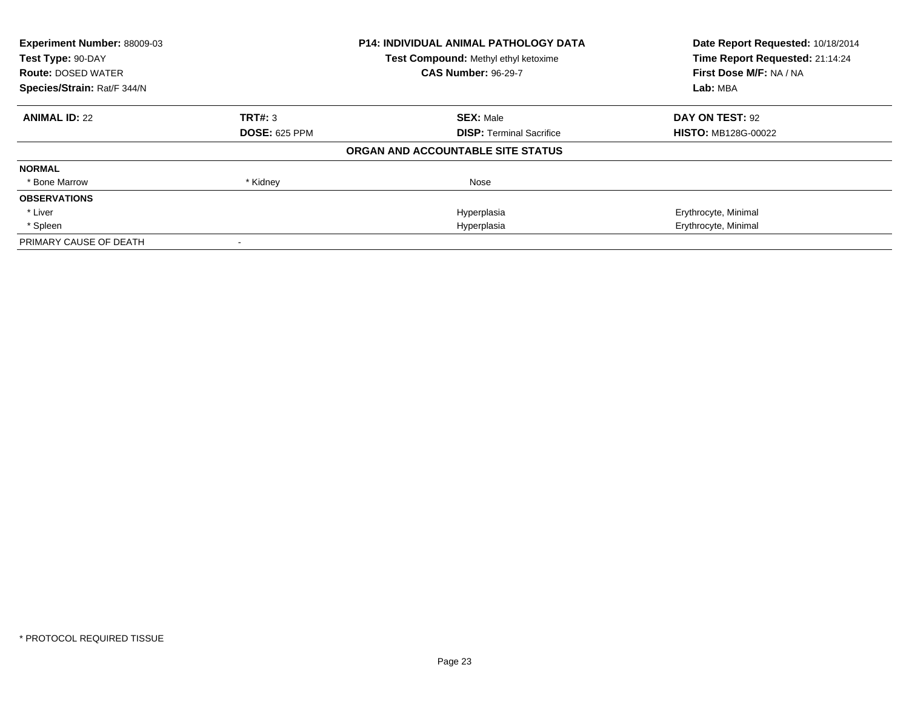| **Experiment Number:** 88009-03 | **P14: INDIVIDUAL ANIMAL PATHOLOGY DATA** | **Date Report Requested:** 10/18/2014 |
|---|---|---|
| **Test Type:** 90-DAY | **Test Compound:** Methyl ethyl ketoxime | **Time Report Requested:** 21:14:24 |
| **Route:** DOSED WATER | **CAS Number:** 96-29-7 | **First Dose M/F:** NA / NA |
| **Species/Strain:** Rat/F 344/N | | **Lab:** MBA |

| **ANIMAL ID:** 22 | **TRT#:** 3 | **SEX:** Male | **DAY ON TEST:** 92 |
|---|---|---|---|
| | **DOSE:** 625 PPM | **DISP:** Terminal Sacrifice | **HISTO:** MB128G-00022 |

**ORGAN AND ACCOUNTABLE SITE STATUS**

| | | | |
|---|---|---|---|
| **NORMAL** | | | |
| * Bone Marrow | * Kidney | Nose | |
| **OBSERVATIONS** | | | |
| * Liver | | Hyperplasia | Erythrocyte, Minimal |
| * Spleen | | Hyperplasia | Erythrocyte, Minimal |
| PRIMARY CAUSE OF DEATH | - | | |

* PROTOCOL REQUIRED TISSUE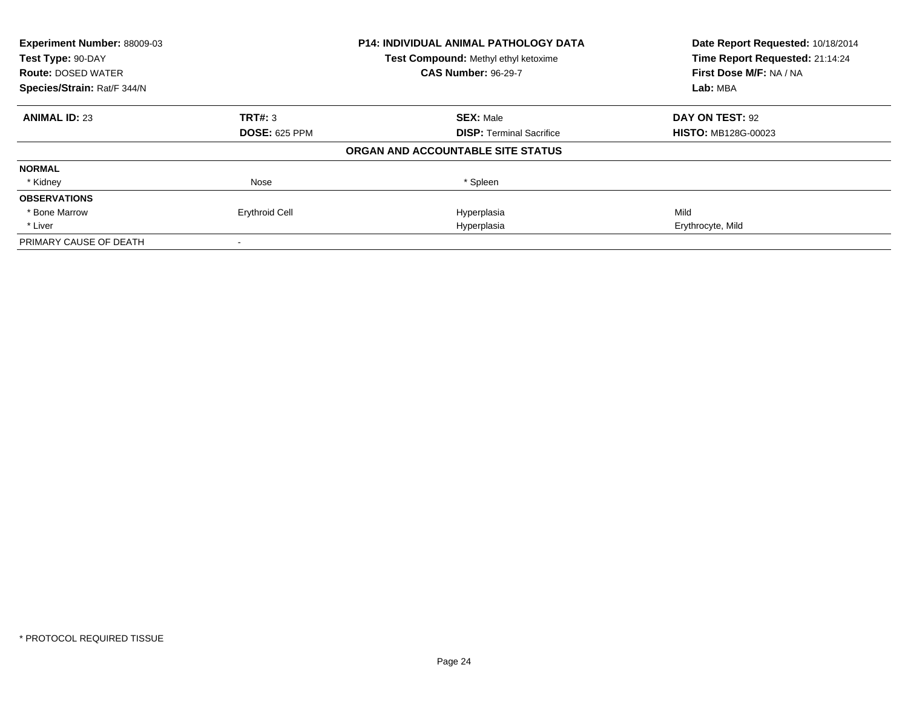**Experiment Number:** 88009-03
**Test Type:** 90-DAY
**Route:** DOSED WATER
**Species/Strain:** Rat/F 344/N

**P14: INDIVIDUAL ANIMAL PATHOLOGY DATA**
**Test Compound:** Methyl ethyl ketoxime
**CAS Number:** 96-29-7

**Date Report Requested:** 10/18/2014
**Time Report Requested:** 21:14:24
**First Dose M/F:** NA / NA
**Lab:** MBA

| **ANIMAL ID:** 23 | **TRT#:** 3 | **SEX:** Male | **DAY ON TEST:** 92 |
|---|---|---|---|
| | **DOSE:** 625 PPM | **DISP:** Terminal Sacrifice | **HISTO:** MB128G-00023 |

**ORGAN AND ACCOUNTABLE SITE STATUS**

| | | | |
|---|---|---|---|
| **NORMAL** | | | |
| * Kidney | Nose | * Spleen | |
| **OBSERVATIONS** | | | |
| * Bone Marrow | Erythroid Cell | Hyperplasia | Mild |
| * Liver | | Hyperplasia | Erythrocyte, Mild |
| PRIMARY CAUSE OF DEATH | - | | |

* PROTOCOL REQUIRED TISSUE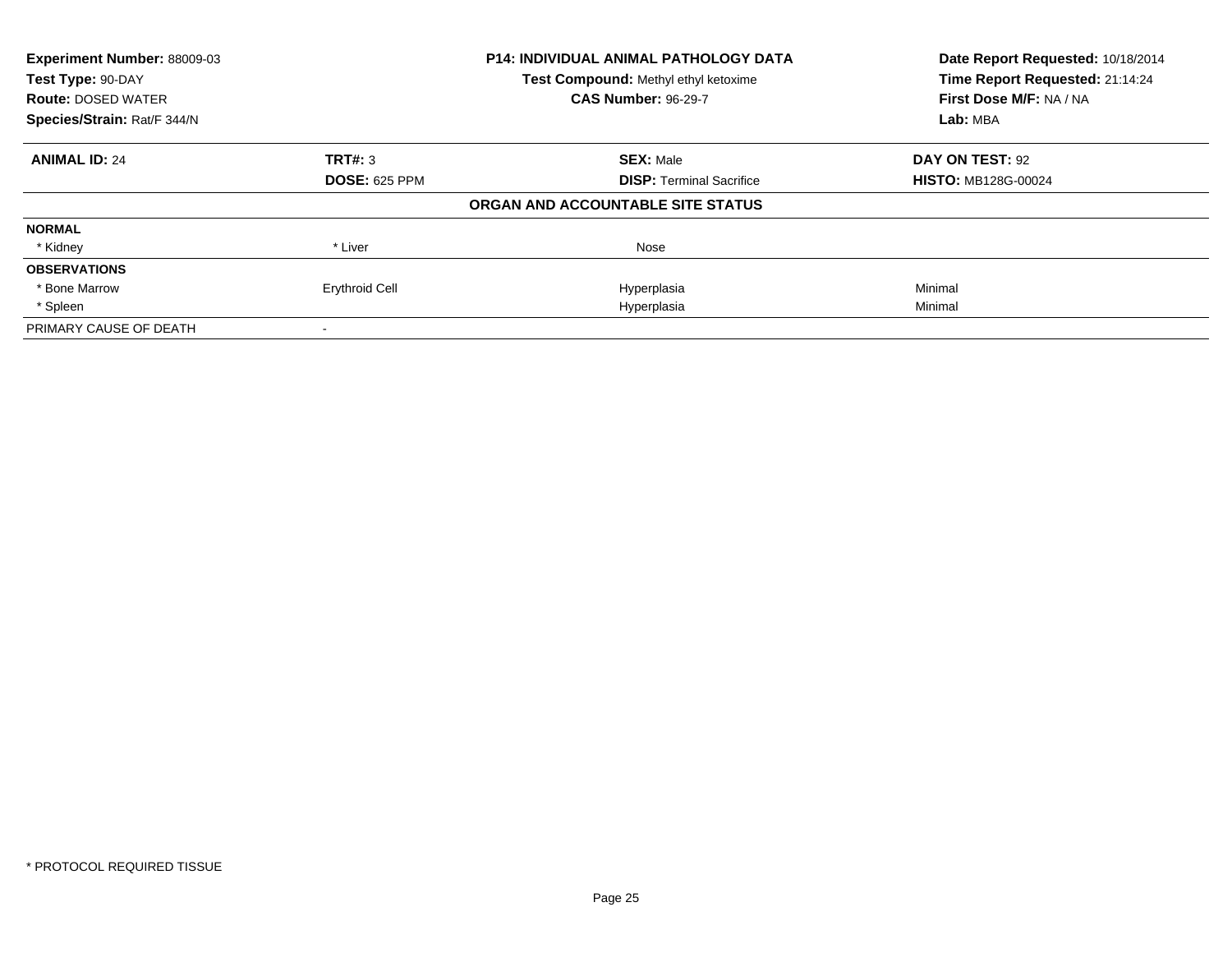**Experiment Number:** 88009-03
**Test Type:** 90-DAY
**Route:** DOSED WATER
**Species/Strain:** Rat/F 344/N

**P14: INDIVIDUAL ANIMAL PATHOLOGY DATA**
**Test Compound:** Methyl ethyl ketoxime
**CAS Number:** 96-29-7

**Date Report Requested:** 10/18/2014
**Time Report Requested:** 21:14:24
**First Dose M/F:** NA / NA
**Lab:** MBA

| **ANIMAL ID:** 24 | **TRT#:** 3 | **SEX:** Male | **DAY ON TEST:** 92 |
|---|---|---|---|
| | **DOSE:** 625 PPM | **DISP:** Terminal Sacrifice | **HISTO:** MB128G-00024 |

**ORGAN AND ACCOUNTABLE SITE STATUS**

| | | | |
|---|---|---|---|
| **NORMAL** | | | |
| * Kidney | * Liver | Nose | |
| **OBSERVATIONS** | | | |
| * Bone Marrow | Erythroid Cell | Hyperplasia | Minimal |
| * Spleen | | Hyperplasia | Minimal |
| PRIMARY CAUSE OF DEATH | - | | |

* PROTOCOL REQUIRED TISSUE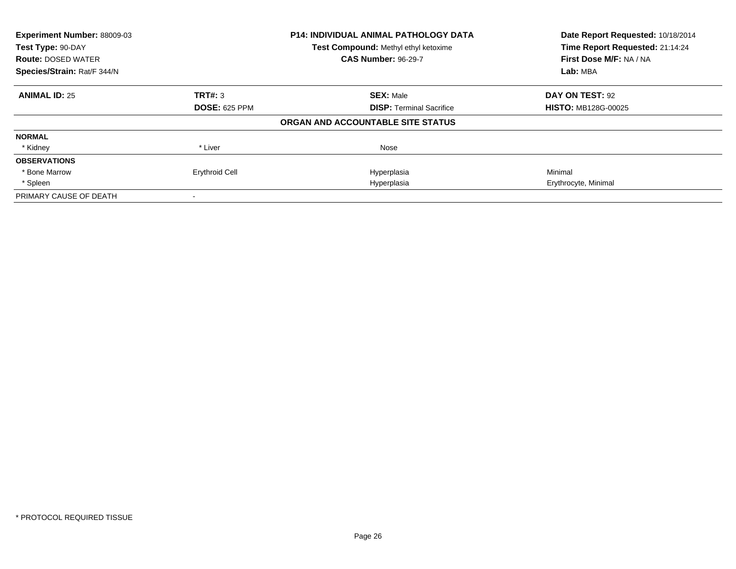| **Experiment Number:** 88009-03 | **P14: INDIVIDUAL ANIMAL PATHOLOGY DATA** | **Date Report Requested:** 10/18/2014 |
|---|---|---|
| **Test Type:** 90-DAY | **Test Compound:** Methyl ethyl ketoxime | **Time Report Requested:** 21:14:24 |
| **Route:** DOSED WATER | **CAS Number:** 96-29-7 | **First Dose M/F:** NA / NA |
| **Species/Strain:** Rat/F 344/N | | **Lab:** MBA |

| **ANIMAL ID:** 25 | **TRT#:** 3 | **SEX:** Male | **DAY ON TEST:** 92 |
|---|---|---|---|
| | **DOSE:** 625 PPM | **DISP:** Terminal Sacrifice | **HISTO:** MB128G-00025 |
| | | **ORGAN AND ACCOUNTABLE SITE STATUS** | |
| **NORMAL** | | | |
| * Kidney | * Liver | Nose | |
| **OBSERVATIONS** | | | |
| * Bone Marrow | Erythroid Cell | Hyperplasia | Minimal |
| * Spleen | | Hyperplasia | Erythrocyte, Minimal |
| PRIMARY CAUSE OF DEATH | - | | |

* PROTOCOL REQUIRED TISSUE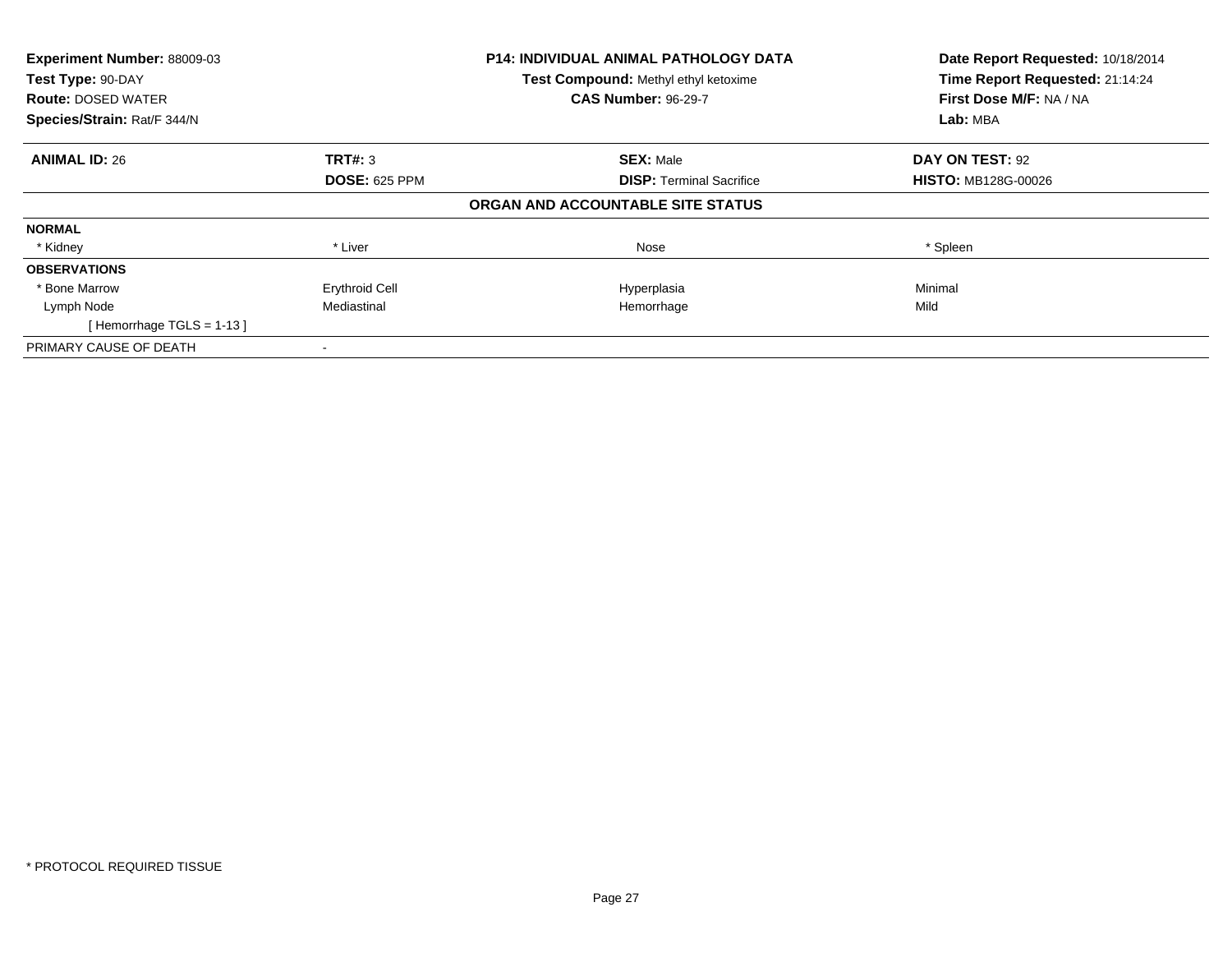| **Experiment Number:** 88009-03 | **P14: INDIVIDUAL ANIMAL PATHOLOGY DATA** | **Date Report Requested:** 10/18/2014 |
|---|---|---|
| **Test Type:** 90-DAY | **Test Compound:** Methyl ethyl ketoxime | **Time Report Requested:** 21:14:24 |
| **Route:** DOSED WATER | **CAS Number:** 96-29-7 | **First Dose M/F:** NA / NA |
| **Species/Strain:** Rat/F 344/N | | **Lab:** MBA |

| **ANIMAL ID:** 26 | **TRT#:** 3 | **SEX:** Male | **DAY ON TEST:** 92 |
|---|---|---|---|
| | **DOSE:** 625 PPM | **DISP:** Terminal Sacrifice | **HISTO:** MB128G-00026 |

**ORGAN AND ACCOUNTABLE SITE STATUS**

| | | | |
|---|---|---|---|
| **NORMAL** | | | |
| * Kidney | * Liver | Nose | * Spleen |
| **OBSERVATIONS** | | | |
| * Bone Marrow | Erythroid Cell | Hyperplasia | Minimal |
| Lymph Node | Mediastinal | Hemorrhage | Mild |
| [ Hemorrhage TGLS = 1-13 ] | | | |
| PRIMARY CAUSE OF DEATH | - | | |

* PROTOCOL REQUIRED TISSUE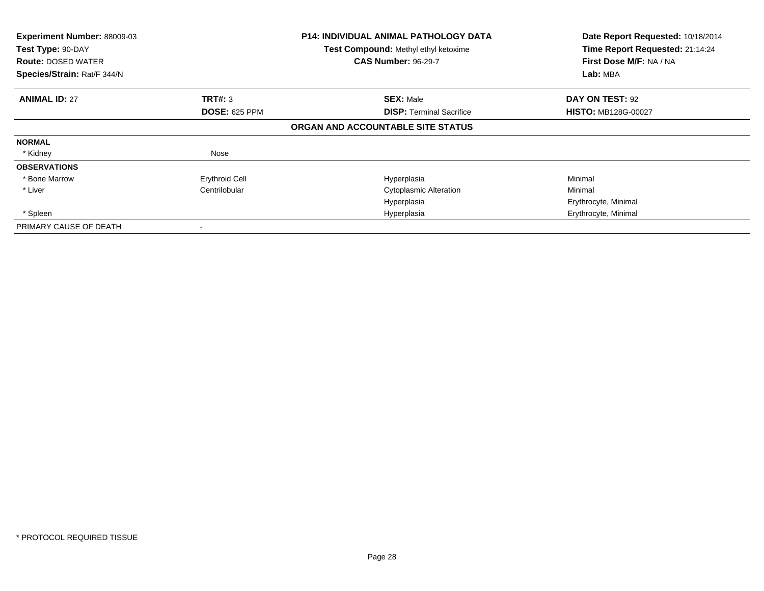**Experiment Number:** 88009-03
**Test Type:** 90-DAY
**Route:** DOSED WATER
**Species/Strain:** Rat/F 344/N

**P14: INDIVIDUAL ANIMAL PATHOLOGY DATA**
**Test Compound:** Methyl ethyl ketoxime
**CAS Number:** 96-29-7

**Date Report Requested:** 10/18/2014
**Time Report Requested:** 21:14:24
**First Dose M/F:** NA / NA
**Lab:** MBA

| **ANIMAL ID:** 27 | **TRT#:** 3 | **SEX:** Male | **DAY ON TEST:** 92 |
|---|---|---|---|
| | **DOSE:** 625 PPM | **DISP:** Terminal Sacrifice | **HISTO:** MB128G-00027 |

**ORGAN AND ACCOUNTABLE SITE STATUS**

| | | | |
|---|---|---|---|
| **NORMAL** | | | |
| * Kidney | Nose | | |
| **OBSERVATIONS** | | | |
| * Bone Marrow | Erythroid Cell | Hyperplasia | Minimal |
| * Liver | Centrilobular | Cytoplasmic Alteration | Minimal |
| | | Hyperplasia | Erythrocyte, Minimal |
| * Spleen | | Hyperplasia | Erythrocyte, Minimal |
| PRIMARY CAUSE OF DEATH | - | | |

* PROTOCOL REQUIRED TISSUE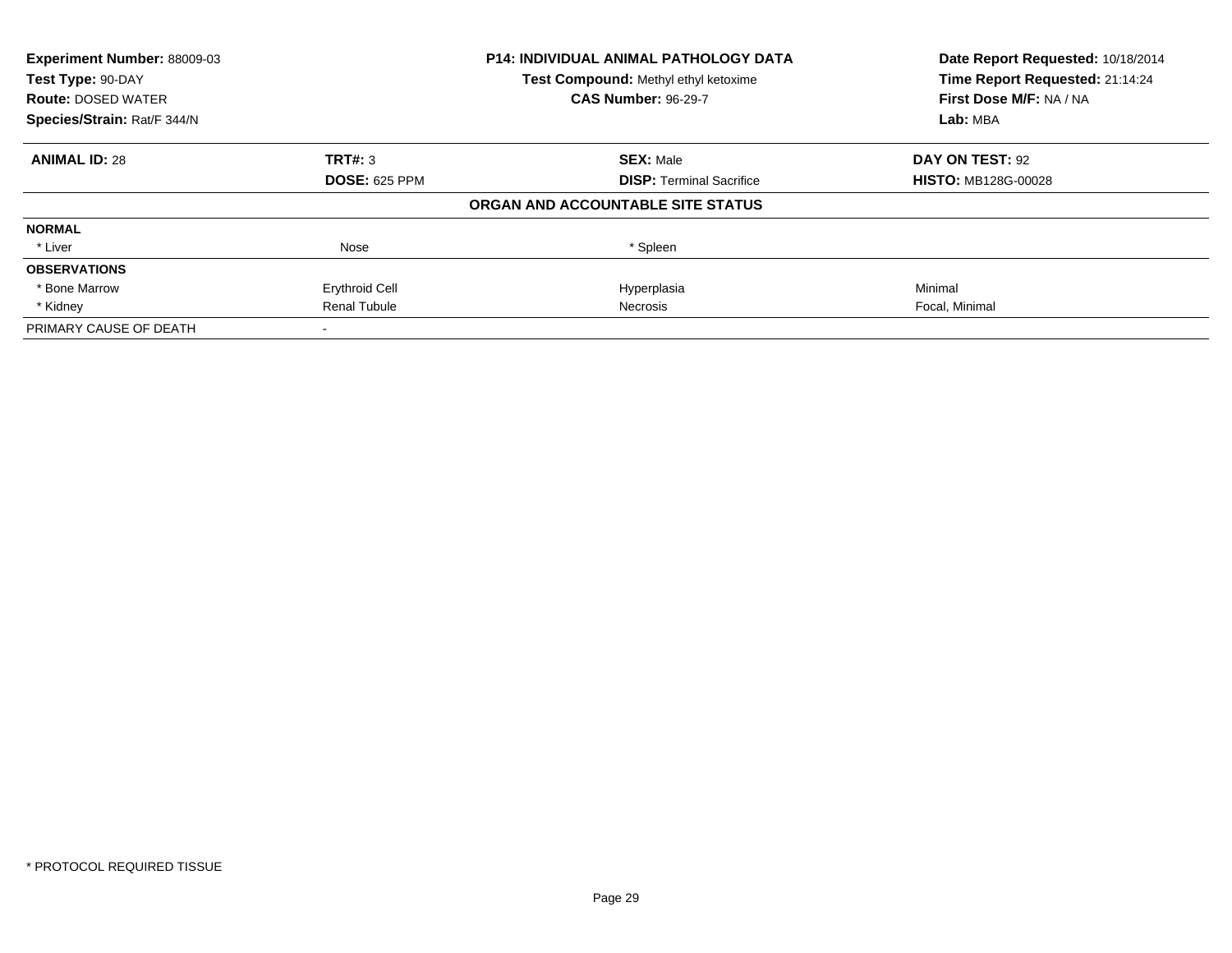| Experiment Number: 88009-03 | P14: INDIVIDUAL ANIMAL PATHOLOGY DATA | Date Report Requested: 10/18/2014 |
|---|---|---|
| Test Type: 90-DAY | Test Compound: Methyl ethyl ketoxime | Time Report Requested: 21:14:24 |
| Route: DOSED WATER | CAS Number: 96-29-7 | First Dose M/F: NA / NA |
| Species/Strain: Rat/F 344/N | | Lab: MBA |

| ANIMAL ID: 28 | TRT#: 3 | SEX: Male | DAY ON TEST: 92 |
|---|---|---|---|
| | DOSE: 625 PPM | DISP: Terminal Sacrifice | HISTO: MB128G-00028 |

**ORGAN AND ACCOUNTABLE SITE STATUS**

| | | | |
|---|---|---|---|
| **NORMAL** | | | |
| * Liver | Nose | * Spleen | |
| **OBSERVATIONS** | | | |
| * Bone Marrow | Erythroid Cell | Hyperplasia | Minimal |
| * Kidney | Renal Tubule | Necrosis | Focal, Minimal |
| PRIMARY CAUSE OF DEATH | - | | |

* PROTOCOL REQUIRED TISSUE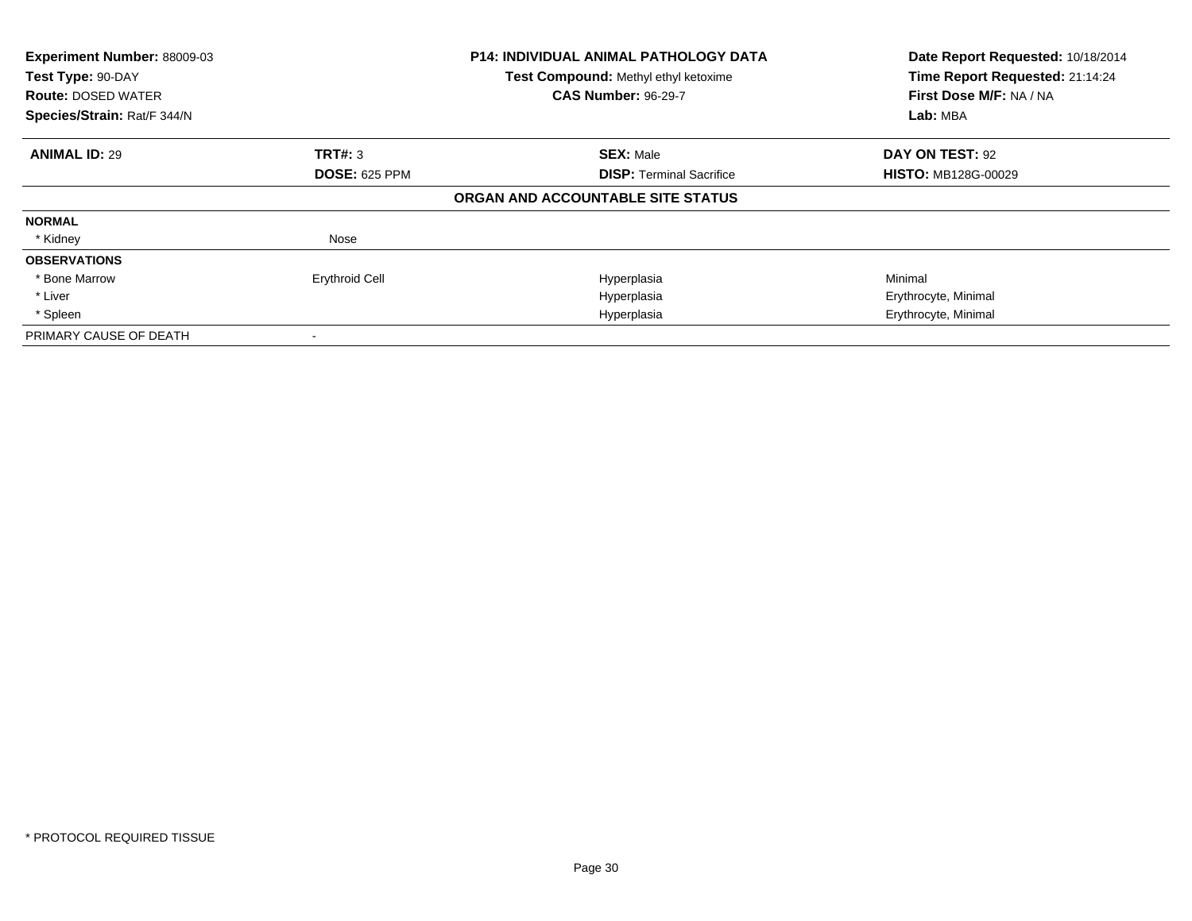| **Experiment Number:** 88009-03 | **P14: INDIVIDUAL ANIMAL PATHOLOGY DATA** | | **Date Report Requested:** 10/18/2014 |
|---|---|---|---|
| **Test Type:** 90-DAY | **Test Compound:** Methyl ethyl ketoxime | | **Time Report Requested:** 21:14:24 |
| **Route:** DOSED WATER | **CAS Number:** 96-29-7 | | **First Dose M/F:** NA / NA |
| **Species/Strain:** Rat/F 344/N | | | **Lab:** MBA |

| **ANIMAL ID:** 29 | **TRT#:** 3 | **SEX:** Male | **DAY ON TEST:** 92 |
|---|---|---|---|
| | **DOSE:** 625 PPM | **DISP:** Terminal Sacrifice | **HISTO:** MB128G-00029 |
| | | **ORGAN AND ACCOUNTABLE SITE STATUS** | |
| **NORMAL** | | | |
| * Kidney | Nose | | |
| **OBSERVATIONS** | | | |
| * Bone Marrow | Erythroid Cell | Hyperplasia | Minimal |
| * Liver | | Hyperplasia | Erythrocyte, Minimal |
| * Spleen | | Hyperplasia | Erythrocyte, Minimal |
| PRIMARY CAUSE OF DEATH | - | | |

* PROTOCOL REQUIRED TISSUE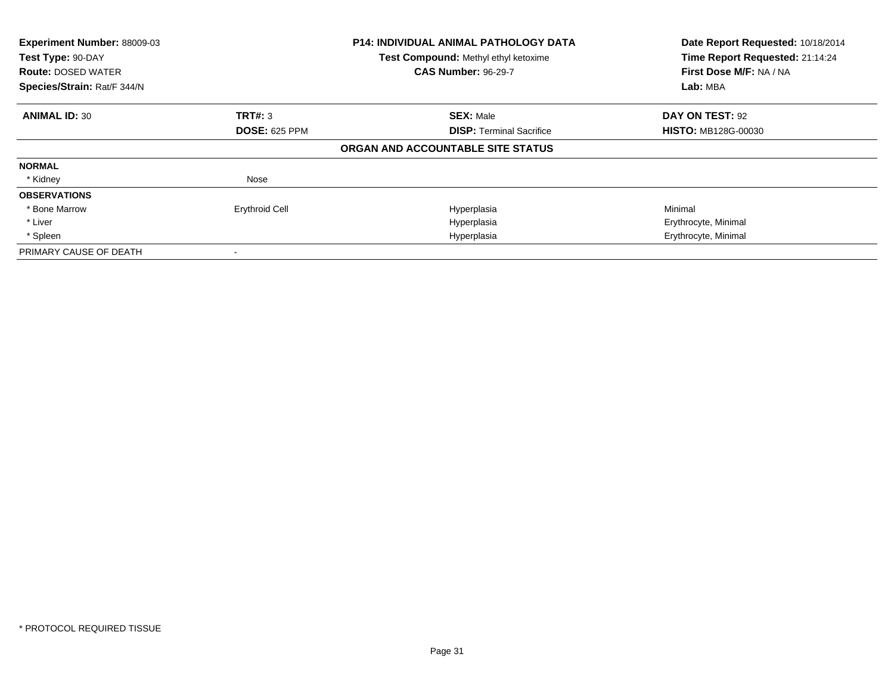| **Experiment Number:** 88009-03 | **P14: INDIVIDUAL ANIMAL PATHOLOGY DATA** | **Date Report Requested:** 10/18/2014 |
|---|---|---|
| **Test Type:** 90-DAY | **Test Compound:** Methyl ethyl ketoxime | **Time Report Requested:** 21:14:24 |
| **Route:** DOSED WATER | **CAS Number:** 96-29-7 | **First Dose M/F:** NA / NA |
| **Species/Strain:** Rat/F 344/N | | **Lab:** MBA |

| **ANIMAL ID:** 30 | **TRT#:** 3 | **SEX:** Male | **DAY ON TEST:** 92 |
|---|---|---|---|
| | **DOSE:** 625 PPM | **DISP:** Terminal Sacrifice | **HISTO:** MB128G-00030 |

**ORGAN AND ACCOUNTABLE SITE STATUS**

| | | | |
|---|---|---|---|
| **NORMAL** | | | |
| * Kidney | Nose | | |
| **OBSERVATIONS** | | | |
| * Bone Marrow | Erythroid Cell | Hyperplasia | Minimal |
| * Liver | | Hyperplasia | Erythrocyte, Minimal |
| * Spleen | | Hyperplasia | Erythrocyte, Minimal |
| PRIMARY CAUSE OF DEATH | - | | |

* PROTOCOL REQUIRED TISSUE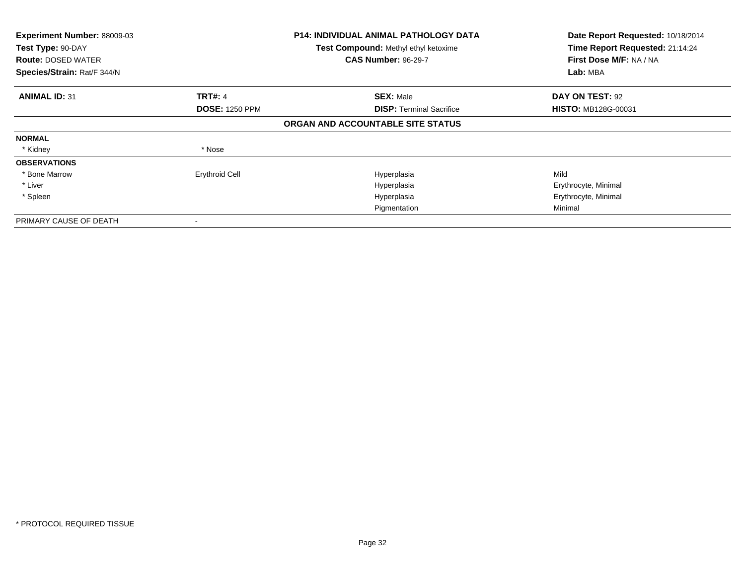**Experiment Number:** 88009-03
**Test Type:** 90-DAY
**Route:** DOSED WATER
**Species/Strain:** Rat/F 344/N

**P14: INDIVIDUAL ANIMAL PATHOLOGY DATA**
**Test Compound:** Methyl ethyl ketoxime
**CAS Number:** 96-29-7

**Date Report Requested:** 10/18/2014
**Time Report Requested:** 21:14:24
**First Dose M/F:** NA / NA
**Lab:** MBA

| **ANIMAL ID:** 31 | **TRT#:** 4 | **SEX:** Male | **DAY ON TEST:** 92 |
|---|---|---|---|
| | **DOSE:** 1250 PPM | **DISP:** Terminal Sacrifice | **HISTO:** MB128G-00031 |

**ORGAN AND ACCOUNTABLE SITE STATUS**

| | | | |
|---|---|---|---|
| **NORMAL** | | | |
| * Kidney | * Nose | | |
| **OBSERVATIONS** | | | |
| * Bone Marrow | Erythroid Cell | Hyperplasia | Mild |
| * Liver | | Hyperplasia | Erythrocyte, Minimal |
| * Spleen | | Hyperplasia | Erythrocyte, Minimal |
| | | Pigmentation | Minimal |
| PRIMARY CAUSE OF DEATH | - | | |

* PROTOCOL REQUIRED TISSUE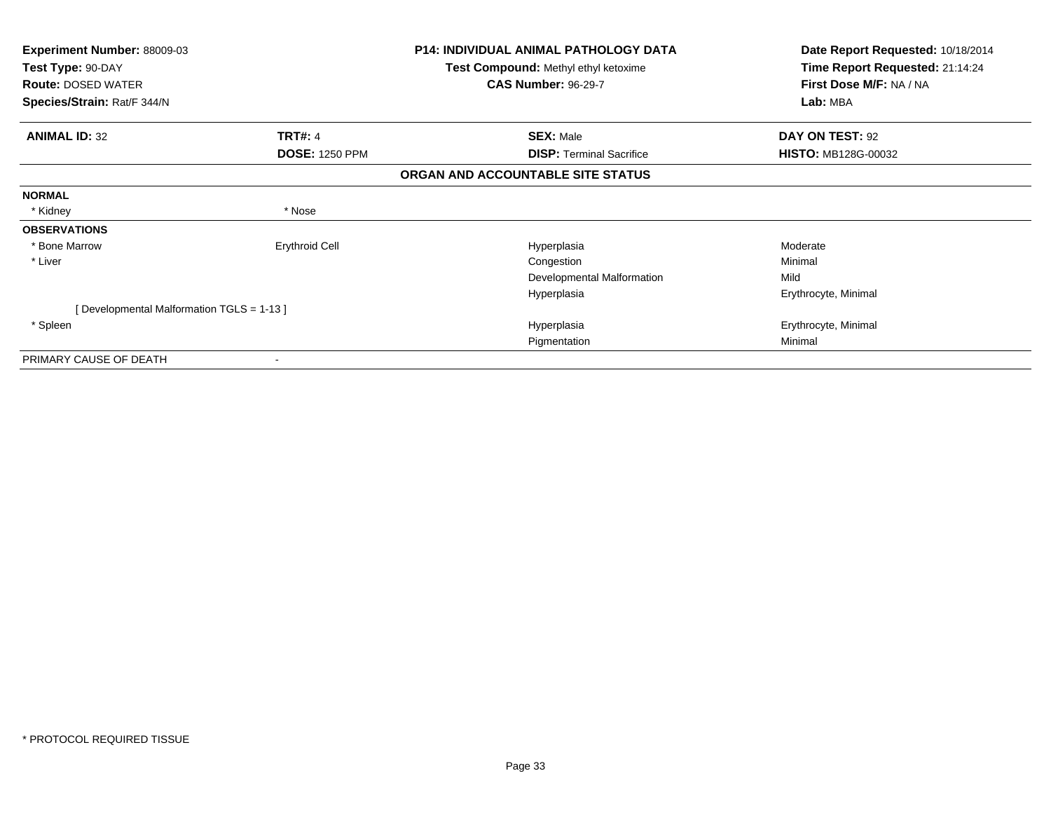**Experiment Number:** 88009-03
**Test Type:** 90-DAY
**Route:** DOSED WATER
**Species/Strain:** Rat/F 344/N

**P14: INDIVIDUAL ANIMAL PATHOLOGY DATA**
**Test Compound:** Methyl ethyl ketoxime
**CAS Number:** 96-29-7

**Date Report Requested:** 10/18/2014
**Time Report Requested:** 21:14:24
**First Dose M/F:** NA / NA
**Lab:** MBA

| **ANIMAL ID:** 32 | **TRT#:** 4 | **SEX:** Male | **DAY ON TEST:** 92 |
|---|---|---|---|
| | **DOSE:** 1250 PPM | **DISP:** Terminal Sacrifice | **HISTO:** MB128G-00032 |

## ORGAN AND ACCOUNTABLE SITE STATUS

| | | | |
|---|---|---|---|
| **NORMAL** | | | |
| * Kidney | * Nose | | |
| **OBSERVATIONS** | | | |
| * Bone Marrow | Erythroid Cell | Hyperplasia | Moderate |
| * Liver | | Congestion | Minimal |
| | | Developmental Malformation | Mild |
| | | Hyperplasia | Erythrocyte, Minimal |
| [ Developmental Malformation TGLS = 1-13 ] | | | |
| * Spleen | | Hyperplasia | Erythrocyte, Minimal |
| | | Pigmentation | Minimal |
| PRIMARY CAUSE OF DEATH | - | | |

* PROTOCOL REQUIRED TISSUE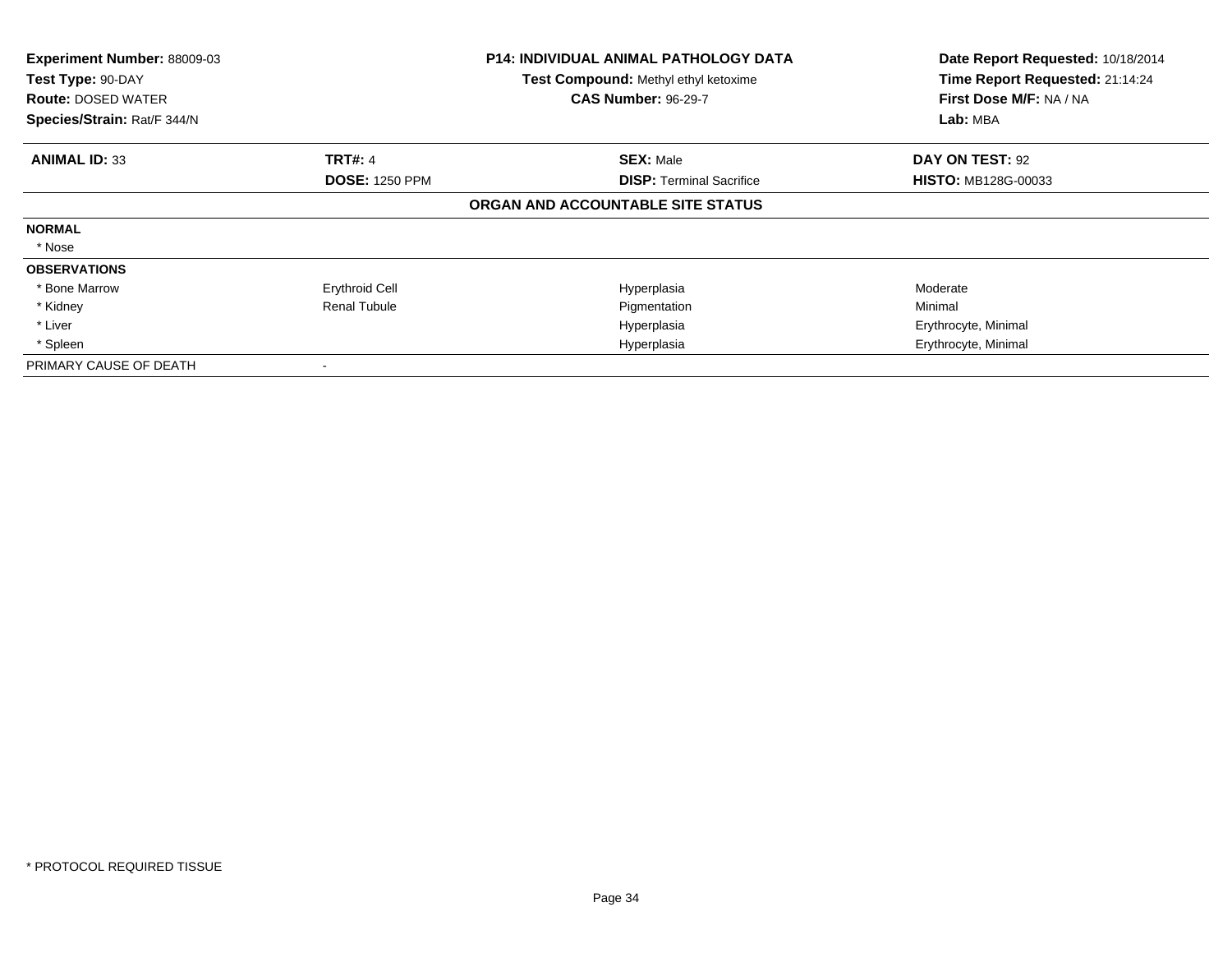**Experiment Number:** 88009-03
**Test Type:** 90-DAY
**Route:** DOSED WATER
**Species/Strain:** Rat/F 344/N

**P14: INDIVIDUAL ANIMAL PATHOLOGY DATA**
**Test Compound:** Methyl ethyl ketoxime
**CAS Number:** 96-29-7

**Date Report Requested:** 10/18/2014
**Time Report Requested:** 21:14:24
**First Dose M/F:** NA / NA
**Lab:** MBA

| **ANIMAL ID:** 33 | **TRT#:** 4 | **SEX:** Male | **DAY ON TEST:** 92 |
|---|---|---|---|
| | **DOSE:** 1250 PPM | **DISP:** Terminal Sacrifice | **HISTO:** MB128G-00033 |

**ORGAN AND ACCOUNTABLE SITE STATUS**

| | | | |
|---|---|---|---|
| **NORMAL** | | | |
| * Nose | | | |
| **OBSERVATIONS** | | | |
| * Bone Marrow | Erythroid Cell | Hyperplasia | Moderate |
| * Kidney | Renal Tubule | Pigmentation | Minimal |
| * Liver | | Hyperplasia | Erythrocyte, Minimal |
| * Spleen | | Hyperplasia | Erythrocyte, Minimal |
| PRIMARY CAUSE OF DEATH | - | | |

* PROTOCOL REQUIRED TISSUE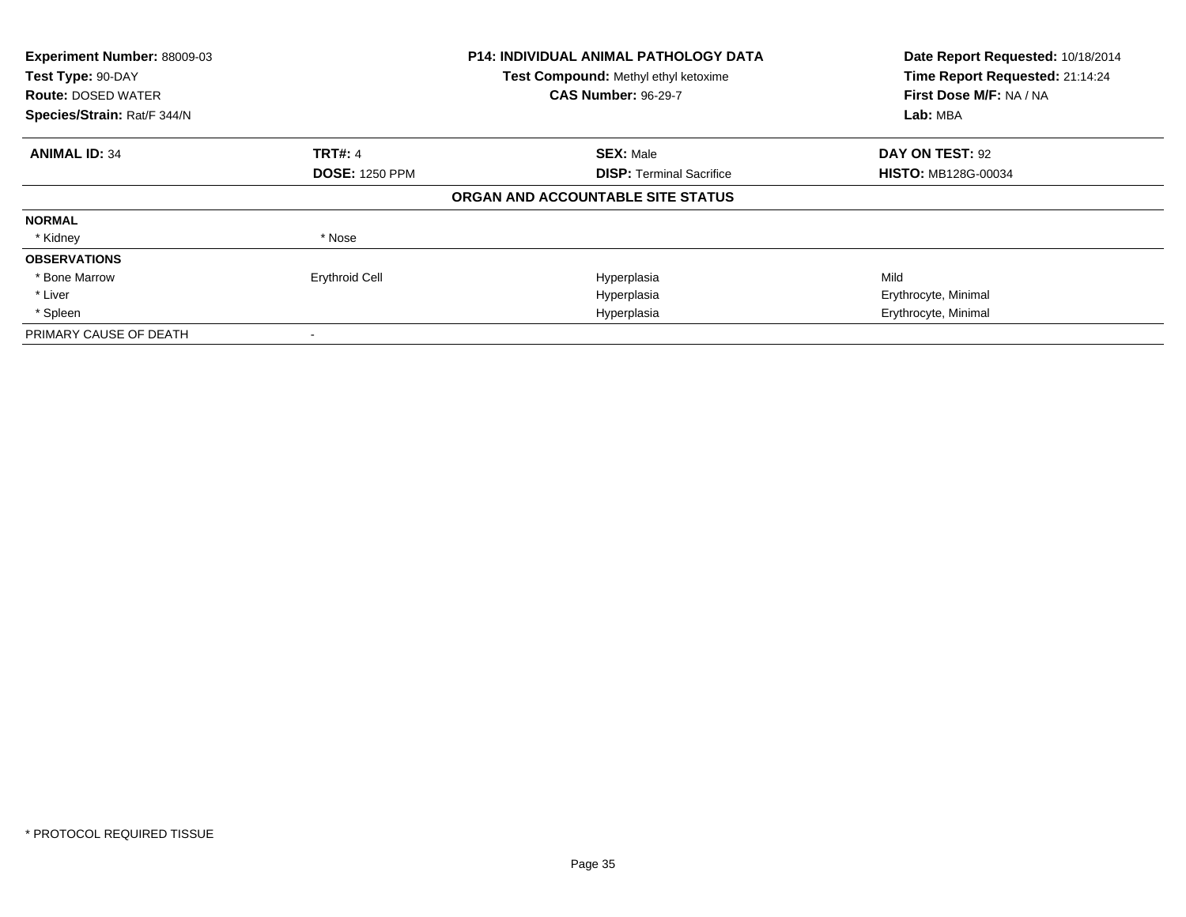| **Experiment Number:** 88009-03 | **P14: INDIVIDUAL ANIMAL PATHOLOGY DATA** | **Date Report Requested:** 10/18/2014 |
|---|---|---|
| **Test Type:** 90-DAY | **Test Compound:** Methyl ethyl ketoxime | **Time Report Requested:** 21:14:24 |
| **Route:** DOSED WATER | **CAS Number:** 96-29-7 | **First Dose M/F:** NA / NA |
| **Species/Strain:** Rat/F 344/N | | **Lab:** MBA |

| **ANIMAL ID:** 34 | **TRT#:** 4 | **SEX:** Male | **DAY ON TEST:** 92 |
|---|---|---|---|
| | **DOSE:** 1250 PPM | **DISP:** Terminal Sacrifice | **HISTO:** MB128G-00034 |

**ORGAN AND ACCOUNTABLE SITE STATUS**

| | | | |
|---|---|---|---|
| **NORMAL** | | | |
| * Kidney | * Nose | | |
| **OBSERVATIONS** | | | |
| * Bone Marrow | Erythroid Cell | Hyperplasia | Mild |
| * Liver | | Hyperplasia | Erythrocyte, Minimal |
| * Spleen | | Hyperplasia | Erythrocyte, Minimal |
| PRIMARY CAUSE OF DEATH | - | | |

* PROTOCOL REQUIRED TISSUE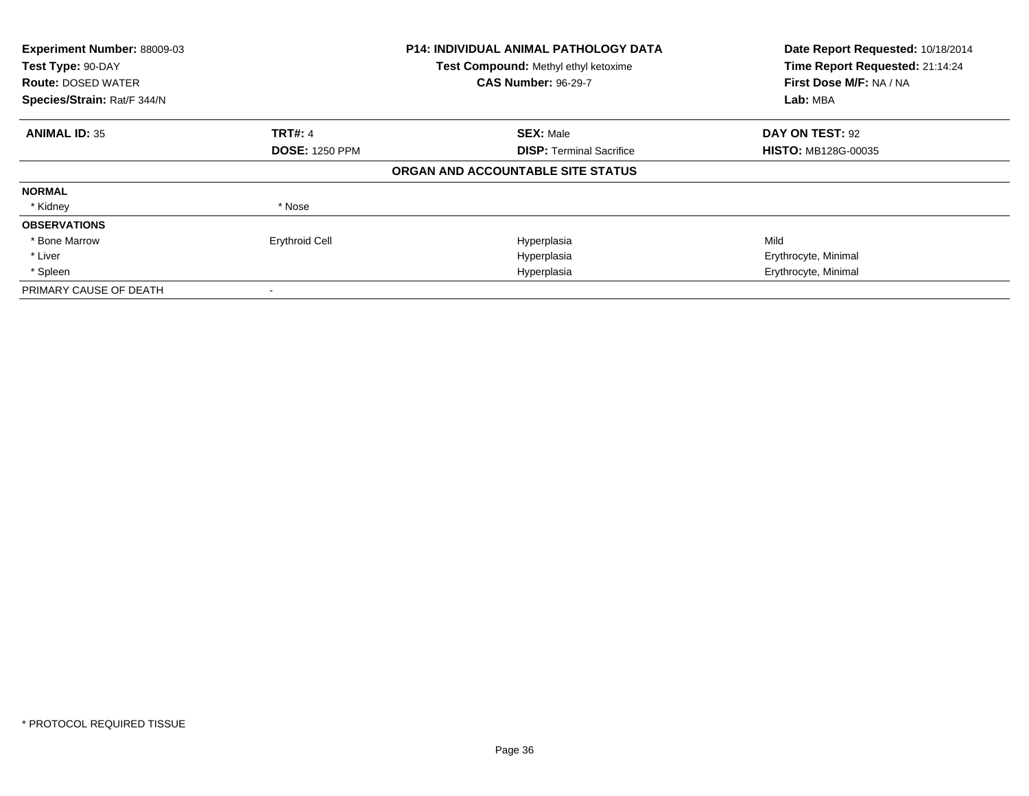**Experiment Number:** 88009-03
**Test Type:** 90-DAY
**Route:** DOSED WATER
**Species/Strain:** Rat/F 344/N

**P14: INDIVIDUAL ANIMAL PATHOLOGY DATA**
**Test Compound:** Methyl ethyl ketoxime
**CAS Number:** 96-29-7

**Date Report Requested:** 10/18/2014
**Time Report Requested:** 21:14:24
**First Dose M/F:** NA / NA
**Lab:** MBA

| **ANIMAL ID:** 35 | **TRT#:** 4 | **SEX:** Male | **DAY ON TEST:** 92 |
|---|---|---|---|
| | **DOSE:** 1250 PPM | **DISP:** Terminal Sacrifice | **HISTO:** MB128G-00035 |

**ORGAN AND ACCOUNTABLE SITE STATUS**

| | | | |
|---|---|---|---|
| **NORMAL** | | | |
| * Kidney | * Nose | | |
| **OBSERVATIONS** | | | |
| * Bone Marrow | Erythroid Cell | Hyperplasia | Mild |
| * Liver | | Hyperplasia | Erythrocyte, Minimal |
| * Spleen | | Hyperplasia | Erythrocyte, Minimal |
| PRIMARY CAUSE OF DEATH | - | | |

* PROTOCOL REQUIRED TISSUE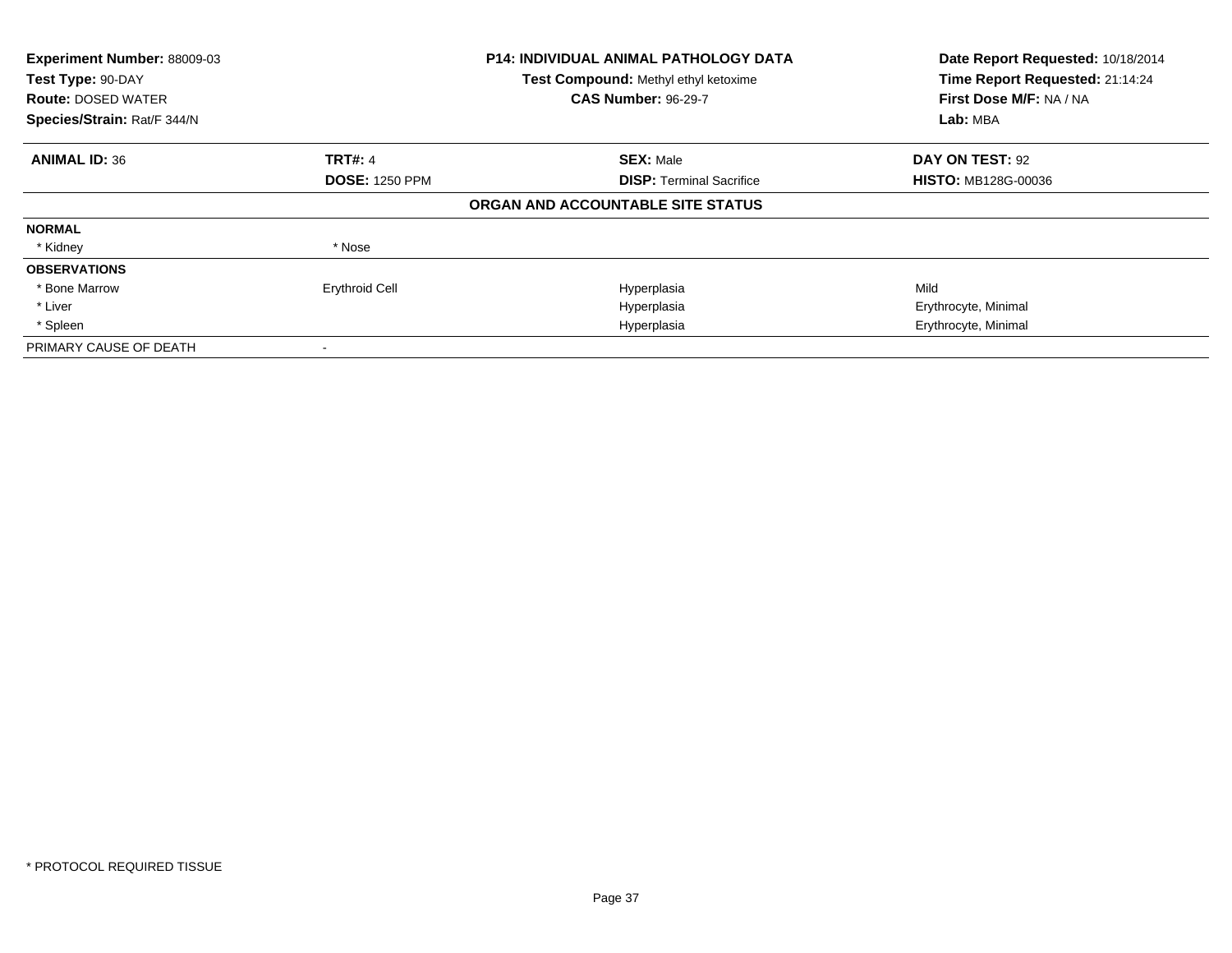| **Experiment Number:** 88009-03 | **P14: INDIVIDUAL ANIMAL PATHOLOGY DATA** | **Date Report Requested:** 10/18/2014 |
|---|---|---|
| **Test Type:** 90-DAY | **Test Compound:** Methyl ethyl ketoxime | **Time Report Requested:** 21:14:24 |
| **Route:** DOSED WATER | **CAS Number:** 96-29-7 | **First Dose M/F:** NA / NA |
| **Species/Strain:** Rat/F 344/N | | **Lab:** MBA |

| **ANIMAL ID:** 36 | **TRT#:** 4 | **SEX:** Male | **DAY ON TEST:** 92 |
|---|---|---|---|
| | **DOSE:** 1250 PPM | **DISP:** Terminal Sacrifice | **HISTO:** MB128G-00036 |

**ORGAN AND ACCOUNTABLE SITE STATUS**

| | | | |
|---|---|---|---|
| **NORMAL** | | | |
| * Kidney | * Nose | | |
| **OBSERVATIONS** | | | |
| * Bone Marrow | Erythroid Cell | Hyperplasia | Mild |
| * Liver | | Hyperplasia | Erythrocyte, Minimal |
| * Spleen | | Hyperplasia | Erythrocyte, Minimal |
| PRIMARY CAUSE OF DEATH | - | | |

* PROTOCOL REQUIRED TISSUE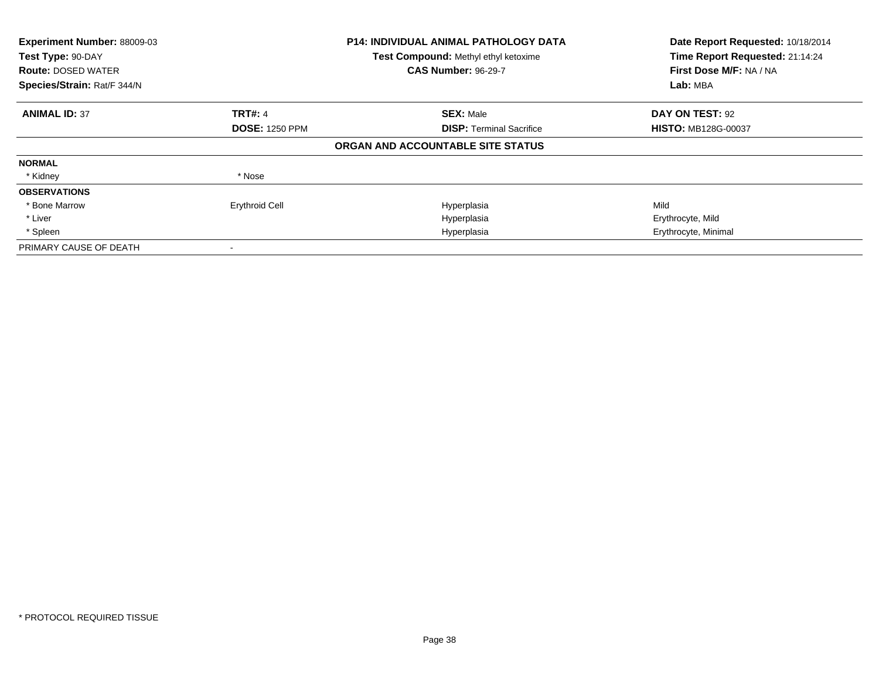**Experiment Number:** 88009-03
**Test Type:** 90-DAY
**Route:** DOSED WATER
**Species/Strain:** Rat/F 344/N

**P14: INDIVIDUAL ANIMAL PATHOLOGY DATA**
**Test Compound:** Methyl ethyl ketoxime
**CAS Number:** 96-29-7

**Date Report Requested:** 10/18/2014
**Time Report Requested:** 21:14:24
**First Dose M/F:** NA / NA
**Lab:** MBA

| **ANIMAL ID:** 37 | **TRT#:** 4 | **SEX:** Male | **DAY ON TEST:** 92 |
|---|---|---|---|
| | **DOSE:** 1250 PPM | **DISP:** Terminal Sacrifice | **HISTO:** MB128G-00037 |

**ORGAN AND ACCOUNTABLE SITE STATUS**

| | | | |
|---|---|---|---|
| **NORMAL** | | | |
| * Kidney | * Nose | | |
| **OBSERVATIONS** | | | |
| * Bone Marrow | Erythroid Cell | Hyperplasia | Mild |
| * Liver | | Hyperplasia | Erythrocyte, Mild |
| * Spleen | | Hyperplasia | Erythrocyte, Minimal |
| PRIMARY CAUSE OF DEATH | - | | |

* PROTOCOL REQUIRED TISSUE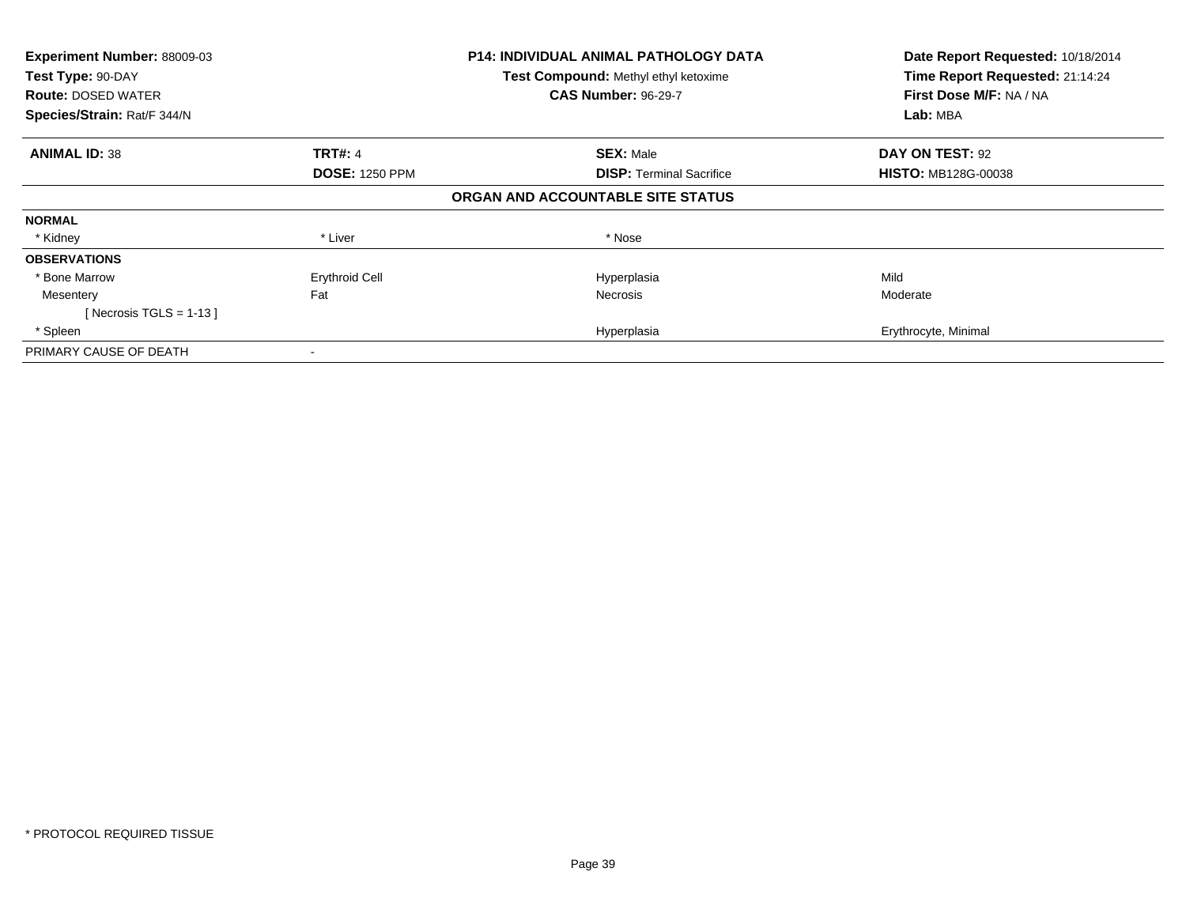**Experiment Number:** 88009-03
**Test Type:** 90-DAY
**Route:** DOSED WATER
**Species/Strain:** Rat/F 344/N

**P14: INDIVIDUAL ANIMAL PATHOLOGY DATA**
**Test Compound:** Methyl ethyl ketoxime
**CAS Number:** 96-29-7

**Date Report Requested:** 10/18/2014
**Time Report Requested:** 21:14:24
**First Dose M/F:** NA / NA
**Lab:** MBA

| **ANIMAL ID:** 38 | **TRT#:** 4 | **SEX:** Male | **DAY ON TEST:** 92 |
|---|---|---|---|
| | **DOSE:** 1250 PPM | **DISP:** Terminal Sacrifice | **HISTO:** MB128G-00038 |

**ORGAN AND ACCOUNTABLE SITE STATUS**

| | | | |
|---|---|---|---|
| **NORMAL** | | | |
| * Kidney | * Liver | * Nose | |
| **OBSERVATIONS** | | | |
| * Bone Marrow | Erythroid Cell | Hyperplasia | Mild |
| Mesentery | Fat | Necrosis | Moderate |
| [ Necrosis TGLS = 1-13 ] | | | |
| * Spleen | | Hyperplasia | Erythrocyte, Minimal |
| PRIMARY CAUSE OF DEATH | - | | |

* PROTOCOL REQUIRED TISSUE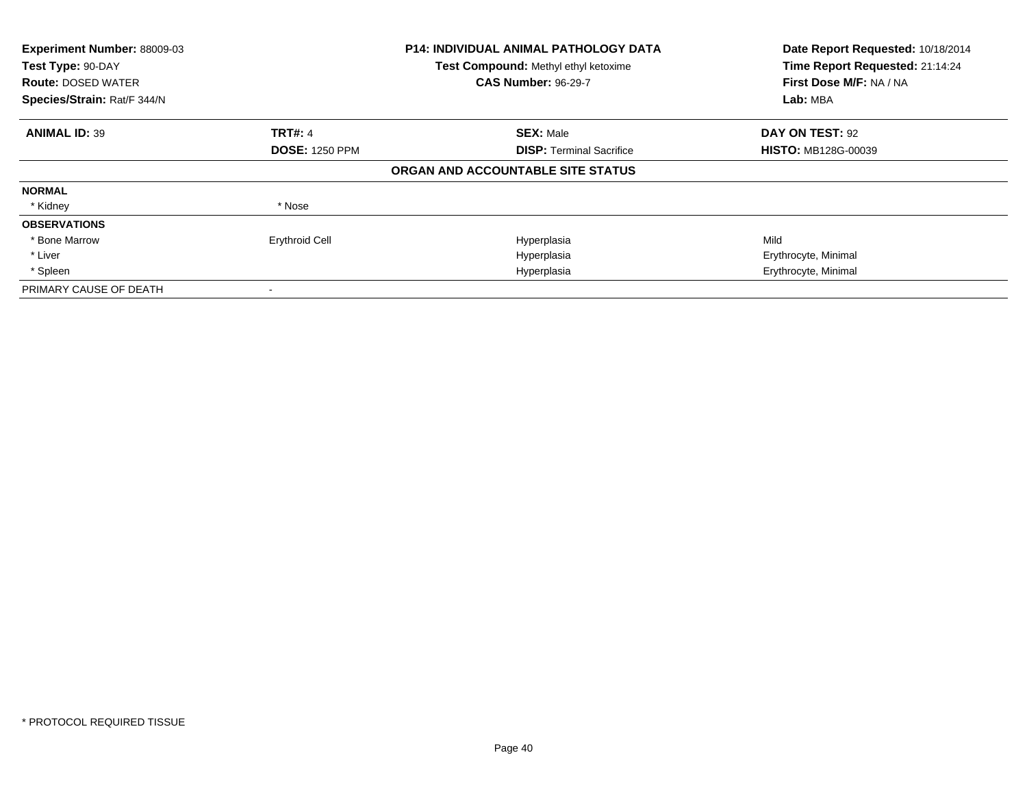**Experiment Number:** 88009-03
**Test Type:** 90-DAY
**Route:** DOSED WATER
**Species/Strain:** Rat/F 344/N

**P14: INDIVIDUAL ANIMAL PATHOLOGY DATA**
**Test Compound:** Methyl ethyl ketoxime
**CAS Number:** 96-29-7

**Date Report Requested:** 10/18/2014
**Time Report Requested:** 21:14:24
**First Dose M/F:** NA / NA
**Lab:** MBA

| **ANIMAL ID:** 39 | **TRT#:** 4 | **SEX:** Male | **DAY ON TEST:** 92 |
|---|---|---|---|
| | **DOSE:** 1250 PPM | **DISP:** Terminal Sacrifice | **HISTO:** MB128G-00039 |

**ORGAN AND ACCOUNTABLE SITE STATUS**

| | | | |
|---|---|---|---|
| **NORMAL** | | | |
| * Kidney | * Nose | | |
| **OBSERVATIONS** | | | |
| * Bone Marrow | Erythroid Cell | Hyperplasia | Mild |
| * Liver | | Hyperplasia | Erythrocyte, Minimal |
| * Spleen | | Hyperplasia | Erythrocyte, Minimal |
| PRIMARY CAUSE OF DEATH | - | | |

* PROTOCOL REQUIRED TISSUE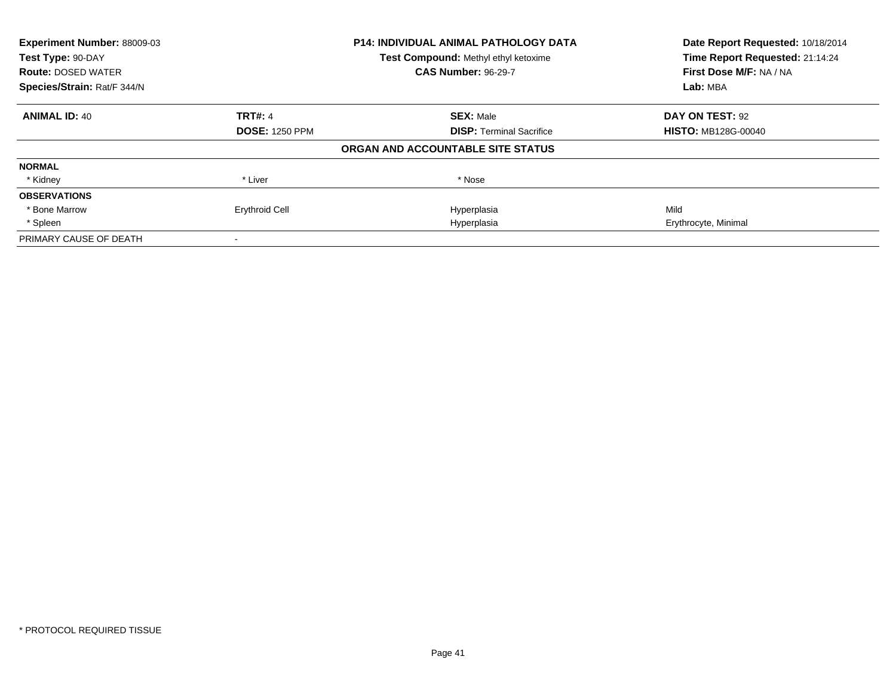| **Experiment Number:** 88009-03 | **P14: INDIVIDUAL ANIMAL PATHOLOGY DATA** | **Date Report Requested:** 10/18/2014 |
|---|---|---|
| **Test Type:** 90-DAY | **Test Compound:** Methyl ethyl ketoxime | **Time Report Requested:** 21:14:24 |
| **Route:** DOSED WATER | **CAS Number:** 96-29-7 | **First Dose M/F:** NA / NA |
| **Species/Strain:** Rat/F 344/N | | **Lab:** MBA |

| **ANIMAL ID:** 40 | **TRT#:** 4 | **SEX:** Male | **DAY ON TEST:** 92 |
|---|---|---|---|
| | **DOSE:** 1250 PPM | **DISP:** Terminal Sacrifice | **HISTO:** MB128G-00040 |

**ORGAN AND ACCOUNTABLE SITE STATUS**

| | | | |
|---|---|---|---|
| **NORMAL** | | | |
| * Kidney | * Liver | * Nose | |
| **OBSERVATIONS** | | | |
| * Bone Marrow | Erythroid Cell | Hyperplasia | Mild |
| * Spleen | | Hyperplasia | Erythrocyte, Minimal |
| PRIMARY CAUSE OF DEATH | - | | |

* PROTOCOL REQUIRED TISSUE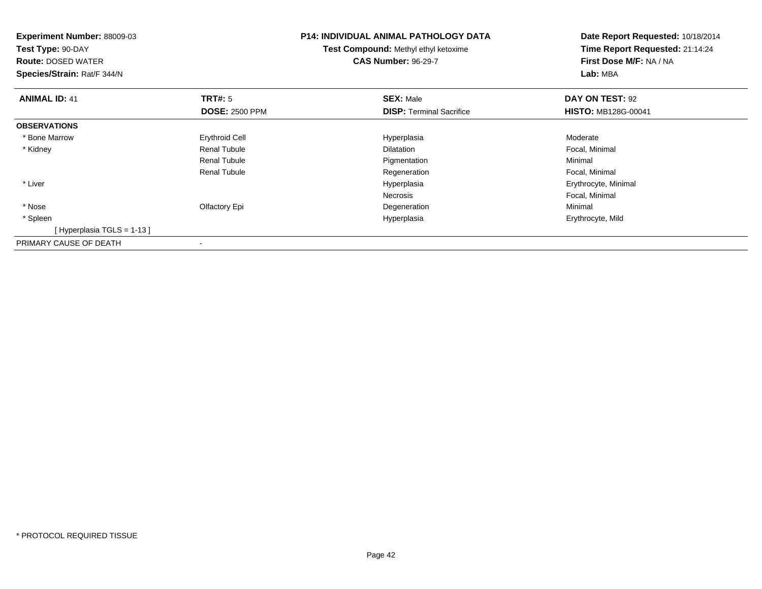**Experiment Number:** 88009-03
**Test Type:** 90-DAY
**Route:** DOSED WATER
**Species/Strain:** Rat/F 344/N

**P14: INDIVIDUAL ANIMAL PATHOLOGY DATA**
**Test Compound:** Methyl ethyl ketoxime
**CAS Number:** 96-29-7

**Date Report Requested:** 10/18/2014
**Time Report Requested:** 21:14:24
**First Dose M/F:** NA / NA
**Lab:** MBA

| **ANIMAL ID:** 41 | **TRT#:** 5 | **SEX:** Male | **DAY ON TEST:** 92 |
|---|---|---|---|
| | **DOSE:** 2500 PPM | **DISP:** Terminal Sacrifice | **HISTO:** MB128G-00041 |
| **OBSERVATIONS** | | | |
| * Bone Marrow | Erythroid Cell | Hyperplasia | Moderate |
| * Kidney | Renal Tubule | Dilatation | Focal, Minimal |
| | Renal Tubule | Pigmentation | Minimal |
| | Renal Tubule | Regeneration | Focal, Minimal |
| * Liver | | Hyperplasia | Erythrocyte, Minimal |
| | | Necrosis | Focal, Minimal |
| * Nose | Olfactory Epi | Degeneration | Minimal |
| * Spleen | | Hyperplasia | Erythrocyte, Mild |
| [ Hyperplasia TGLS = 1-13 ] | | | |
| PRIMARY CAUSE OF DEATH | - | | |

* PROTOCOL REQUIRED TISSUE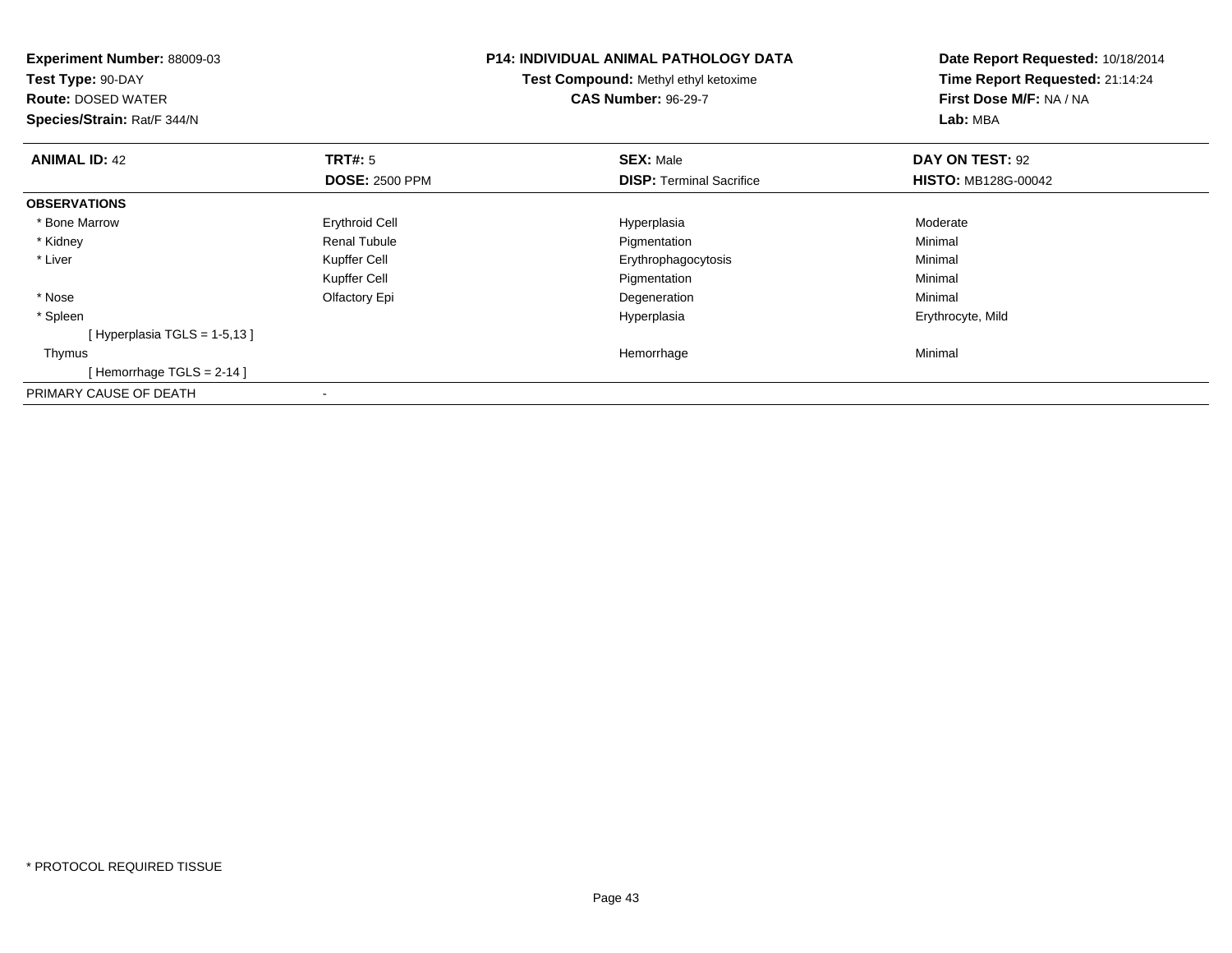**Experiment Number:** 88009-03
**Test Type:** 90-DAY
**Route:** DOSED WATER
**Species/Strain:** Rat/F 344/N

**P14: INDIVIDUAL ANIMAL PATHOLOGY DATA**
**Test Compound:** Methyl ethyl ketoxime
**CAS Number:** 96-29-7

**Date Report Requested:** 10/18/2014
**Time Report Requested:** 21:14:24
**First Dose M/F:** NA / NA
**Lab:** MBA

| **ANIMAL ID:** 42 | **TRT#:** 5 | **SEX:** Male | **DAY ON TEST:** 92 |
|---|---|---|---|
| | **DOSE:** 2500 PPM | **DISP:** Terminal Sacrifice | **HISTO:** MB128G-00042 |
| **OBSERVATIONS** | | | |
| * Bone Marrow | Erythroid Cell | Hyperplasia | Moderate |
| * Kidney | Renal Tubule | Pigmentation | Minimal |
| * Liver | Kupffer Cell | Erythrophagocytosis | Minimal |
| | Kupffer Cell | Pigmentation | Minimal |
| * Nose | Olfactory Epi | Degeneration | Minimal |
| * Spleen | | Hyperplasia | Erythrocyte, Mild |
| [ Hyperplasia TGLS = 1-5,13 ] | | | |
| Thymus | | Hemorrhage | Minimal |
| [ Hemorrhage TGLS = 2-14 ] | | | |
| PRIMARY CAUSE OF DEATH | - | | |

* PROTOCOL REQUIRED TISSUE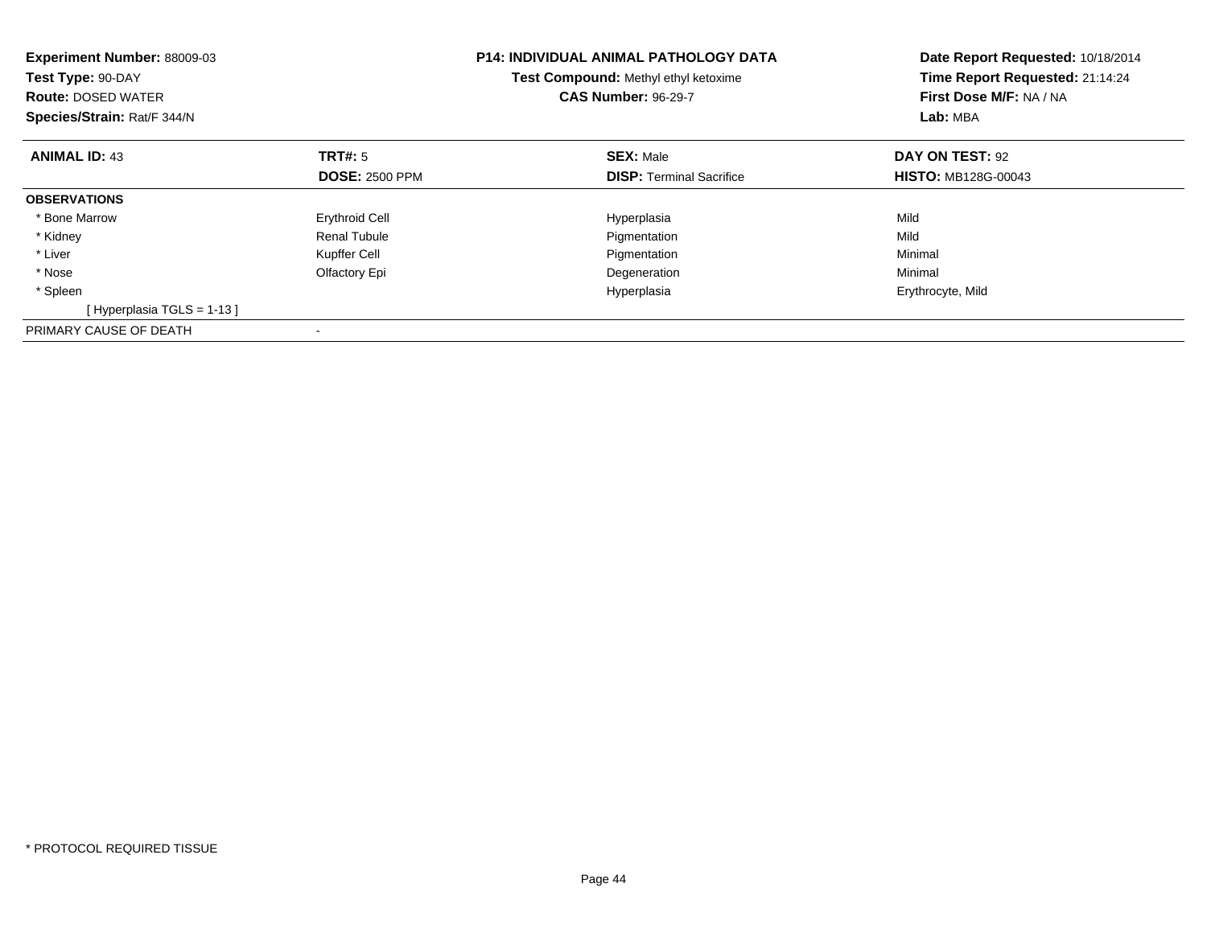**Experiment Number:** 88009-03
**Test Type:** 90-DAY
**Route:** DOSED WATER
**Species/Strain:** Rat/F 344/N

**P14: INDIVIDUAL ANIMAL PATHOLOGY DATA**
**Test Compound:** Methyl ethyl ketoxime
**CAS Number:** 96-29-7

**Date Report Requested:** 10/18/2014
**Time Report Requested:** 21:14:24
**First Dose M/F:** NA / NA
**Lab:** MBA

| **ANIMAL ID:** 43 | **TRT#:** 5 | **SEX:** Male | **DAY ON TEST:** 92 |
|---|---|---|---|
| | **DOSE:** 2500 PPM | **DISP:** Terminal Sacrifice | **HISTO:** MB128G-00043 |
| **OBSERVATIONS** | | | |
| * Bone Marrow | Erythroid Cell | Hyperplasia | Mild |
| * Kidney | Renal Tubule | Pigmentation | Mild |
| * Liver | Kupffer Cell | Pigmentation | Minimal |
| * Nose | Olfactory Epi | Degeneration | Minimal |
| * Spleen | | Hyperplasia | Erythrocyte, Mild |
| [ Hyperplasia TGLS = 1-13 ] | | | |
| PRIMARY CAUSE OF DEATH | - | | |

* PROTOCOL REQUIRED TISSUE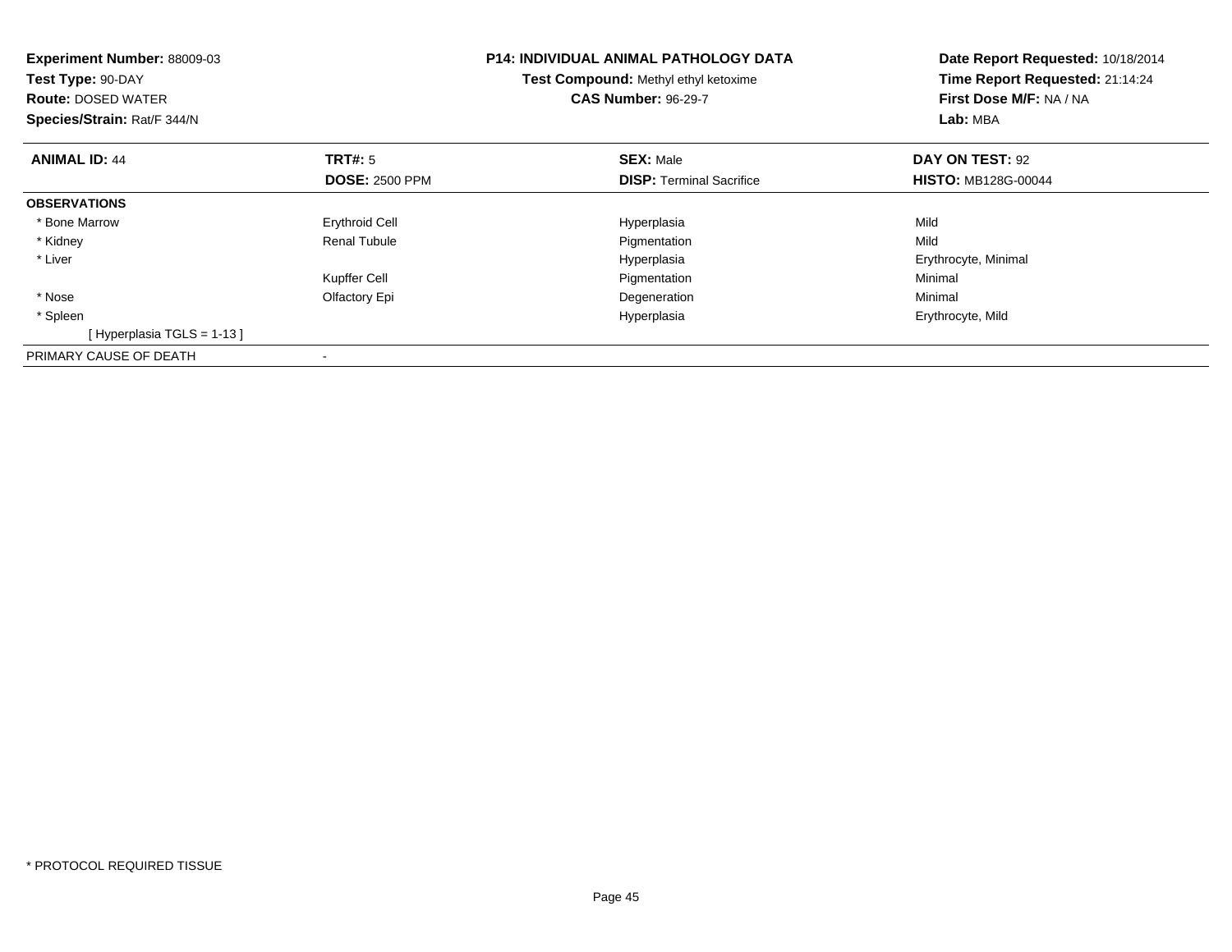**Experiment Number:** 88009-03
**Test Type:** 90-DAY
**Route:** DOSED WATER
**Species/Strain:** Rat/F 344/N

**P14: INDIVIDUAL ANIMAL PATHOLOGY DATA**
**Test Compound:** Methyl ethyl ketoxime
**CAS Number:** 96-29-7

**Date Report Requested:** 10/18/2014
**Time Report Requested:** 21:14:24
**First Dose M/F:** NA / NA
**Lab:** MBA

| **ANIMAL ID:** 44 | **TRT#:** 5 | **SEX:** Male | **DAY ON TEST:** 92 |
|---|---|---|---|
| | **DOSE:** 2500 PPM | **DISP:** Terminal Sacrifice | **HISTO:** MB128G-00044 |
| **OBSERVATIONS** | | | |
| * Bone Marrow | Erythroid Cell | Hyperplasia | Mild |
| * Kidney | Renal Tubule | Pigmentation | Mild |
| * Liver | | Hyperplasia | Erythrocyte, Minimal |
| | Kupffer Cell | Pigmentation | Minimal |
| * Nose | Olfactory Epi | Degeneration | Minimal |
| * Spleen | | Hyperplasia | Erythrocyte, Mild |
| [ Hyperplasia TGLS = 1-13 ] | | | |
| PRIMARY CAUSE OF DEATH | - | | |

* PROTOCOL REQUIRED TISSUE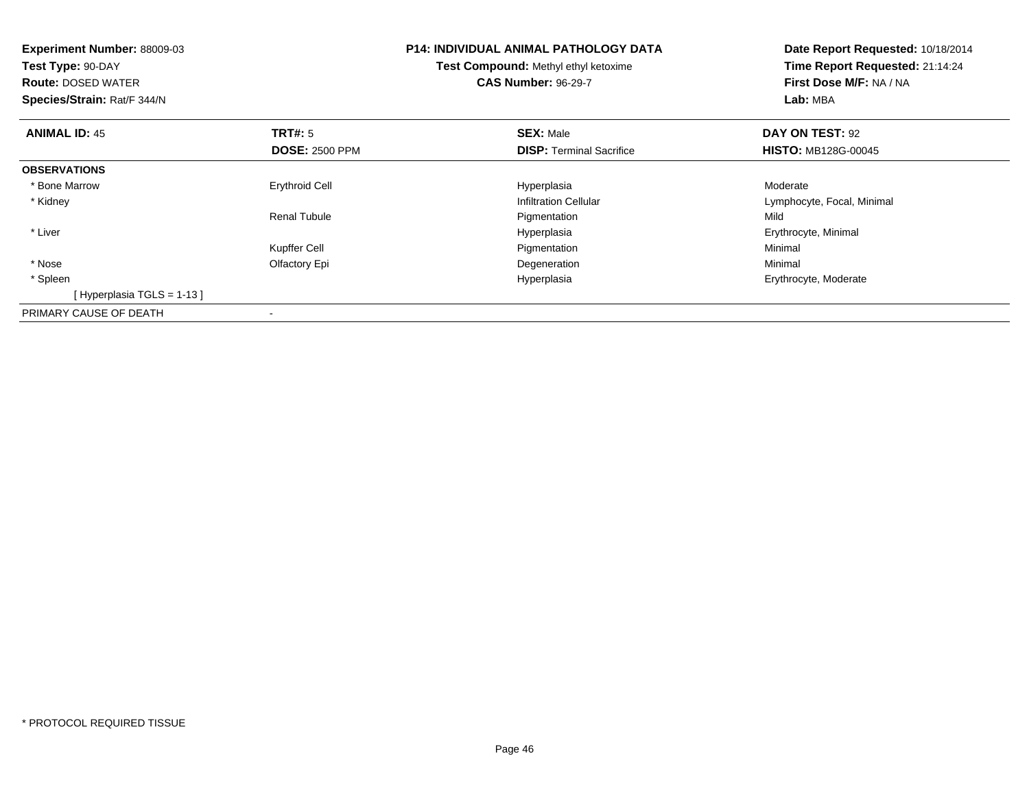**Experiment Number:** 88009-03
**Test Type:** 90-DAY
**Route:** DOSED WATER
**Species/Strain:** Rat/F 344/N

**P14: INDIVIDUAL ANIMAL PATHOLOGY DATA**
**Test Compound:** Methyl ethyl ketoxime
**CAS Number:** 96-29-7

**Date Report Requested:** 10/18/2014
**Time Report Requested:** 21:14:24
**First Dose M/F:** NA / NA
**Lab:** MBA

| **ANIMAL ID:** 45 | **TRT#:** 5 | **SEX:** Male | **DAY ON TEST:** 92 |
|---|---|---|---|
| | **DOSE:** 2500 PPM | **DISP:** Terminal Sacrifice | **HISTO:** MB128G-00045 |
| **OBSERVATIONS** | | | |
| * Bone Marrow | Erythroid Cell | Hyperplasia | Moderate |
| * Kidney | | Infiltration Cellular | Lymphocyte, Focal, Minimal |
| | Renal Tubule | Pigmentation | Mild |
| * Liver | | Hyperplasia | Erythrocyte, Minimal |
| | Kupffer Cell | Pigmentation | Minimal |
| * Nose | Olfactory Epi | Degeneration | Minimal |
| * Spleen | | Hyperplasia | Erythrocyte, Moderate |
| [ Hyperplasia TGLS = 1-13 ] | | | |
| PRIMARY CAUSE OF DEATH | - | | |

* PROTOCOL REQUIRED TISSUE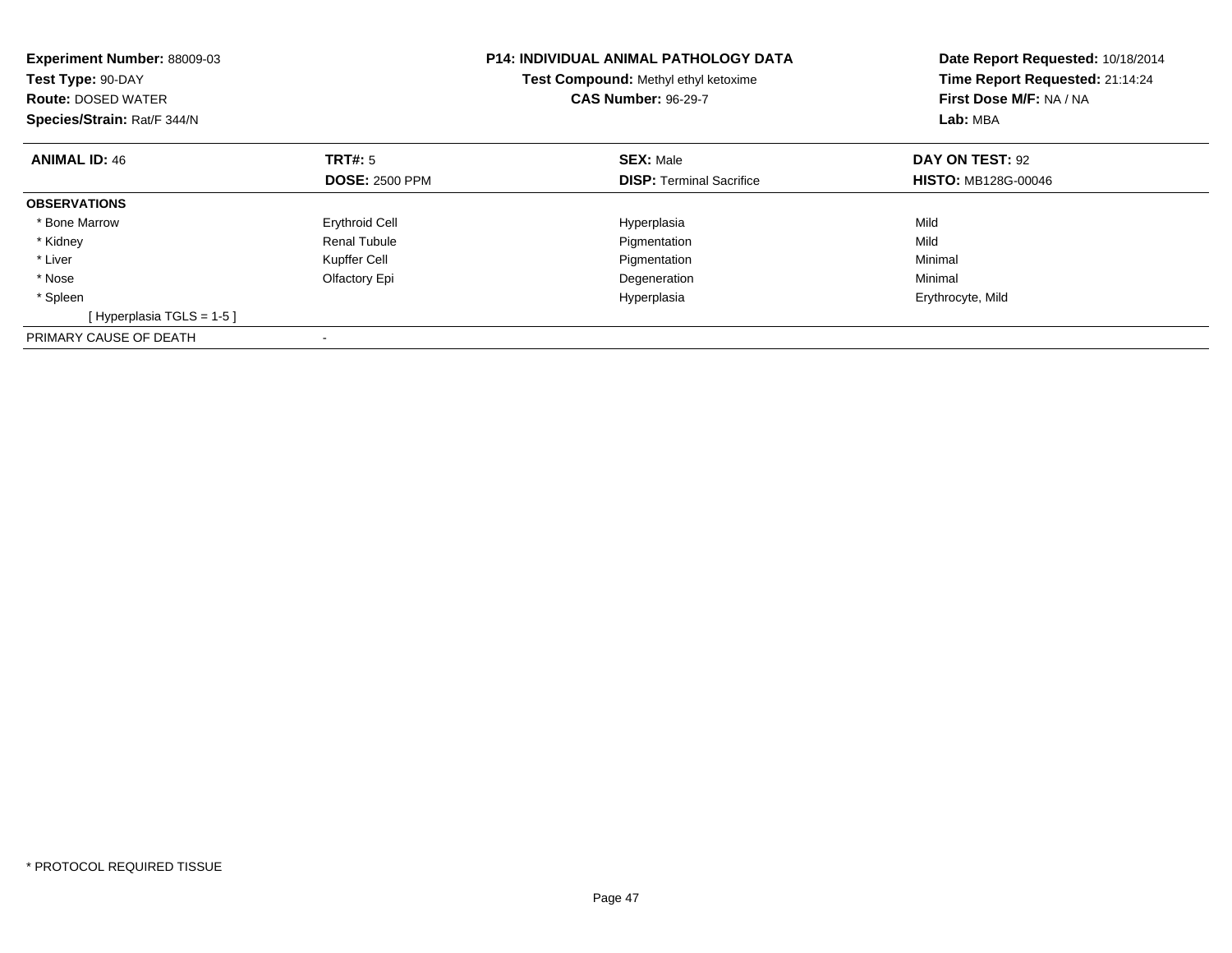**Experiment Number:** 88009-03
**Test Type:** 90-DAY
**Route:** DOSED WATER
**Species/Strain:** Rat/F 344/N

**P14: INDIVIDUAL ANIMAL PATHOLOGY DATA**
**Test Compound:** Methyl ethyl ketoxime
**CAS Number:** 96-29-7

**Date Report Requested:** 10/18/2014
**Time Report Requested:** 21:14:24
**First Dose M/F:** NA / NA
**Lab:** MBA

| **ANIMAL ID:** 46 | **TRT#:** 5 | **SEX:** Male | **DAY ON TEST:** 92 |
|---|---|---|---|
| | **DOSE:** 2500 PPM | **DISP:** Terminal Sacrifice | **HISTO:** MB128G-00046 |
| **OBSERVATIONS** | | | |
| * Bone Marrow | Erythroid Cell | Hyperplasia | Mild |
| * Kidney | Renal Tubule | Pigmentation | Mild |
| * Liver | Kupffer Cell | Pigmentation | Minimal |
| * Nose | Olfactory Epi | Degeneration | Minimal |
| * Spleen | | Hyperplasia | Erythrocyte, Mild |
| [ Hyperplasia TGLS = 1-5 ] | | | |
| PRIMARY CAUSE OF DEATH | - | | |

* PROTOCOL REQUIRED TISSUE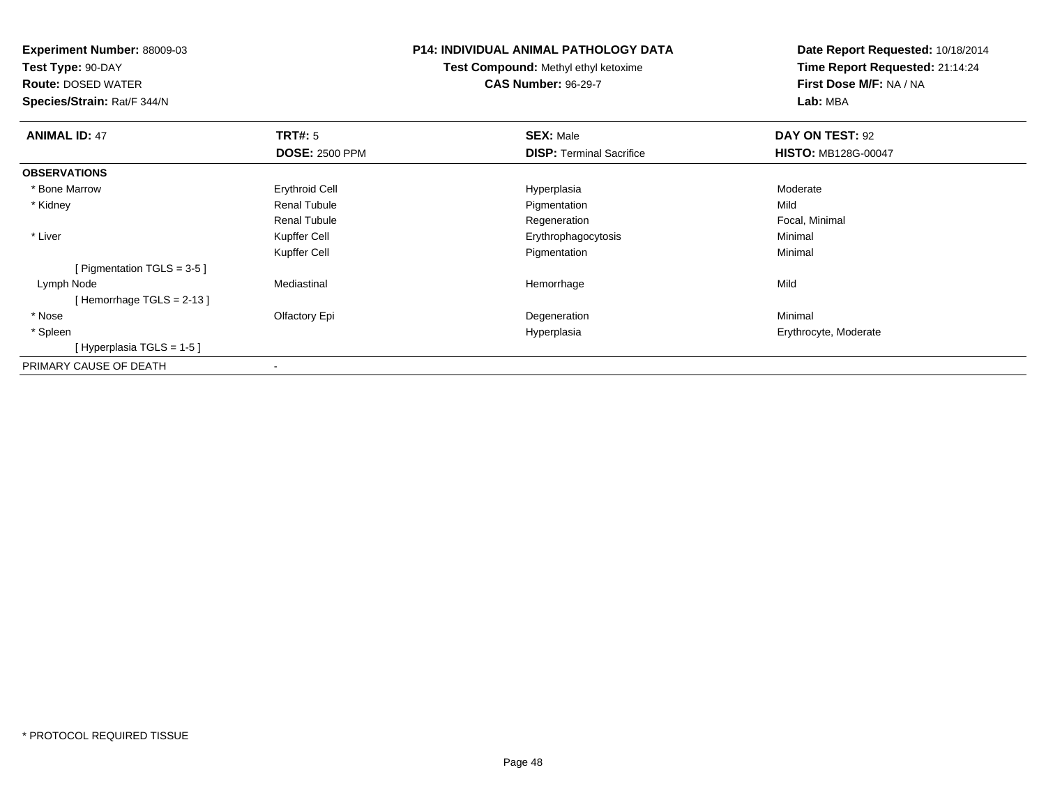**Experiment Number:** 88009-03
**Test Type:** 90-DAY
**Route:** DOSED WATER
**Species/Strain:** Rat/F 344/N

**P14: INDIVIDUAL ANIMAL PATHOLOGY DATA**
**Test Compound:** Methyl ethyl ketoxime
**CAS Number:** 96-29-7

**Date Report Requested:** 10/18/2014
**Time Report Requested:** 21:14:24
**First Dose M/F:** NA / NA
**Lab:** MBA

| **ANIMAL ID:** 47 | **TRT#:** 5 | **SEX:** Male | **DAY ON TEST:** 92 |
|---|---|---|---|
| | **DOSE:** 2500 PPM | **DISP:** Terminal Sacrifice | **HISTO:** MB128G-00047 |
| **OBSERVATIONS** | | | |
| * Bone Marrow | Erythroid Cell | Hyperplasia | Moderate |
| * Kidney | Renal Tubule | Pigmentation | Mild |
| | Renal Tubule | Regeneration | Focal, Minimal |
| * Liver | Kupffer Cell | Erythrophagocytosis | Minimal |
| | Kupffer Cell | Pigmentation | Minimal |
| [ Pigmentation TGLS = 3-5 ] | | | |
| Lymph Node | Mediastinal | Hemorrhage | Mild |
| [ Hemorrhage TGLS = 2-13 ] | | | |
| * Nose | Olfactory Epi | Degeneration | Minimal |
| * Spleen | | Hyperplasia | Erythrocyte, Moderate |
| [ Hyperplasia TGLS = 1-5 ] | | | |
| PRIMARY CAUSE OF DEATH | - | | |

* PROTOCOL REQUIRED TISSUE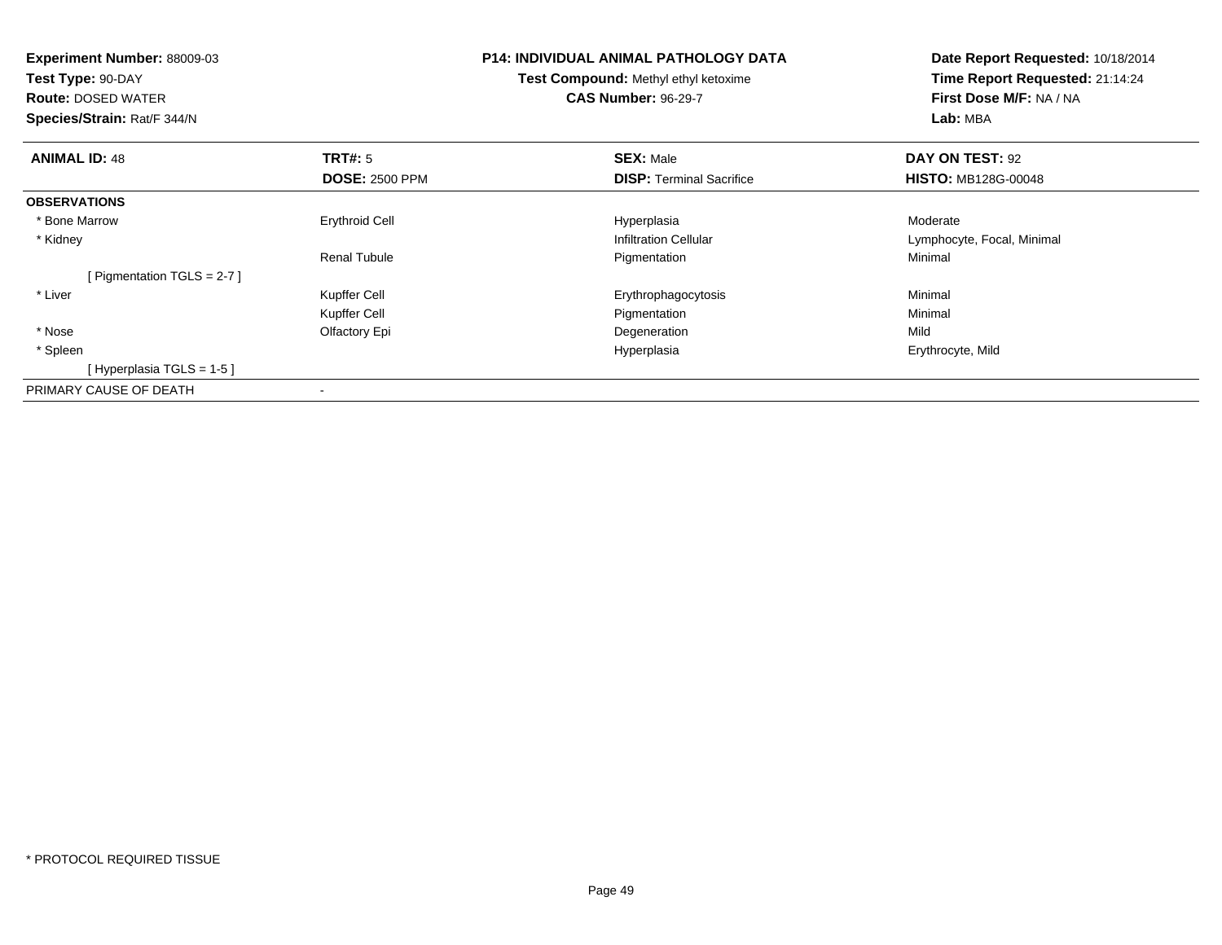**Experiment Number:** 88009-03
**Test Type:** 90-DAY
**Route:** DOSED WATER
**Species/Strain:** Rat/F 344/N

**P14: INDIVIDUAL ANIMAL PATHOLOGY DATA**
**Test Compound:** Methyl ethyl ketoxime
**CAS Number:** 96-29-7

**Date Report Requested:** 10/18/2014
**Time Report Requested:** 21:14:24
**First Dose M/F:** NA / NA
**Lab:** MBA

| **ANIMAL ID:** 48 | **TRT#:** 5 | **SEX:** Male | **DAY ON TEST:** 92 |
|---|---|---|---|
| | **DOSE:** 2500 PPM | **DISP:** Terminal Sacrifice | **HISTO:** MB128G-00048 |
| **OBSERVATIONS** | | | |
| * Bone Marrow | Erythroid Cell | Hyperplasia | Moderate |
| * Kidney | | Infiltration Cellular | Lymphocyte, Focal, Minimal |
| | Renal Tubule | Pigmentation | Minimal |
| [ Pigmentation TGLS = 2-7 ] | | | |
| * Liver | Kupffer Cell | Erythrophagocytosis | Minimal |
| | Kupffer Cell | Pigmentation | Minimal |
| * Nose | Olfactory Epi | Degeneration | Mild |
| * Spleen | | Hyperplasia | Erythrocyte, Mild |
| [ Hyperplasia TGLS = 1-5 ] | | | |
| PRIMARY CAUSE OF DEATH | - | | |

* PROTOCOL REQUIRED TISSUE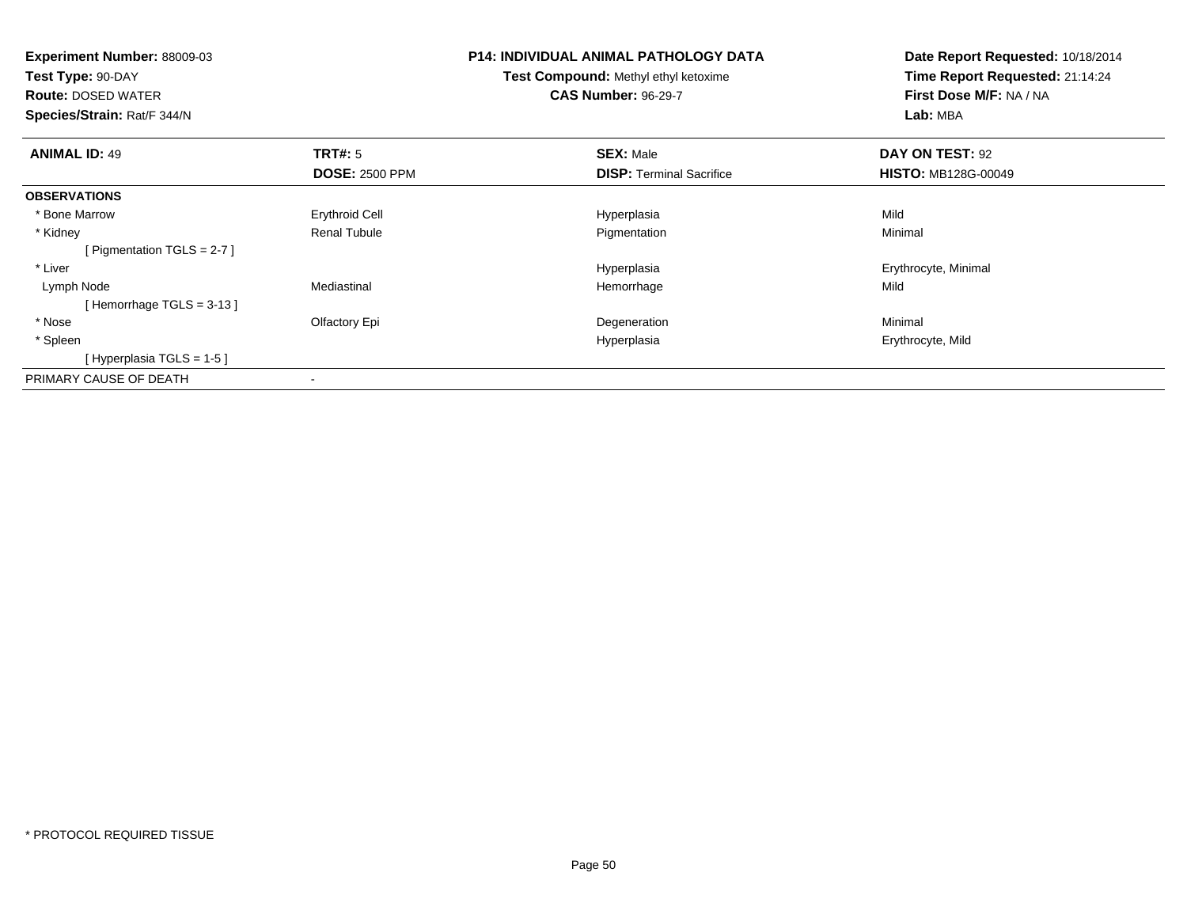**Experiment Number:** 88009-03
**Test Type:** 90-DAY
**Route:** DOSED WATER
**Species/Strain:** Rat/F 344/N

**P14: INDIVIDUAL ANIMAL PATHOLOGY DATA**
**Test Compound:** Methyl ethyl ketoxime
**CAS Number:** 96-29-7

**Date Report Requested:** 10/18/2014
**Time Report Requested:** 21:14:24
**First Dose M/F:** NA / NA
**Lab:** MBA

| **ANIMAL ID:** 49 | **TRT#:** 5 | **SEX:** Male | **DAY ON TEST:** 92 |
|---|---|---|---|
| | **DOSE:** 2500 PPM | **DISP:** Terminal Sacrifice | **HISTO:** MB128G-00049 |
| **OBSERVATIONS** | | | |
| * Bone Marrow | Erythroid Cell | Hyperplasia | Mild |
| * Kidney | Renal Tubule | Pigmentation | Minimal |
| [ Pigmentation TGLS = 2-7 ] | | | |
| * Liver | | Hyperplasia | Erythrocyte, Minimal |
| Lymph Node | Mediastinal | Hemorrhage | Mild |
| [ Hemorrhage TGLS = 3-13 ] | | | |
| * Nose | Olfactory Epi | Degeneration | Minimal |
| * Spleen | | Hyperplasia | Erythrocyte, Mild |
| [ Hyperplasia TGLS = 1-5 ] | | | |
| PRIMARY CAUSE OF DEATH | - | | |

* PROTOCOL REQUIRED TISSUE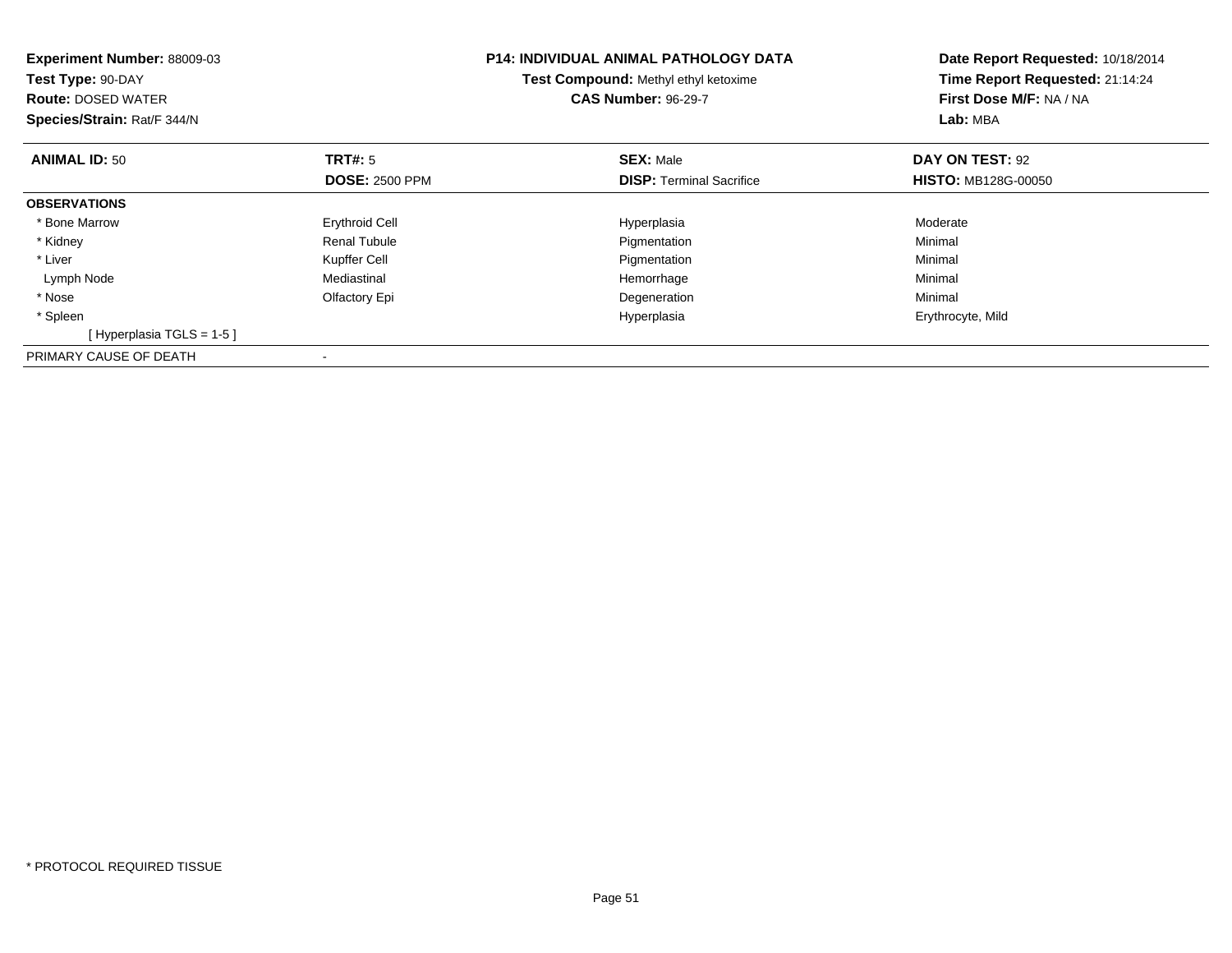**Experiment Number:** 88009-03
**Test Type:** 90-DAY
**Route:** DOSED WATER
**Species/Strain:** Rat/F 344/N

**P14: INDIVIDUAL ANIMAL PATHOLOGY DATA**
**Test Compound:** Methyl ethyl ketoxime
**CAS Number:** 96-29-7

**Date Report Requested:** 10/18/2014
**Time Report Requested:** 21:14:24
**First Dose M/F:** NA / NA
**Lab:** MBA

| **ANIMAL ID:** 50 | **TRT#:** 5 | **SEX:** Male | **DAY ON TEST:** 92 |
|---|---|---|---|
| | **DOSE:** 2500 PPM | **DISP:** Terminal Sacrifice | **HISTO:** MB128G-00050 |
| **OBSERVATIONS** | | | |
| * Bone Marrow | Erythroid Cell | Hyperplasia | Moderate |
| * Kidney | Renal Tubule | Pigmentation | Minimal |
| * Liver | Kupffer Cell | Pigmentation | Minimal |
| Lymph Node | Mediastinal | Hemorrhage | Minimal |
| * Nose | Olfactory Epi | Degeneration | Minimal |
| * Spleen | | Hyperplasia | Erythrocyte, Mild |
| [ Hyperplasia TGLS = 1-5 ] | | | |
| PRIMARY CAUSE OF DEATH | - | | |

* PROTOCOL REQUIRED TISSUE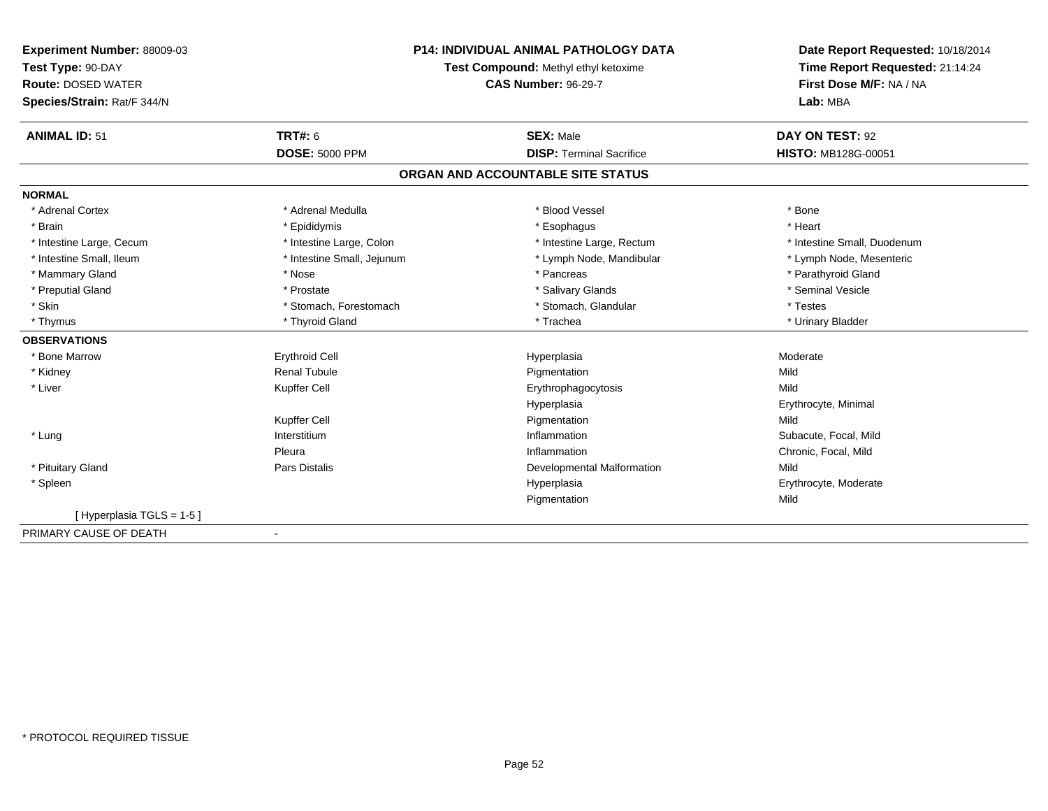**Experiment Number:** 88009-03
**Test Type:** 90-DAY
**Route:** DOSED WATER
**Species/Strain:** Rat/F 344/N

**P14: INDIVIDUAL ANIMAL PATHOLOGY DATA**
**Test Compound:** Methyl ethyl ketoxime
**CAS Number:** 96-29-7

**Date Report Requested:** 10/18/2014
**Time Report Requested:** 21:14:24
**First Dose M/F:** NA / NA
**Lab:** MBA

| **ANIMAL ID:** 51 | **TRT#:** 6 | **SEX:** Male | **DAY ON TEST:** 92 |
|---|---|---|---|
| | **DOSE:** 5000 PPM | **DISP:** Terminal Sacrifice | **HISTO:** MB128G-00051 |

## ORGAN AND ACCOUNTABLE SITE STATUS

**NORMAL**

| | | | |
|---|---|---|---|
| * Adrenal Cortex | * Adrenal Medulla | * Blood Vessel | * Bone |
| * Brain | * Epididymis | * Esophagus | * Heart |
| * Intestine Large, Cecum | * Intestine Large, Colon | * Intestine Large, Rectum | * Intestine Small, Duodenum |
| * Intestine Small, Ileum | * Intestine Small, Jejunum | * Lymph Node, Mandibular | * Lymph Node, Mesenteric |
| * Mammary Gland | * Nose | * Pancreas | * Parathyroid Gland |
| * Preputial Gland | * Prostate | * Salivary Glands | * Seminal Vesicle |
| * Skin | * Stomach, Forestomach | * Stomach, Glandular | * Testes |
| * Thymus | * Thyroid Gland | * Trachea | * Urinary Bladder |

**OBSERVATIONS**

| | | | |
|---|---|---|---|
| * Bone Marrow | Erythroid Cell | Hyperplasia | Moderate |
| * Kidney | Renal Tubule | Pigmentation | Mild |
| * Liver | Kupffer Cell | Erythrophagocytosis | Mild |
| | | Hyperplasia | Erythrocyte, Minimal |
| | Kupffer Cell | Pigmentation | Mild |
| * Lung | Interstitium | Inflammation | Subacute, Focal, Mild |
| | Pleura | Inflammation | Chronic, Focal, Mild |
| * Pituitary Gland | Pars Distalis | Developmental Malformation | Mild |
| * Spleen | | Hyperplasia | Erythrocyte, Moderate |
| | | Pigmentation | Mild |

[ Hyperplasia TGLS = 1-5 ]

PRIMARY CAUSE OF DEATH -

* PROTOCOL REQUIRED TISSUE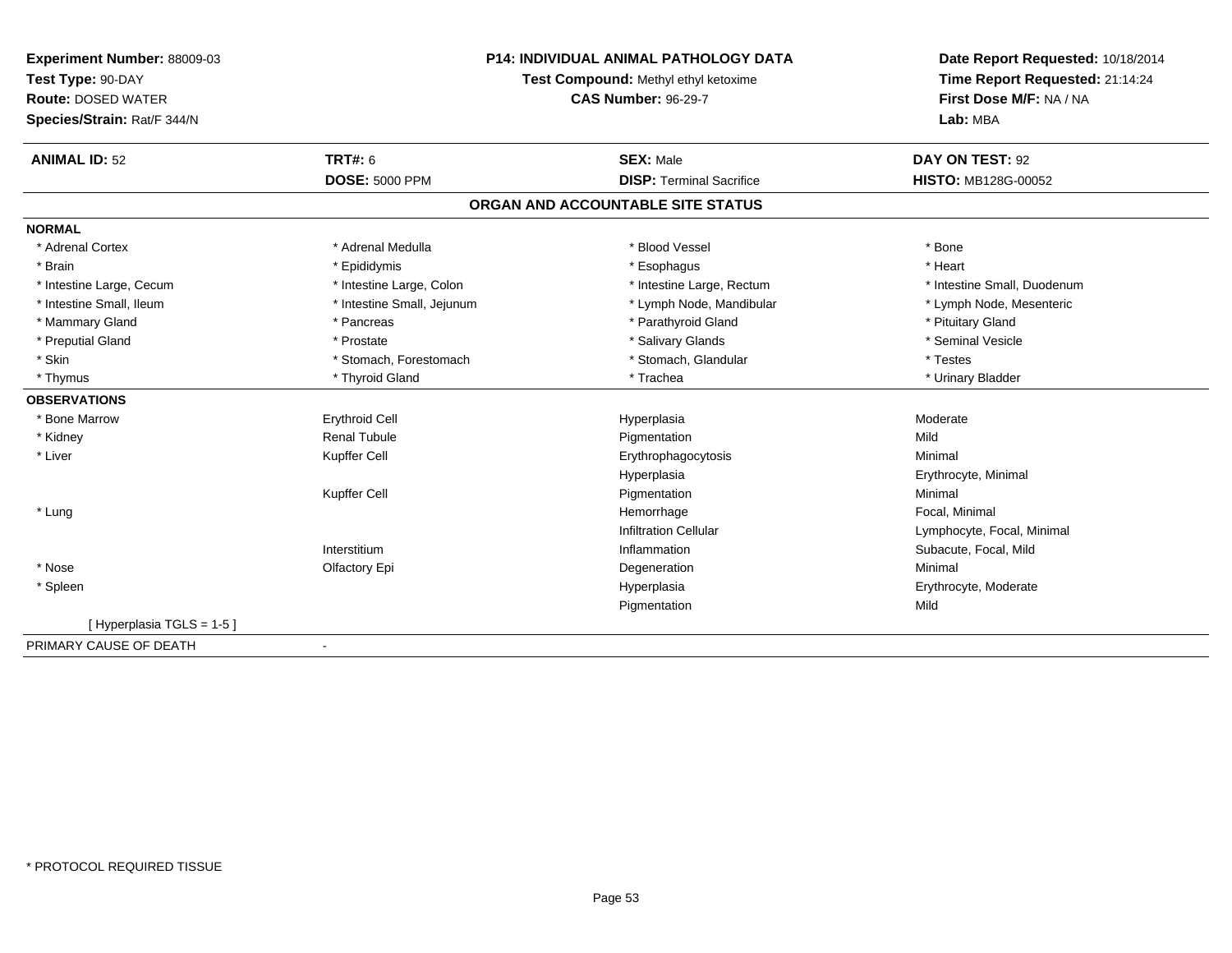**Experiment Number:** 88009-03
**Test Type:** 90-DAY
**Route:** DOSED WATER
**Species/Strain:** Rat/F 344/N

**P14: INDIVIDUAL ANIMAL PATHOLOGY DATA**
**Test Compound:** Methyl ethyl ketoxime
**CAS Number:** 96-29-7

**Date Report Requested:** 10/18/2014
**Time Report Requested:** 21:14:24
**First Dose M/F:** NA / NA
**Lab:** MBA

| **ANIMAL ID:** 52 | **TRT#:** 6 | **SEX:** Male | **DAY ON TEST:** 92 |
|---|---|---|---|
| | **DOSE:** 5000 PPM | **DISP:** Terminal Sacrifice | **HISTO:** MB128G-00052 |

## ORGAN AND ACCOUNTABLE SITE STATUS

| | | | |
|---|---|---|---|
| **NORMAL** | | | |
| * Adrenal Cortex | * Adrenal Medulla | * Blood Vessel | * Bone |
| * Brain | * Epididymis | * Esophagus | * Heart |
| * Intestine Large, Cecum | * Intestine Large, Colon | * Intestine Large, Rectum | * Intestine Small, Duodenum |
| * Intestine Small, Ileum | * Intestine Small, Jejunum | * Lymph Node, Mandibular | * Lymph Node, Mesenteric |
| * Mammary Gland | * Pancreas | * Parathyroid Gland | * Pituitary Gland |
| * Preputial Gland | * Prostate | * Salivary Glands | * Seminal Vesicle |
| * Skin | * Stomach, Forestomach | * Stomach, Glandular | * Testes |
| * Thymus | * Thyroid Gland | * Trachea | * Urinary Bladder |
| **OBSERVATIONS** | | | |
| * Bone Marrow | Erythroid Cell | Hyperplasia | Moderate |
| * Kidney | Renal Tubule | Pigmentation | Mild |
| * Liver | Kupffer Cell | Erythrophagocytosis | Minimal |
| | | Hyperplasia | Erythrocyte, Minimal |
| | Kupffer Cell | Pigmentation | Minimal |
| * Lung | | Hemorrhage | Focal, Minimal |
| | | Infiltration Cellular | Lymphocyte, Focal, Minimal |
| | Interstitium | Inflammation | Subacute, Focal, Mild |
| * Nose | Olfactory Epi | Degeneration | Minimal |
| * Spleen | | Hyperplasia | Erythrocyte, Moderate |
| | | Pigmentation | Mild |
| [ Hyperplasia TGLS = 1-5 ] | | | |

PRIMARY CAUSE OF DEATH -

* PROTOCOL REQUIRED TISSUE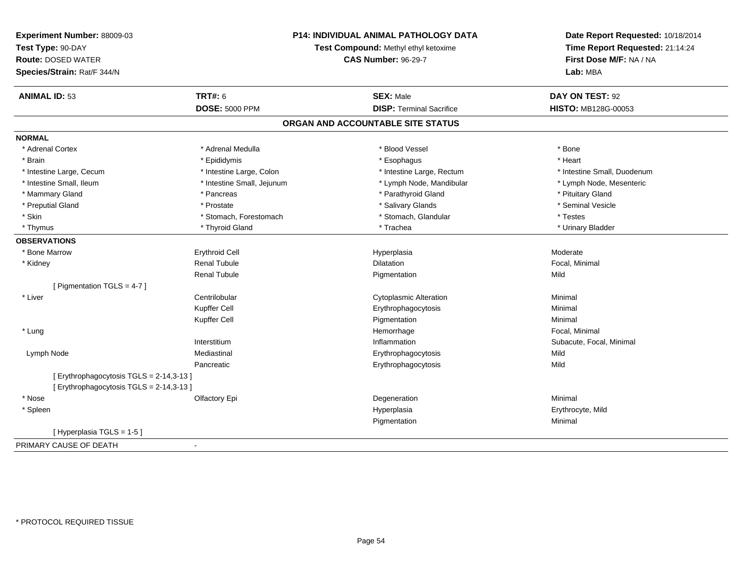**Experiment Number:** 88009-03
**Test Type:** 90-DAY
**Route:** DOSED WATER
**Species/Strain:** Rat/F 344/N

**P14: INDIVIDUAL ANIMAL PATHOLOGY DATA**
**Test Compound:** Methyl ethyl ketoxime
**CAS Number:** 96-29-7

**Date Report Requested:** 10/18/2014
**Time Report Requested:** 21:14:24
**First Dose M/F:** NA / NA
**Lab:** MBA

| **ANIMAL ID:** 53 | **TRT#:** 6 | **SEX:** Male | **DAY ON TEST:** 92 |
|---|---|---|---|
| | **DOSE:** 5000 PPM | **DISP:** Terminal Sacrifice | **HISTO:** MB128G-00053 |

## ORGAN AND ACCOUNTABLE SITE STATUS

**NORMAL**

| | | | |
|---|---|---|---|
| * Adrenal Cortex | * Adrenal Medulla | * Blood Vessel | * Bone |
| * Brain | * Epididymis | * Esophagus | * Heart |
| * Intestine Large, Cecum | * Intestine Large, Colon | * Intestine Large, Rectum | * Intestine Small, Duodenum |
| * Intestine Small, Ileum | * Intestine Small, Jejunum | * Lymph Node, Mandibular | * Lymph Node, Mesenteric |
| * Mammary Gland | * Pancreas | * Parathyroid Gland | * Pituitary Gland |
| * Preputial Gland | * Prostate | * Salivary Glands | * Seminal Vesicle |
| * Skin | * Stomach, Forestomach | * Stomach, Glandular | * Testes |
| * Thymus | * Thyroid Gland | * Trachea | * Urinary Bladder |

**OBSERVATIONS**

| | | | |
|---|---|---|---|
| * Bone Marrow | Erythroid Cell | Hyperplasia | Moderate |
| * Kidney | Renal Tubule | Dilatation | Focal, Minimal |
| | Renal Tubule | Pigmentation | Mild |
| [ Pigmentation TGLS = 4-7 ] | | | |
| * Liver | Centrilobular | Cytoplasmic Alteration | Minimal |
| | Kupffer Cell | Erythrophagocytosis | Minimal |
| | Kupffer Cell | Pigmentation | Minimal |
| * Lung | | Hemorrhage | Focal, Minimal |
| | Interstitium | Inflammation | Subacute, Focal, Minimal |
| Lymph Node | Mediastinal | Erythrophagocytosis | Mild |
| | Pancreatic | Erythrophagocytosis | Mild |
| [ Erythrophagocytosis TGLS = 2-14,3-13 ] | | | |
| [ Erythrophagocytosis TGLS = 2-14,3-13 ] | | | |
| * Nose | Olfactory Epi | Degeneration | Minimal |
| * Spleen | | Hyperplasia | Erythrocyte, Mild |
| | | Pigmentation | Minimal |
| [ Hyperplasia TGLS = 1-5 ] | | | |

PRIMARY CAUSE OF DEATH -

* PROTOCOL REQUIRED TISSUE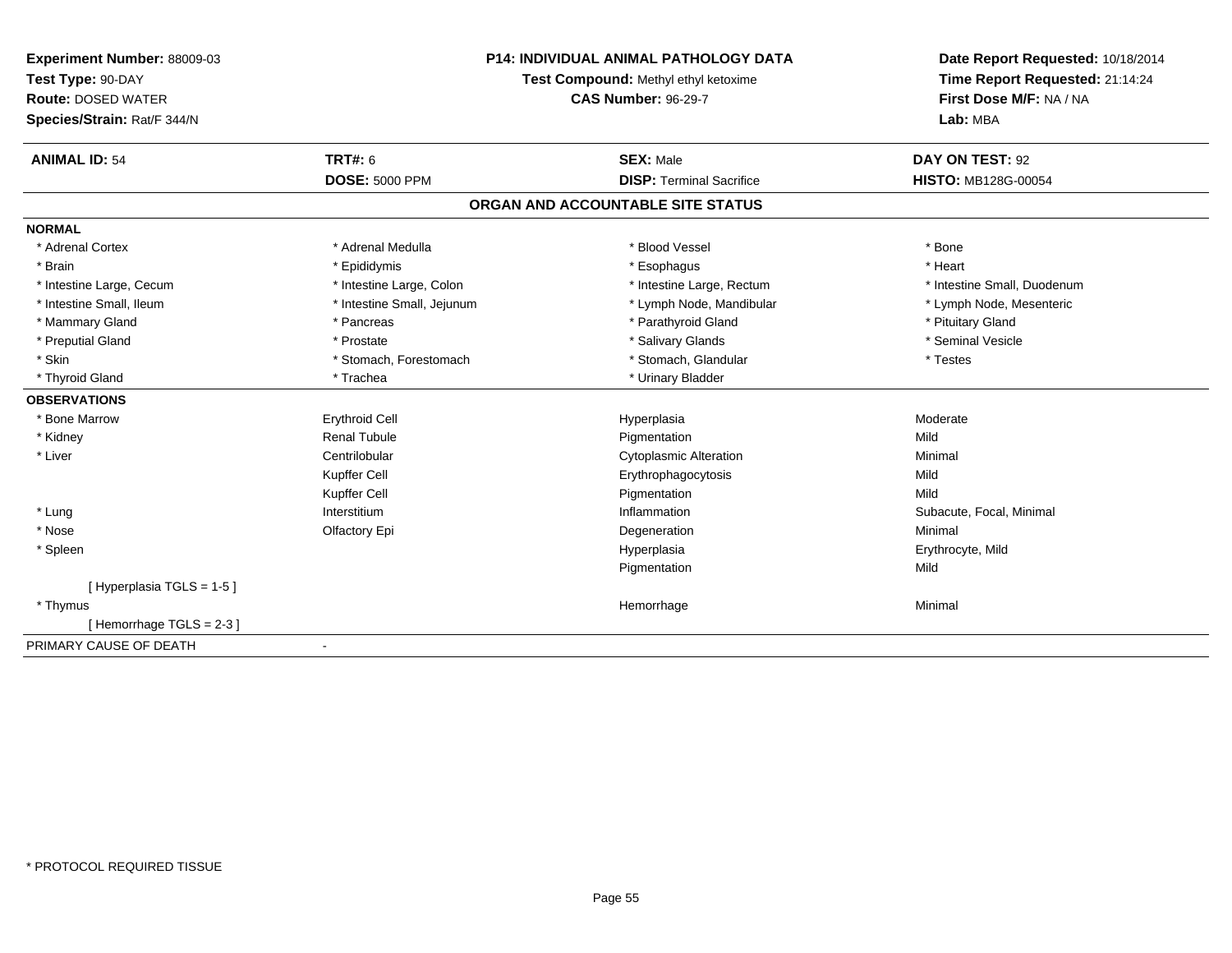**Experiment Number:** 88009-03
**Test Type:** 90-DAY
**Route:** DOSED WATER
**Species/Strain:** Rat/F 344/N

**P14: INDIVIDUAL ANIMAL PATHOLOGY DATA**
**Test Compound:** Methyl ethyl ketoxime
**CAS Number:** 96-29-7

**Date Report Requested:** 10/18/2014
**Time Report Requested:** 21:14:24
**First Dose M/F:** NA / NA
**Lab:** MBA

| **ANIMAL ID:** 54 | **TRT#:** 6 | **SEX:** Male | **DAY ON TEST:** 92 |
|---|---|---|---|
| | **DOSE:** 5000 PPM | **DISP:** Terminal Sacrifice | **HISTO:** MB128G-00054 |

## ORGAN AND ACCOUNTABLE SITE STATUS

| | | | |
|---|---|---|---|
| **NORMAL** | | | |
| * Adrenal Cortex | * Adrenal Medulla | * Blood Vessel | * Bone |
| * Brain | * Epididymis | * Esophagus | * Heart |
| * Intestine Large, Cecum | * Intestine Large, Colon | * Intestine Large, Rectum | * Intestine Small, Duodenum |
| * Intestine Small, Ileum | * Intestine Small, Jejunum | * Lymph Node, Mandibular | * Lymph Node, Mesenteric |
| * Mammary Gland | * Pancreas | * Parathyroid Gland | * Pituitary Gland |
| * Preputial Gland | * Prostate | * Salivary Glands | * Seminal Vesicle |
| * Skin | * Stomach, Forestomach | * Stomach, Glandular | * Testes |
| * Thyroid Gland | * Trachea | * Urinary Bladder | |
| **OBSERVATIONS** | | | |
| * Bone Marrow | Erythroid Cell | Hyperplasia | Moderate |
| * Kidney | Renal Tubule | Pigmentation | Mild |
| * Liver | Centrilobular | Cytoplasmic Alteration | Minimal |
| | Kupffer Cell | Erythrophagocytosis | Mild |
| | Kupffer Cell | Pigmentation | Mild |
| * Lung | Interstitium | Inflammation | Subacute, Focal, Minimal |
| * Nose | Olfactory Epi | Degeneration | Minimal |
| * Spleen | | Hyperplasia | Erythrocyte, Mild |
| | | Pigmentation | Mild |
| [ Hyperplasia TGLS = 1-5 ] | | | |
| * Thymus | | Hemorrhage | Minimal |
| [ Hemorrhage TGLS = 2-3 ] | | | |
| PRIMARY CAUSE OF DEATH | - | | |

* PROTOCOL REQUIRED TISSUE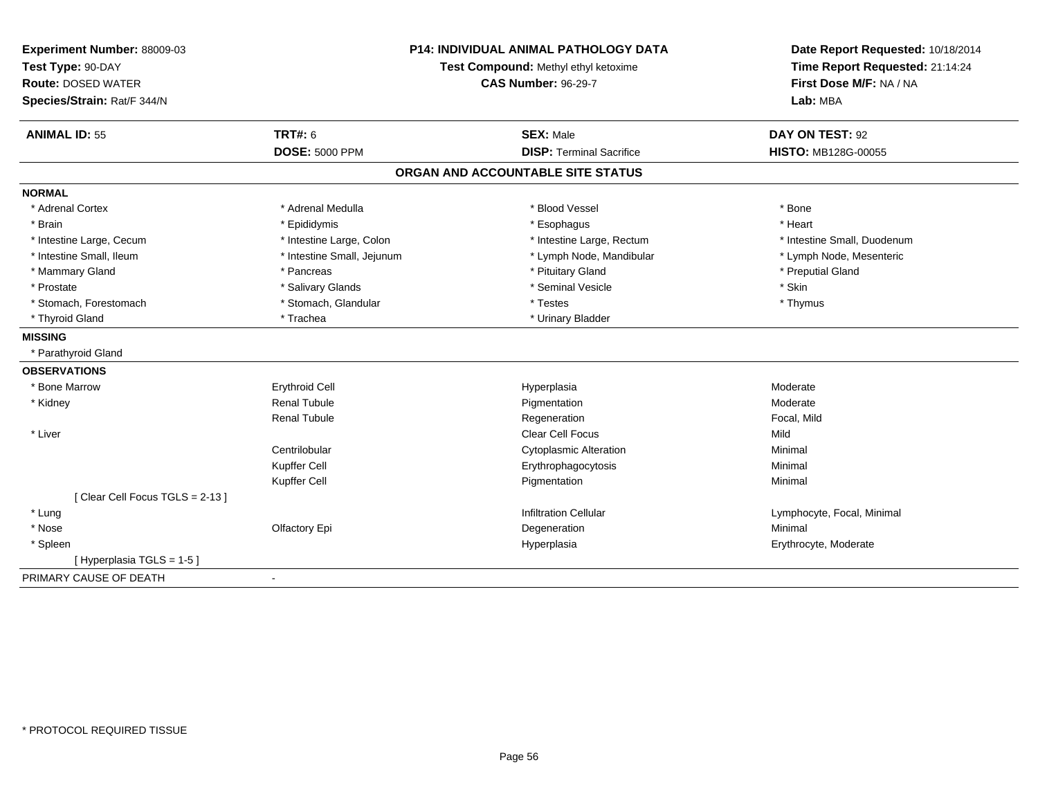**Experiment Number:** 88009-03
**Test Type:** 90-DAY
**Route:** DOSED WATER
**Species/Strain:** Rat/F 344/N

**P14: INDIVIDUAL ANIMAL PATHOLOGY DATA**
**Test Compound:** Methyl ethyl ketoxime
**CAS Number:** 96-29-7

**Date Report Requested:** 10/18/2014
**Time Report Requested:** 21:14:24
**First Dose M/F:** NA / NA
**Lab:** MBA

| **ANIMAL ID:** 55 | **TRT#:** 6 | **SEX:** Male | **DAY ON TEST:** 92 |
|---|---|---|---|
| | **DOSE:** 5000 PPM | **DISP:** Terminal Sacrifice | **HISTO:** MB128G-00055 |

## ORGAN AND ACCOUNTABLE SITE STATUS

**NORMAL**

| | | | |
|---|---|---|---|
| * Adrenal Cortex | * Adrenal Medulla | * Blood Vessel | * Bone |
| * Brain | * Epididymis | * Esophagus | * Heart |
| * Intestine Large, Cecum | * Intestine Large, Colon | * Intestine Large, Rectum | * Intestine Small, Duodenum |
| * Intestine Small, Ileum | * Intestine Small, Jejunum | * Lymph Node, Mandibular | * Lymph Node, Mesenteric |
| * Mammary Gland | * Pancreas | * Pituitary Gland | * Preputial Gland |
| * Prostate | * Salivary Glands | * Seminal Vesicle | * Skin |
| * Stomach, Forestomach | * Stomach, Glandular | * Testes | * Thymus |
| * Thyroid Gland | * Trachea | * Urinary Bladder | |

**MISSING**

* Parathyroid Gland

**OBSERVATIONS**

| | | | |
|---|---|---|---|
| * Bone Marrow | Erythroid Cell | Hyperplasia | Moderate |
| * Kidney | Renal Tubule | Pigmentation | Moderate |
| | Renal Tubule | Regeneration | Focal, Mild |
| * Liver | | Clear Cell Focus | Mild |
| | Centrilobular | Cytoplasmic Alteration | Minimal |
| | Kupffer Cell | Erythrophagocytosis | Minimal |
| | Kupffer Cell | Pigmentation | Minimal |
| [ Clear Cell Focus TGLS = 2-13 ] | | | |
| * Lung | | Infiltration Cellular | Lymphocyte, Focal, Minimal |
| * Nose | Olfactory Epi | Degeneration | Minimal |
| * Spleen | | Hyperplasia | Erythrocyte, Moderate |
| [ Hyperplasia TGLS = 1-5 ] | | | |

PRIMARY CAUSE OF DEATH -

* PROTOCOL REQUIRED TISSUE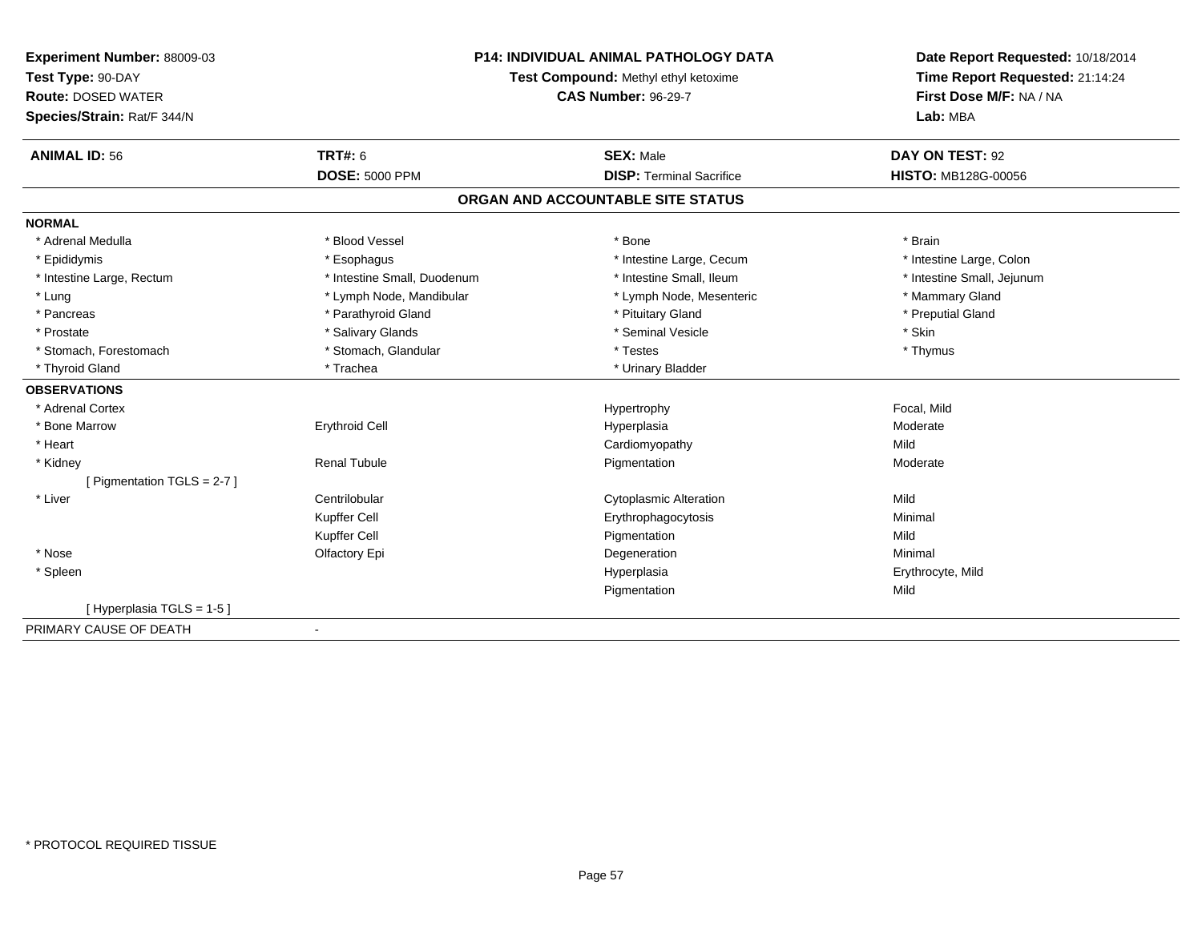**Experiment Number:** 88009-03
**Test Type:** 90-DAY
**Route:** DOSED WATER
**Species/Strain:** Rat/F 344/N

**P14: INDIVIDUAL ANIMAL PATHOLOGY DATA**
**Test Compound:** Methyl ethyl ketoxime
**CAS Number:** 96-29-7

**Date Report Requested:** 10/18/2014
**Time Report Requested:** 21:14:24
**First Dose M/F:** NA / NA
**Lab:** MBA

| **ANIMAL ID:** 56 | **TRT#:** 6 | **SEX:** Male | **DAY ON TEST:** 92 |
|---|---|---|---|
| | **DOSE:** 5000 PPM | **DISP:** Terminal Sacrifice | **HISTO:** MB128G-00056 |

## ORGAN AND ACCOUNTABLE SITE STATUS

| | | | |
|---|---|---|---|
| **NORMAL** | | | |
| * Adrenal Medulla | * Blood Vessel | * Bone | * Brain |
| * Epididymis | * Esophagus | * Intestine Large, Cecum | * Intestine Large, Colon |
| * Intestine Large, Rectum | * Intestine Small, Duodenum | * Intestine Small, Ileum | * Intestine Small, Jejunum |
| * Lung | * Lymph Node, Mandibular | * Lymph Node, Mesenteric | * Mammary Gland |
| * Pancreas | * Parathyroid Gland | * Pituitary Gland | * Preputial Gland |
| * Prostate | * Salivary Glands | * Seminal Vesicle | * Skin |
| * Stomach, Forestomach | * Stomach, Glandular | * Testes | * Thymus |
| * Thyroid Gland | * Trachea | * Urinary Bladder | |
| **OBSERVATIONS** | | | |
| * Adrenal Cortex | | Hypertrophy | Focal, Mild |
| * Bone Marrow | Erythroid Cell | Hyperplasia | Moderate |
| * Heart | | Cardiomyopathy | Mild |
| * Kidney | Renal Tubule | Pigmentation | Moderate |
| [ Pigmentation TGLS = 2-7 ] | | | |
| * Liver | Centrilobular | Cytoplasmic Alteration | Mild |
| | Kupffer Cell | Erythrophagocytosis | Minimal |
| | Kupffer Cell | Pigmentation | Mild |
| * Nose | Olfactory Epi | Degeneration | Minimal |
| * Spleen | | Hyperplasia | Erythrocyte, Mild |
| | | Pigmentation | Mild |
| [ Hyperplasia TGLS = 1-5 ] | | | |
| PRIMARY CAUSE OF DEATH | - | | |

* PROTOCOL REQUIRED TISSUE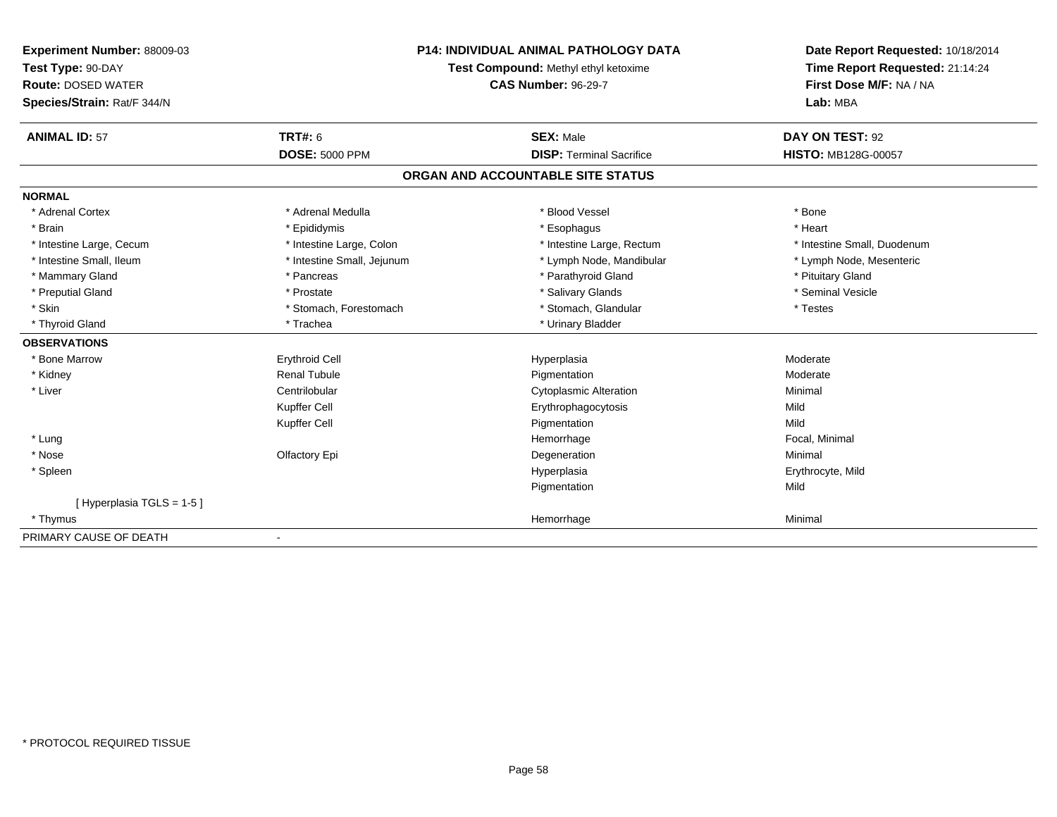**Experiment Number:** 88009-03
**Test Type:** 90-DAY
**Route:** DOSED WATER
**Species/Strain:** Rat/F 344/N

**P14: INDIVIDUAL ANIMAL PATHOLOGY DATA**
**Test Compound:** Methyl ethyl ketoxime
**CAS Number:** 96-29-7

**Date Report Requested:** 10/18/2014
**Time Report Requested:** 21:14:24
**First Dose M/F:** NA / NA
**Lab:** MBA

| **ANIMAL ID:** 57 | **TRT#:** 6 | **SEX:** Male | **DAY ON TEST:** 92 |
|---|---|---|---|
| | **DOSE:** 5000 PPM | **DISP:** Terminal Sacrifice | **HISTO:** MB128G-00057 |

## ORGAN AND ACCOUNTABLE SITE STATUS

| | | | |
|---|---|---|---|
| **NORMAL** | | | |
| * Adrenal Cortex | * Adrenal Medulla | * Blood Vessel | * Bone |
| * Brain | * Epididymis | * Esophagus | * Heart |
| * Intestine Large, Cecum | * Intestine Large, Colon | * Intestine Large, Rectum | * Intestine Small, Duodenum |
| * Intestine Small, Ileum | * Intestine Small, Jejunum | * Lymph Node, Mandibular | * Lymph Node, Mesenteric |
| * Mammary Gland | * Pancreas | * Parathyroid Gland | * Pituitary Gland |
| * Preputial Gland | * Prostate | * Salivary Glands | * Seminal Vesicle |
| * Skin | * Stomach, Forestomach | * Stomach, Glandular | * Testes |
| * Thyroid Gland | * Trachea | * Urinary Bladder | |
| **OBSERVATIONS** | | | |
| * Bone Marrow | Erythroid Cell | Hyperplasia | Moderate |
| * Kidney | Renal Tubule | Pigmentation | Moderate |
| * Liver | Centrilobular | Cytoplasmic Alteration | Minimal |
| | Kupffer Cell | Erythrophagocytosis | Mild |
| | Kupffer Cell | Pigmentation | Mild |
| * Lung | | Hemorrhage | Focal, Minimal |
| * Nose | Olfactory Epi | Degeneration | Minimal |
| * Spleen | | Hyperplasia | Erythrocyte, Mild |
| | | Pigmentation | Mild |
| [ Hyperplasia TGLS = 1-5 ] | | | |
| * Thymus | | Hemorrhage | Minimal |
| PRIMARY CAUSE OF DEATH | - | | |

\* PROTOCOL REQUIRED TISSUE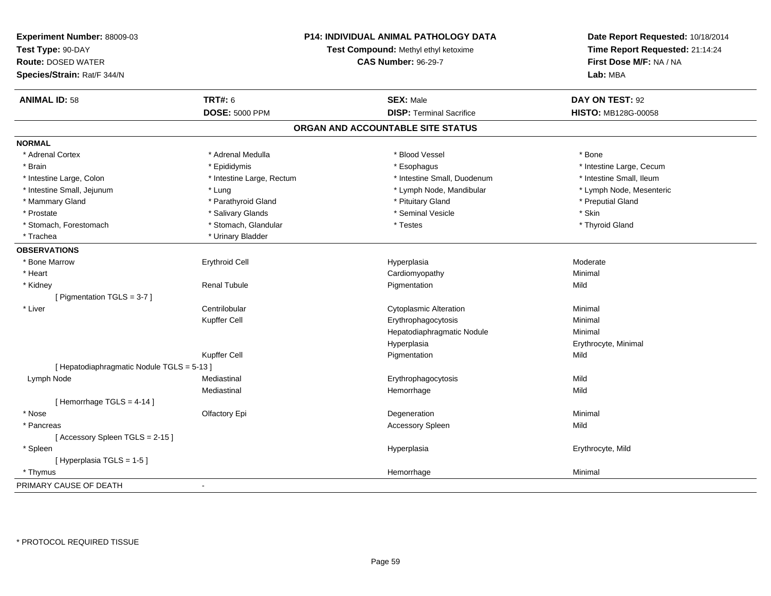**Experiment Number:** 88009-03
**Test Type:** 90-DAY
**Route:** DOSED WATER
**Species/Strain:** Rat/F 344/N

**P14: INDIVIDUAL ANIMAL PATHOLOGY DATA**
**Test Compound:** Methyl ethyl ketoxime
**CAS Number:** 96-29-7

**Date Report Requested:** 10/18/2014
**Time Report Requested:** 21:14:24
**First Dose M/F:** NA / NA
**Lab:** MBA

| **ANIMAL ID:** 58 | **TRT#:** 6 | **SEX:** Male | **DAY ON TEST:** 92 |
|---|---|---|---|
| | **DOSE:** 5000 PPM | **DISP:** Terminal Sacrifice | **HISTO:** MB128G-00058 |

## ORGAN AND ACCOUNTABLE SITE STATUS

**NORMAL**

| | | | |
|---|---|---|---|
| * Adrenal Cortex | * Adrenal Medulla | * Blood Vessel | * Bone |
| * Brain | * Epididymis | * Esophagus | * Intestine Large, Cecum |
| * Intestine Large, Colon | * Intestine Large, Rectum | * Intestine Small, Duodenum | * Intestine Small, Ileum |
| * Intestine Small, Jejunum | * Lung | * Lymph Node, Mandibular | * Lymph Node, Mesenteric |
| * Mammary Gland | * Parathyroid Gland | * Pituitary Gland | * Preputial Gland |
| * Prostate | * Salivary Glands | * Seminal Vesicle | * Skin |
| * Stomach, Forestomach | * Stomach, Glandular | * Testes | * Thyroid Gland |
| * Trachea | * Urinary Bladder | | |

**OBSERVATIONS**

| | | | |
|---|---|---|---|
| * Bone Marrow | Erythroid Cell | Hyperplasia | Moderate |
| * Heart | | Cardiomyopathy | Minimal |
| * Kidney | Renal Tubule | Pigmentation | Mild |
| [ Pigmentation TGLS = 3-7 ] | | | |
| * Liver | Centrilobular | Cytoplasmic Alteration | Minimal |
| | Kupffer Cell | Erythrophagocytosis | Minimal |
| | | Hepatodiaphragmatic Nodule | Minimal |
| | | Hyperplasia | Erythrocyte, Minimal |
| | Kupffer Cell | Pigmentation | Mild |
| [ Hepatodiaphragmatic Nodule TGLS = 5-13 ] | | | |
| Lymph Node | Mediastinal | Erythrophagocytosis | Mild |
| | Mediastinal | Hemorrhage | Mild |
| [ Hemorrhage TGLS = 4-14 ] | | | |
| * Nose | Olfactory Epi | Degeneration | Minimal |
| * Pancreas | | Accessory Spleen | Mild |
| [ Accessory Spleen TGLS = 2-15 ] | | | |
| * Spleen | | Hyperplasia | Erythrocyte, Mild |
| [ Hyperplasia TGLS = 1-5 ] | | | |
| * Thymus | | Hemorrhage | Minimal |

PRIMARY CAUSE OF DEATH -

* PROTOCOL REQUIRED TISSUE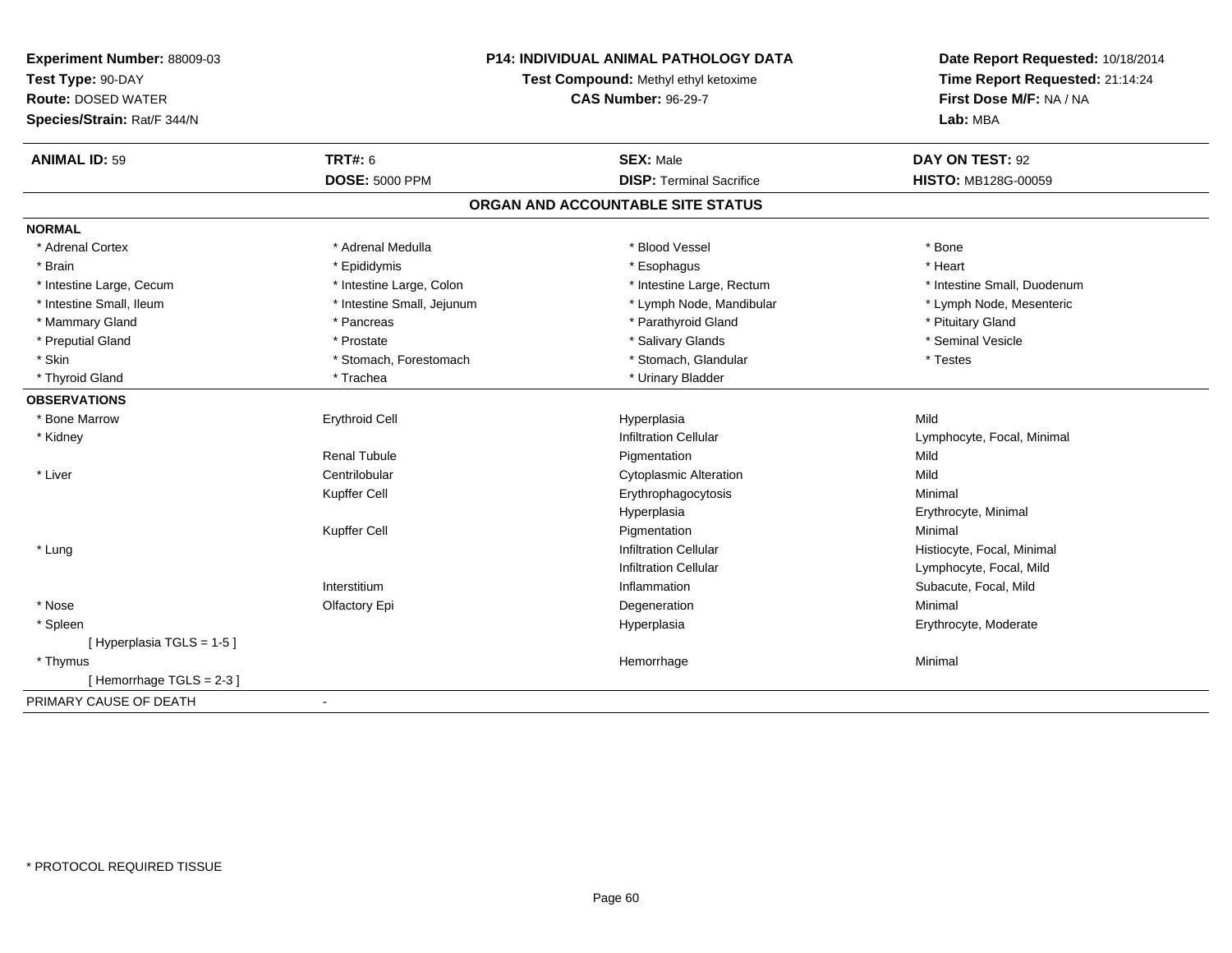**Experiment Number:** 88009-03
**Test Type:** 90-DAY
**Route:** DOSED WATER
**Species/Strain:** Rat/F 344/N

**P14: INDIVIDUAL ANIMAL PATHOLOGY DATA**
**Test Compound:** Methyl ethyl ketoxime
**CAS Number:** 96-29-7

**Date Report Requested:** 10/18/2014
**Time Report Requested:** 21:14:24
**First Dose M/F:** NA / NA
**Lab:** MBA

| **ANIMAL ID:** 59 | **TRT#:** 6 | **SEX:** Male | **DAY ON TEST:** 92 |
|---|---|---|---|
| | **DOSE:** 5000 PPM | **DISP:** Terminal Sacrifice | **HISTO:** MB128G-00059 |

## ORGAN AND ACCOUNTABLE SITE STATUS

**NORMAL**

| | | | |
|---|---|---|---|
| * Adrenal Cortex | * Adrenal Medulla | * Blood Vessel | * Bone |
| * Brain | * Epididymis | * Esophagus | * Heart |
| * Intestine Large, Cecum | * Intestine Large, Colon | * Intestine Large, Rectum | * Intestine Small, Duodenum |
| * Intestine Small, Ileum | * Intestine Small, Jejunum | * Lymph Node, Mandibular | * Lymph Node, Mesenteric |
| * Mammary Gland | * Pancreas | * Parathyroid Gland | * Pituitary Gland |
| * Preputial Gland | * Prostate | * Salivary Glands | * Seminal Vesicle |
| * Skin | * Stomach, Forestomach | * Stomach, Glandular | * Testes |
| * Thyroid Gland | * Trachea | * Urinary Bladder | |

**OBSERVATIONS**

| | | | |
|---|---|---|---|
| * Bone Marrow | Erythroid Cell | Hyperplasia | Mild |
| * Kidney | | Infiltration Cellular | Lymphocyte, Focal, Minimal |
| | Renal Tubule | Pigmentation | Mild |
| * Liver | Centrilobular | Cytoplasmic Alteration | Mild |
| | Kupffer Cell | Erythrophagocytosis | Minimal |
| | | Hyperplasia | Erythrocyte, Minimal |
| | Kupffer Cell | Pigmentation | Minimal |
| * Lung | | Infiltration Cellular | Histiocyte, Focal, Minimal |
| | | Infiltration Cellular | Lymphocyte, Focal, Mild |
| | Interstitium | Inflammation | Subacute, Focal, Mild |
| * Nose | Olfactory Epi | Degeneration | Minimal |
| * Spleen | | Hyperplasia | Erythrocyte, Moderate |
| [ Hyperplasia TGLS = 1-5 ] | | | |
| * Thymus | | Hemorrhage | Minimal |
| [ Hemorrhage TGLS = 2-3 ] | | | |

PRIMARY CAUSE OF DEATH -

* PROTOCOL REQUIRED TISSUE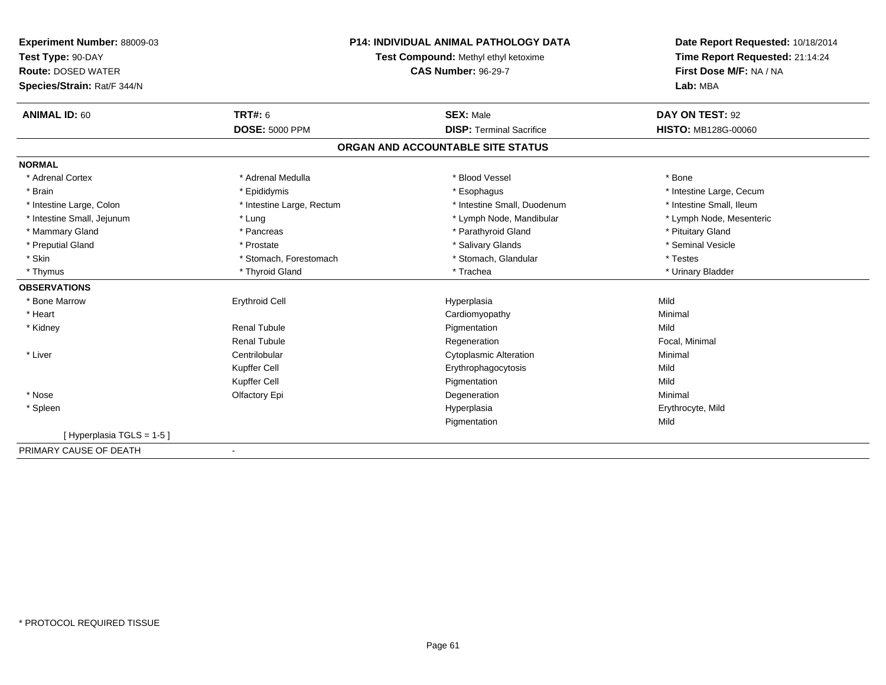**Experiment Number:** 88009-03
**Test Type:** 90-DAY
**Route:** DOSED WATER
**Species/Strain:** Rat/F 344/N

**P14: INDIVIDUAL ANIMAL PATHOLOGY DATA**
**Test Compound:** Methyl ethyl ketoxime
**CAS Number:** 96-29-7

**Date Report Requested:** 10/18/2014
**Time Report Requested:** 21:14:24
**First Dose M/F:** NA / NA
**Lab:** MBA

| **ANIMAL ID:** 60 | **TRT#:** 6 | **SEX:** Male | **DAY ON TEST:** 92 |
|---|---|---|---|
| | **DOSE:** 5000 PPM | **DISP:** Terminal Sacrifice | **HISTO:** MB128G-00060 |

## ORGAN AND ACCOUNTABLE SITE STATUS

**NORMAL**

| | | | |
|---|---|---|---|
| * Adrenal Cortex | * Adrenal Medulla | * Blood Vessel | * Bone |
| * Brain | * Epididymis | * Esophagus | * Intestine Large, Cecum |
| * Intestine Large, Colon | * Intestine Large, Rectum | * Intestine Small, Duodenum | * Intestine Small, Ileum |
| * Intestine Small, Jejunum | * Lung | * Lymph Node, Mandibular | * Lymph Node, Mesenteric |
| * Mammary Gland | * Pancreas | * Parathyroid Gland | * Pituitary Gland |
| * Preputial Gland | * Prostate | * Salivary Glands | * Seminal Vesicle |
| * Skin | * Stomach, Forestomach | * Stomach, Glandular | * Testes |
| * Thymus | * Thyroid Gland | * Trachea | * Urinary Bladder |

**OBSERVATIONS**

| | | | |
|---|---|---|---|
| * Bone Marrow | Erythroid Cell | Hyperplasia | Mild |
| * Heart | | Cardiomyopathy | Minimal |
| * Kidney | Renal Tubule | Pigmentation | Mild |
| | Renal Tubule | Regeneration | Focal, Minimal |
| * Liver | Centrilobular | Cytoplasmic Alteration | Minimal |
| | Kupffer Cell | Erythrophagocytosis | Mild |
| | Kupffer Cell | Pigmentation | Mild |
| * Nose | Olfactory Epi | Degeneration | Minimal |
| * Spleen | | Hyperplasia | Erythrocyte, Mild |
| | | Pigmentation | Mild |

[ Hyperplasia TGLS = 1-5 ]

PRIMARY CAUSE OF DEATH -

* PROTOCOL REQUIRED TISSUE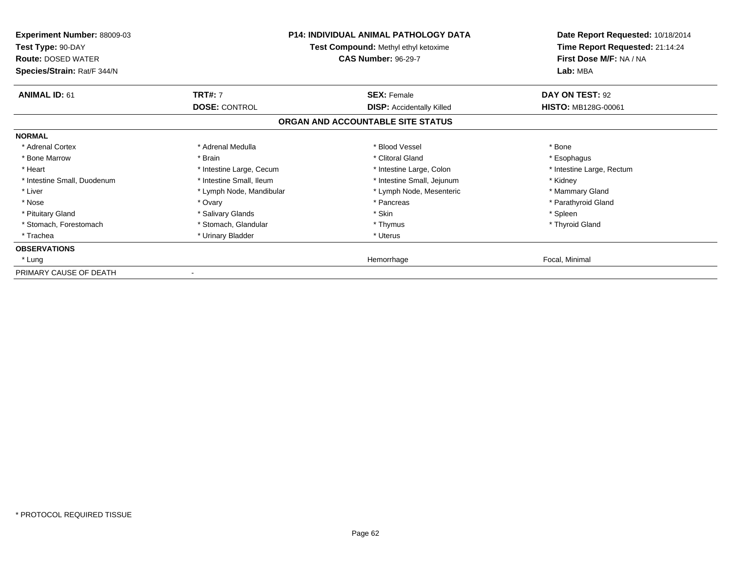**Experiment Number:** 88009-03
**Test Type:** 90-DAY
**Route:** DOSED WATER
**Species/Strain:** Rat/F 344/N

**P14: INDIVIDUAL ANIMAL PATHOLOGY DATA**
**Test Compound:** Methyl ethyl ketoxime
**CAS Number:** 96-29-7

**Date Report Requested:** 10/18/2014
**Time Report Requested:** 21:14:24
**First Dose M/F:** NA / NA
**Lab:** MBA

| **ANIMAL ID:** 61 | **TRT#:** 7 | **SEX:** Female | **DAY ON TEST:** 92 |
|---|---|---|---|
| | **DOSE:** CONTROL | **DISP:** Accidentally Killed | **HISTO:** MB128G-00061 |

## ORGAN AND ACCOUNTABLE SITE STATUS

| | | | |
|---|---|---|---|
| **NORMAL** | | | |
| * Adrenal Cortex | * Adrenal Medulla | * Blood Vessel | * Bone |
| * Bone Marrow | * Brain | * Clitoral Gland | * Esophagus |
| * Heart | * Intestine Large, Cecum | * Intestine Large, Colon | * Intestine Large, Rectum |
| * Intestine Small, Duodenum | * Intestine Small, Ileum | * Intestine Small, Jejunum | * Kidney |
| * Liver | * Lymph Node, Mandibular | * Lymph Node, Mesenteric | * Mammary Gland |
| * Nose | * Ovary | * Pancreas | * Parathyroid Gland |
| * Pituitary Gland | * Salivary Glands | * Skin | * Spleen |
| * Stomach, Forestomach | * Stomach, Glandular | * Thymus | * Thyroid Gland |
| * Trachea | * Urinary Bladder | * Uterus | |
| **OBSERVATIONS** | | | |
| * Lung | | Hemorrhage | Focal, Minimal |
| PRIMARY CAUSE OF DEATH | - | | |

* PROTOCOL REQUIRED TISSUE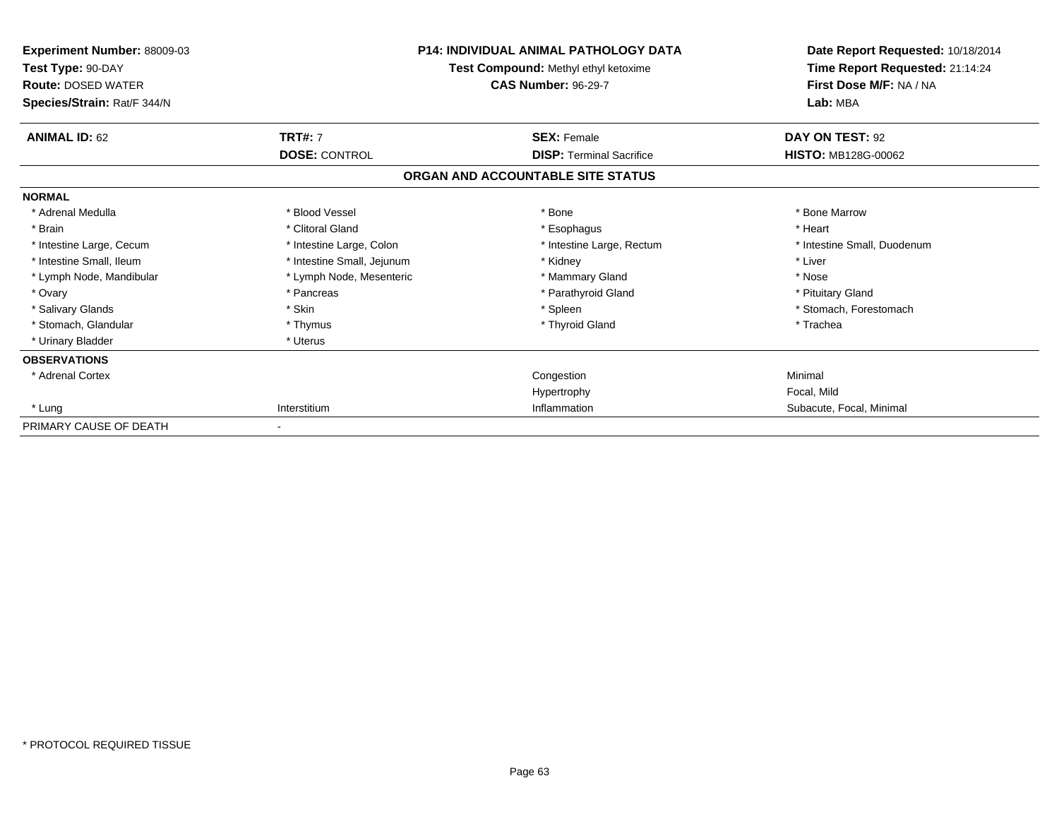**Experiment Number:** 88009-03
**Test Type:** 90-DAY
**Route:** DOSED WATER
**Species/Strain:** Rat/F 344/N

**P14: INDIVIDUAL ANIMAL PATHOLOGY DATA**
**Test Compound:** Methyl ethyl ketoxime
**CAS Number:** 96-29-7

**Date Report Requested:** 10/18/2014
**Time Report Requested:** 21:14:24
**First Dose M/F:** NA / NA
**Lab:** MBA

| **ANIMAL ID:** 62 | **TRT#:** 7 | **SEX:** Female | **DAY ON TEST:** 92 |
|---|---|---|---|
| | **DOSE:** CONTROL | **DISP:** Terminal Sacrifice | **HISTO:** MB128G-00062 |

## ORGAN AND ACCOUNTABLE SITE STATUS

| | | | |
|---|---|---|---|
| **NORMAL** | | | |
| * Adrenal Medulla | * Blood Vessel | * Bone | * Bone Marrow |
| * Brain | * Clitoral Gland | * Esophagus | * Heart |
| * Intestine Large, Cecum | * Intestine Large, Colon | * Intestine Large, Rectum | * Intestine Small, Duodenum |
| * Intestine Small, Ileum | * Intestine Small, Jejunum | * Kidney | * Liver |
| * Lymph Node, Mandibular | * Lymph Node, Mesenteric | * Mammary Gland | * Nose |
| * Ovary | * Pancreas | * Parathyroid Gland | * Pituitary Gland |
| * Salivary Glands | * Skin | * Spleen | * Stomach, Forestomach |
| * Stomach, Glandular | * Thymus | * Thyroid Gland | * Trachea |
| * Urinary Bladder | * Uterus | | |
| **OBSERVATIONS** | | | |
| * Adrenal Cortex | | Congestion | Minimal |
| | | Hypertrophy | Focal, Mild |
| * Lung | Interstitium | Inflammation | Subacute, Focal, Minimal |
| PRIMARY CAUSE OF DEATH | - | | |

* PROTOCOL REQUIRED TISSUE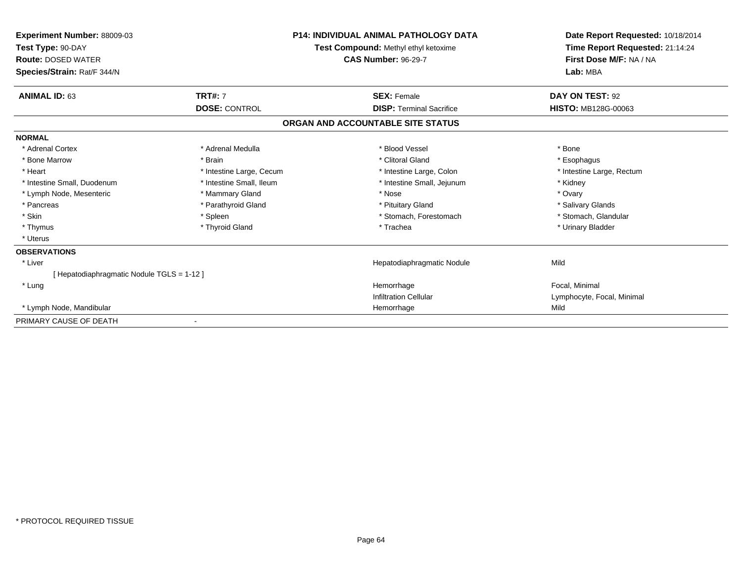**Experiment Number:** 88009-03
**Test Type:** 90-DAY
**Route:** DOSED WATER
**Species/Strain:** Rat/F 344/N

**P14: INDIVIDUAL ANIMAL PATHOLOGY DATA**
**Test Compound:** Methyl ethyl ketoxime
**CAS Number:** 96-29-7

**Date Report Requested:** 10/18/2014
**Time Report Requested:** 21:14:24
**First Dose M/F:** NA / NA
**Lab:** MBA

| **ANIMAL ID:** 63 | **TRT#:** 7 | **SEX:** Female | **DAY ON TEST:** 92 |
|---|---|---|---|
| | **DOSE:** CONTROL | **DISP:** Terminal Sacrifice | **HISTO:** MB128G-00063 |

## ORGAN AND ACCOUNTABLE SITE STATUS

**NORMAL**

| | | | |
|---|---|---|---|
| * Adrenal Cortex | * Adrenal Medulla | * Blood Vessel | * Bone |
| * Bone Marrow | * Brain | * Clitoral Gland | * Esophagus |
| * Heart | * Intestine Large, Cecum | * Intestine Large, Colon | * Intestine Large, Rectum |
| * Intestine Small, Duodenum | * Intestine Small, Ileum | * Intestine Small, Jejunum | * Kidney |
| * Lymph Node, Mesenteric | * Mammary Gland | * Nose | * Ovary |
| * Pancreas | * Parathyroid Gland | * Pituitary Gland | * Salivary Glands |
| * Skin | * Spleen | * Stomach, Forestomach | * Stomach, Glandular |
| * Thymus | * Thyroid Gland | * Trachea | * Urinary Bladder |
| * Uterus | | | |

**OBSERVATIONS**

| | | |
|---|---|---|
| * Liver | Hepatodiaphragmatic Nodule | Mild |
| [ Hepatodiaphragmatic Nodule TGLS = 1-12 ] | | |
| * Lung | Hemorrhage | Focal, Minimal |
| | Infiltration Cellular | Lymphocyte, Focal, Minimal |
| * Lymph Node, Mandibular | Hemorrhage | Mild |

PRIMARY CAUSE OF DEATH -

* PROTOCOL REQUIRED TISSUE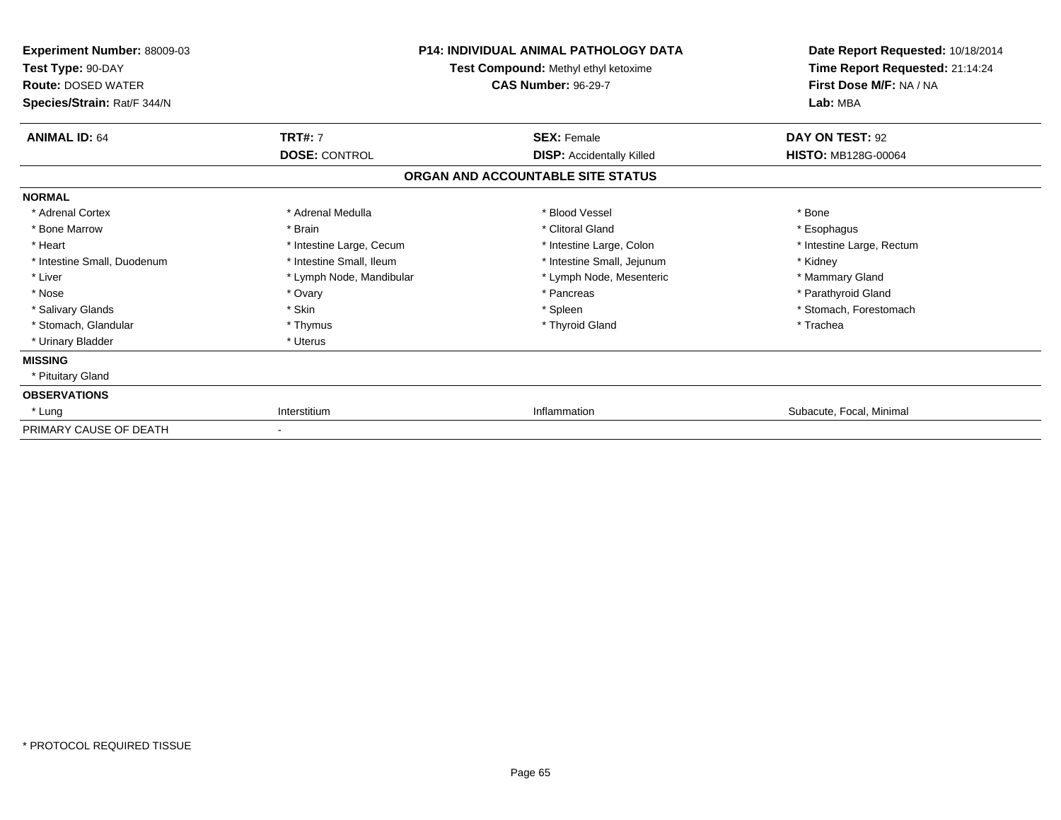**Experiment Number:** 88009-03
**Test Type:** 90-DAY
**Route:** DOSED WATER
**Species/Strain:** Rat/F 344/N

**P14: INDIVIDUAL ANIMAL PATHOLOGY DATA**
**Test Compound:** Methyl ethyl ketoxime
**CAS Number:** 96-29-7

**Date Report Requested:** 10/18/2014
**Time Report Requested:** 21:14:24
**First Dose M/F:** NA / NA
**Lab:** MBA

| **ANIMAL ID:** 64 | **TRT#:** 7 | **SEX:** Female | **DAY ON TEST:** 92 |
|---|---|---|---|
| | **DOSE:** CONTROL | **DISP:** Accidentally Killed | **HISTO:** MB128G-00064 |

## ORGAN AND ACCOUNTABLE SITE STATUS

| | | | |
|---|---|---|---|
| **NORMAL** | | | |
| * Adrenal Cortex | * Adrenal Medulla | * Blood Vessel | * Bone |
| * Bone Marrow | * Brain | * Clitoral Gland | * Esophagus |
| * Heart | * Intestine Large, Cecum | * Intestine Large, Colon | * Intestine Large, Rectum |
| * Intestine Small, Duodenum | * Intestine Small, Ileum | * Intestine Small, Jejunum | * Kidney |
| * Liver | * Lymph Node, Mandibular | * Lymph Node, Mesenteric | * Mammary Gland |
| * Nose | * Ovary | * Pancreas | * Parathyroid Gland |
| * Salivary Glands | * Skin | * Spleen | * Stomach, Forestomach |
| * Stomach, Glandular | * Thymus | * Thyroid Gland | * Trachea |
| * Urinary Bladder | * Uterus | | |
| **MISSING** | | | |
| * Pituitary Gland | | | |
| **OBSERVATIONS** | | | |
| * Lung | Interstitium | Inflammation | Subacute, Focal, Minimal |
| PRIMARY CAUSE OF DEATH | - | | |

* PROTOCOL REQUIRED TISSUE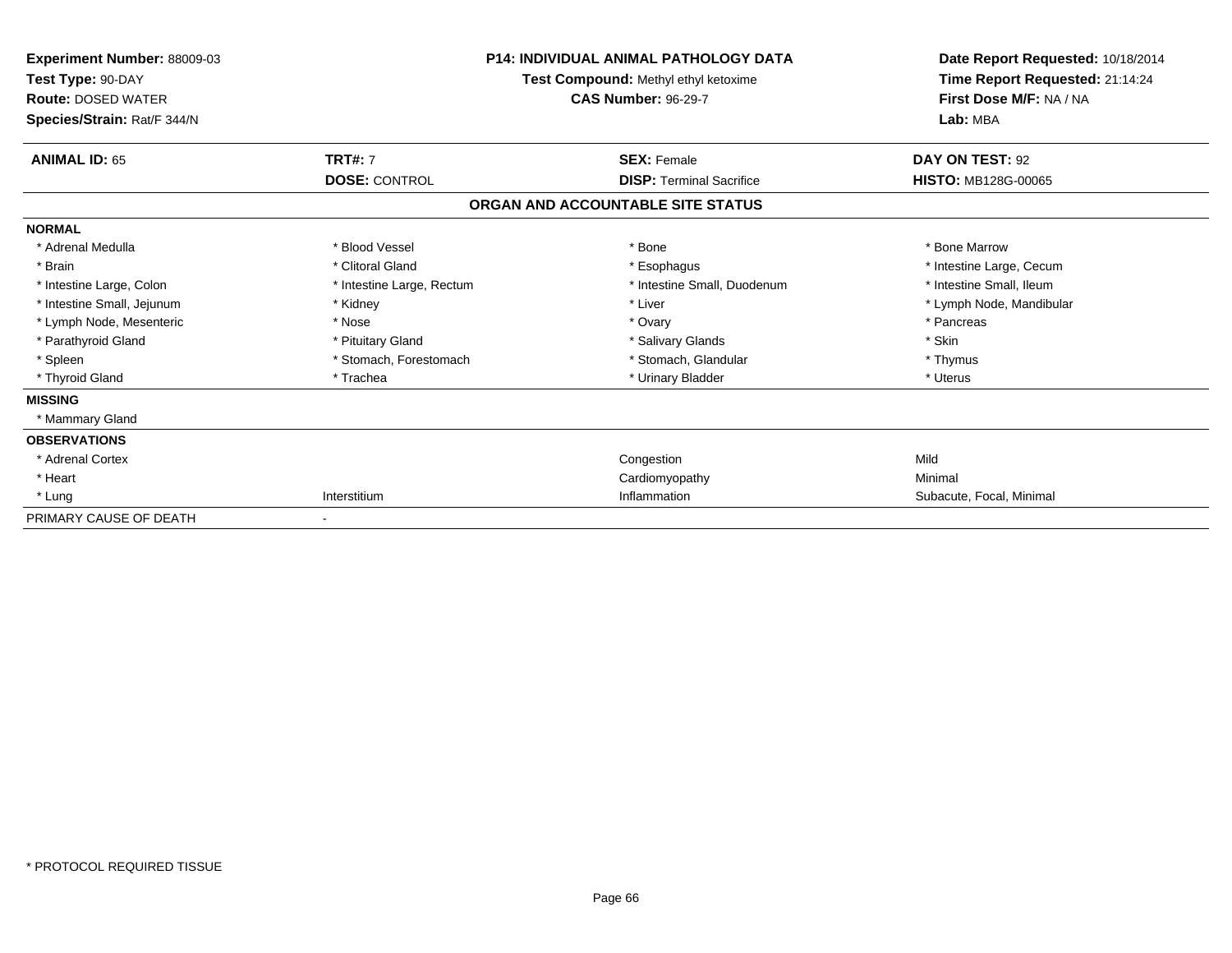**Experiment Number:** 88009-03
**Test Type:** 90-DAY
**Route:** DOSED WATER
**Species/Strain:** Rat/F 344/N

**P14: INDIVIDUAL ANIMAL PATHOLOGY DATA**
**Test Compound:** Methyl ethyl ketoxime
**CAS Number:** 96-29-7

**Date Report Requested:** 10/18/2014
**Time Report Requested:** 21:14:24
**First Dose M/F:** NA / NA
**Lab:** MBA

| **ANIMAL ID:** 65 | **TRT#:** 7 | **SEX:** Female | **DAY ON TEST:** 92 |
|---|---|---|---|
| | **DOSE:** CONTROL | **DISP:** Terminal Sacrifice | **HISTO:** MB128G-00065 |

## ORGAN AND ACCOUNTABLE SITE STATUS

| | | | |
|---|---|---|---|
| **NORMAL** | | | |
| * Adrenal Medulla | * Blood Vessel | * Bone | * Bone Marrow |
| * Brain | * Clitoral Gland | * Esophagus | * Intestine Large, Cecum |
| * Intestine Large, Colon | * Intestine Large, Rectum | * Intestine Small, Duodenum | * Intestine Small, Ileum |
| * Intestine Small, Jejunum | * Kidney | * Liver | * Lymph Node, Mandibular |
| * Lymph Node, Mesenteric | * Nose | * Ovary | * Pancreas |
| * Parathyroid Gland | * Pituitary Gland | * Salivary Glands | * Skin |
| * Spleen | * Stomach, Forestomach | * Stomach, Glandular | * Thymus |
| * Thyroid Gland | * Trachea | * Urinary Bladder | * Uterus |
| **MISSING** | | | |
| * Mammary Gland | | | |
| **OBSERVATIONS** | | | |
| * Adrenal Cortex | | Congestion | Mild |
| * Heart | | Cardiomyopathy | Minimal |
| * Lung | Interstitium | Inflammation | Subacute, Focal, Minimal |
| PRIMARY CAUSE OF DEATH | - | | |

* PROTOCOL REQUIRED TISSUE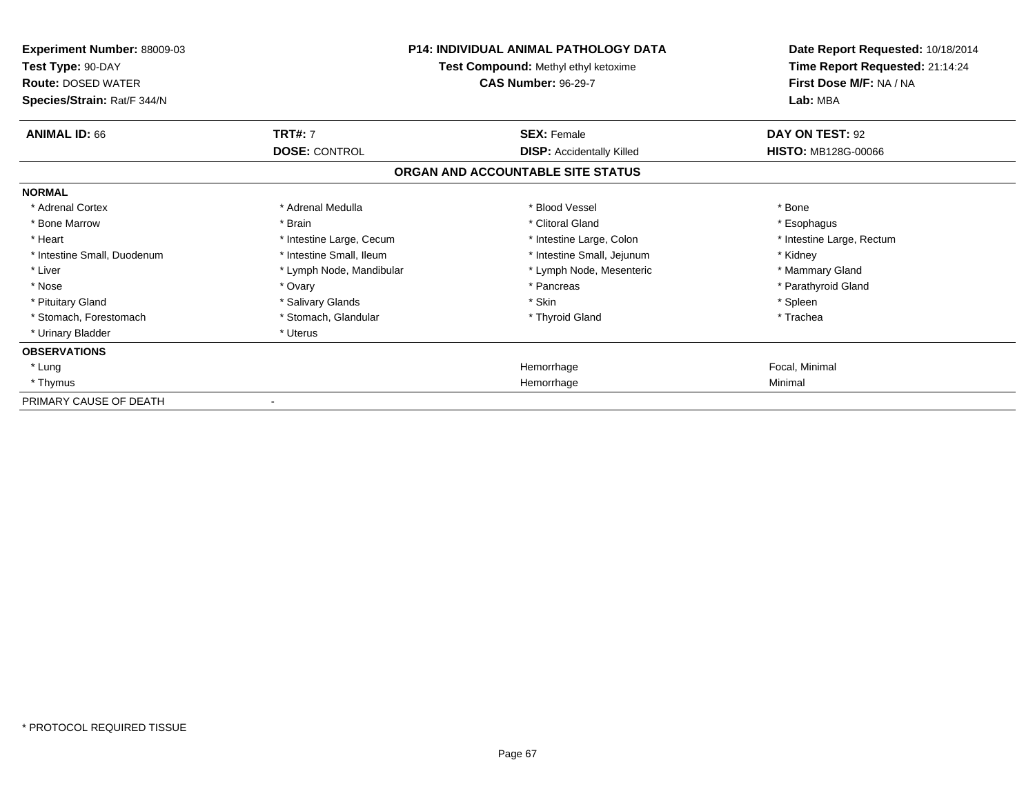**Experiment Number:** 88009-03
**Test Type:** 90-DAY
**Route:** DOSED WATER
**Species/Strain:** Rat/F 344/N

**P14: INDIVIDUAL ANIMAL PATHOLOGY DATA**
**Test Compound:** Methyl ethyl ketoxime
**CAS Number:** 96-29-7

**Date Report Requested:** 10/18/2014
**Time Report Requested:** 21:14:24
**First Dose M/F:** NA / NA
**Lab:** MBA

| **ANIMAL ID:** 66 | **TRT#:** 7 | **SEX:** Female | **DAY ON TEST:** 92 |
|---|---|---|---|
| | **DOSE:** CONTROL | **DISP:** Accidentally Killed | **HISTO:** MB128G-00066 |

## ORGAN AND ACCOUNTABLE SITE STATUS

| | | | |
|---|---|---|---|
| **NORMAL** | | | |
| * Adrenal Cortex | * Adrenal Medulla | * Blood Vessel | * Bone |
| * Bone Marrow | * Brain | * Clitoral Gland | * Esophagus |
| * Heart | * Intestine Large, Cecum | * Intestine Large, Colon | * Intestine Large, Rectum |
| * Intestine Small, Duodenum | * Intestine Small, Ileum | * Intestine Small, Jejunum | * Kidney |
| * Liver | * Lymph Node, Mandibular | * Lymph Node, Mesenteric | * Mammary Gland |
| * Nose | * Ovary | * Pancreas | * Parathyroid Gland |
| * Pituitary Gland | * Salivary Glands | * Skin | * Spleen |
| * Stomach, Forestomach | * Stomach, Glandular | * Thyroid Gland | * Trachea |
| * Urinary Bladder | * Uterus | | |
| **OBSERVATIONS** | | | |
| * Lung | | Hemorrhage | Focal, Minimal |
| * Thymus | | Hemorrhage | Minimal |
| PRIMARY CAUSE OF DEATH | - | | |

* PROTOCOL REQUIRED TISSUE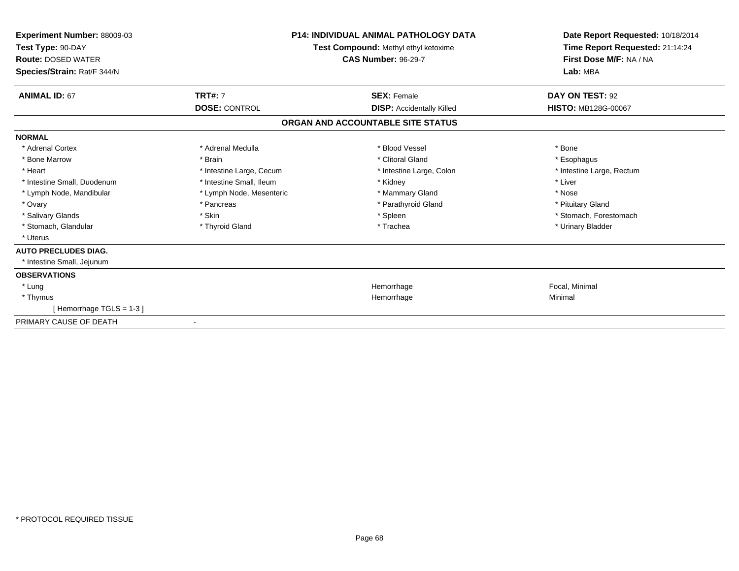**Experiment Number:** 88009-03
**Test Type:** 90-DAY
**Route:** DOSED WATER
**Species/Strain:** Rat/F 344/N

**P14: INDIVIDUAL ANIMAL PATHOLOGY DATA**
**Test Compound:** Methyl ethyl ketoxime
**CAS Number:** 96-29-7

**Date Report Requested:** 10/18/2014
**Time Report Requested:** 21:14:24
**First Dose M/F:** NA / NA
**Lab:** MBA

| **ANIMAL ID:** 67 | **TRT#:** 7 | **SEX:** Female | **DAY ON TEST:** 92 |
|---|---|---|---|
| | **DOSE:** CONTROL | **DISP:** Accidentally Killed | **HISTO:** MB128G-00067 |

## ORGAN AND ACCOUNTABLE SITE STATUS

**NORMAL**

| | | | |
|---|---|---|---|
| * Adrenal Cortex | * Adrenal Medulla | * Blood Vessel | * Bone |
| * Bone Marrow | * Brain | * Clitoral Gland | * Esophagus |
| * Heart | * Intestine Large, Cecum | * Intestine Large, Colon | * Intestine Large, Rectum |
| * Intestine Small, Duodenum | * Intestine Small, Ileum | * Kidney | * Liver |
| * Lymph Node, Mandibular | * Lymph Node, Mesenteric | * Mammary Gland | * Nose |
| * Ovary | * Pancreas | * Parathyroid Gland | * Pituitary Gland |
| * Salivary Glands | * Skin | * Spleen | * Stomach, Forestomach |
| * Stomach, Glandular | * Thyroid Gland | * Trachea | * Urinary Bladder |
| * Uterus | | | |

**AUTO PRECLUDES DIAG.**

* Intestine Small, Jejunum

**OBSERVATIONS**

| | | |
|---|---|---|
| * Lung | Hemorrhage | Focal, Minimal |
| * Thymus | Hemorrhage | Minimal |
| [ Hemorrhage TGLS = 1-3 ] | | |

PRIMARY CAUSE OF DEATH -

* PROTOCOL REQUIRED TISSUE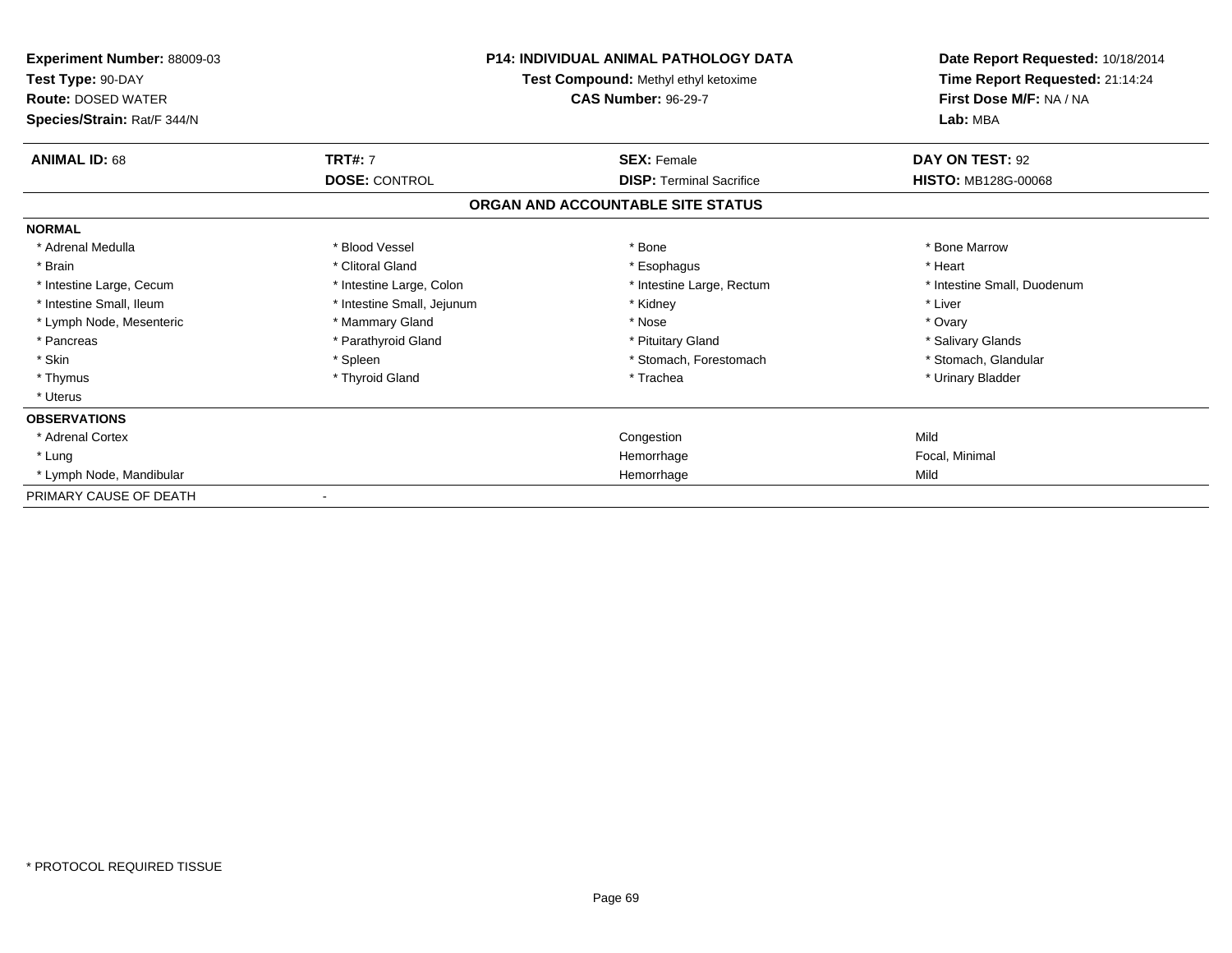**Experiment Number:** 88009-03
**Test Type:** 90-DAY
**Route:** DOSED WATER
**Species/Strain:** Rat/F 344/N

**P14: INDIVIDUAL ANIMAL PATHOLOGY DATA**
**Test Compound:** Methyl ethyl ketoxime
**CAS Number:** 96-29-7

**Date Report Requested:** 10/18/2014
**Time Report Requested:** 21:14:24
**First Dose M/F:** NA / NA
**Lab:** MBA

| **ANIMAL ID:** 68 | **TRT#:** 7 | **SEX:** Female | **DAY ON TEST:** 92 |
|---|---|---|---|
| | **DOSE:** CONTROL | **DISP:** Terminal Sacrifice | **HISTO:** MB128G-00068 |

## ORGAN AND ACCOUNTABLE SITE STATUS

**NORMAL**

| | | | |
|---|---|---|---|
| * Adrenal Medulla | * Blood Vessel | * Bone | * Bone Marrow |
| * Brain | * Clitoral Gland | * Esophagus | * Heart |
| * Intestine Large, Cecum | * Intestine Large, Colon | * Intestine Large, Rectum | * Intestine Small, Duodenum |
| * Intestine Small, Ileum | * Intestine Small, Jejunum | * Kidney | * Liver |
| * Lymph Node, Mesenteric | * Mammary Gland | * Nose | * Ovary |
| * Pancreas | * Parathyroid Gland | * Pituitary Gland | * Salivary Glands |
| * Skin | * Spleen | * Stomach, Forestomach | * Stomach, Glandular |
| * Thymus | * Thyroid Gland | * Trachea | * Urinary Bladder |
| * Uterus | | | |

**OBSERVATIONS**

| | | |
|---|---|---|
| * Adrenal Cortex | Congestion | Mild |
| * Lung | Hemorrhage | Focal, Minimal |
| * Lymph Node, Mandibular | Hemorrhage | Mild |

PRIMARY CAUSE OF DEATH -

* PROTOCOL REQUIRED TISSUE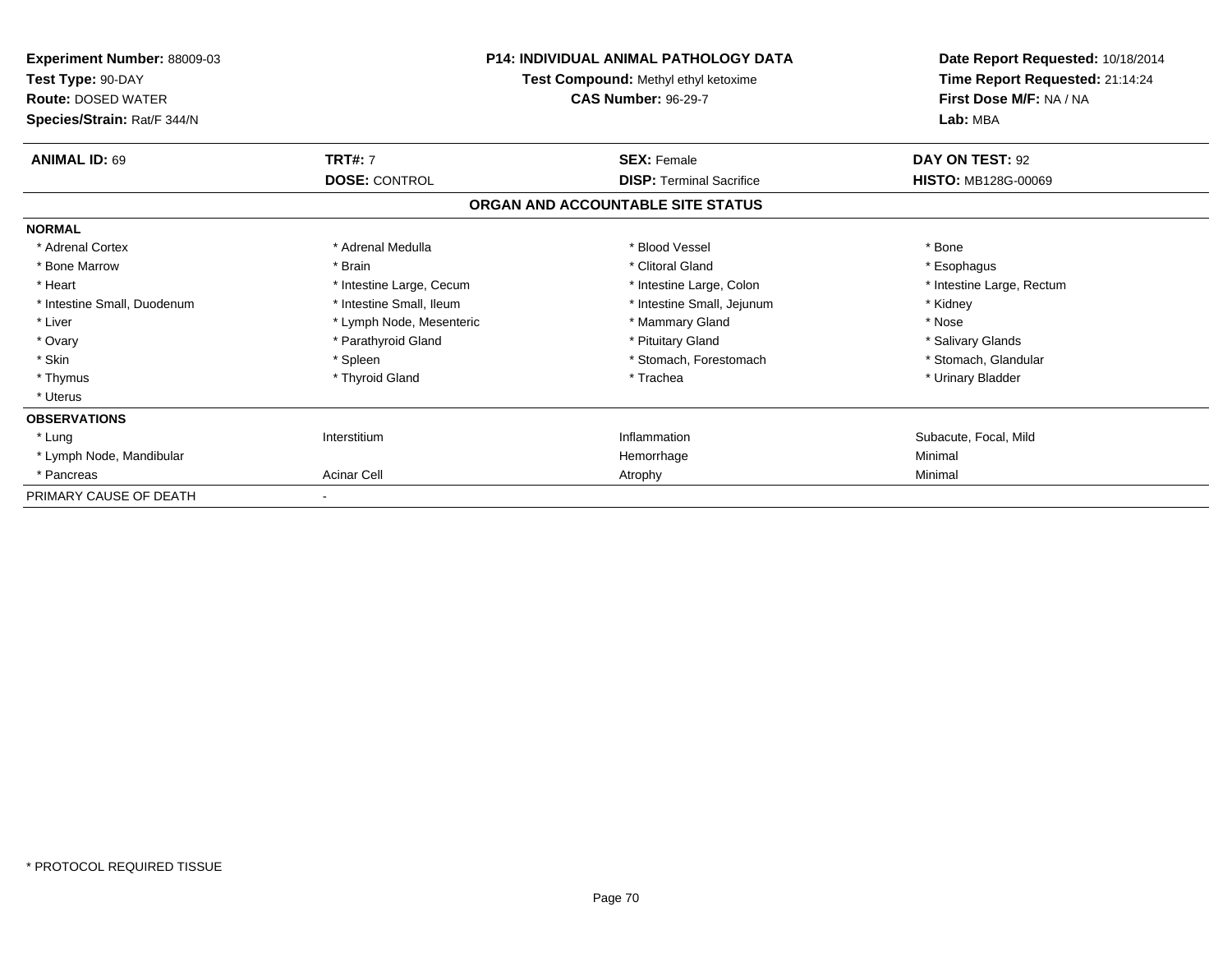**Experiment Number:** 88009-03
**Test Type:** 90-DAY
**Route:** DOSED WATER
**Species/Strain:** Rat/F 344/N

**P14: INDIVIDUAL ANIMAL PATHOLOGY DATA**
**Test Compound:** Methyl ethyl ketoxime
**CAS Number:** 96-29-7

**Date Report Requested:** 10/18/2014
**Time Report Requested:** 21:14:24
**First Dose M/F:** NA / NA
**Lab:** MBA

| **ANIMAL ID:** 69 | **TRT#:** 7 | **SEX:** Female | **DAY ON TEST:** 92 |
|---|---|---|---|
| | **DOSE:** CONTROL | **DISP:** Terminal Sacrifice | **HISTO:** MB128G-00069 |

## ORGAN AND ACCOUNTABLE SITE STATUS

| | | | |
|---|---|---|---|
| **NORMAL** | | | |
| * Adrenal Cortex | * Adrenal Medulla | * Blood Vessel | * Bone |
| * Bone Marrow | * Brain | * Clitoral Gland | * Esophagus |
| * Heart | * Intestine Large, Cecum | * Intestine Large, Colon | * Intestine Large, Rectum |
| * Intestine Small, Duodenum | * Intestine Small, Ileum | * Intestine Small, Jejunum | * Kidney |
| * Liver | * Lymph Node, Mesenteric | * Mammary Gland | * Nose |
| * Ovary | * Parathyroid Gland | * Pituitary Gland | * Salivary Glands |
| * Skin | * Spleen | * Stomach, Forestomach | * Stomach, Glandular |
| * Thymus | * Thyroid Gland | * Trachea | * Urinary Bladder |
| * Uterus | | | |
| **OBSERVATIONS** | | | |
| * Lung | Interstitium | Inflammation | Subacute, Focal, Mild |
| * Lymph Node, Mandibular | | Hemorrhage | Minimal |
| * Pancreas | Acinar Cell | Atrophy | Minimal |
| PRIMARY CAUSE OF DEATH | - | | |

* PROTOCOL REQUIRED TISSUE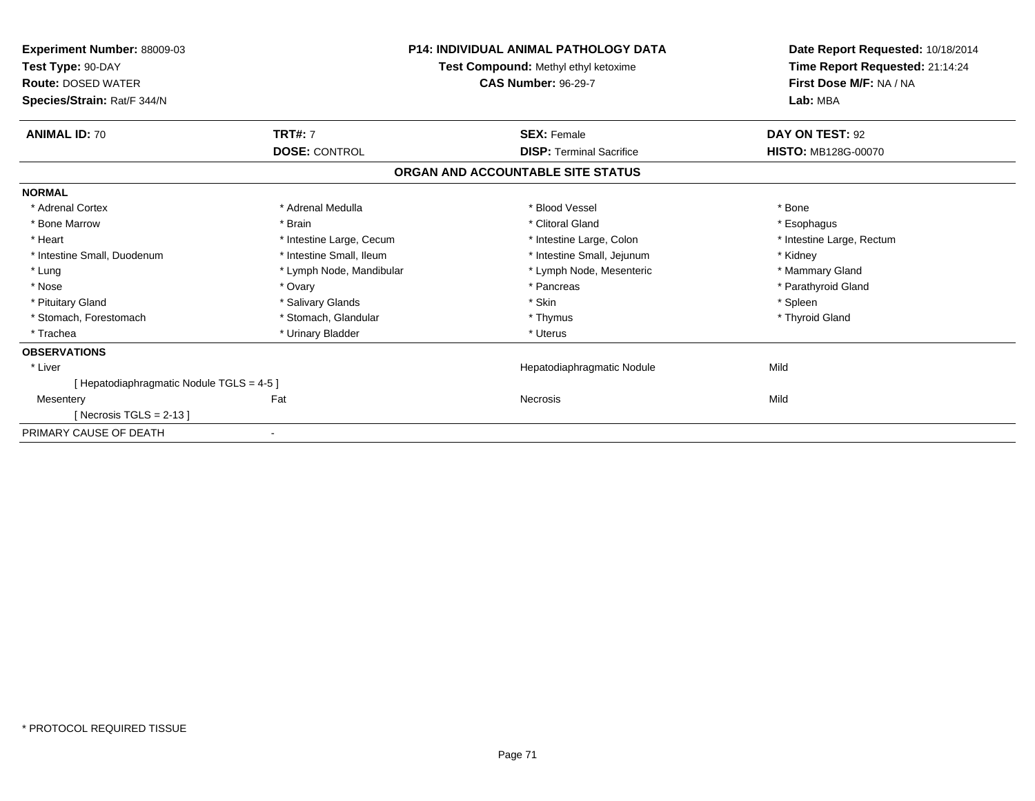**Experiment Number:** 88009-03
**Test Type:** 90-DAY
**Route:** DOSED WATER
**Species/Strain:** Rat/F 344/N

**P14: INDIVIDUAL ANIMAL PATHOLOGY DATA**
**Test Compound:** Methyl ethyl ketoxime
**CAS Number:** 96-29-7

**Date Report Requested:** 10/18/2014
**Time Report Requested:** 21:14:24
**First Dose M/F:** NA / NA
**Lab:** MBA

| **ANIMAL ID:** 70 | **TRT#:** 7 | **SEX:** Female | **DAY ON TEST:** 92 |
|---|---|---|---|
| | **DOSE:** CONTROL | **DISP:** Terminal Sacrifice | **HISTO:** MB128G-00070 |

## ORGAN AND ACCOUNTABLE SITE STATUS

**NORMAL**

| | | | |
|---|---|---|---|
| * Adrenal Cortex | * Adrenal Medulla | * Blood Vessel | * Bone |
| * Bone Marrow | * Brain | * Clitoral Gland | * Esophagus |
| * Heart | * Intestine Large, Cecum | * Intestine Large, Colon | * Intestine Large, Rectum |
| * Intestine Small, Duodenum | * Intestine Small, Ileum | * Intestine Small, Jejunum | * Kidney |
| * Lung | * Lymph Node, Mandibular | * Lymph Node, Mesenteric | * Mammary Gland |
| * Nose | * Ovary | * Pancreas | * Parathyroid Gland |
| * Pituitary Gland | * Salivary Glands | * Skin | * Spleen |
| * Stomach, Forestomach | * Stomach, Glandular | * Thymus | * Thyroid Gland |
| * Trachea | * Urinary Bladder | * Uterus | |

**OBSERVATIONS**

| | | | |
|---|---|---|---|
| * Liver | | Hepatodiaphragmatic Nodule | Mild |
| [ Hepatodiaphragmatic Nodule TGLS = 4-5 ] | | | |
| Mesentery | Fat | Necrosis | Mild |
| [ Necrosis TGLS = 2-13 ] | | | |

PRIMARY CAUSE OF DEATH -

* PROTOCOL REQUIRED TISSUE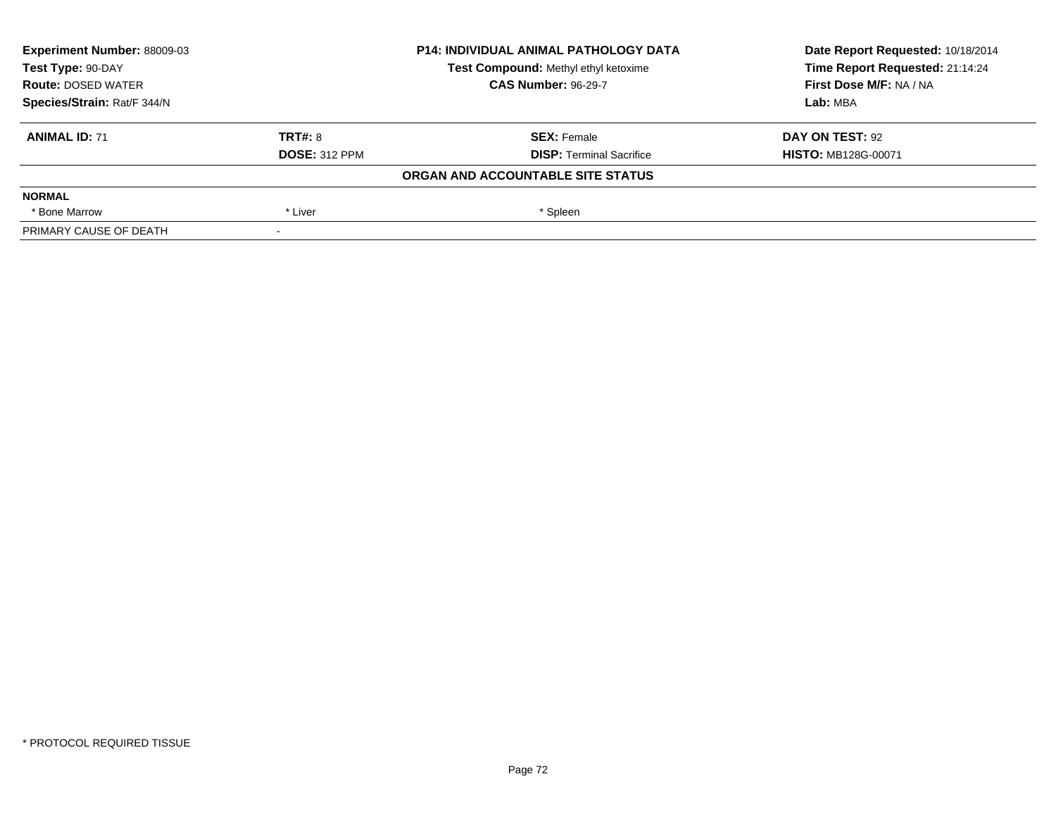| **Experiment Number:** 88009-03 | **P14: INDIVIDUAL ANIMAL PATHOLOGY DATA** | **Date Report Requested:** 10/18/2014 |
|---|---|---|
| **Test Type:** 90-DAY | **Test Compound:** Methyl ethyl ketoxime | **Time Report Requested:** 21:14:24 |
| **Route:** DOSED WATER | **CAS Number:** 96-29-7 | **First Dose M/F:** NA / NA |
| **Species/Strain:** Rat/F 344/N | | **Lab:** MBA |

| **ANIMAL ID:** 71 | **TRT#:** 8 | **SEX:** Female | **DAY ON TEST:** 92 |
|---|---|---|---|
| | **DOSE:** 312 PPM | **DISP:** Terminal Sacrifice | **HISTO:** MB128G-00071 |
| | | **ORGAN AND ACCOUNTABLE SITE STATUS** | |
| **NORMAL** | | | |
| * Bone Marrow | * Liver | * Spleen | |
| PRIMARY CAUSE OF DEATH | - | | |

* PROTOCOL REQUIRED TISSUE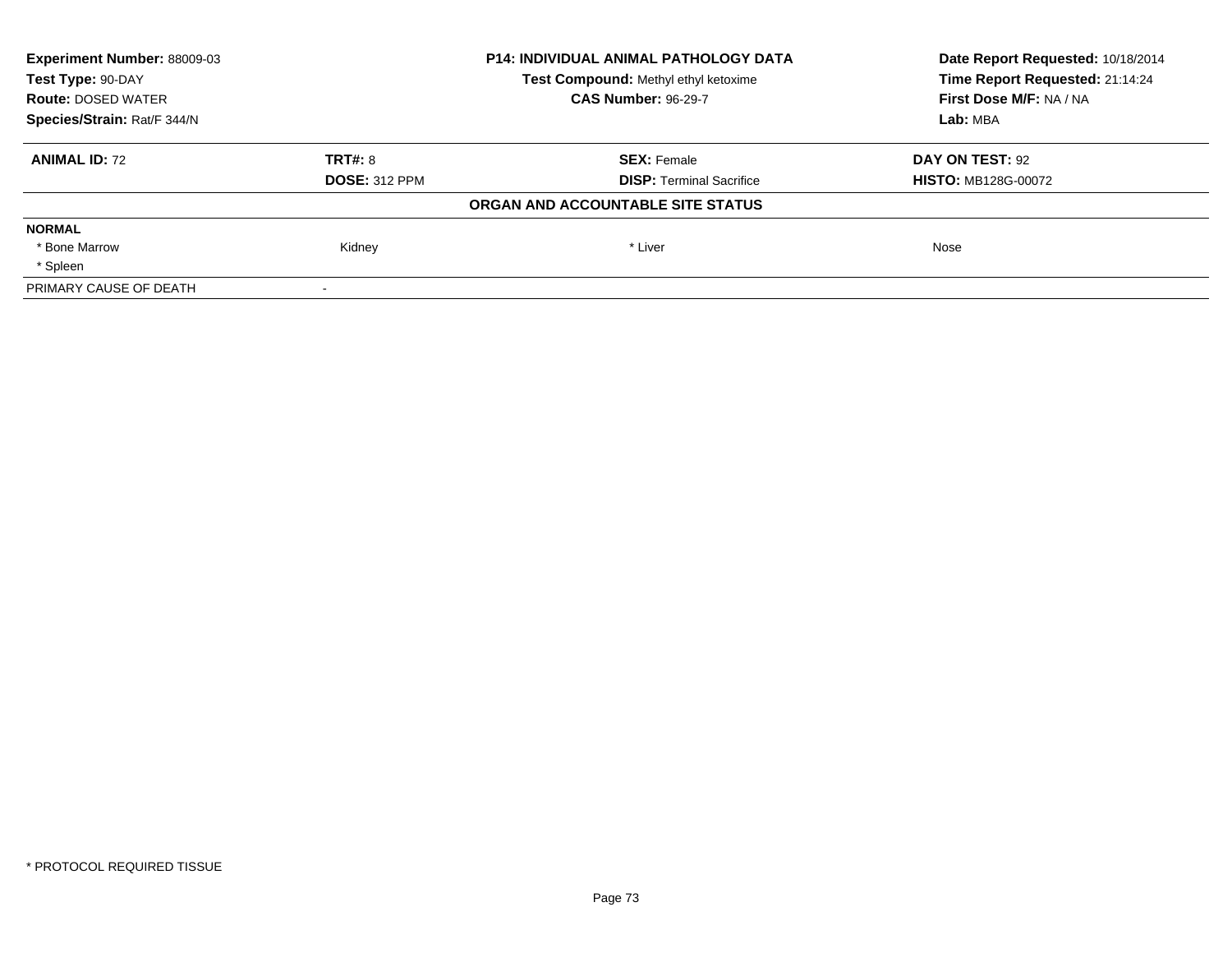| **Experiment Number:** 88009-03 | **P14: INDIVIDUAL ANIMAL PATHOLOGY DATA** | **Date Report Requested:** 10/18/2014 |
|---|---|---|
| **Test Type:** 90-DAY | **Test Compound:** Methyl ethyl ketoxime | **Time Report Requested:** 21:14:24 |
| **Route:** DOSED WATER | **CAS Number:** 96-29-7 | **First Dose M/F:** NA / NA |
| **Species/Strain:** Rat/F 344/N | | **Lab:** MBA |

| **ANIMAL ID:** 72 | **TRT#:** 8 | **SEX:** Female | **DAY ON TEST:** 92 |
|---|---|---|---|
| | **DOSE:** 312 PPM | **DISP:** Terminal Sacrifice | **HISTO:** MB128G-00072 |

**ORGAN AND ACCOUNTABLE SITE STATUS**

| **NORMAL** | | | |
|---|---|---|---|
| * Bone Marrow | Kidney | * Liver | Nose |
| * Spleen | | | |
| PRIMARY CAUSE OF DEATH | - | | |

* PROTOCOL REQUIRED TISSUE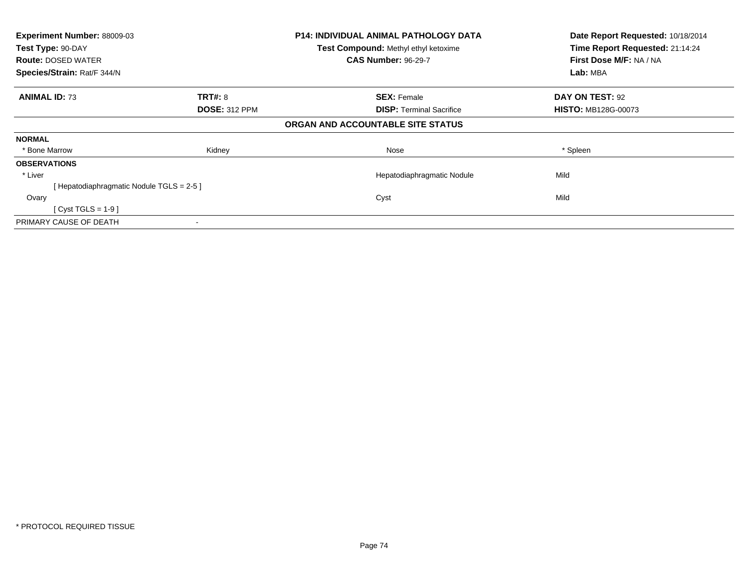**Experiment Number:** 88009-03
**Test Type:** 90-DAY
**Route:** DOSED WATER
**Species/Strain:** Rat/F 344/N

**P14: INDIVIDUAL ANIMAL PATHOLOGY DATA**
**Test Compound:** Methyl ethyl ketoxime
**CAS Number:** 96-29-7

**Date Report Requested:** 10/18/2014
**Time Report Requested:** 21:14:24
**First Dose M/F:** NA / NA
**Lab:** MBA

| **ANIMAL ID:** 73 | **TRT#:** 8 | **SEX:** Female | **DAY ON TEST:** 92 |
|---|---|---|---|
| | **DOSE:** 312 PPM | **DISP:** Terminal Sacrifice | **HISTO:** MB128G-00073 |

## ORGAN AND ACCOUNTABLE SITE STATUS

| | | | |
|---|---|---|---|
| **NORMAL** | | | |
| * Bone Marrow | Kidney | Nose | * Spleen |
| **OBSERVATIONS** | | | |
| * Liver | | Hepatodiaphragmatic Nodule | Mild |
| [ Hepatodiaphragmatic Nodule TGLS = 2-5 ] | | | |
| Ovary | | Cyst | Mild |
| [ Cyst TGLS = 1-9 ] | | | |
| PRIMARY CAUSE OF DEATH | - | | |

* PROTOCOL REQUIRED TISSUE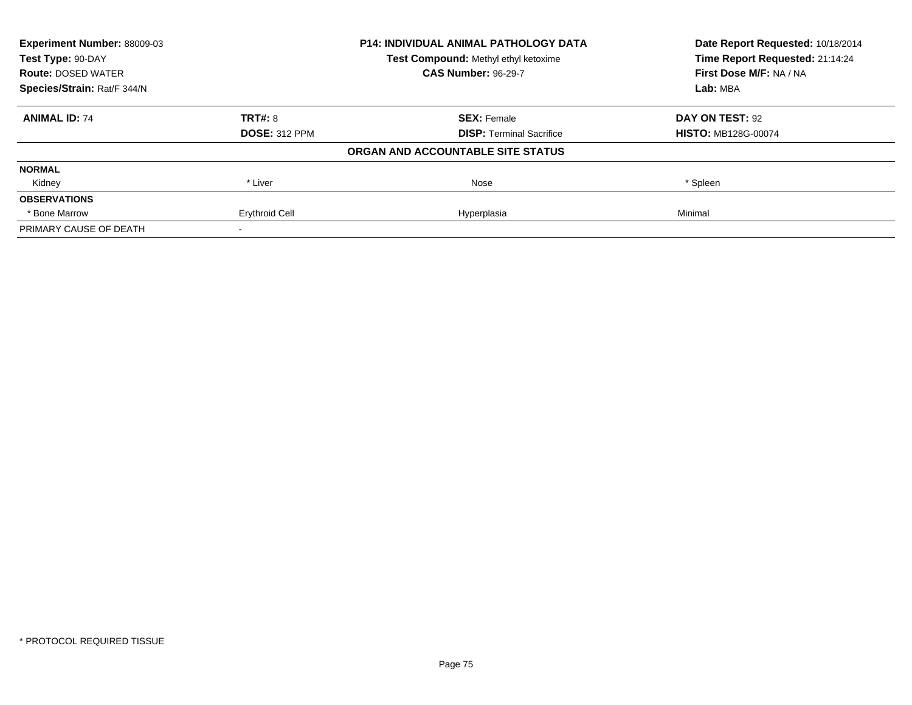| **Experiment Number:** 88009-03 | **P14: INDIVIDUAL ANIMAL PATHOLOGY DATA** | **Date Report Requested:** 10/18/2014 |
|---|---|---|
| **Test Type:** 90-DAY | **Test Compound:** Methyl ethyl ketoxime | **Time Report Requested:** 21:14:24 |
| **Route:** DOSED WATER | **CAS Number:** 96-29-7 | **First Dose M/F:** NA / NA |
| **Species/Strain:** Rat/F 344/N | | **Lab:** MBA |

| **ANIMAL ID:** 74 | **TRT#:** 8 | **SEX:** Female | **DAY ON TEST:** 92 |
|---|---|---|---|
| | **DOSE:** 312 PPM | **DISP:** Terminal Sacrifice | **HISTO:** MB128G-00074 |
| | | **ORGAN AND ACCOUNTABLE SITE STATUS** | |
| **NORMAL** | | | |
| Kidney | * Liver | Nose | * Spleen |
| **OBSERVATIONS** | | | |
| * Bone Marrow | Erythroid Cell | Hyperplasia | Minimal |
| PRIMARY CAUSE OF DEATH | - | | |

\* PROTOCOL REQUIRED TISSUE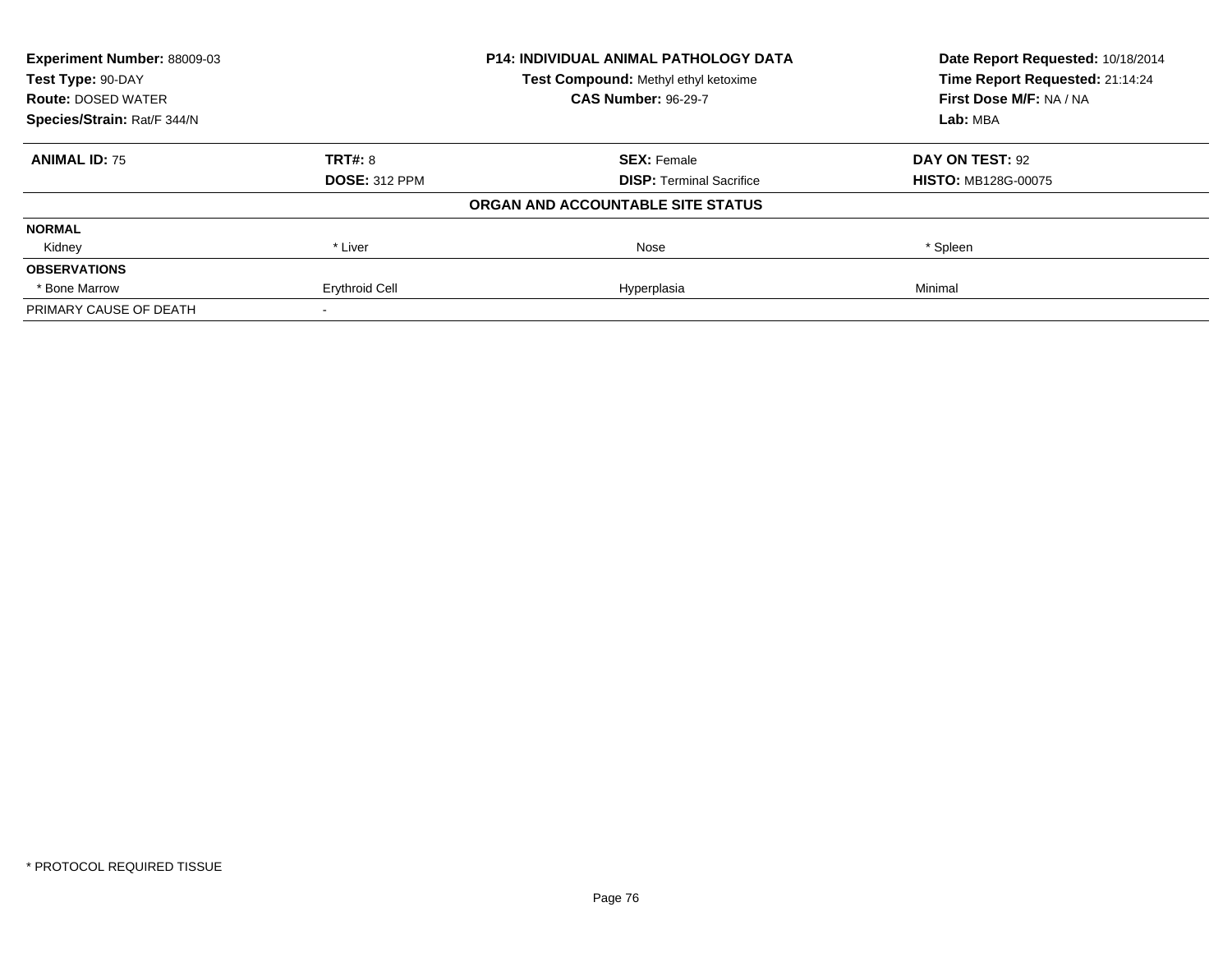| **Experiment Number:** 88009-03 | **P14: INDIVIDUAL ANIMAL PATHOLOGY DATA** | **Date Report Requested:** 10/18/2014 |
|---|---|---|
| **Test Type:** 90-DAY | **Test Compound:** Methyl ethyl ketoxime | **Time Report Requested:** 21:14:24 |
| **Route:** DOSED WATER | **CAS Number:** 96-29-7 | **First Dose M/F:** NA / NA |
| **Species/Strain:** Rat/F 344/N | | **Lab:** MBA |

| **ANIMAL ID:** 75 | **TRT#:** 8 | **SEX:** Female | **DAY ON TEST:** 92 |
|---|---|---|---|
| | **DOSE:** 312 PPM | **DISP:** Terminal Sacrifice | **HISTO:** MB128G-00075 |
| | | **ORGAN AND ACCOUNTABLE SITE STATUS** | |
| **NORMAL** | | | |
| Kidney | * Liver | Nose | * Spleen |
| **OBSERVATIONS** | | | |
| * Bone Marrow | Erythroid Cell | Hyperplasia | Minimal |
| PRIMARY CAUSE OF DEATH | - | | |

* PROTOCOL REQUIRED TISSUE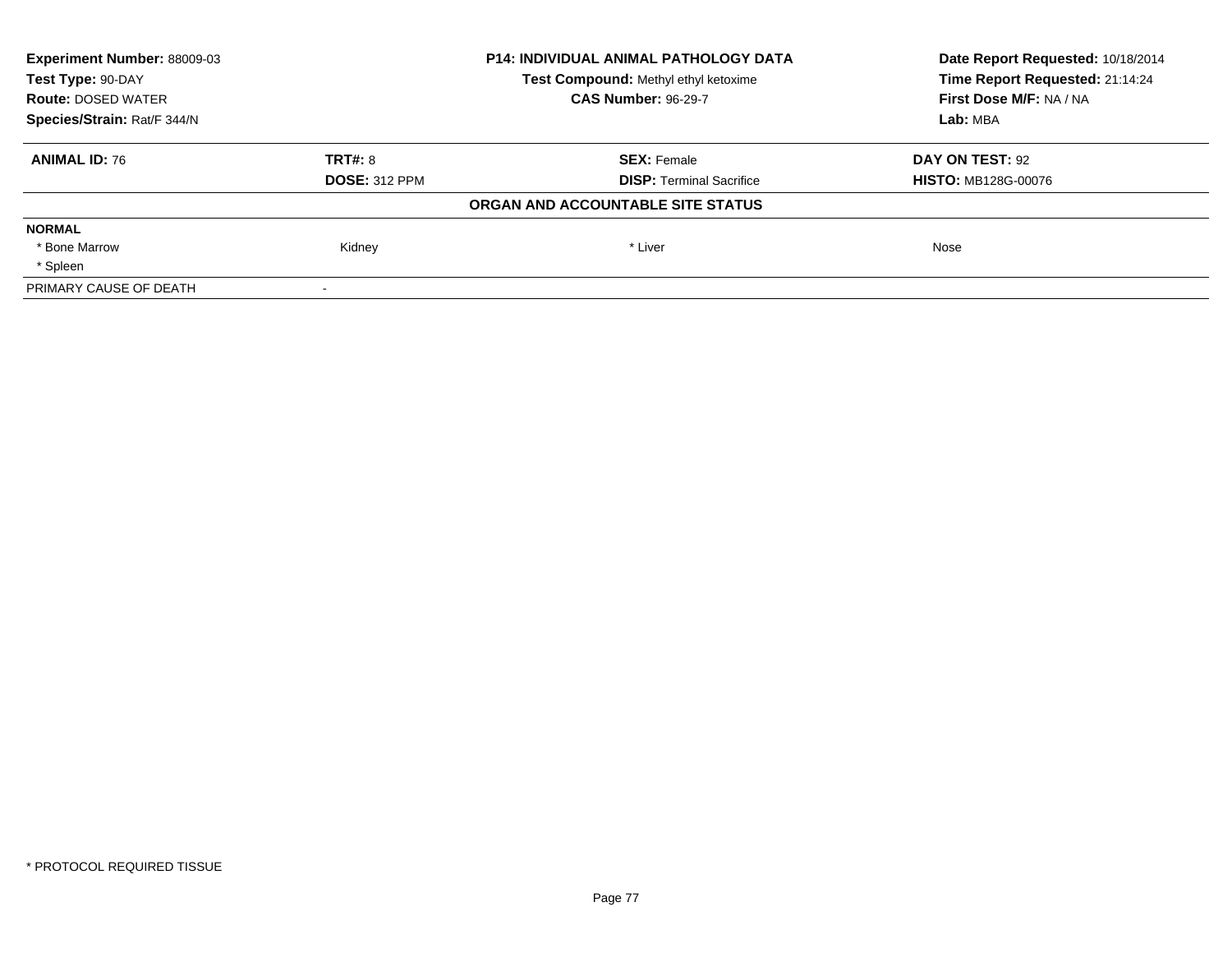| **Experiment Number:** 88009-03 | **P14: INDIVIDUAL ANIMAL PATHOLOGY DATA** | **Date Report Requested:** 10/18/2014 |
|---|---|---|
| **Test Type:** 90-DAY | **Test Compound:** Methyl ethyl ketoxime | **Time Report Requested:** 21:14:24 |
| **Route:** DOSED WATER | **CAS Number:** 96-29-7 | **First Dose M/F:** NA / NA |
| **Species/Strain:** Rat/F 344/N | | **Lab:** MBA |

| **ANIMAL ID:** 76 | **TRT#:** 8 | **SEX:** Female | **DAY ON TEST:** 92 |
|---|---|---|---|
| | **DOSE:** 312 PPM | **DISP:** Terminal Sacrifice | **HISTO:** MB128G-00076 |

**ORGAN AND ACCOUNTABLE SITE STATUS**

| **NORMAL** | | | |
|---|---|---|---|
| * Bone Marrow | Kidney | * Liver | Nose |
| * Spleen | | | |
| PRIMARY CAUSE OF DEATH | - | | |

* PROTOCOL REQUIRED TISSUE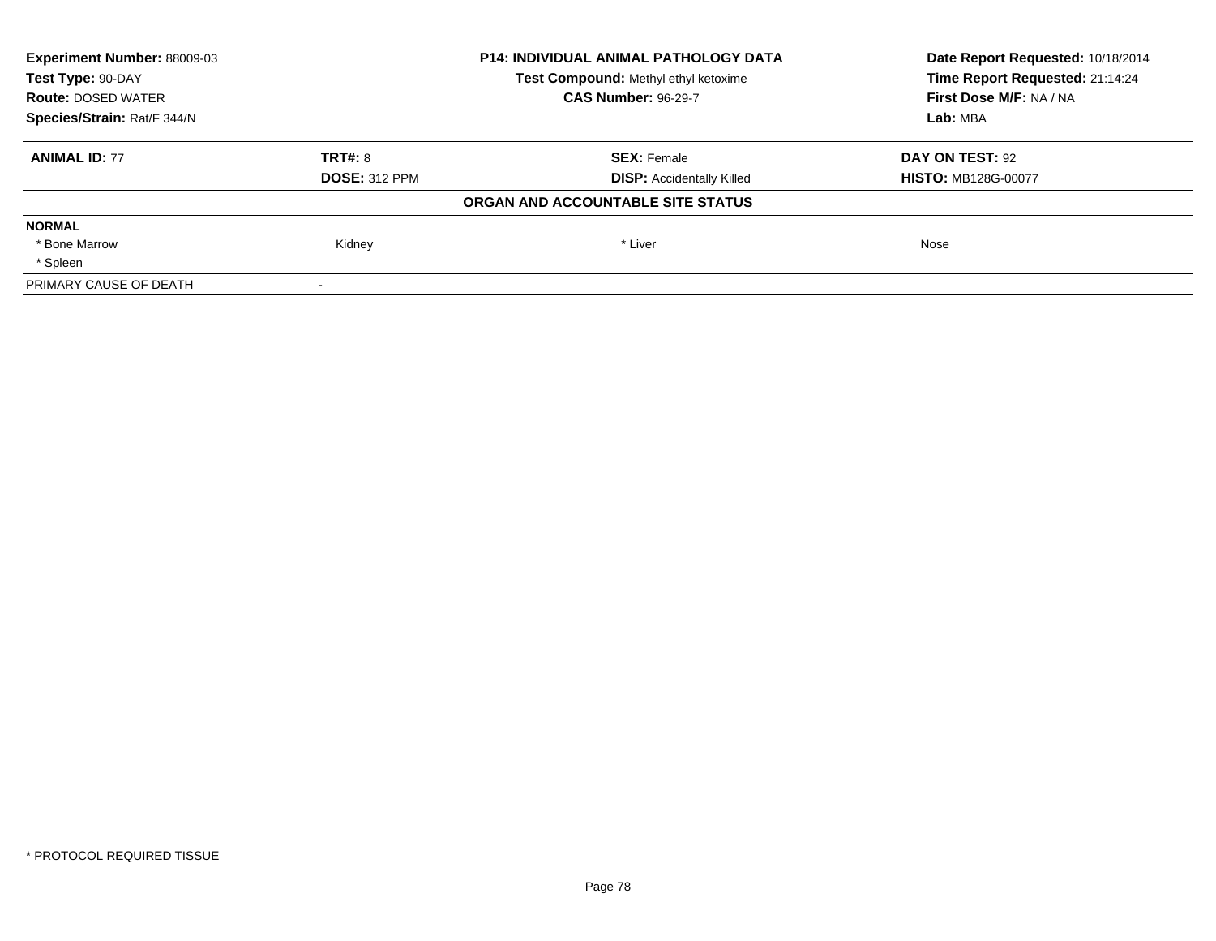| **Experiment Number:** 88009-03 | **P14: INDIVIDUAL ANIMAL PATHOLOGY DATA** | **Date Report Requested:** 10/18/2014 |
|---|---|---|
| **Test Type:** 90-DAY | **Test Compound:** Methyl ethyl ketoxime | **Time Report Requested:** 21:14:24 |
| **Route:** DOSED WATER | **CAS Number:** 96-29-7 | **First Dose M/F:** NA / NA |
| **Species/Strain:** Rat/F 344/N | | **Lab:** MBA |

| **ANIMAL ID:** 77 | **TRT#:** 8 | **SEX:** Female | **DAY ON TEST:** 92 |
|---|---|---|---|
| | **DOSE:** 312 PPM | **DISP:** Accidentally Killed | **HISTO:** MB128G-00077 |

**ORGAN AND ACCOUNTABLE SITE STATUS**

| | | | |
|---|---|---|---|
| **NORMAL** | | | |
| * Bone Marrow | Kidney | * Liver | Nose |
| * Spleen | | | |
| PRIMARY CAUSE OF DEATH | - | | |

* PROTOCOL REQUIRED TISSUE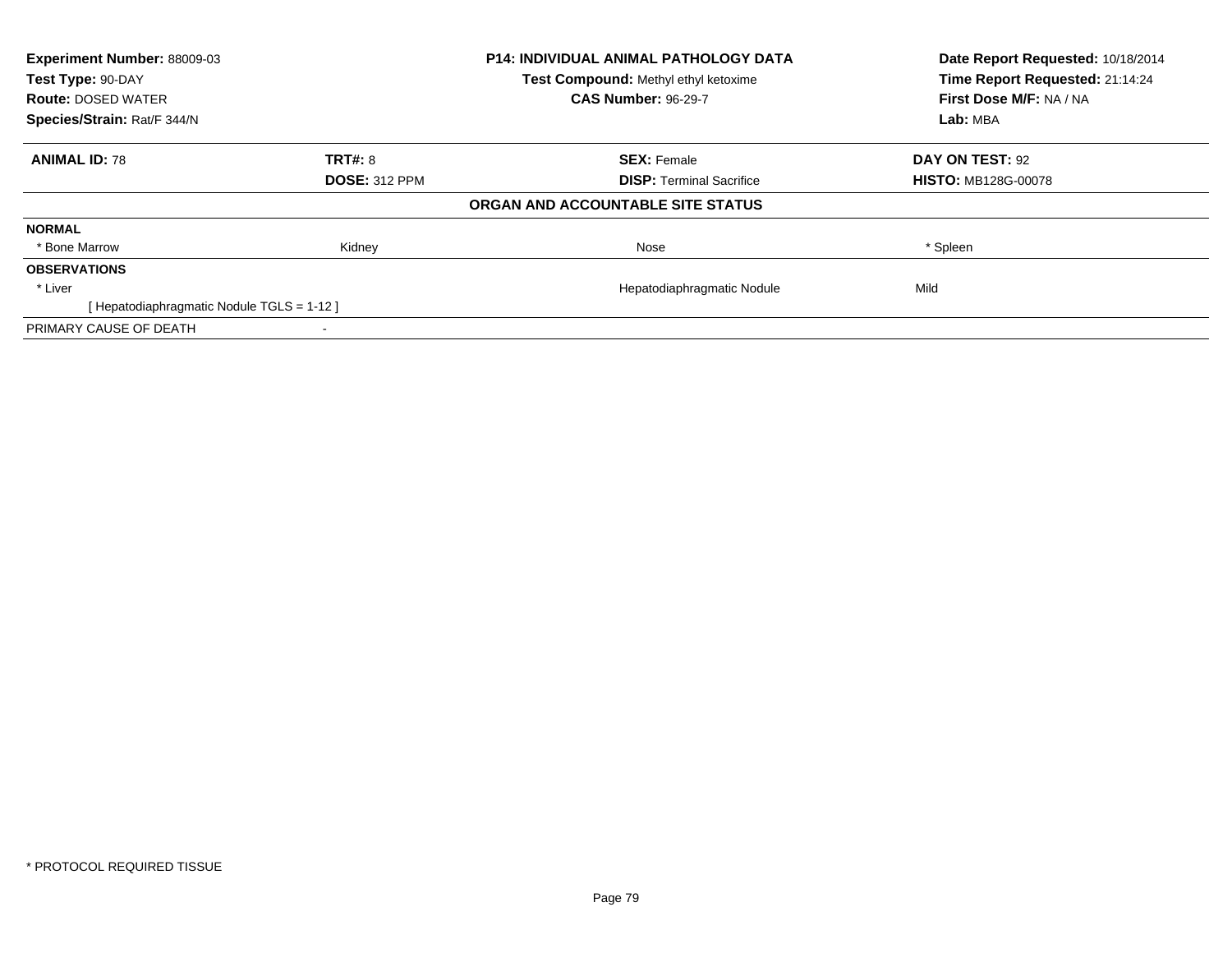**Experiment Number:** 88009-03
**Test Type:** 90-DAY
**Route:** DOSED WATER
**Species/Strain:** Rat/F 344/N

**P14: INDIVIDUAL ANIMAL PATHOLOGY DATA**
**Test Compound:** Methyl ethyl ketoxime
**CAS Number:** 96-29-7

**Date Report Requested:** 10/18/2014
**Time Report Requested:** 21:14:24
**First Dose M/F:** NA / NA
**Lab:** MBA

| **ANIMAL ID:** 78 | **TRT#:** 8 | **SEX:** Female | **DAY ON TEST:** 92 |
|---|---|---|---|
| | **DOSE:** 312 PPM | **DISP:** Terminal Sacrifice | **HISTO:** MB128G-00078 |

**ORGAN AND ACCOUNTABLE SITE STATUS**

| | | | |
|---|---|---|---|
| **NORMAL** | | | |
| * Bone Marrow | Kidney | Nose | * Spleen |
| **OBSERVATIONS** | | | |
| * Liver | | Hepatodiaphragmatic Nodule | Mild |
| [ Hepatodiaphragmatic Nodule TGLS = 1-12 ] | | | |
| PRIMARY CAUSE OF DEATH | - | | |

* PROTOCOL REQUIRED TISSUE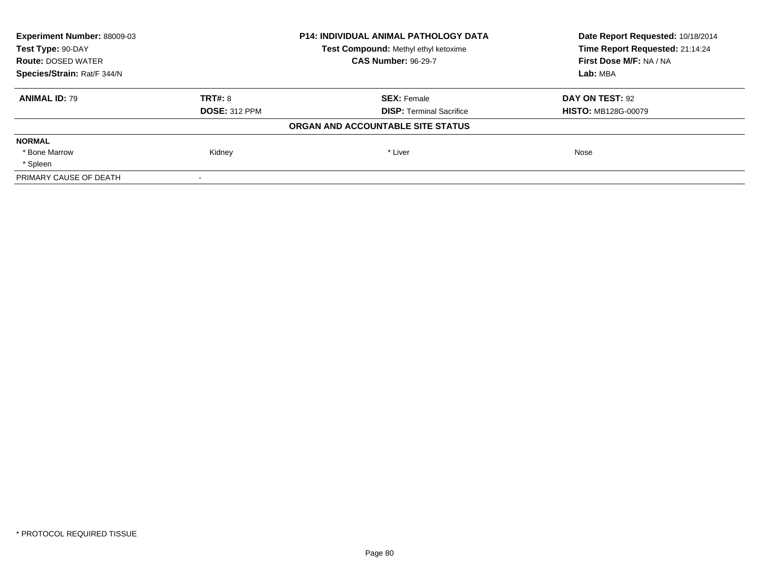| **Experiment Number:** 88009-03 | **P14: INDIVIDUAL ANIMAL PATHOLOGY DATA** | **Date Report Requested:** 10/18/2014 |
|---|---|---|
| **Test Type:** 90-DAY | **Test Compound:** Methyl ethyl ketoxime | **Time Report Requested:** 21:14:24 |
| **Route:** DOSED WATER | **CAS Number:** 96-29-7 | **First Dose M/F:** NA / NA |
| **Species/Strain:** Rat/F 344/N | | **Lab:** MBA |

| **ANIMAL ID:** 79 | **TRT#:** 8 | **SEX:** Female | **DAY ON TEST:** 92 |
|---|---|---|---|
| | **DOSE:** 312 PPM | **DISP:** Terminal Sacrifice | **HISTO:** MB128G-00079 |

**ORGAN AND ACCOUNTABLE SITE STATUS**

| **NORMAL** | | | |
|---|---|---|---|
| * Bone Marrow | Kidney | * Liver | Nose |
| * Spleen | | | |
| PRIMARY CAUSE OF DEATH | - | | |

\* PROTOCOL REQUIRED TISSUE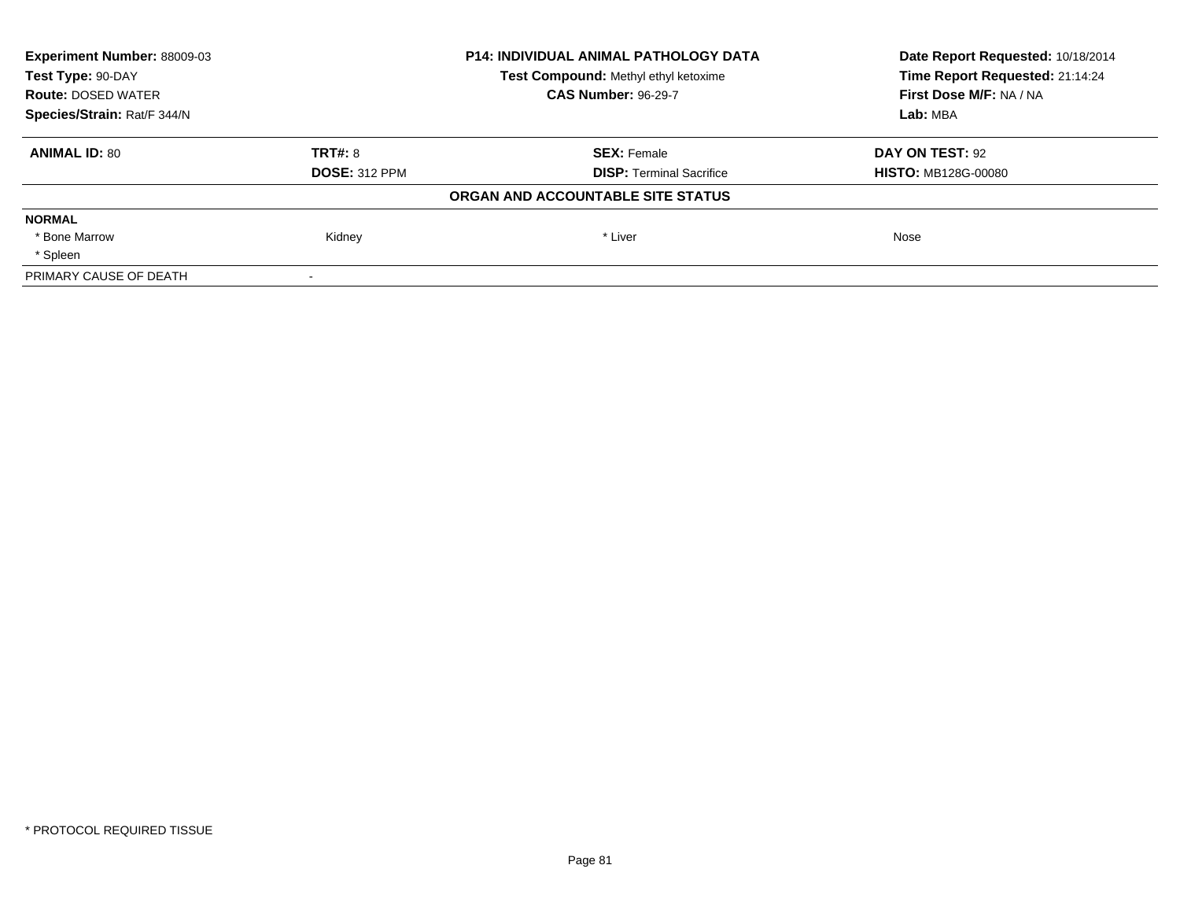| Experiment Number: 88009-03 | P14: INDIVIDUAL ANIMAL PATHOLOGY DATA | Date Report Requested: 10/18/2014 |
|---|---|---|
| Test Type: 90-DAY | Test Compound: Methyl ethyl ketoxime | Time Report Requested: 21:14:24 |
| Route: DOSED WATER | CAS Number: 96-29-7 | First Dose M/F: NA / NA |
| Species/Strain: Rat/F 344/N | | Lab: MBA |

| ANIMAL ID: 80 | TRT#: 8 | SEX: Female | DAY ON TEST: 92 |
|---|---|---|---|
| | DOSE: 312 PPM | DISP: Terminal Sacrifice | HISTO: MB128G-00080 |

**ORGAN AND ACCOUNTABLE SITE STATUS**

| NORMAL | | | |
|---|---|---|---|
| * Bone Marrow | Kidney | * Liver | Nose |
| * Spleen | | | |
| PRIMARY CAUSE OF DEATH | - | | |

* PROTOCOL REQUIRED TISSUE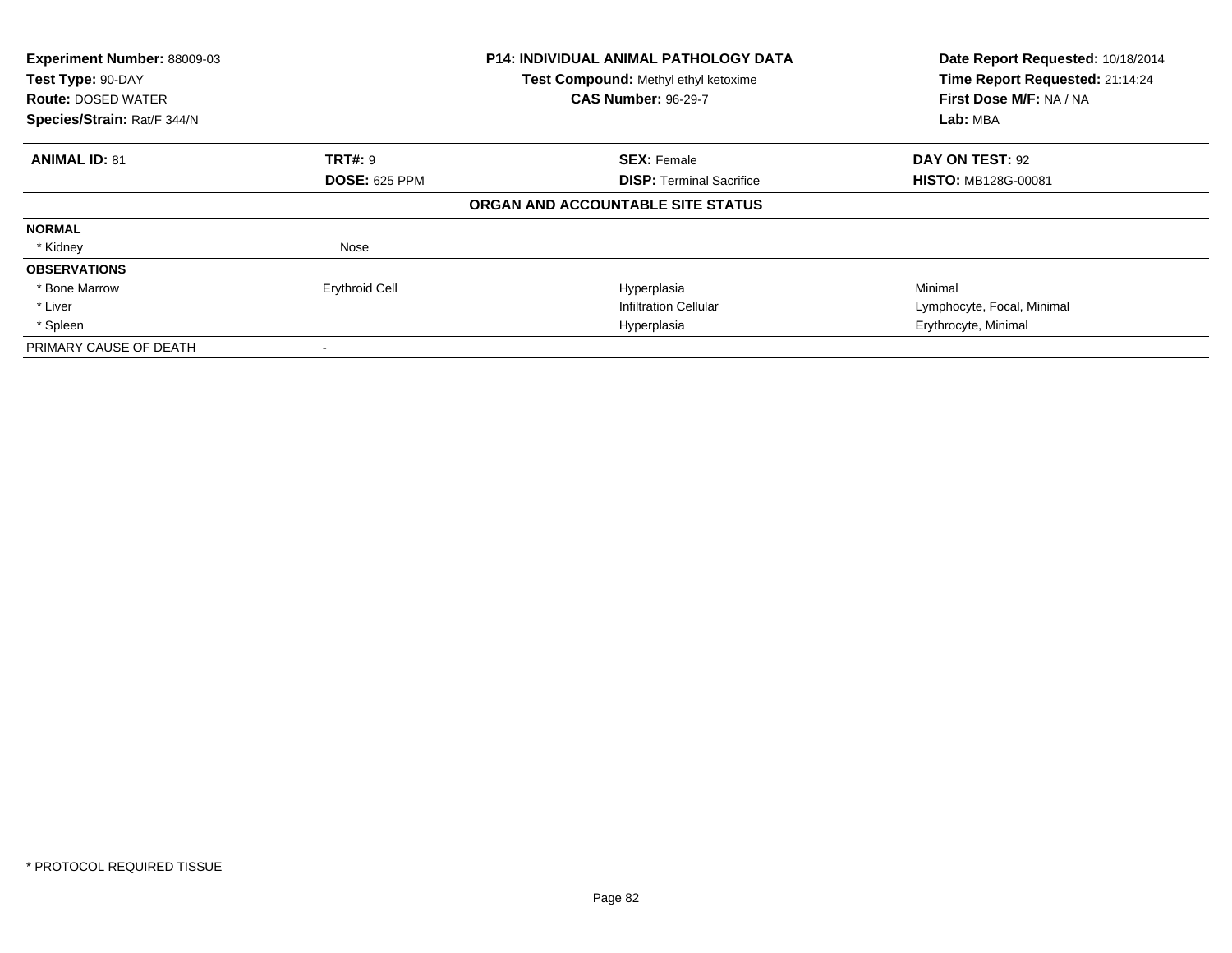| **Experiment Number:** 88009-03 | **P14: INDIVIDUAL ANIMAL PATHOLOGY DATA** | **Date Report Requested:** 10/18/2014 |
|---|---|---|
| **Test Type:** 90-DAY | **Test Compound:** Methyl ethyl ketoxime | **Time Report Requested:** 21:14:24 |
| **Route:** DOSED WATER | **CAS Number:** 96-29-7 | **First Dose M/F:** NA / NA |
| **Species/Strain:** Rat/F 344/N | | **Lab:** MBA |

| **ANIMAL ID:** 81 | **TRT#:** 9 | **SEX:** Female | **DAY ON TEST:** 92 |
|---|---|---|---|
| | **DOSE:** 625 PPM | **DISP:** Terminal Sacrifice | **HISTO:** MB128G-00081 |

**ORGAN AND ACCOUNTABLE SITE STATUS**

| | | | |
|---|---|---|---|
| **NORMAL** | | | |
| * Kidney | Nose | | |
| **OBSERVATIONS** | | | |
| * Bone Marrow | Erythroid Cell | Hyperplasia | Minimal |
| * Liver | | Infiltration Cellular | Lymphocyte, Focal, Minimal |
| * Spleen | | Hyperplasia | Erythrocyte, Minimal |
| PRIMARY CAUSE OF DEATH | - | | |

* PROTOCOL REQUIRED TISSUE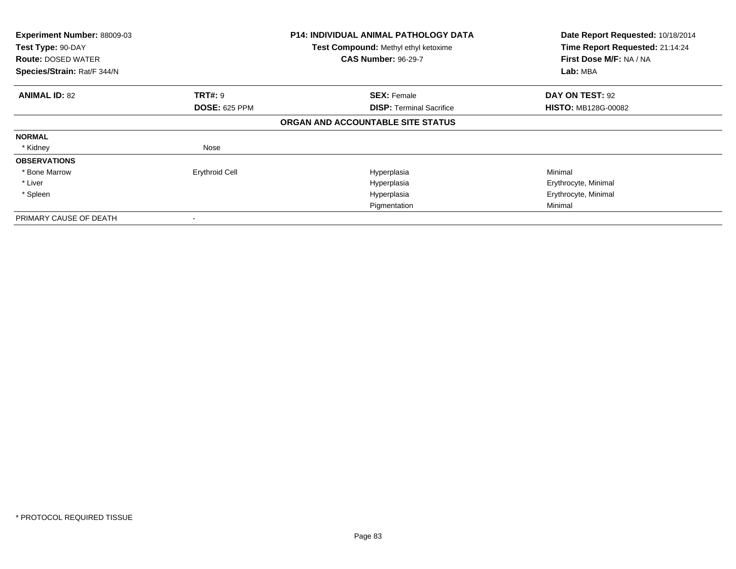**Experiment Number:** 88009-03
**Test Type:** 90-DAY
**Route:** DOSED WATER
**Species/Strain:** Rat/F 344/N

**P14: INDIVIDUAL ANIMAL PATHOLOGY DATA**
**Test Compound:** Methyl ethyl ketoxime
**CAS Number:** 96-29-7

**Date Report Requested:** 10/18/2014
**Time Report Requested:** 21:14:24
**First Dose M/F:** NA / NA
**Lab:** MBA

| **ANIMAL ID:** 82 | **TRT#:** 9 | **SEX:** Female | **DAY ON TEST:** 92 |
|---|---|---|---|
| | **DOSE:** 625 PPM | **DISP:** Terminal Sacrifice | **HISTO:** MB128G-00082 |

**ORGAN AND ACCOUNTABLE SITE STATUS**

| | | | |
|---|---|---|---|
| **NORMAL** | | | |
| * Kidney | Nose | | |
| **OBSERVATIONS** | | | |
| * Bone Marrow | Erythroid Cell | Hyperplasia | Minimal |
| * Liver | | Hyperplasia | Erythrocyte, Minimal |
| * Spleen | | Hyperplasia | Erythrocyte, Minimal |
| | | Pigmentation | Minimal |
| PRIMARY CAUSE OF DEATH | - | | |

* PROTOCOL REQUIRED TISSUE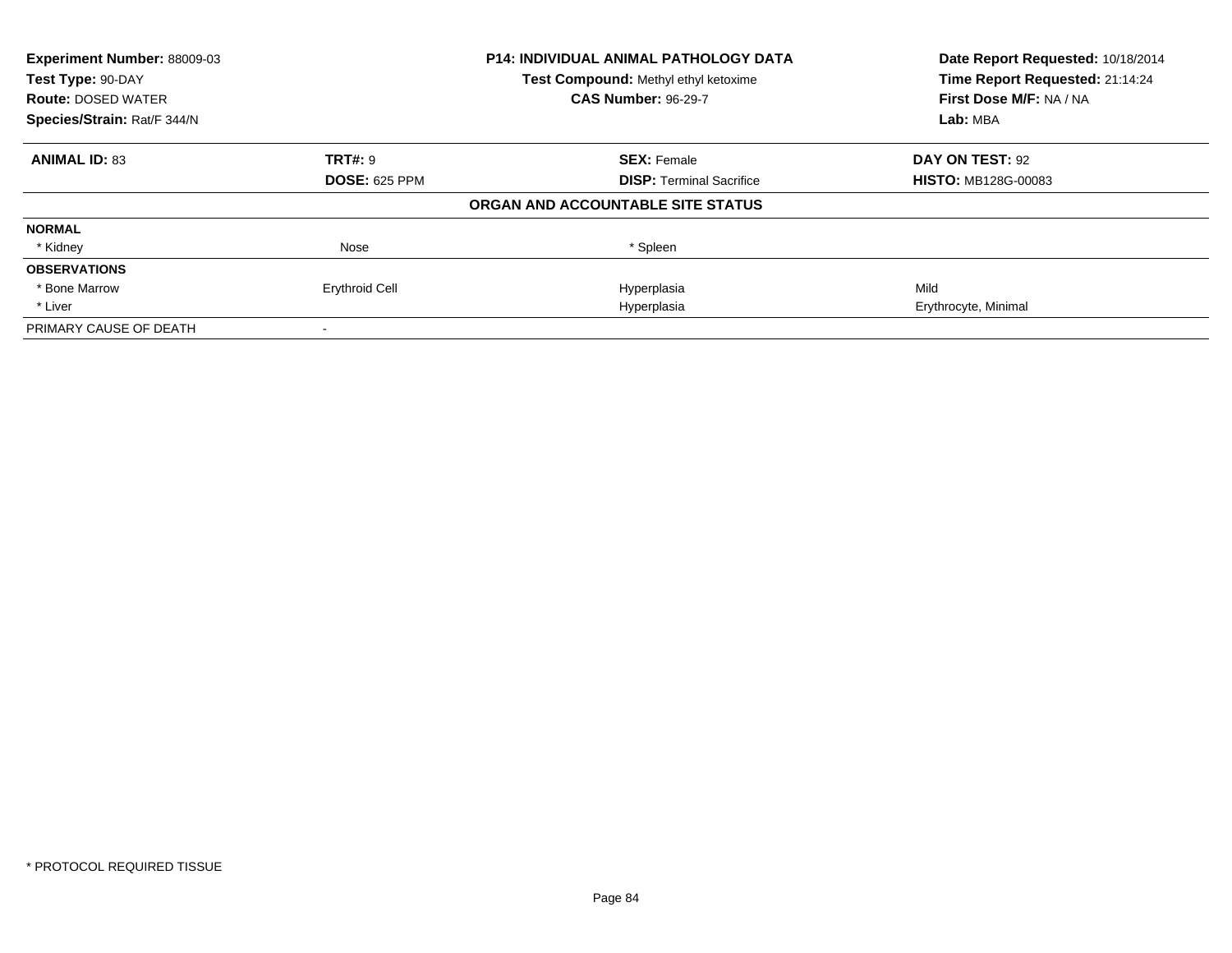| **Experiment Number:** 88009-03 | **P14: INDIVIDUAL ANIMAL PATHOLOGY DATA** | **Date Report Requested:** 10/18/2014 |
|---|---|---|
| **Test Type:** 90-DAY | **Test Compound:** Methyl ethyl ketoxime | **Time Report Requested:** 21:14:24 |
| **Route:** DOSED WATER | **CAS Number:** 96-29-7 | **First Dose M/F:** NA / NA |
| **Species/Strain:** Rat/F 344/N | | **Lab:** MBA |

| **ANIMAL ID:** 83 | **TRT#:** 9 | **SEX:** Female | **DAY ON TEST:** 92 |
|---|---|---|---|
| | **DOSE:** 625 PPM | **DISP:** Terminal Sacrifice | **HISTO:** MB128G-00083 |

**ORGAN AND ACCOUNTABLE SITE STATUS**

| | | | |
|---|---|---|---|
| **NORMAL** | | | |
| * Kidney | Nose | * Spleen | |
| **OBSERVATIONS** | | | |
| * Bone Marrow | Erythroid Cell | Hyperplasia | Mild |
| * Liver | | Hyperplasia | Erythrocyte, Minimal |
| PRIMARY CAUSE OF DEATH | - | | |

\* PROTOCOL REQUIRED TISSUE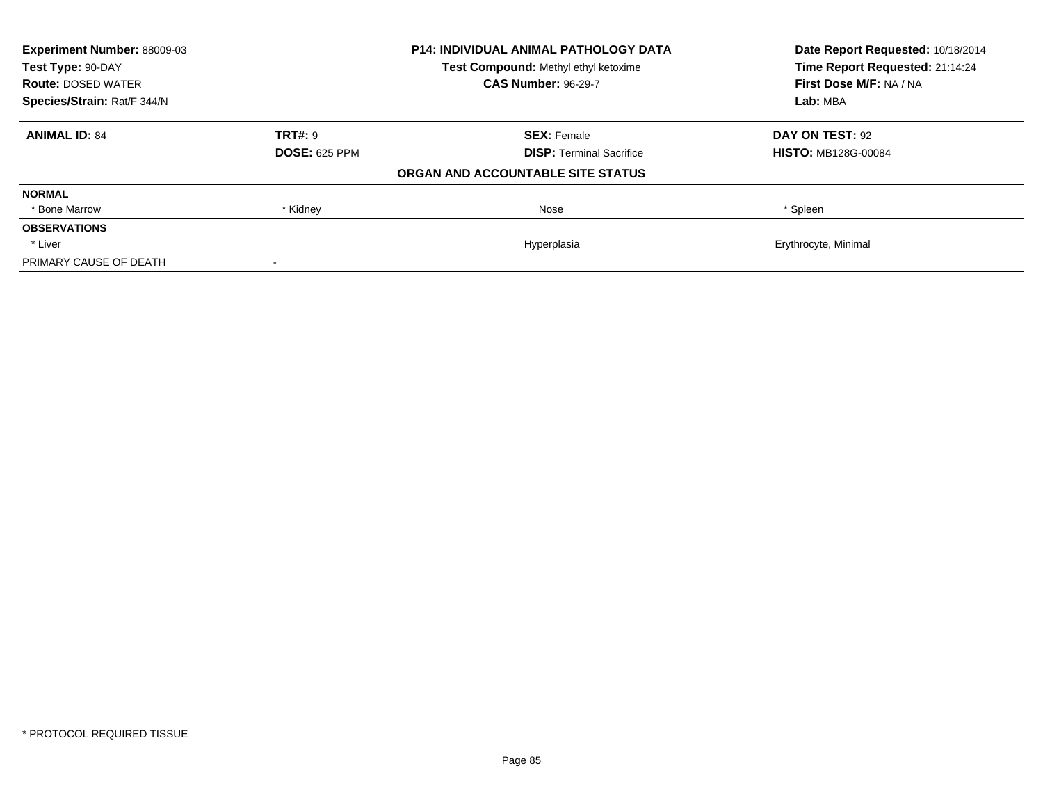| Experiment Number: 88009-03 | P14: INDIVIDUAL ANIMAL PATHOLOGY DATA | Date Report Requested: 10/18/2014 |
|---|---|---|
| Test Type: 90-DAY | Test Compound: Methyl ethyl ketoxime | Time Report Requested: 21:14:24 |
| Route: DOSED WATER | CAS Number: 96-29-7 | First Dose M/F: NA / NA |
| Species/Strain: Rat/F 344/N | | Lab: MBA |

| ANIMAL ID: 84 | TRT#: 9 | SEX: Female | DAY ON TEST: 92 |
|---|---|---|---|
| | DOSE: 625 PPM | DISP: Terminal Sacrifice | HISTO: MB128G-00084 |

**ORGAN AND ACCOUNTABLE SITE STATUS**

| | | | |
|---|---|---|---|
| **NORMAL** | | | |
| * Bone Marrow | * Kidney | Nose | * Spleen |
| **OBSERVATIONS** | | | |
| * Liver | | Hyperplasia | Erythrocyte, Minimal |
| PRIMARY CAUSE OF DEATH | - | | |

* PROTOCOL REQUIRED TISSUE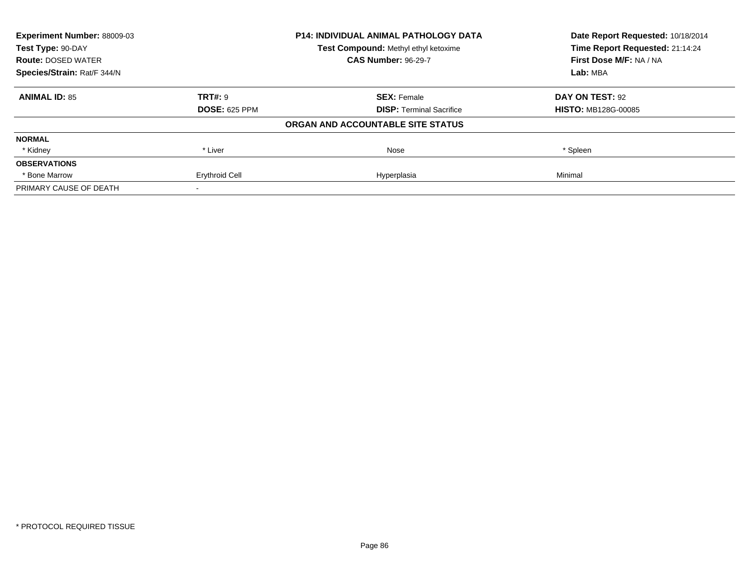| **Experiment Number:** 88009-03 | **P14: INDIVIDUAL ANIMAL PATHOLOGY DATA** | **Date Report Requested:** 10/18/2014 |
|---|---|---|
| **Test Type:** 90-DAY | **Test Compound:** Methyl ethyl ketoxime | **Time Report Requested:** 21:14:24 |
| **Route:** DOSED WATER | **CAS Number:** 96-29-7 | **First Dose M/F:** NA / NA |
| **Species/Strain:** Rat/F 344/N | | **Lab:** MBA |

| **ANIMAL ID:** 85 | **TRT#:** 9 | **SEX:** Female | **DAY ON TEST:** 92 |
|---|---|---|---|
| | **DOSE:** 625 PPM | **DISP:** Terminal Sacrifice | **HISTO:** MB128G-00085 |
| | | **ORGAN AND ACCOUNTABLE SITE STATUS** | |
| **NORMAL** | | | |
| * Kidney | * Liver | Nose | * Spleen |
| **OBSERVATIONS** | | | |
| * Bone Marrow | Erythroid Cell | Hyperplasia | Minimal |
| PRIMARY CAUSE OF DEATH | - | | |

* PROTOCOL REQUIRED TISSUE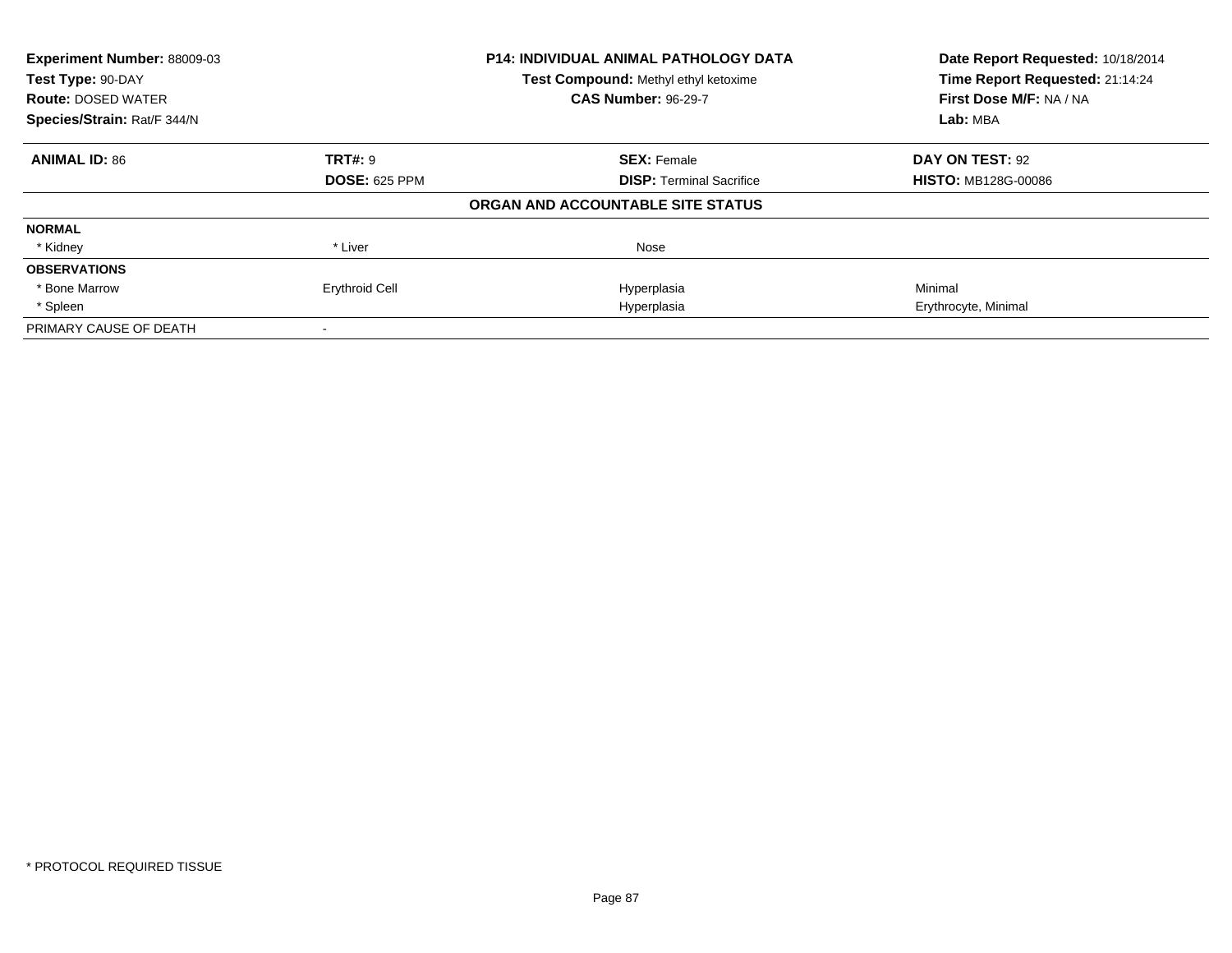| **Experiment Number:** 88009-03 | **P14: INDIVIDUAL ANIMAL PATHOLOGY DATA** | **Date Report Requested:** 10/18/2014 |
|---|---|---|
| **Test Type:** 90-DAY | **Test Compound:** Methyl ethyl ketoxime | **Time Report Requested:** 21:14:24 |
| **Route:** DOSED WATER | **CAS Number:** 96-29-7 | **First Dose M/F:** NA / NA |
| **Species/Strain:** Rat/F 344/N | | **Lab:** MBA |

| **ANIMAL ID:** 86 | **TRT#:** 9 | **SEX:** Female | **DAY ON TEST:** 92 |
|---|---|---|---|
| | **DOSE:** 625 PPM | **DISP:** Terminal Sacrifice | **HISTO:** MB128G-00086 |
| | | **ORGAN AND ACCOUNTABLE SITE STATUS** | |
| **NORMAL** | | | |
| * Kidney | * Liver | Nose | |
| **OBSERVATIONS** | | | |
| * Bone Marrow | Erythroid Cell | Hyperplasia | Minimal |
| * Spleen | | Hyperplasia | Erythrocyte, Minimal |
| PRIMARY CAUSE OF DEATH | - | | |

* PROTOCOL REQUIRED TISSUE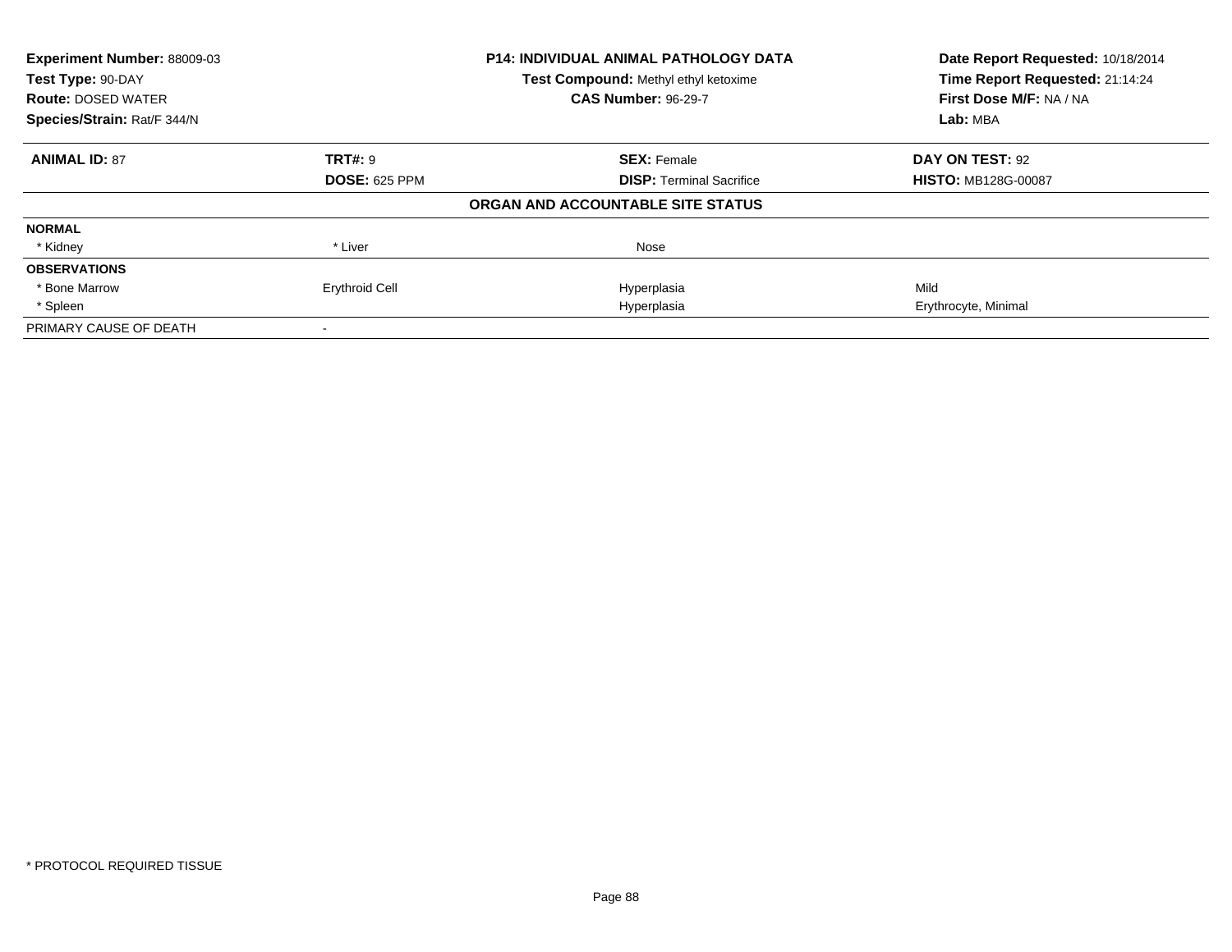| **Experiment Number:** 88009-03 | **P14: INDIVIDUAL ANIMAL PATHOLOGY DATA** | **Date Report Requested:** 10/18/2014 |
|---|---|---|
| **Test Type:** 90-DAY | **Test Compound:** Methyl ethyl ketoxime | **Time Report Requested:** 21:14:24 |
| **Route:** DOSED WATER | **CAS Number:** 96-29-7 | **First Dose M/F:** NA / NA |
| **Species/Strain:** Rat/F 344/N | | **Lab:** MBA |

| **ANIMAL ID:** 87 | **TRT#:** 9 | **SEX:** Female | **DAY ON TEST:** 92 |
|---|---|---|---|
| | **DOSE:** 625 PPM | **DISP:** Terminal Sacrifice | **HISTO:** MB128G-00087 |

**ORGAN AND ACCOUNTABLE SITE STATUS**

| | | | |
|---|---|---|---|
| **NORMAL** | | | |
| * Kidney | * Liver | Nose | |
| **OBSERVATIONS** | | | |
| * Bone Marrow | Erythroid Cell | Hyperplasia | Mild |
| * Spleen | | Hyperplasia | Erythrocyte, Minimal |
| PRIMARY CAUSE OF DEATH | - | | |

* PROTOCOL REQUIRED TISSUE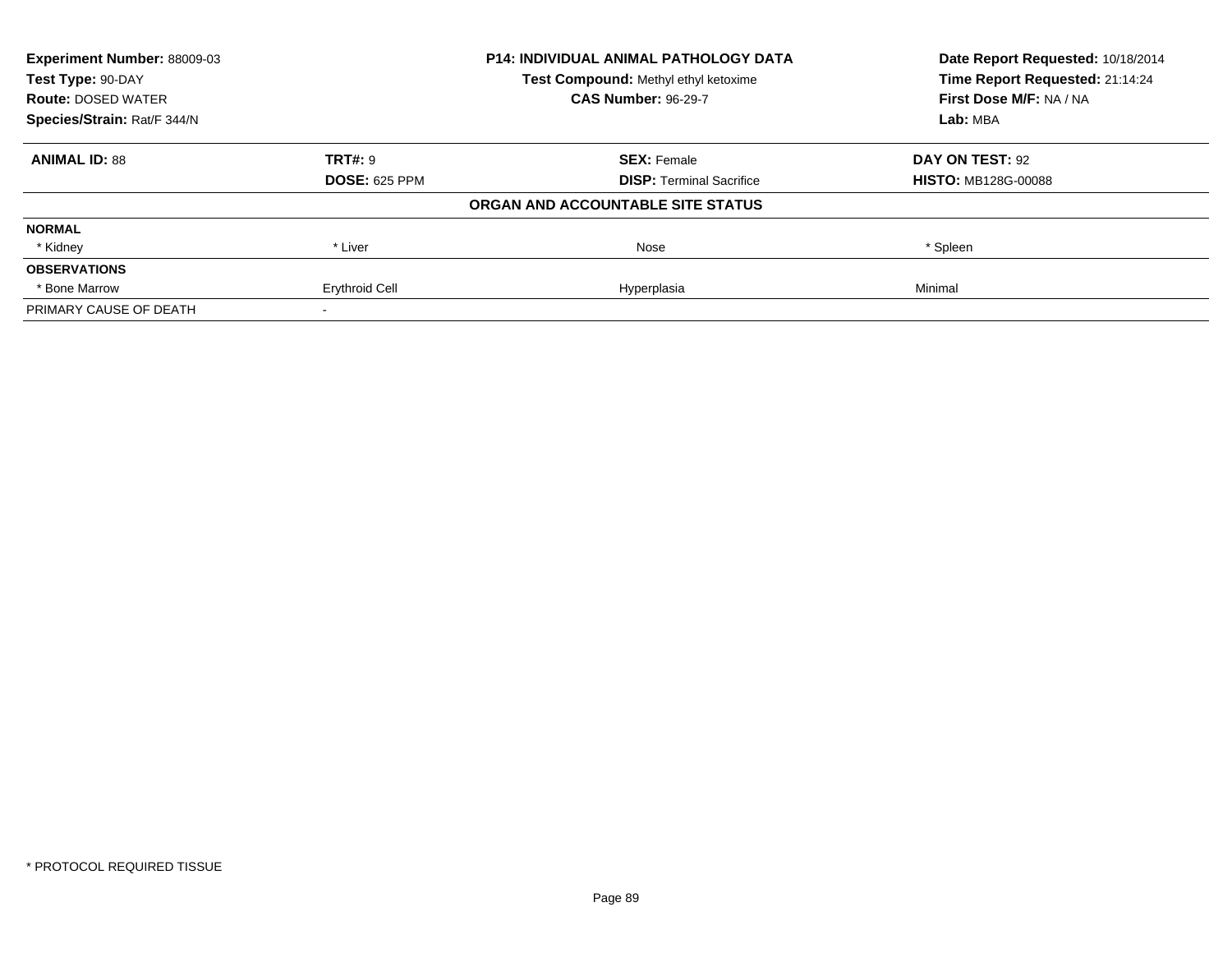| **Experiment Number:** 88009-03 | **P14: INDIVIDUAL ANIMAL PATHOLOGY DATA** | **Date Report Requested:** 10/18/2014 |
|---|---|---|
| **Test Type:** 90-DAY | **Test Compound:** Methyl ethyl ketoxime | **Time Report Requested:** 21:14:24 |
| **Route:** DOSED WATER | **CAS Number:** 96-29-7 | **First Dose M/F:** NA / NA |
| **Species/Strain:** Rat/F 344/N | | **Lab:** MBA |

| **ANIMAL ID:** 88 | **TRT#:** 9 | **SEX:** Female | **DAY ON TEST:** 92 |
|---|---|---|---|
| | **DOSE:** 625 PPM | **DISP:** Terminal Sacrifice | **HISTO:** MB128G-00088 |
| | | **ORGAN AND ACCOUNTABLE SITE STATUS** | |
| **NORMAL** | | | |
| * Kidney | * Liver | Nose | * Spleen |
| **OBSERVATIONS** | | | |
| * Bone Marrow | Erythroid Cell | Hyperplasia | Minimal |
| PRIMARY CAUSE OF DEATH | - | | |

* PROTOCOL REQUIRED TISSUE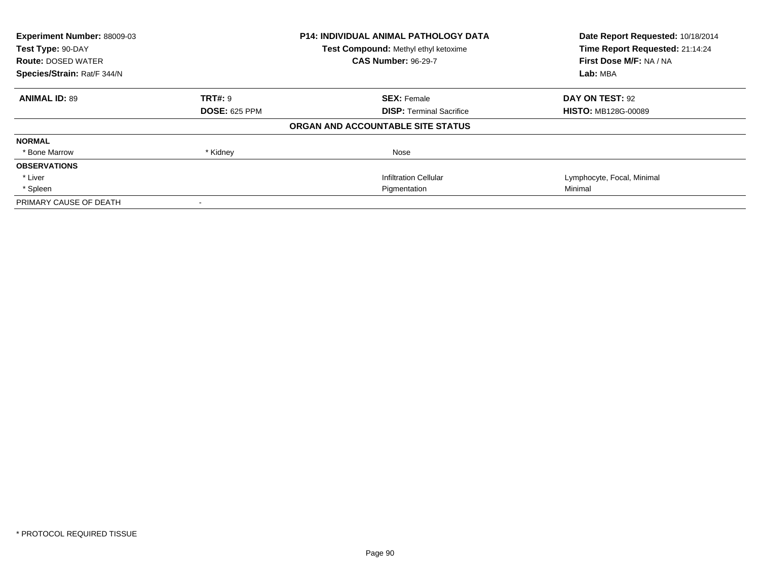| Experiment Number: 88009-03 | P14: INDIVIDUAL ANIMAL PATHOLOGY DATA | Date Report Requested: 10/18/2014 |
|---|---|---|
| Test Type: 90-DAY | Test Compound: Methyl ethyl ketoxime | Time Report Requested: 21:14:24 |
| Route: DOSED WATER | CAS Number: 96-29-7 | First Dose M/F: NA / NA |
| Species/Strain: Rat/F 344/N | | Lab: MBA |

| **ANIMAL ID:** 89 | **TRT#:** 9 | **SEX:** Female | **DAY ON TEST:** 92 |
|---|---|---|---|
| | **DOSE:** 625 PPM | **DISP:** Terminal Sacrifice | **HISTO:** MB128G-00089 |

**ORGAN AND ACCOUNTABLE SITE STATUS**

| | | | |
|---|---|---|---|
| **NORMAL** | | | |
| * Bone Marrow | * Kidney | Nose | |
| **OBSERVATIONS** | | | |
| * Liver | | Infiltration Cellular | Lymphocyte, Focal, Minimal |
| * Spleen | | Pigmentation | Minimal |
| PRIMARY CAUSE OF DEATH | - | | |

* PROTOCOL REQUIRED TISSUE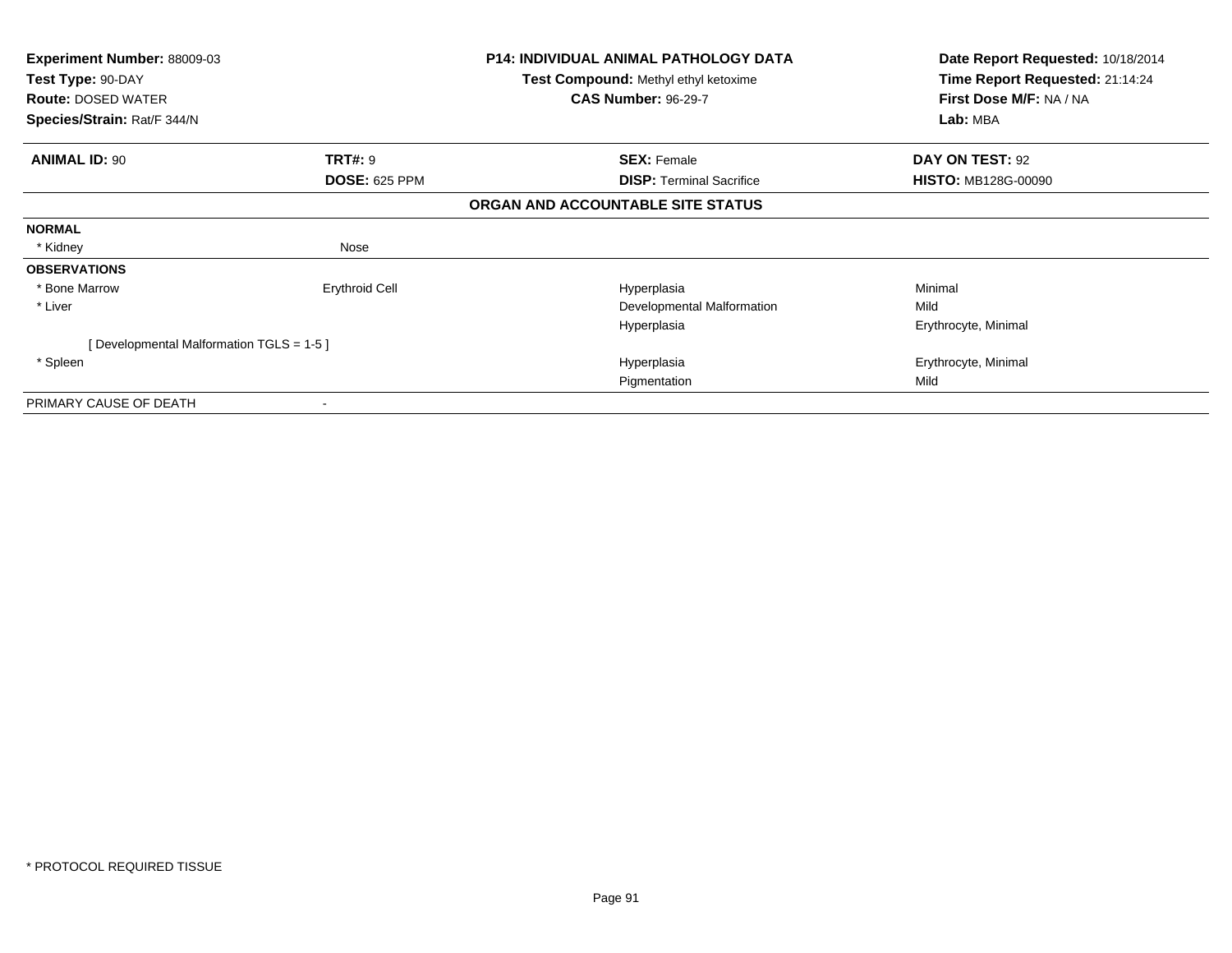**Experiment Number:** 88009-03
**Test Type:** 90-DAY
**Route:** DOSED WATER
**Species/Strain:** Rat/F 344/N

**P14: INDIVIDUAL ANIMAL PATHOLOGY DATA**
**Test Compound:** Methyl ethyl ketoxime
**CAS Number:** 96-29-7

**Date Report Requested:** 10/18/2014
**Time Report Requested:** 21:14:24
**First Dose M/F:** NA / NA
**Lab:** MBA

| **ANIMAL ID:** 90 | **TRT#:** 9 | **SEX:** Female | **DAY ON TEST:** 92 |
|---|---|---|---|
| | **DOSE:** 625 PPM | **DISP:** Terminal Sacrifice | **HISTO:** MB128G-00090 |

**ORGAN AND ACCOUNTABLE SITE STATUS**

| | | | |
|---|---|---|---|
| **NORMAL** | | | |
| * Kidney | Nose | | |
| **OBSERVATIONS** | | | |
| * Bone Marrow | Erythroid Cell | Hyperplasia | Minimal |
| * Liver | | Developmental Malformation | Mild |
| | | Hyperplasia | Erythrocyte, Minimal |
| [ Developmental Malformation TGLS = 1-5 ] | | | |
| * Spleen | | Hyperplasia | Erythrocyte, Minimal |
| | | Pigmentation | Mild |
| PRIMARY CAUSE OF DEATH | - | | |

* PROTOCOL REQUIRED TISSUE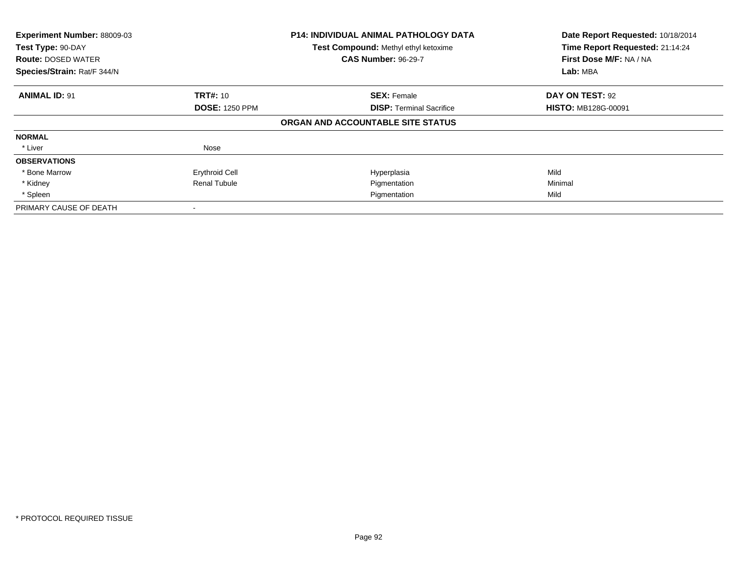| **Experiment Number:** 88009-03 | **P14: INDIVIDUAL ANIMAL PATHOLOGY DATA** | | **Date Report Requested:** 10/18/2014 |
|---|---|---|---|
| **Test Type:** 90-DAY | **Test Compound:** Methyl ethyl ketoxime | | **Time Report Requested:** 21:14:24 |
| **Route:** DOSED WATER | **CAS Number:** 96-29-7 | | **First Dose M/F:** NA / NA |
| **Species/Strain:** Rat/F 344/N | | | **Lab:** MBA |

| **ANIMAL ID:** 91 | **TRT#:** 10 | **SEX:** Female | **DAY ON TEST:** 92 |
|---|---|---|---|
| | **DOSE:** 1250 PPM | **DISP:** Terminal Sacrifice | **HISTO:** MB128G-00091 |
| | | **ORGAN AND ACCOUNTABLE SITE STATUS** | |
| **NORMAL** | | | |
| * Liver | Nose | | |
| **OBSERVATIONS** | | | |
| * Bone Marrow | Erythroid Cell | Hyperplasia | Mild |
| * Kidney | Renal Tubule | Pigmentation | Minimal |
| * Spleen | | Pigmentation | Mild |
| PRIMARY CAUSE OF DEATH | - | | |

* PROTOCOL REQUIRED TISSUE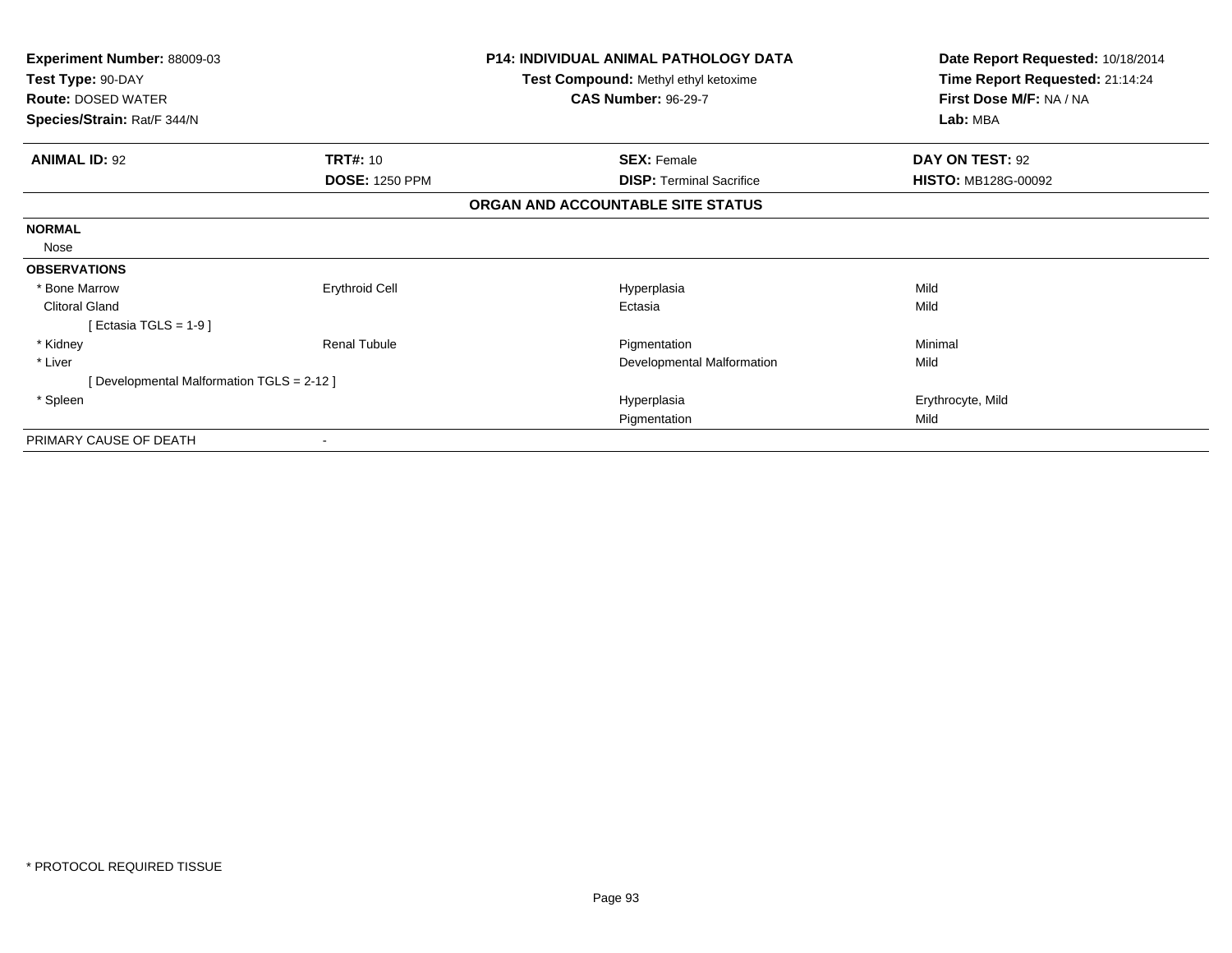**Experiment Number:** 88009-03
**Test Type:** 90-DAY
**Route:** DOSED WATER
**Species/Strain:** Rat/F 344/N

**P14: INDIVIDUAL ANIMAL PATHOLOGY DATA**
**Test Compound:** Methyl ethyl ketoxime
**CAS Number:** 96-29-7

**Date Report Requested:** 10/18/2014
**Time Report Requested:** 21:14:24
**First Dose M/F:** NA / NA
**Lab:** MBA

| **ANIMAL ID:** 92 | **TRT#:** 10 | **SEX:** Female | **DAY ON TEST:** 92 |
|---|---|---|---|
| | **DOSE:** 1250 PPM | **DISP:** Terminal Sacrifice | **HISTO:** MB128G-00092 |

**ORGAN AND ACCOUNTABLE SITE STATUS**

| | | | |
|---|---|---|---|
| **NORMAL** | | | |
| Nose | | | |
| **OBSERVATIONS** | | | |
| * Bone Marrow | Erythroid Cell | Hyperplasia | Mild |
| Clitoral Gland | | Ectasia | Mild |
| [ Ectasia TGLS = 1-9 ] | | | |
| * Kidney | Renal Tubule | Pigmentation | Minimal |
| * Liver | | Developmental Malformation | Mild |
| [ Developmental Malformation TGLS = 2-12 ] | | | |
| * Spleen | | Hyperplasia | Erythrocyte, Mild |
| | | Pigmentation | Mild |
| PRIMARY CAUSE OF DEATH | - | | |

* PROTOCOL REQUIRED TISSUE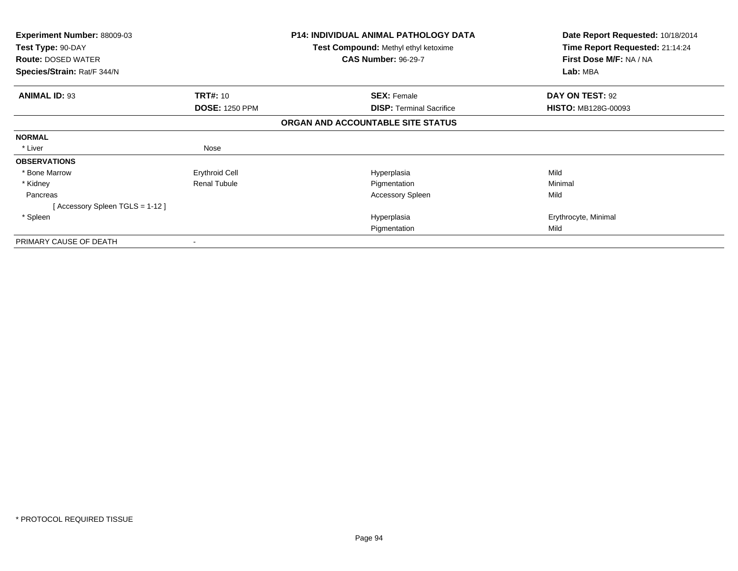**Experiment Number:** 88009-03
**Test Type:** 90-DAY
**Route:** DOSED WATER
**Species/Strain:** Rat/F 344/N

**P14: INDIVIDUAL ANIMAL PATHOLOGY DATA**
**Test Compound:** Methyl ethyl ketoxime
**CAS Number:** 96-29-7

**Date Report Requested:** 10/18/2014
**Time Report Requested:** 21:14:24
**First Dose M/F:** NA / NA
**Lab:** MBA

| **ANIMAL ID:** 93 | **TRT#:** 10 | **SEX:** Female | **DAY ON TEST:** 92 |
|---|---|---|---|
| | **DOSE:** 1250 PPM | **DISP:** Terminal Sacrifice | **HISTO:** MB128G-00093 |

**ORGAN AND ACCOUNTABLE SITE STATUS**

| | | | |
|---|---|---|---|
| **NORMAL** | | | |
| * Liver | Nose | | |
| **OBSERVATIONS** | | | |
| * Bone Marrow | Erythroid Cell | Hyperplasia | Mild |
| * Kidney | Renal Tubule | Pigmentation | Minimal |
| Pancreas | | Accessory Spleen | Mild |
| [ Accessory Spleen TGLS = 1-12 ] | | | |
| * Spleen | | Hyperplasia | Erythrocyte, Minimal |
| | | Pigmentation | Mild |
| PRIMARY CAUSE OF DEATH | - | | |

* PROTOCOL REQUIRED TISSUE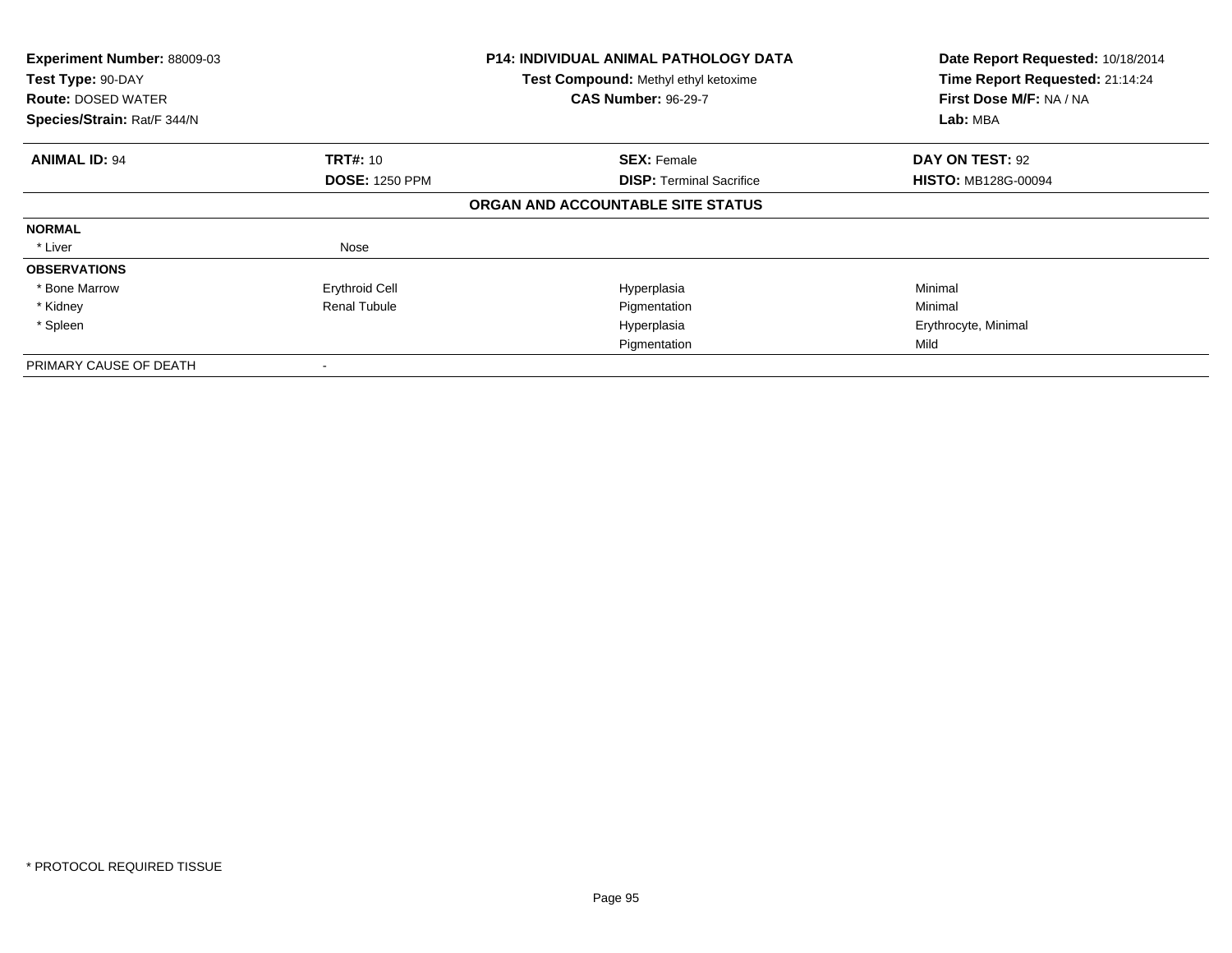**Experiment Number:** 88009-03
**Test Type:** 90-DAY
**Route:** DOSED WATER
**Species/Strain:** Rat/F 344/N

**P14: INDIVIDUAL ANIMAL PATHOLOGY DATA**
**Test Compound:** Methyl ethyl ketoxime
**CAS Number:** 96-29-7

**Date Report Requested:** 10/18/2014
**Time Report Requested:** 21:14:24
**First Dose M/F:** NA / NA
**Lab:** MBA

| **ANIMAL ID:** 94 | **TRT#:** 10 | **SEX:** Female | **DAY ON TEST:** 92 |
|---|---|---|---|
| | **DOSE:** 1250 PPM | **DISP:** Terminal Sacrifice | **HISTO:** MB128G-00094 |

**ORGAN AND ACCOUNTABLE SITE STATUS**

| | | | |
|---|---|---|---|
| **NORMAL** | | | |
| * Liver | Nose | | |
| **OBSERVATIONS** | | | |
| * Bone Marrow | Erythroid Cell | Hyperplasia | Minimal |
| * Kidney | Renal Tubule | Pigmentation | Minimal |
| * Spleen | | Hyperplasia | Erythrocyte, Minimal |
| | | Pigmentation | Mild |
| PRIMARY CAUSE OF DEATH | - | | |

\* PROTOCOL REQUIRED TISSUE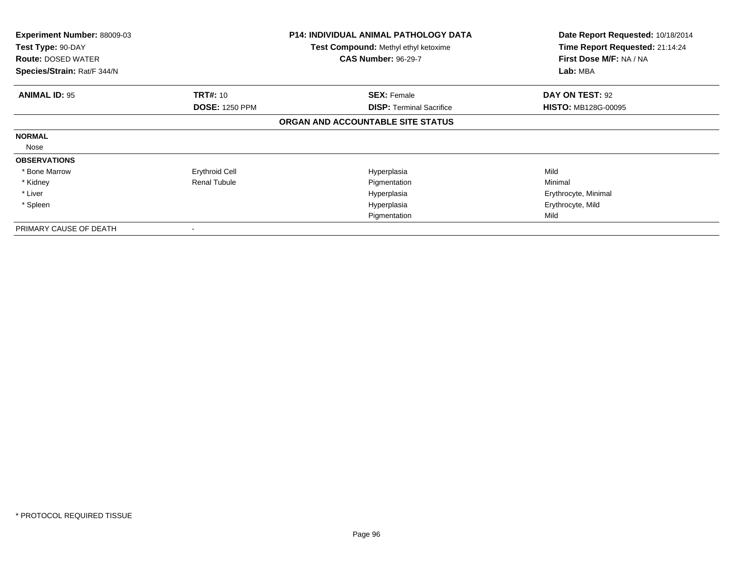**Experiment Number:** 88009-03
**Test Type:** 90-DAY
**Route:** DOSED WATER
**Species/Strain:** Rat/F 344/N

**P14: INDIVIDUAL ANIMAL PATHOLOGY DATA**
**Test Compound:** Methyl ethyl ketoxime
**CAS Number:** 96-29-7

**Date Report Requested:** 10/18/2014
**Time Report Requested:** 21:14:24
**First Dose M/F:** NA / NA
**Lab:** MBA

| **ANIMAL ID:** 95 | **TRT#:** 10 | **SEX:** Female | **DAY ON TEST:** 92 |
|---|---|---|---|
| | **DOSE:** 1250 PPM | **DISP:** Terminal Sacrifice | **HISTO:** MB128G-00095 |

**ORGAN AND ACCOUNTABLE SITE STATUS**

| | | | |
|---|---|---|---|
| **NORMAL** | | | |
| Nose | | | |
| **OBSERVATIONS** | | | |
| * Bone Marrow | Erythroid Cell | Hyperplasia | Mild |
| * Kidney | Renal Tubule | Pigmentation | Minimal |
| * Liver | | Hyperplasia | Erythrocyte, Minimal |
| * Spleen | | Hyperplasia | Erythrocyte, Mild |
| | | Pigmentation | Mild |
| PRIMARY CAUSE OF DEATH | - | | |

* PROTOCOL REQUIRED TISSUE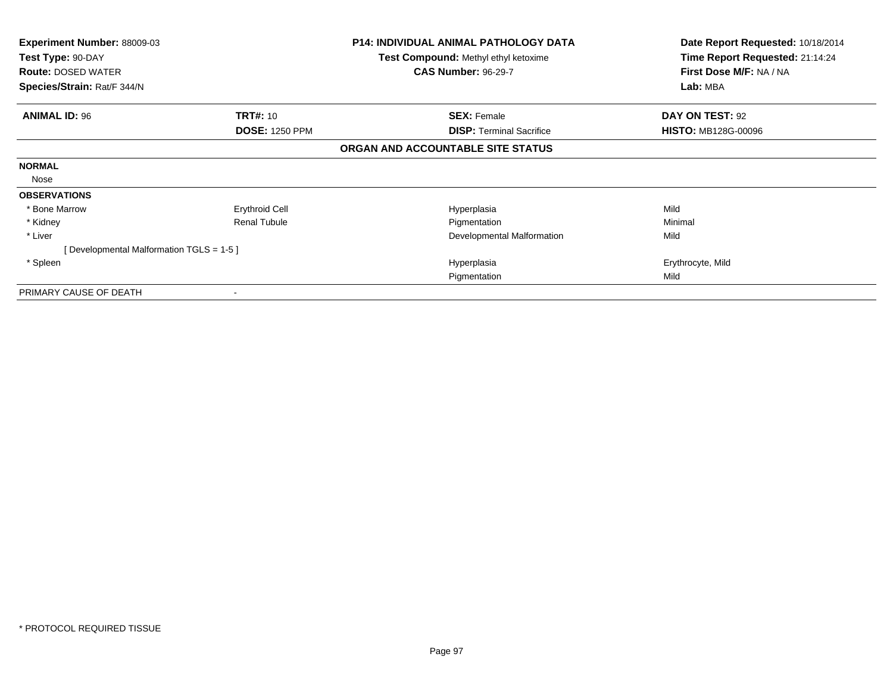**Experiment Number:** 88009-03
**Test Type:** 90-DAY
**Route:** DOSED WATER
**Species/Strain:** Rat/F 344/N

**P14: INDIVIDUAL ANIMAL PATHOLOGY DATA**
**Test Compound:** Methyl ethyl ketoxime
**CAS Number:** 96-29-7

**Date Report Requested:** 10/18/2014
**Time Report Requested:** 21:14:24
**First Dose M/F:** NA / NA
**Lab:** MBA

| **ANIMAL ID:** 96 | **TRT#:** 10 | **SEX:** Female | **DAY ON TEST:** 92 |
|---|---|---|---|
| | **DOSE:** 1250 PPM | **DISP:** Terminal Sacrifice | **HISTO:** MB128G-00096 |

**ORGAN AND ACCOUNTABLE SITE STATUS**

| | | | |
|---|---|---|---|
| **NORMAL** | | | |
| Nose | | | |
| **OBSERVATIONS** | | | |
| * Bone Marrow | Erythroid Cell | Hyperplasia | Mild |
| * Kidney | Renal Tubule | Pigmentation | Minimal |
| * Liver | | Developmental Malformation | Mild |
| [ Developmental Malformation TGLS = 1-5 ] | | | |
| * Spleen | | Hyperplasia | Erythrocyte, Mild |
| | | Pigmentation | Mild |
| PRIMARY CAUSE OF DEATH | - | | |

* PROTOCOL REQUIRED TISSUE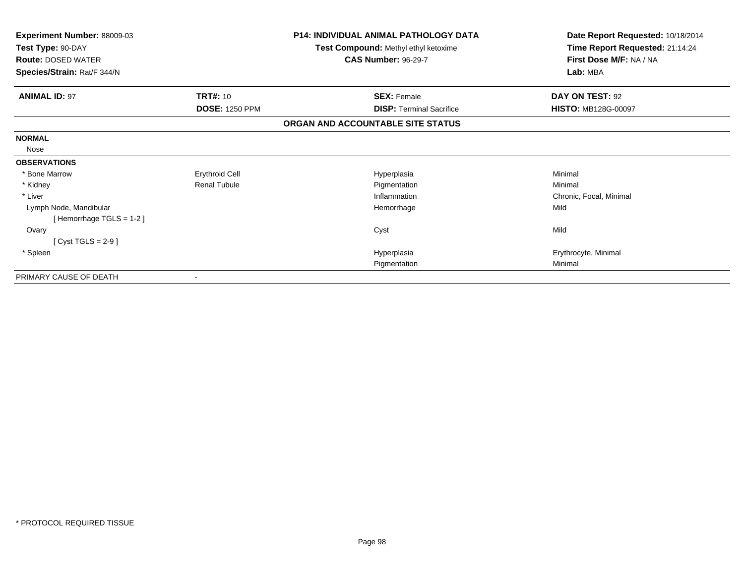**Experiment Number:** 88009-03
**Test Type:** 90-DAY
**Route:** DOSED WATER
**Species/Strain:** Rat/F 344/N

**P14: INDIVIDUAL ANIMAL PATHOLOGY DATA**
**Test Compound:** Methyl ethyl ketoxime
**CAS Number:** 96-29-7

**Date Report Requested:** 10/18/2014
**Time Report Requested:** 21:14:24
**First Dose M/F:** NA / NA
**Lab:** MBA

| **ANIMAL ID:** 97 | **TRT#:** 10 | **SEX:** Female | **DAY ON TEST:** 92 |
|---|---|---|---|
| | **DOSE:** 1250 PPM | **DISP:** Terminal Sacrifice | **HISTO:** MB128G-00097 |

**ORGAN AND ACCOUNTABLE SITE STATUS**

| | | | |
|---|---|---|---|
| **NORMAL** | | | |
| Nose | | | |
| **OBSERVATIONS** | | | |
| * Bone Marrow | Erythroid Cell | Hyperplasia | Minimal |
| * Kidney | Renal Tubule | Pigmentation | Minimal |
| * Liver | | Inflammation | Chronic, Focal, Minimal |
| Lymph Node, Mandibular | | Hemorrhage | Mild |
| [ Hemorrhage TGLS = 1-2 ] | | | |
| Ovary | | Cyst | Mild |
| [ Cyst TGLS = 2-9 ] | | | |
| * Spleen | | Hyperplasia | Erythrocyte, Minimal |
| | | Pigmentation | Minimal |
| PRIMARY CAUSE OF DEATH | - | | |

* PROTOCOL REQUIRED TISSUE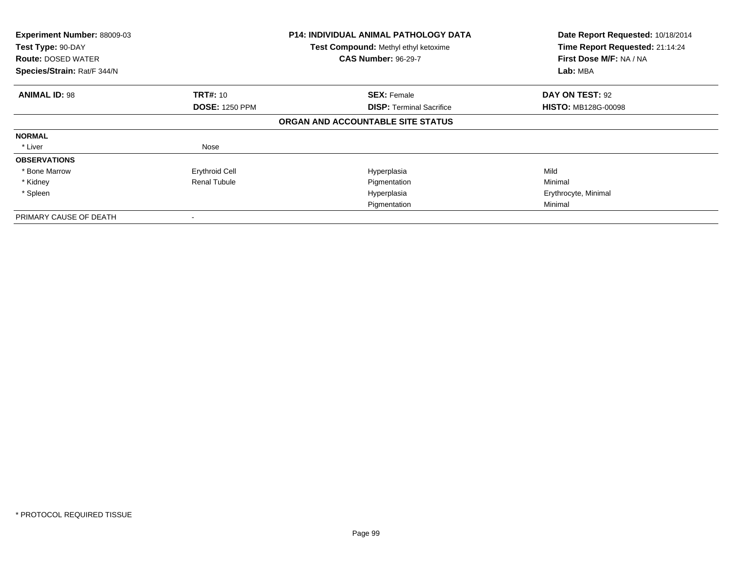| **Experiment Number:** 88009-03 | **P14: INDIVIDUAL ANIMAL PATHOLOGY DATA** | **Date Report Requested:** 10/18/2014 |
|---|---|---|
| **Test Type:** 90-DAY | **Test Compound:** Methyl ethyl ketoxime | **Time Report Requested:** 21:14:24 |
| **Route:** DOSED WATER | **CAS Number:** 96-29-7 | **First Dose M/F:** NA / NA |
| **Species/Strain:** Rat/F 344/N | | **Lab:** MBA |

| **ANIMAL ID:** 98 | **TRT#:** 10 | **SEX:** Female | **DAY ON TEST:** 92 |
|---|---|---|---|
| | **DOSE:** 1250 PPM | **DISP:** Terminal Sacrifice | **HISTO:** MB128G-00098 |

**ORGAN AND ACCOUNTABLE SITE STATUS**

| | | | |
|---|---|---|---|
| **NORMAL** | | | |
| * Liver | Nose | | |
| **OBSERVATIONS** | | | |
| * Bone Marrow | Erythroid Cell | Hyperplasia | Mild |
| * Kidney | Renal Tubule | Pigmentation | Minimal |
| * Spleen | | Hyperplasia | Erythrocyte, Minimal |
| | | Pigmentation | Minimal |
| PRIMARY CAUSE OF DEATH | - | | |

* PROTOCOL REQUIRED TISSUE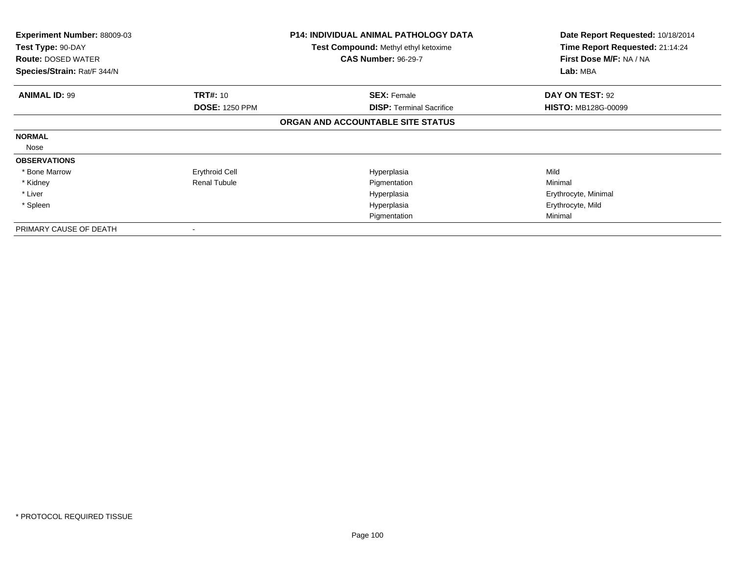**Experiment Number:** 88009-03
**Test Type:** 90-DAY
**Route:** DOSED WATER
**Species/Strain:** Rat/F 344/N

**P14: INDIVIDUAL ANIMAL PATHOLOGY DATA**
**Test Compound:** Methyl ethyl ketoxime
**CAS Number:** 96-29-7

**Date Report Requested:** 10/18/2014
**Time Report Requested:** 21:14:24
**First Dose M/F:** NA / NA
**Lab:** MBA

| **ANIMAL ID:** 99 | **TRT#:** 10 | **SEX:** Female | **DAY ON TEST:** 92 |
|---|---|---|---|
| | **DOSE:** 1250 PPM | **DISP:** Terminal Sacrifice | **HISTO:** MB128G-00099 |

**ORGAN AND ACCOUNTABLE SITE STATUS**

| | | | |
|---|---|---|---|
| **NORMAL** | | | |
| Nose | | | |
| **OBSERVATIONS** | | | |
| * Bone Marrow | Erythroid Cell | Hyperplasia | Mild |
| * Kidney | Renal Tubule | Pigmentation | Minimal |
| * Liver | | Hyperplasia | Erythrocyte, Minimal |
| * Spleen | | Hyperplasia | Erythrocyte, Mild |
| | | Pigmentation | Minimal |
| PRIMARY CAUSE OF DEATH | - | | |

* PROTOCOL REQUIRED TISSUE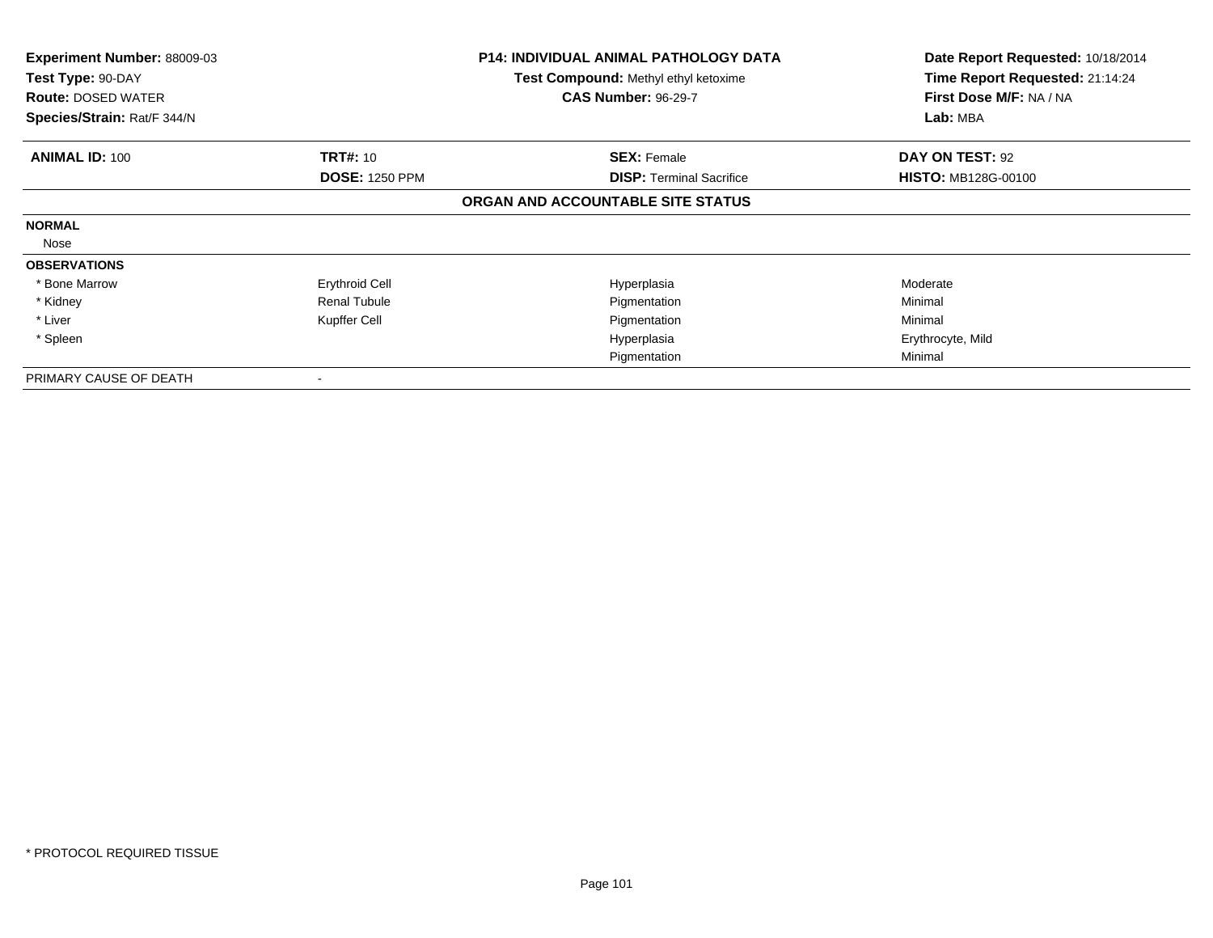**Experiment Number:** 88009-03
**Test Type:** 90-DAY
**Route:** DOSED WATER
**Species/Strain:** Rat/F 344/N

**P14: INDIVIDUAL ANIMAL PATHOLOGY DATA**
**Test Compound:** Methyl ethyl ketoxime
**CAS Number:** 96-29-7

**Date Report Requested:** 10/18/2014
**Time Report Requested:** 21:14:24
**First Dose M/F:** NA / NA
**Lab:** MBA

| **ANIMAL ID:** 100 | **TRT#:** 10 | **SEX:** Female | **DAY ON TEST:** 92 |
|---|---|---|---|
| | **DOSE:** 1250 PPM | **DISP:** Terminal Sacrifice | **HISTO:** MB128G-00100 |

**ORGAN AND ACCOUNTABLE SITE STATUS**

| | | | |
|---|---|---|---|
| **NORMAL** | | | |
| Nose | | | |
| **OBSERVATIONS** | | | |
| * Bone Marrow | Erythroid Cell | Hyperplasia | Moderate |
| * Kidney | Renal Tubule | Pigmentation | Minimal |
| * Liver | Kupffer Cell | Pigmentation | Minimal |
| * Spleen | | Hyperplasia | Erythrocyte, Mild |
| | | Pigmentation | Minimal |
| PRIMARY CAUSE OF DEATH | - | | |

* PROTOCOL REQUIRED TISSUE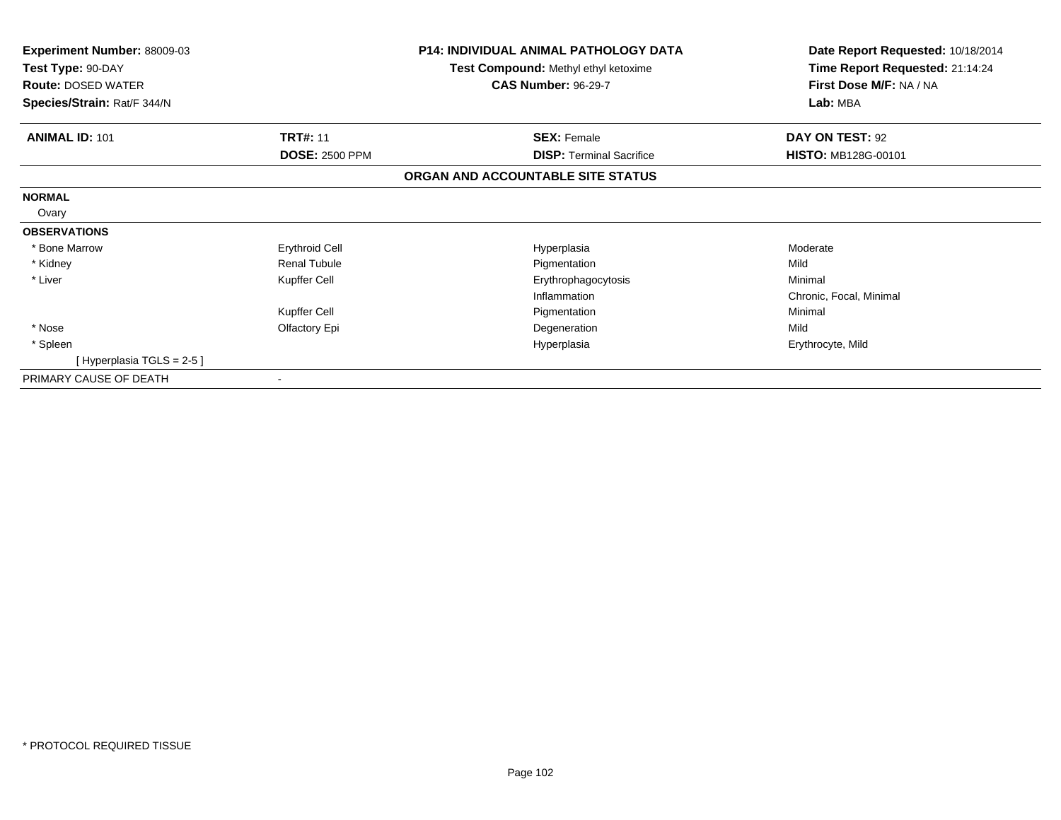**Experiment Number:** 88009-03
**Test Type:** 90-DAY
**Route:** DOSED WATER
**Species/Strain:** Rat/F 344/N

**P14: INDIVIDUAL ANIMAL PATHOLOGY DATA**
**Test Compound:** Methyl ethyl ketoxime
**CAS Number:** 96-29-7

**Date Report Requested:** 10/18/2014
**Time Report Requested:** 21:14:24
**First Dose M/F:** NA / NA
**Lab:** MBA

| **ANIMAL ID:** 101 | **TRT#:** 11 | **SEX:** Female | **DAY ON TEST:** 92 |
|---|---|---|---|
| | **DOSE:** 2500 PPM | **DISP:** Terminal Sacrifice | **HISTO:** MB128G-00101 |

**ORGAN AND ACCOUNTABLE SITE STATUS**

| | | | |
|---|---|---|---|
| **NORMAL** | | | |
| Ovary | | | |
| **OBSERVATIONS** | | | |
| * Bone Marrow | Erythroid Cell | Hyperplasia | Moderate |
| * Kidney | Renal Tubule | Pigmentation | Mild |
| * Liver | Kupffer Cell | Erythrophagocytosis | Minimal |
| | | Inflammation | Chronic, Focal, Minimal |
| | Kupffer Cell | Pigmentation | Minimal |
| * Nose | Olfactory Epi | Degeneration | Mild |
| * Spleen | | Hyperplasia | Erythrocyte, Mild |
| [ Hyperplasia TGLS = 2-5 ] | | | |
| PRIMARY CAUSE OF DEATH | - | | |

* PROTOCOL REQUIRED TISSUE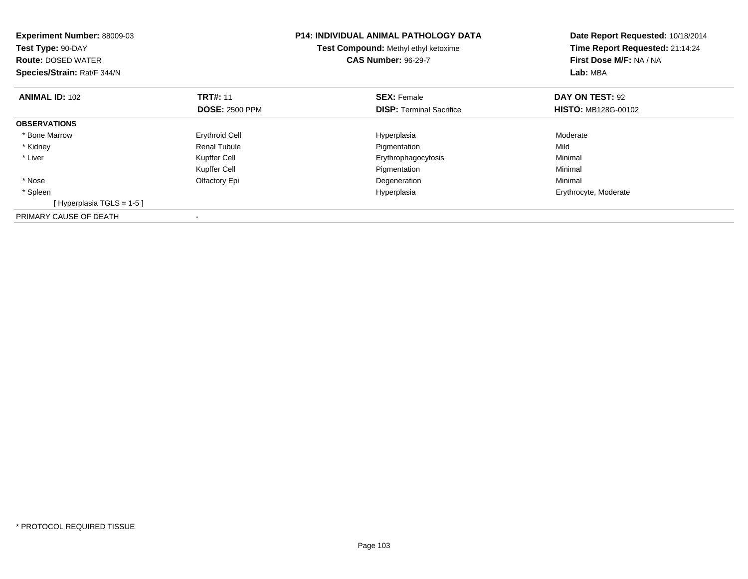**Experiment Number:** 88009-03
**Test Type:** 90-DAY
**Route:** DOSED WATER
**Species/Strain:** Rat/F 344/N

**P14: INDIVIDUAL ANIMAL PATHOLOGY DATA**
**Test Compound:** Methyl ethyl ketoxime
**CAS Number:** 96-29-7

**Date Report Requested:** 10/18/2014
**Time Report Requested:** 21:14:24
**First Dose M/F:** NA / NA
**Lab:** MBA

| **ANIMAL ID:** 102 | **TRT#:** 11 | **SEX:** Female | **DAY ON TEST:** 92 |
|---|---|---|---|
| | **DOSE:** 2500 PPM | **DISP:** Terminal Sacrifice | **HISTO:** MB128G-00102 |
| **OBSERVATIONS** | | | |
| * Bone Marrow | Erythroid Cell | Hyperplasia | Moderate |
| * Kidney | Renal Tubule | Pigmentation | Mild |
| * Liver | Kupffer Cell | Erythrophagocytosis | Minimal |
| | Kupffer Cell | Pigmentation | Minimal |
| * Nose | Olfactory Epi | Degeneration | Minimal |
| * Spleen | | Hyperplasia | Erythrocyte, Moderate |
| [ Hyperplasia TGLS = 1-5 ] | | | |
| PRIMARY CAUSE OF DEATH | - | | |

* PROTOCOL REQUIRED TISSUE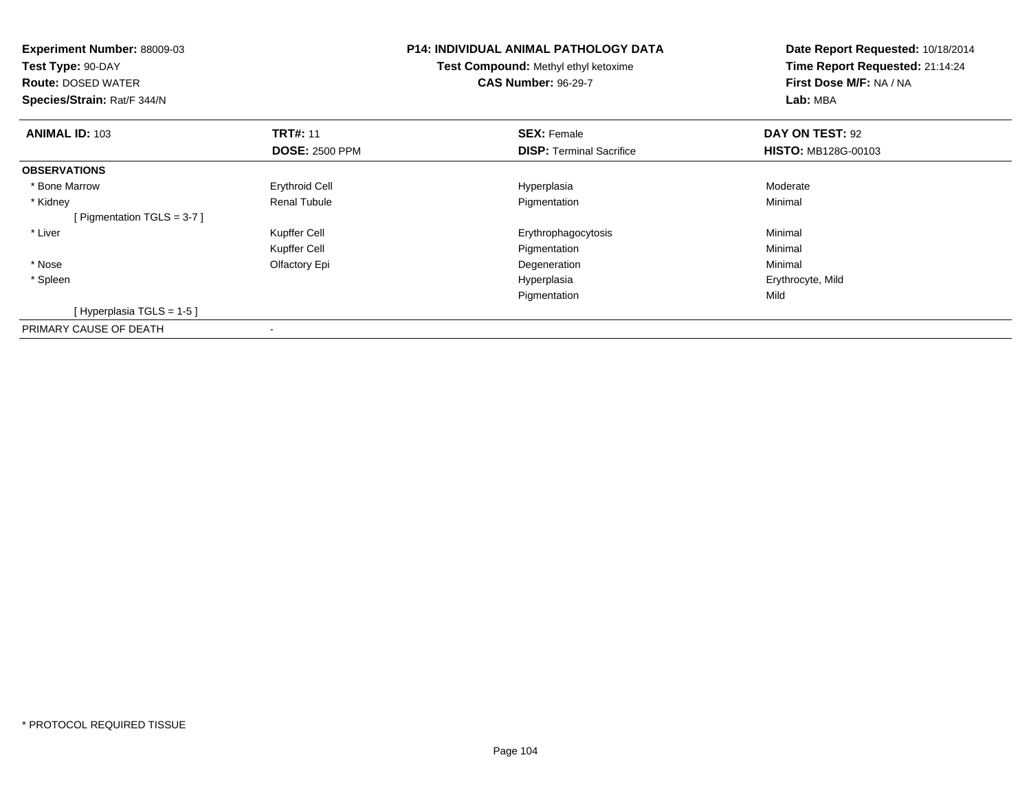**Experiment Number:** 88009-03
**Test Type:** 90-DAY
**Route:** DOSED WATER
**Species/Strain:** Rat/F 344/N

**P14: INDIVIDUAL ANIMAL PATHOLOGY DATA**
**Test Compound:** Methyl ethyl ketoxime
**CAS Number:** 96-29-7

**Date Report Requested:** 10/18/2014
**Time Report Requested:** 21:14:24
**First Dose M/F:** NA / NA
**Lab:** MBA

| **ANIMAL ID:** 103 | **TRT#:** 11 | **SEX:** Female | **DAY ON TEST:** 92 |
|---|---|---|---|
| | **DOSE:** 2500 PPM | **DISP:** Terminal Sacrifice | **HISTO:** MB128G-00103 |
| **OBSERVATIONS** | | | |
| * Bone Marrow | Erythroid Cell | Hyperplasia | Moderate |
| * Kidney | Renal Tubule | Pigmentation | Minimal |
| [ Pigmentation TGLS = 3-7 ] | | | |
| * Liver | Kupffer Cell | Erythrophagocytosis | Minimal |
| | Kupffer Cell | Pigmentation | Minimal |
| * Nose | Olfactory Epi | Degeneration | Minimal |
| * Spleen | | Hyperplasia | Erythrocyte, Mild |
| | | Pigmentation | Mild |
| [ Hyperplasia TGLS = 1-5 ] | | | |
| PRIMARY CAUSE OF DEATH | - | | |

* PROTOCOL REQUIRED TISSUE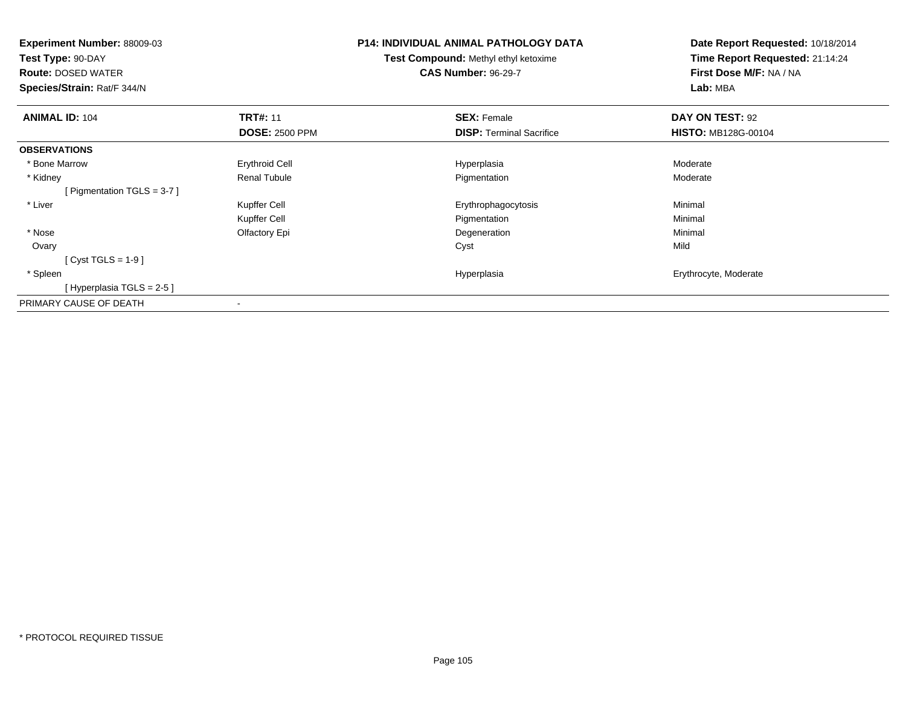**Experiment Number:** 88009-03
**Test Type:** 90-DAY
**Route:** DOSED WATER
**Species/Strain:** Rat/F 344/N

**P14: INDIVIDUAL ANIMAL PATHOLOGY DATA**
**Test Compound:** Methyl ethyl ketoxime
**CAS Number:** 96-29-7

**Date Report Requested:** 10/18/2014
**Time Report Requested:** 21:14:24
**First Dose M/F:** NA / NA
**Lab:** MBA

| **ANIMAL ID:** 104 | **TRT#:** 11 | **SEX:** Female | **DAY ON TEST:** 92 |
|---|---|---|---|
| | **DOSE:** 2500 PPM | **DISP:** Terminal Sacrifice | **HISTO:** MB128G-00104 |
| **OBSERVATIONS** | | | |
| * Bone Marrow | Erythroid Cell | Hyperplasia | Moderate |
| * Kidney | Renal Tubule | Pigmentation | Moderate |
| [ Pigmentation TGLS = 3-7 ] | | | |
| * Liver | Kupffer Cell | Erythrophagocytosis | Minimal |
| | Kupffer Cell | Pigmentation | Minimal |
| * Nose | Olfactory Epi | Degeneration | Minimal |
| Ovary | | Cyst | Mild |
| [ Cyst TGLS = 1-9 ] | | | |
| * Spleen | | Hyperplasia | Erythrocyte, Moderate |
| [ Hyperplasia TGLS = 2-5 ] | | | |
| PRIMARY CAUSE OF DEATH | - | | |

* PROTOCOL REQUIRED TISSUE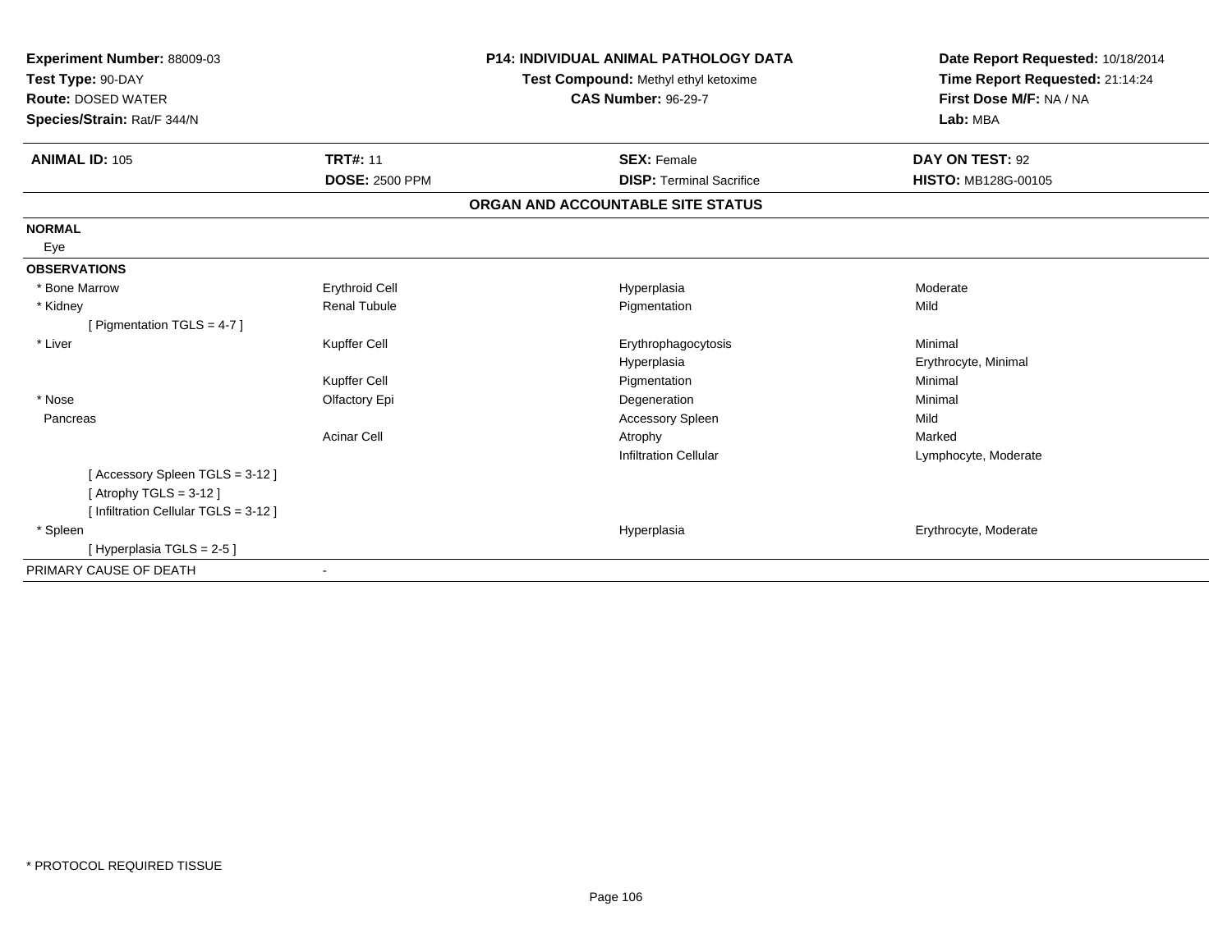**Experiment Number:** 88009-03
**Test Type:** 90-DAY
**Route:** DOSED WATER
**Species/Strain:** Rat/F 344/N

**P14: INDIVIDUAL ANIMAL PATHOLOGY DATA**
**Test Compound:** Methyl ethyl ketoxime
**CAS Number:** 96-29-7

**Date Report Requested:** 10/18/2014
**Time Report Requested:** 21:14:24
**First Dose M/F:** NA / NA
**Lab:** MBA

| **ANIMAL ID:** 105 | **TRT#:** 11 | **SEX:** Female | **DAY ON TEST:** 92 |
|---|---|---|---|
| | **DOSE:** 2500 PPM | **DISP:** Terminal Sacrifice | **HISTO:** MB128G-00105 |

## ORGAN AND ACCOUNTABLE SITE STATUS

| | | | |
|---|---|---|---|
| **NORMAL** | | | |
| Eye | | | |
| **OBSERVATIONS** | | | |
| * Bone Marrow | Erythroid Cell | Hyperplasia | Moderate |
| * Kidney | Renal Tubule | Pigmentation | Mild |
| [ Pigmentation TGLS = 4-7 ] | | | |
| * Liver | Kupffer Cell | Erythrophagocytosis | Minimal |
| | | Hyperplasia | Erythrocyte, Minimal |
| | Kupffer Cell | Pigmentation | Minimal |
| * Nose | Olfactory Epi | Degeneration | Minimal |
| Pancreas | | Accessory Spleen | Mild |
| | Acinar Cell | Atrophy | Marked |
| | | Infiltration Cellular | Lymphocyte, Moderate |
| [ Accessory Spleen TGLS = 3-12 ] | | | |
| [ Atrophy TGLS = 3-12 ] | | | |
| [ Infiltration Cellular TGLS = 3-12 ] | | | |
| * Spleen | | Hyperplasia | Erythrocyte, Moderate |
| [ Hyperplasia TGLS = 2-5 ] | | | |
| PRIMARY CAUSE OF DEATH | - | | |

* PROTOCOL REQUIRED TISSUE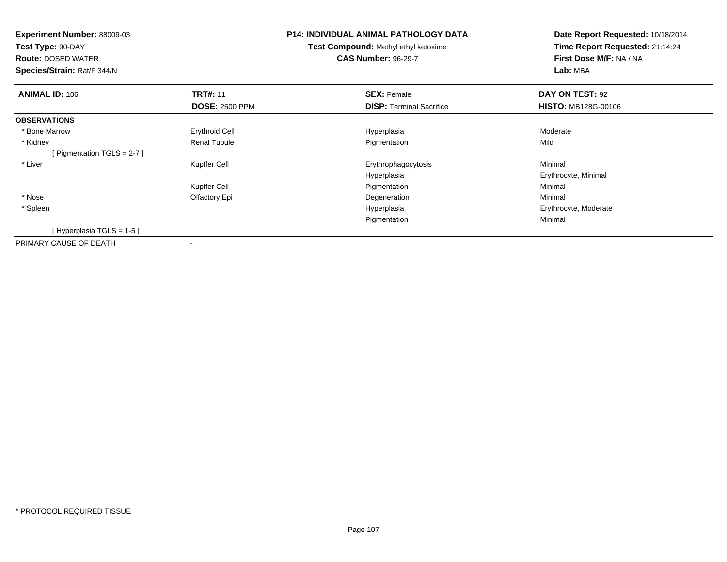**Experiment Number:** 88009-03
**Test Type:** 90-DAY
**Route:** DOSED WATER
**Species/Strain:** Rat/F 344/N

**P14: INDIVIDUAL ANIMAL PATHOLOGY DATA**
**Test Compound:** Methyl ethyl ketoxime
**CAS Number:** 96-29-7

**Date Report Requested:** 10/18/2014
**Time Report Requested:** 21:14:24
**First Dose M/F:** NA / NA
**Lab:** MBA

| **ANIMAL ID:** 106 | **TRT#:** 11 | **SEX:** Female | **DAY ON TEST:** 92 |
|---|---|---|---|
| | **DOSE:** 2500 PPM | **DISP:** Terminal Sacrifice | **HISTO:** MB128G-00106 |
| **OBSERVATIONS** | | | |
| * Bone Marrow | Erythroid Cell | Hyperplasia | Moderate |
| * Kidney | Renal Tubule | Pigmentation | Mild |
| [ Pigmentation TGLS = 2-7 ] | | | |
| * Liver | Kupffer Cell | Erythrophagocytosis | Minimal |
| | | Hyperplasia | Erythrocyte, Minimal |
| | Kupffer Cell | Pigmentation | Minimal |
| * Nose | Olfactory Epi | Degeneration | Minimal |
| * Spleen | | Hyperplasia | Erythrocyte, Moderate |
| | | Pigmentation | Minimal |
| [ Hyperplasia TGLS = 1-5 ] | | | |
| PRIMARY CAUSE OF DEATH | - | | |

* PROTOCOL REQUIRED TISSUE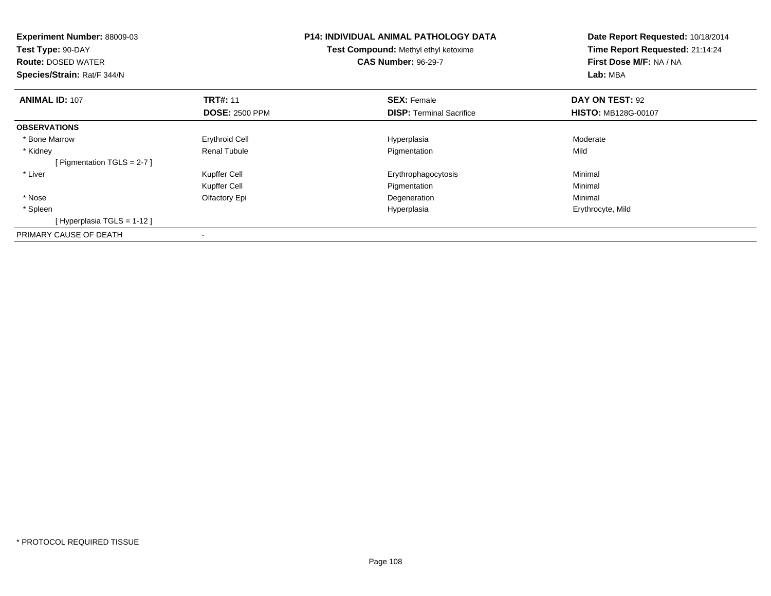**Experiment Number:** 88009-03
**Test Type:** 90-DAY
**Route:** DOSED WATER
**Species/Strain:** Rat/F 344/N

**P14: INDIVIDUAL ANIMAL PATHOLOGY DATA**
**Test Compound:** Methyl ethyl ketoxime
**CAS Number:** 96-29-7

**Date Report Requested:** 10/18/2014
**Time Report Requested:** 21:14:24
**First Dose M/F:** NA / NA
**Lab:** MBA

| **ANIMAL ID:** 107 | **TRT#:** 11 | **SEX:** Female | **DAY ON TEST:** 92 |
|---|---|---|---|
| | **DOSE:** 2500 PPM | **DISP:** Terminal Sacrifice | **HISTO:** MB128G-00107 |
| **OBSERVATIONS** | | | |
| * Bone Marrow | Erythroid Cell | Hyperplasia | Moderate |
| * Kidney | Renal Tubule | Pigmentation | Mild |
| [ Pigmentation TGLS = 2-7 ] | | | |
| * Liver | Kupffer Cell | Erythrophagocytosis | Minimal |
| | Kupffer Cell | Pigmentation | Minimal |
| * Nose | Olfactory Epi | Degeneration | Minimal |
| * Spleen | | Hyperplasia | Erythrocyte, Mild |
| [ Hyperplasia TGLS = 1-12 ] | | | |
| PRIMARY CAUSE OF DEATH | - | | |

* PROTOCOL REQUIRED TISSUE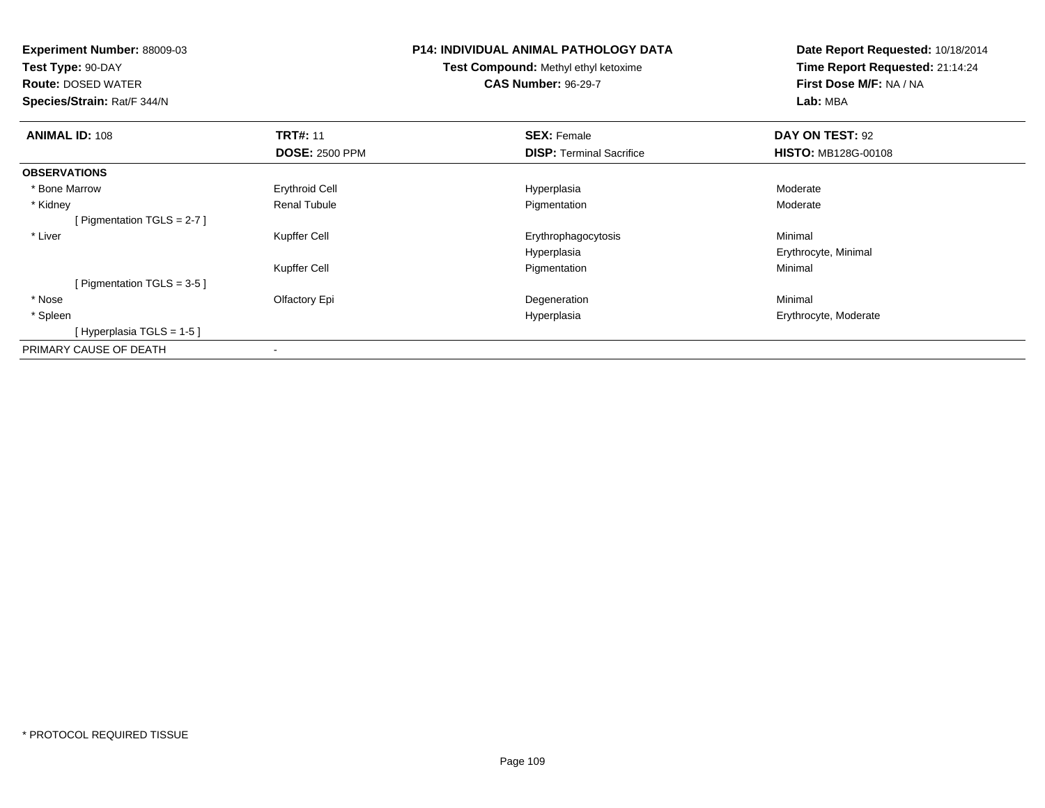**Experiment Number:** 88009-03
**Test Type:** 90-DAY
**Route:** DOSED WATER
**Species/Strain:** Rat/F 344/N

**P14: INDIVIDUAL ANIMAL PATHOLOGY DATA**
**Test Compound:** Methyl ethyl ketoxime
**CAS Number:** 96-29-7

**Date Report Requested:** 10/18/2014
**Time Report Requested:** 21:14:24
**First Dose M/F:** NA / NA
**Lab:** MBA

| **ANIMAL ID:** 108 | **TRT#:** 11 | **SEX:** Female | **DAY ON TEST:** 92 |
|---|---|---|---|
| | **DOSE:** 2500 PPM | **DISP:** Terminal Sacrifice | **HISTO:** MB128G-00108 |
| **OBSERVATIONS** | | | |
| * Bone Marrow | Erythroid Cell | Hyperplasia | Moderate |
| * Kidney | Renal Tubule | Pigmentation | Moderate |
| [ Pigmentation TGLS = 2-7 ] | | | |
| * Liver | Kupffer Cell | Erythrophagocytosis | Minimal |
| | | Hyperplasia | Erythrocyte, Minimal |
| | Kupffer Cell | Pigmentation | Minimal |
| [ Pigmentation TGLS = 3-5 ] | | | |
| * Nose | Olfactory Epi | Degeneration | Minimal |
| * Spleen | | Hyperplasia | Erythrocyte, Moderate |
| [ Hyperplasia TGLS = 1-5 ] | | | |
| PRIMARY CAUSE OF DEATH | - | | |

* PROTOCOL REQUIRED TISSUE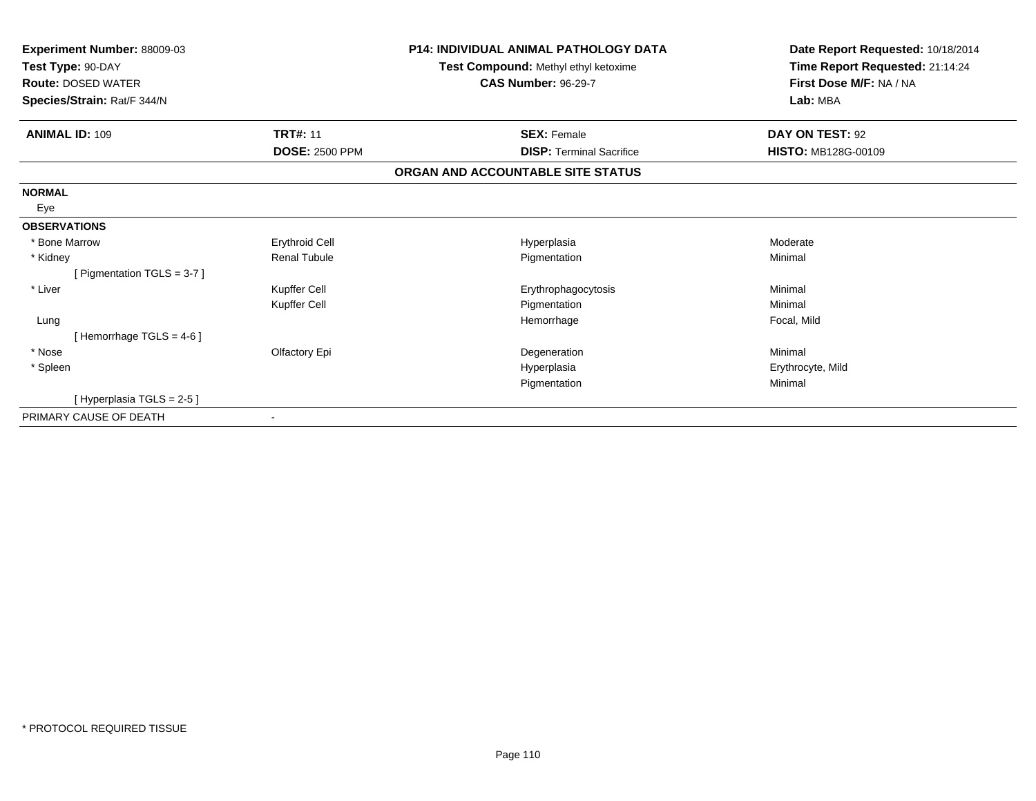| Experiment Number: 88009-03 | P14: INDIVIDUAL ANIMAL PATHOLOGY DATA | Date Report Requested: 10/18/2014 |
|---|---|---|
| Test Type: 90-DAY | Test Compound: Methyl ethyl ketoxime | Time Report Requested: 21:14:24 |
| Route: DOSED WATER | CAS Number: 96-29-7 | First Dose M/F: NA / NA |
| Species/Strain: Rat/F 344/N | | Lab: MBA |

| ANIMAL ID: 109 | TRT#: 11 | SEX: Female | DAY ON TEST: 92 |
|---|---|---|---|
| | DOSE: 2500 PPM | DISP: Terminal Sacrifice | HISTO: MB128G-00109 |

## ORGAN AND ACCOUNTABLE SITE STATUS

| | | | |
|---|---|---|---|
| **NORMAL** | | | |
| Eye | | | |
| **OBSERVATIONS** | | | |
| * Bone Marrow | Erythroid Cell | Hyperplasia | Moderate |
| * Kidney | Renal Tubule | Pigmentation | Minimal |
| [ Pigmentation TGLS = 3-7 ] | | | |
| * Liver | Kupffer Cell | Erythrophagocytosis | Minimal |
| | Kupffer Cell | Pigmentation | Minimal |
| Lung | | Hemorrhage | Focal, Mild |
| [ Hemorrhage TGLS = 4-6 ] | | | |
| * Nose | Olfactory Epi | Degeneration | Minimal |
| * Spleen | | Hyperplasia | Erythrocyte, Mild |
| | | Pigmentation | Minimal |
| [ Hyperplasia TGLS = 2-5 ] | | | |
| PRIMARY CAUSE OF DEATH | - | | |

* PROTOCOL REQUIRED TISSUE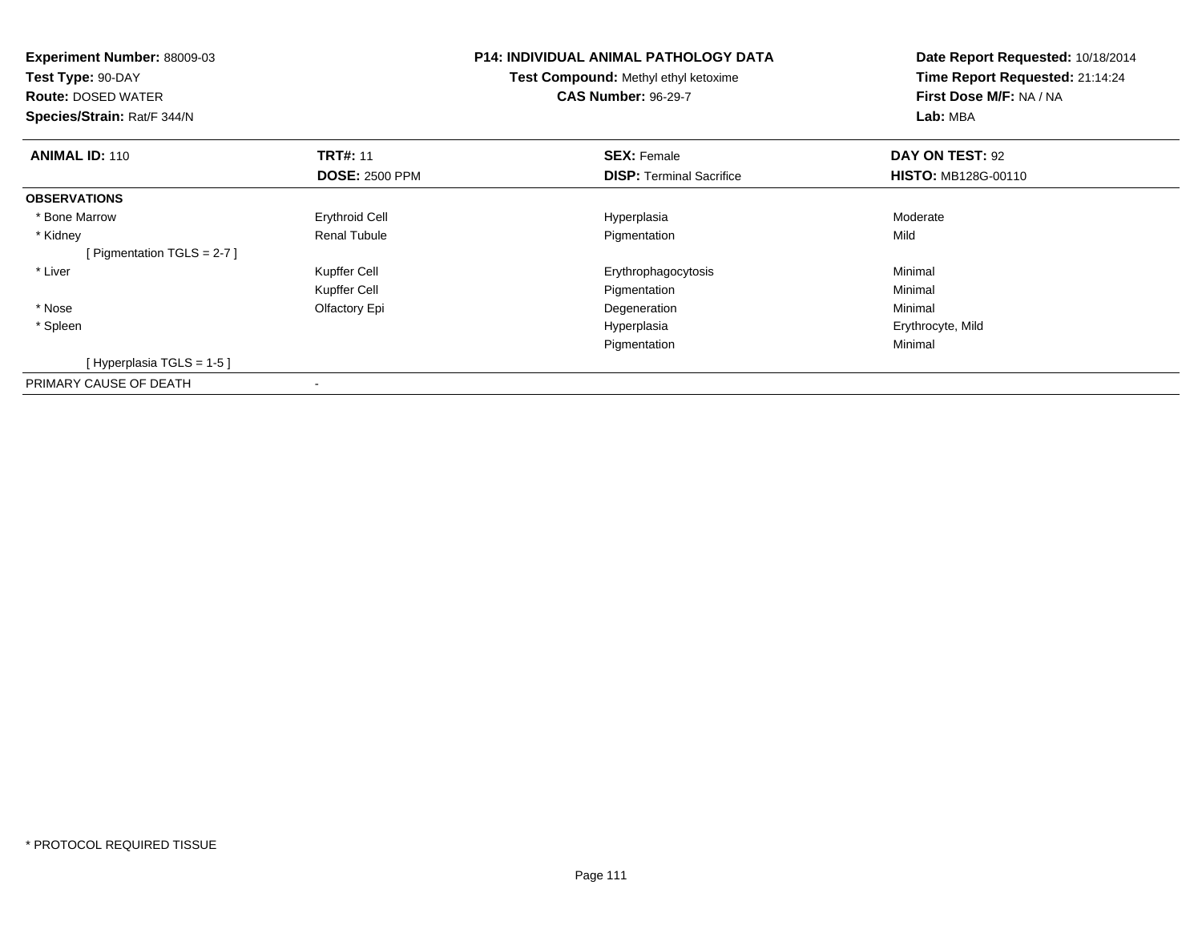**Experiment Number:** 88009-03
**Test Type:** 90-DAY
**Route:** DOSED WATER
**Species/Strain:** Rat/F 344/N

**P14: INDIVIDUAL ANIMAL PATHOLOGY DATA**
**Test Compound:** Methyl ethyl ketoxime
**CAS Number:** 96-29-7

**Date Report Requested:** 10/18/2014
**Time Report Requested:** 21:14:24
**First Dose M/F:** NA / NA
**Lab:** MBA

| **ANIMAL ID:** 110 | **TRT#:** 11 | **SEX:** Female | **DAY ON TEST:** 92 |
|---|---|---|---|
| | **DOSE:** 2500 PPM | **DISP:** Terminal Sacrifice | **HISTO:** MB128G-00110 |
| **OBSERVATIONS** | | | |
| * Bone Marrow | Erythroid Cell | Hyperplasia | Moderate |
| * Kidney | Renal Tubule | Pigmentation | Mild |
| [ Pigmentation TGLS = 2-7 ] | | | |
| * Liver | Kupffer Cell | Erythrophagocytosis | Minimal |
| | Kupffer Cell | Pigmentation | Minimal |
| * Nose | Olfactory Epi | Degeneration | Minimal |
| * Spleen | | Hyperplasia | Erythrocyte, Mild |
| | | Pigmentation | Minimal |
| [ Hyperplasia TGLS = 1-5 ] | | | |
| PRIMARY CAUSE OF DEATH | - | | |

* PROTOCOL REQUIRED TISSUE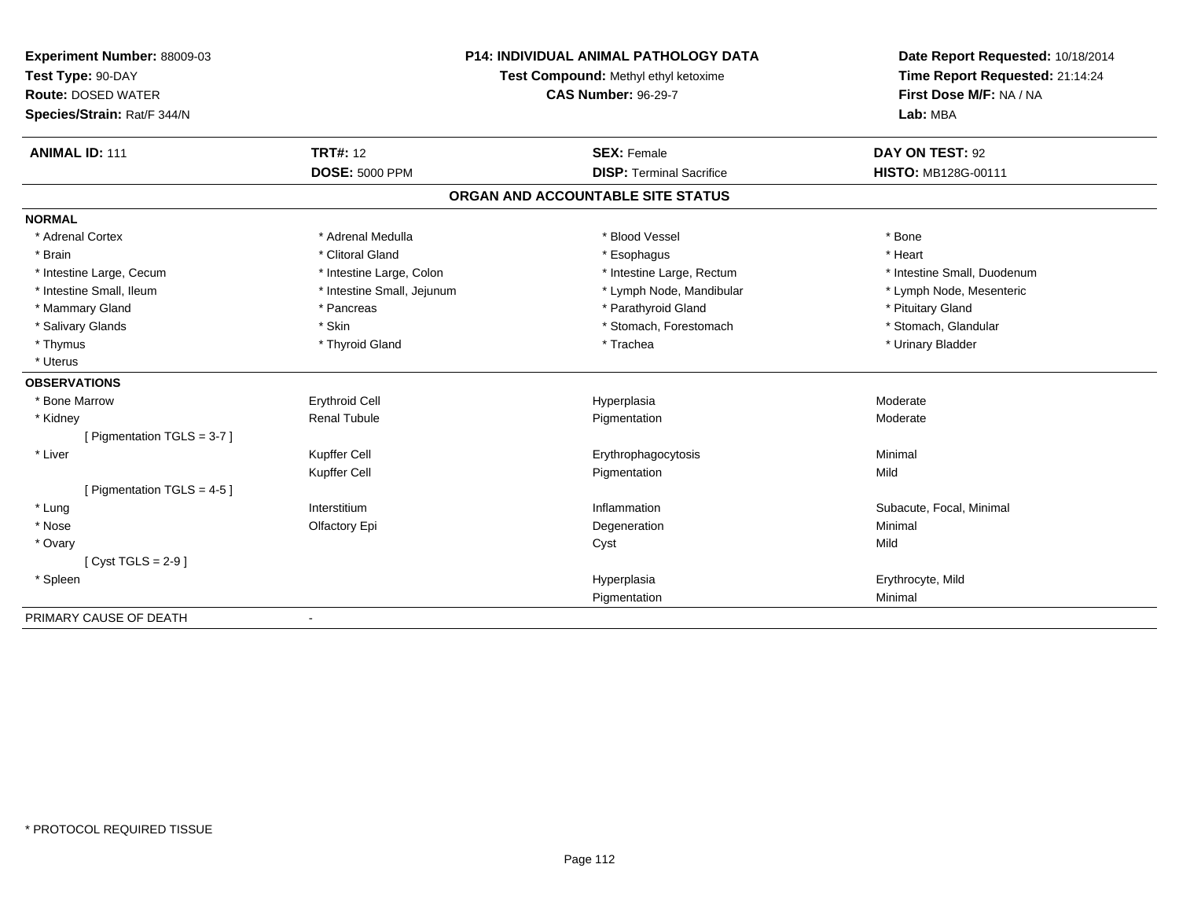**Experiment Number:** 88009-03
**Test Type:** 90-DAY
**Route:** DOSED WATER
**Species/Strain:** Rat/F 344/N

**P14: INDIVIDUAL ANIMAL PATHOLOGY DATA**
**Test Compound:** Methyl ethyl ketoxime
**CAS Number:** 96-29-7

**Date Report Requested:** 10/18/2014
**Time Report Requested:** 21:14:24
**First Dose M/F:** NA / NA
**Lab:** MBA

| **ANIMAL ID:** 111 | **TRT#:** 12 | **SEX:** Female | **DAY ON TEST:** 92 |
|---|---|---|---|
| | **DOSE:** 5000 PPM | **DISP:** Terminal Sacrifice | **HISTO:** MB128G-00111 |

**ORGAN AND ACCOUNTABLE SITE STATUS**

| | | | |
|---|---|---|---|
| **NORMAL** | | | |
| * Adrenal Cortex | * Adrenal Medulla | * Blood Vessel | * Bone |
| * Brain | * Clitoral Gland | * Esophagus | * Heart |
| * Intestine Large, Cecum | * Intestine Large, Colon | * Intestine Large, Rectum | * Intestine Small, Duodenum |
| * Intestine Small, Ileum | * Intestine Small, Jejunum | * Lymph Node, Mandibular | * Lymph Node, Mesenteric |
| * Mammary Gland | * Pancreas | * Parathyroid Gland | * Pituitary Gland |
| * Salivary Glands | * Skin | * Stomach, Forestomach | * Stomach, Glandular |
| * Thymus | * Thyroid Gland | * Trachea | * Urinary Bladder |
| * Uterus | | | |
| **OBSERVATIONS** | | | |
| * Bone Marrow | Erythroid Cell | Hyperplasia | Moderate |
| * Kidney | Renal Tubule | Pigmentation | Moderate |
| [ Pigmentation TGLS = 3-7 ] | | | |
| * Liver | Kupffer Cell | Erythrophagocytosis | Minimal |
| | Kupffer Cell | Pigmentation | Mild |
| [ Pigmentation TGLS = 4-5 ] | | | |
| * Lung | Interstitium | Inflammation | Subacute, Focal, Minimal |
| * Nose | Olfactory Epi | Degeneration | Minimal |
| * Ovary | | Cyst | Mild |
| [ Cyst TGLS = 2-9 ] | | | |
| * Spleen | | Hyperplasia | Erythrocyte, Mild |
| | | Pigmentation | Minimal |
| PRIMARY CAUSE OF DEATH | - | | |

* PROTOCOL REQUIRED TISSUE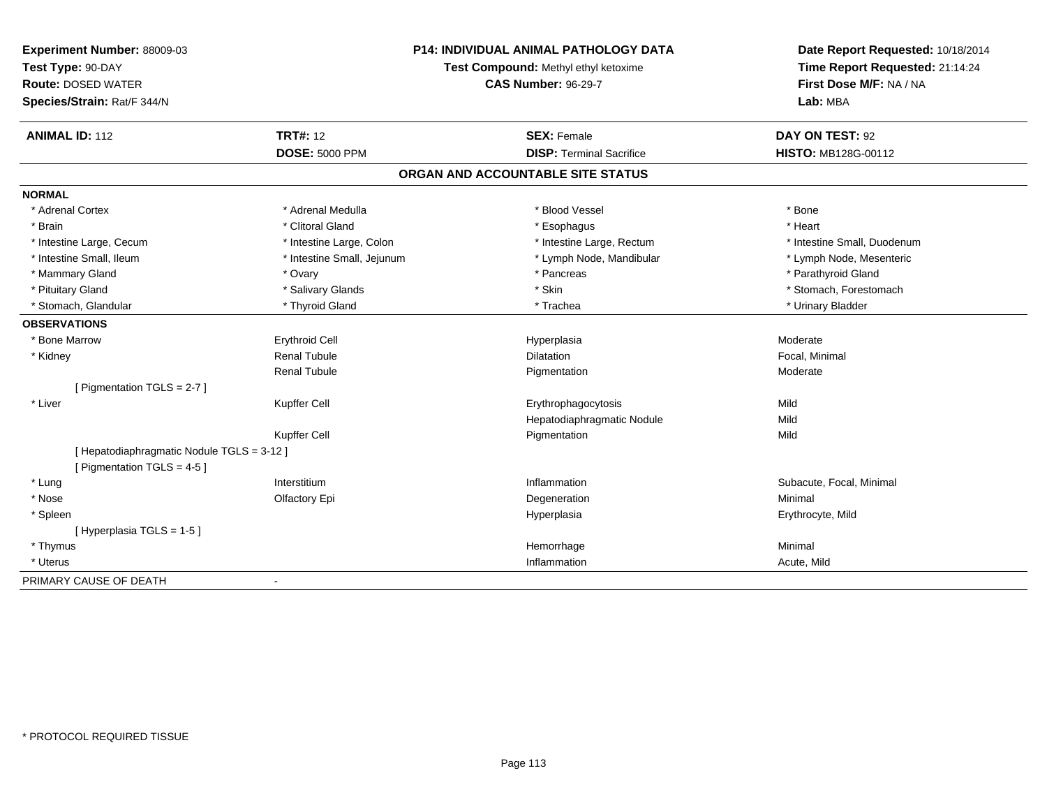**Experiment Number:** 88009-03
**Test Type:** 90-DAY
**Route:** DOSED WATER
**Species/Strain:** Rat/F 344/N

**P14: INDIVIDUAL ANIMAL PATHOLOGY DATA**
**Test Compound:** Methyl ethyl ketoxime
**CAS Number:** 96-29-7

**Date Report Requested:** 10/18/2014
**Time Report Requested:** 21:14:24
**First Dose M/F:** NA / NA
**Lab:** MBA

| **ANIMAL ID:** 112 | **TRT#:** 12 | **SEX:** Female | **DAY ON TEST:** 92 |
|---|---|---|---|
| | **DOSE:** 5000 PPM | **DISP:** Terminal Sacrifice | **HISTO:** MB128G-00112 |

## ORGAN AND ACCOUNTABLE SITE STATUS

| | | | |
|---|---|---|---|
| **NORMAL** | | | |
| * Adrenal Cortex | * Adrenal Medulla | * Blood Vessel | * Bone |
| * Brain | * Clitoral Gland | * Esophagus | * Heart |
| * Intestine Large, Cecum | * Intestine Large, Colon | * Intestine Large, Rectum | * Intestine Small, Duodenum |
| * Intestine Small, Ileum | * Intestine Small, Jejunum | * Lymph Node, Mandibular | * Lymph Node, Mesenteric |
| * Mammary Gland | * Ovary | * Pancreas | * Parathyroid Gland |
| * Pituitary Gland | * Salivary Glands | * Skin | * Stomach, Forestomach |
| * Stomach, Glandular | * Thyroid Gland | * Trachea | * Urinary Bladder |
| **OBSERVATIONS** | | | |
| * Bone Marrow | Erythroid Cell | Hyperplasia | Moderate |
| * Kidney | Renal Tubule | Dilatation | Focal, Minimal |
| | Renal Tubule | Pigmentation | Moderate |
| [ Pigmentation TGLS = 2-7 ] | | | |
| * Liver | Kupffer Cell | Erythrophagocytosis | Mild |
| | | Hepatodiaphragmatic Nodule | Mild |
| | Kupffer Cell | Pigmentation | Mild |
| [ Hepatodiaphragmatic Nodule TGLS = 3-12 ] | | | |
| [ Pigmentation TGLS = 4-5 ] | | | |
| * Lung | Interstitium | Inflammation | Subacute, Focal, Minimal |
| * Nose | Olfactory Epi | Degeneration | Minimal |
| * Spleen | | Hyperplasia | Erythrocyte, Mild |
| [ Hyperplasia TGLS = 1-5 ] | | | |
| * Thymus | | Hemorrhage | Minimal |
| * Uterus | | Inflammation | Acute, Mild |
| PRIMARY CAUSE OF DEATH | - | | |

* PROTOCOL REQUIRED TISSUE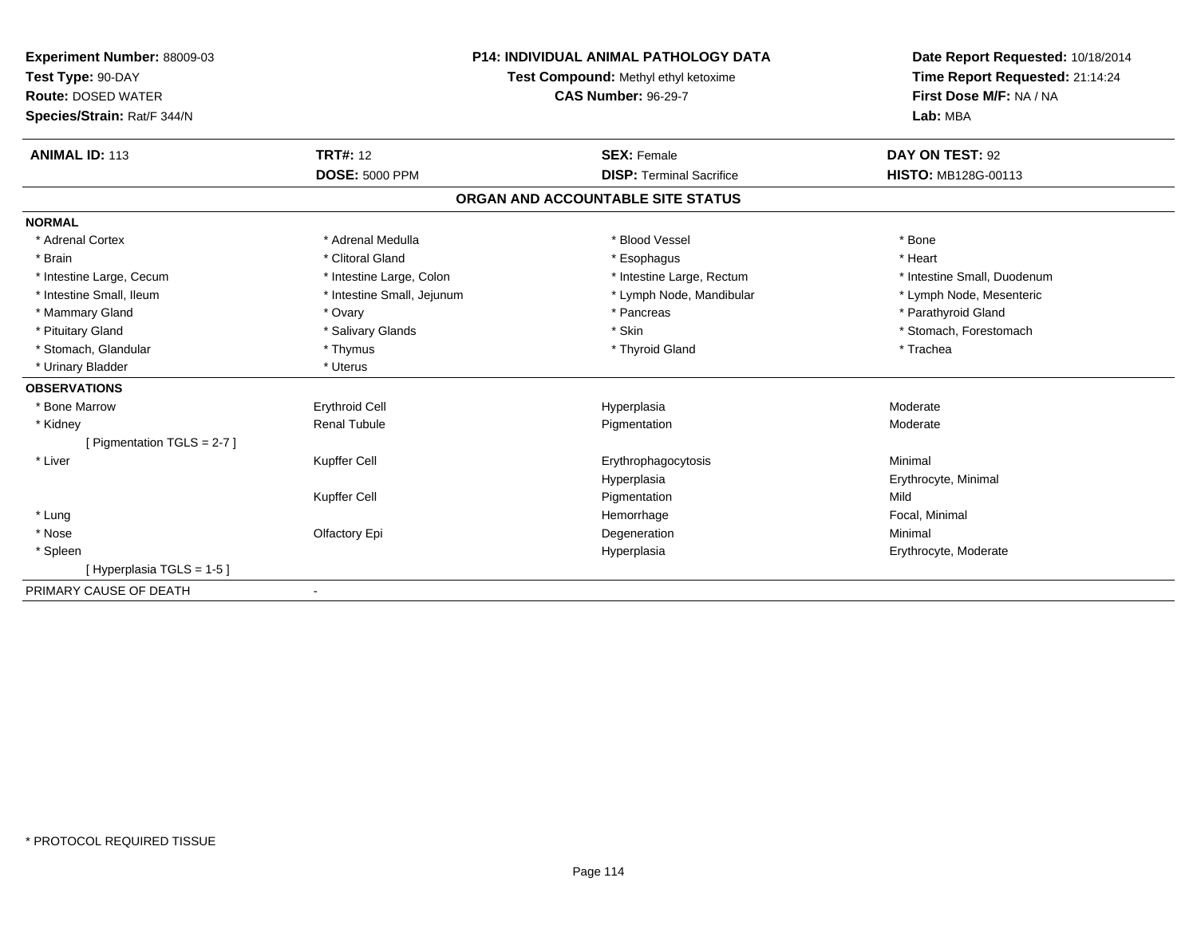**Experiment Number:** 88009-03
**Test Type:** 90-DAY
**Route:** DOSED WATER
**Species/Strain:** Rat/F 344/N

**P14: INDIVIDUAL ANIMAL PATHOLOGY DATA**
**Test Compound:** Methyl ethyl ketoxime
**CAS Number:** 96-29-7

**Date Report Requested:** 10/18/2014
**Time Report Requested:** 21:14:24
**First Dose M/F:** NA / NA
**Lab:** MBA

| **ANIMAL ID:** 113 | **TRT#:** 12 | **SEX:** Female | **DAY ON TEST:** 92 |
|---|---|---|---|
| | **DOSE:** 5000 PPM | **DISP:** Terminal Sacrifice | **HISTO:** MB128G-00113 |

## ORGAN AND ACCOUNTABLE SITE STATUS

**NORMAL**

| | | | |
|---|---|---|---|
| * Adrenal Cortex | * Adrenal Medulla | * Blood Vessel | * Bone |
| * Brain | * Clitoral Gland | * Esophagus | * Heart |
| * Intestine Large, Cecum | * Intestine Large, Colon | * Intestine Large, Rectum | * Intestine Small, Duodenum |
| * Intestine Small, Ileum | * Intestine Small, Jejunum | * Lymph Node, Mandibular | * Lymph Node, Mesenteric |
| * Mammary Gland | * Ovary | * Pancreas | * Parathyroid Gland |
| * Pituitary Gland | * Salivary Glands | * Skin | * Stomach, Forestomach |
| * Stomach, Glandular | * Thymus | * Thyroid Gland | * Trachea |
| * Urinary Bladder | * Uterus | | |

**OBSERVATIONS**

| | | | |
|---|---|---|---|
| * Bone Marrow | Erythroid Cell | Hyperplasia | Moderate |
| * Kidney | Renal Tubule | Pigmentation | Moderate |
| [ Pigmentation TGLS = 2-7 ] | | | |
| * Liver | Kupffer Cell | Erythrophagocytosis | Minimal |
| | | Hyperplasia | Erythrocyte, Minimal |
| | Kupffer Cell | Pigmentation | Mild |
| * Lung | | Hemorrhage | Focal, Minimal |
| * Nose | Olfactory Epi | Degeneration | Minimal |
| * Spleen | | Hyperplasia | Erythrocyte, Moderate |
| [ Hyperplasia TGLS = 1-5 ] | | | |

PRIMARY CAUSE OF DEATH -

* PROTOCOL REQUIRED TISSUE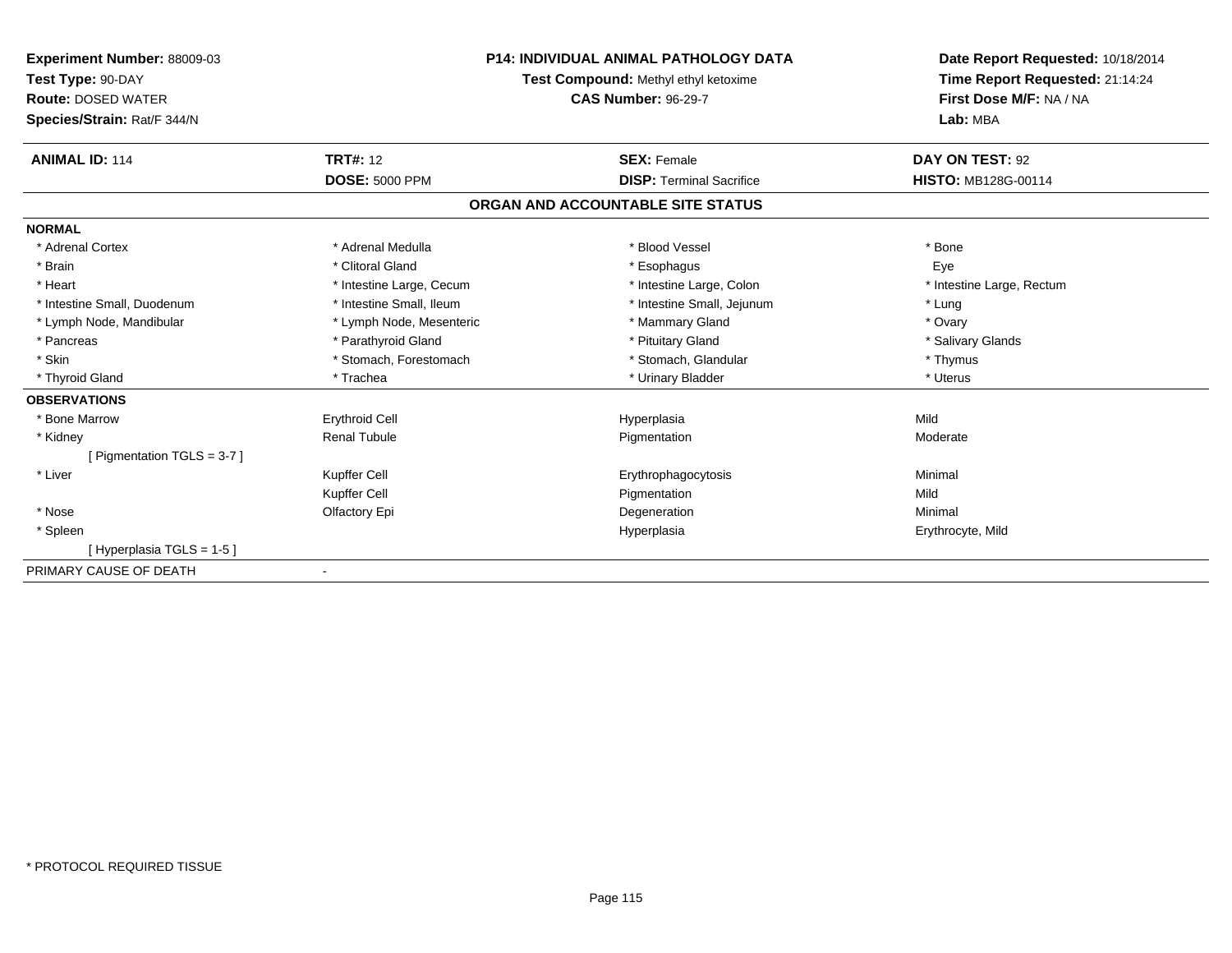**Experiment Number:** 88009-03
**Test Type:** 90-DAY
**Route:** DOSED WATER
**Species/Strain:** Rat/F 344/N

**P14: INDIVIDUAL ANIMAL PATHOLOGY DATA**
**Test Compound:** Methyl ethyl ketoxime
**CAS Number:** 96-29-7

**Date Report Requested:** 10/18/2014
**Time Report Requested:** 21:14:24
**First Dose M/F:** NA / NA
**Lab:** MBA

| **ANIMAL ID:** 114 | **TRT#:** 12 | **SEX:** Female | **DAY ON TEST:** 92 |
|---|---|---|---|
| | **DOSE:** 5000 PPM | **DISP:** Terminal Sacrifice | **HISTO:** MB128G-00114 |

## ORGAN AND ACCOUNTABLE SITE STATUS

**NORMAL**

| | | | |
|---|---|---|---|
| * Adrenal Cortex | * Adrenal Medulla | * Blood Vessel | * Bone |
| * Brain | * Clitoral Gland | * Esophagus | Eye |
| * Heart | * Intestine Large, Cecum | * Intestine Large, Colon | * Intestine Large, Rectum |
| * Intestine Small, Duodenum | * Intestine Small, Ileum | * Intestine Small, Jejunum | * Lung |
| * Lymph Node, Mandibular | * Lymph Node, Mesenteric | * Mammary Gland | * Ovary |
| * Pancreas | * Parathyroid Gland | * Pituitary Gland | * Salivary Glands |
| * Skin | * Stomach, Forestomach | * Stomach, Glandular | * Thymus |
| * Thyroid Gland | * Trachea | * Urinary Bladder | * Uterus |

**OBSERVATIONS**

| | | | |
|---|---|---|---|
| * Bone Marrow | Erythroid Cell | Hyperplasia | Mild |
| * Kidney | Renal Tubule | Pigmentation | Moderate |
| [ Pigmentation TGLS = 3-7 ] | | | |
| * Liver | Kupffer Cell | Erythrophagocytosis | Minimal |
| | Kupffer Cell | Pigmentation | Mild |
| * Nose | Olfactory Epi | Degeneration | Minimal |
| * Spleen | | Hyperplasia | Erythrocyte, Mild |
| [ Hyperplasia TGLS = 1-5 ] | | | |

PRIMARY CAUSE OF DEATH -

* PROTOCOL REQUIRED TISSUE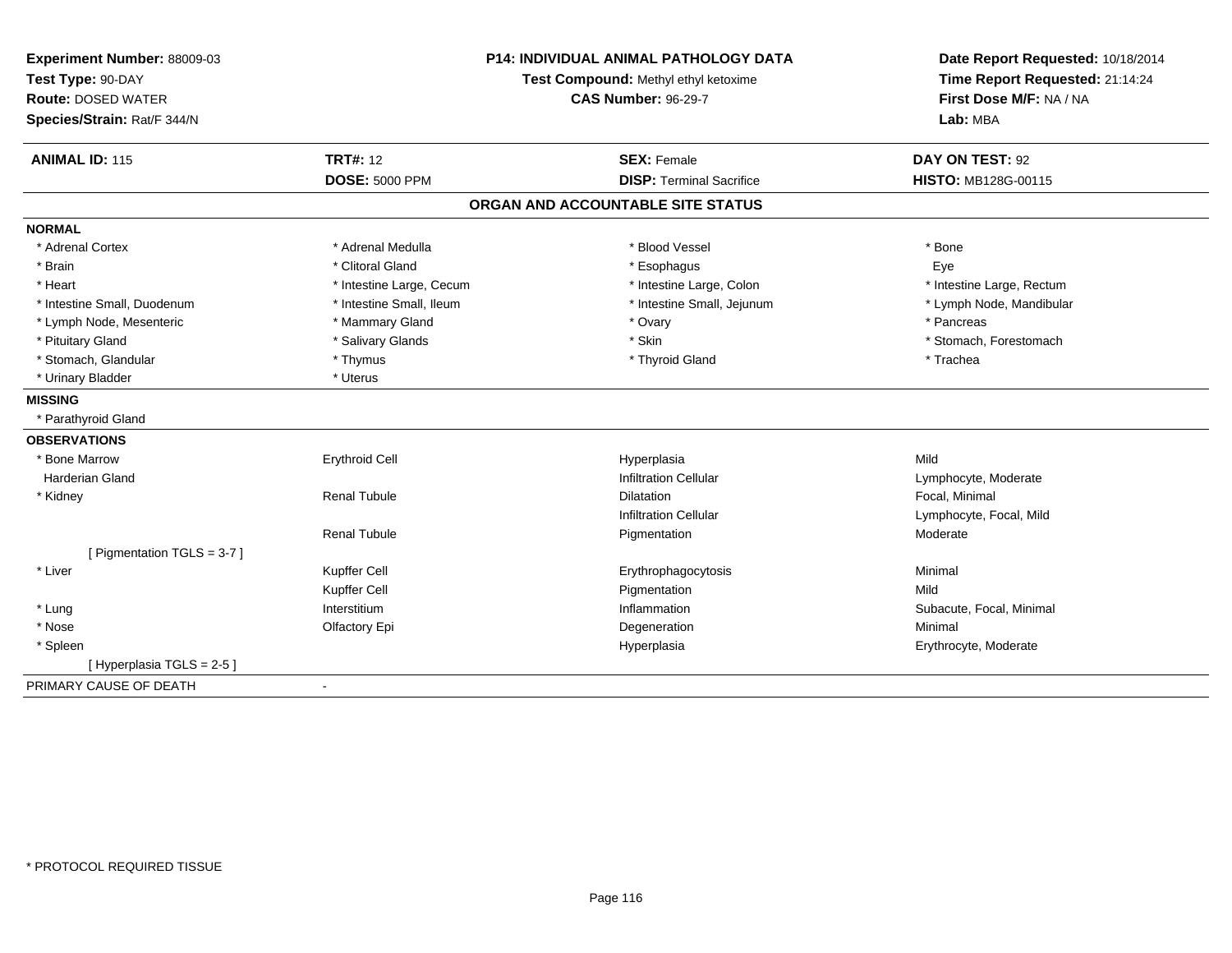**Experiment Number:** 88009-03
**Test Type:** 90-DAY
**Route:** DOSED WATER
**Species/Strain:** Rat/F 344/N

**P14: INDIVIDUAL ANIMAL PATHOLOGY DATA**
**Test Compound:** Methyl ethyl ketoxime
**CAS Number:** 96-29-7

**Date Report Requested:** 10/18/2014
**Time Report Requested:** 21:14:24
**First Dose M/F:** NA / NA
**Lab:** MBA

| **ANIMAL ID:** 115 | **TRT#:** 12 | **SEX:** Female | **DAY ON TEST:** 92 |
|---|---|---|---|
| | **DOSE:** 5000 PPM | **DISP:** Terminal Sacrifice | **HISTO:** MB128G-00115 |

## ORGAN AND ACCOUNTABLE SITE STATUS

**NORMAL**

| | | | |
|---|---|---|---|
| * Adrenal Cortex | * Adrenal Medulla | * Blood Vessel | * Bone |
| * Brain | * Clitoral Gland | * Esophagus | Eye |
| * Heart | * Intestine Large, Cecum | * Intestine Large, Colon | * Intestine Large, Rectum |
| * Intestine Small, Duodenum | * Intestine Small, Ileum | * Intestine Small, Jejunum | * Lymph Node, Mandibular |
| * Lymph Node, Mesenteric | * Mammary Gland | * Ovary | * Pancreas |
| * Pituitary Gland | * Salivary Glands | * Skin | * Stomach, Forestomach |
| * Stomach, Glandular | * Thymus | * Thyroid Gland | * Trachea |
| * Urinary Bladder | * Uterus | | |

**MISSING**

* Parathyroid Gland

**OBSERVATIONS**

| | | | |
|---|---|---|---|
| * Bone Marrow | Erythroid Cell | Hyperplasia | Mild |
| Harderian Gland | | Infiltration Cellular | Lymphocyte, Moderate |
| * Kidney | Renal Tubule | Dilatation | Focal, Minimal |
| | | Infiltration Cellular | Lymphocyte, Focal, Mild |
| | Renal Tubule | Pigmentation | Moderate |
| [ Pigmentation TGLS = 3-7 ] | | | |
| * Liver | Kupffer Cell | Erythrophagocytosis | Minimal |
| | Kupffer Cell | Pigmentation | Mild |
| * Lung | Interstitium | Inflammation | Subacute, Focal, Minimal |
| * Nose | Olfactory Epi | Degeneration | Minimal |
| * Spleen | | Hyperplasia | Erythrocyte, Moderate |
| [ Hyperplasia TGLS = 2-5 ] | | | |

PRIMARY CAUSE OF DEATH -

* PROTOCOL REQUIRED TISSUE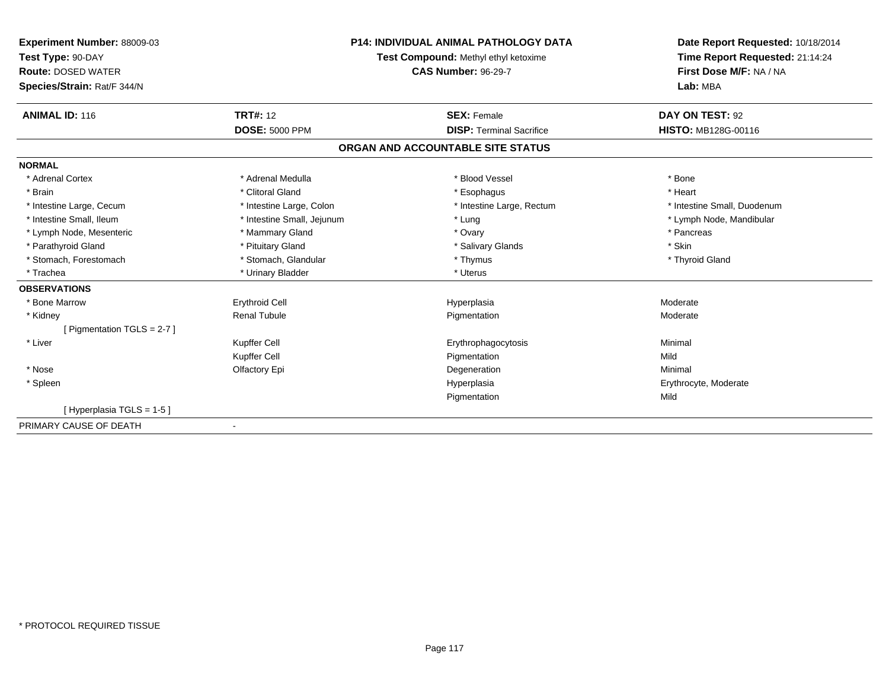**Experiment Number:** 88009-03
**Test Type:** 90-DAY
**Route:** DOSED WATER
**Species/Strain:** Rat/F 344/N

**P14: INDIVIDUAL ANIMAL PATHOLOGY DATA**
**Test Compound:** Methyl ethyl ketoxime
**CAS Number:** 96-29-7

**Date Report Requested:** 10/18/2014
**Time Report Requested:** 21:14:24
**First Dose M/F:** NA / NA
**Lab:** MBA

| **ANIMAL ID:** 116 | **TRT#:** 12 | **SEX:** Female | **DAY ON TEST:** 92 |
|---|---|---|---|
| | **DOSE:** 5000 PPM | **DISP:** Terminal Sacrifice | **HISTO:** MB128G-00116 |

## ORGAN AND ACCOUNTABLE SITE STATUS

**NORMAL**

| | | | |
|---|---|---|---|
| * Adrenal Cortex | * Adrenal Medulla | * Blood Vessel | * Bone |
| * Brain | * Clitoral Gland | * Esophagus | * Heart |
| * Intestine Large, Cecum | * Intestine Large, Colon | * Intestine Large, Rectum | * Intestine Small, Duodenum |
| * Intestine Small, Ileum | * Intestine Small, Jejunum | * Lung | * Lymph Node, Mandibular |
| * Lymph Node, Mesenteric | * Mammary Gland | * Ovary | * Pancreas |
| * Parathyroid Gland | * Pituitary Gland | * Salivary Glands | * Skin |
| * Stomach, Forestomach | * Stomach, Glandular | * Thymus | * Thyroid Gland |
| * Trachea | * Urinary Bladder | * Uterus | |

**OBSERVATIONS**

| | | | |
|---|---|---|---|
| * Bone Marrow | Erythroid Cell | Hyperplasia | Moderate |
| * Kidney | Renal Tubule | Pigmentation | Moderate |
| [ Pigmentation TGLS = 2-7 ] | | | |
| * Liver | Kupffer Cell | Erythrophagocytosis | Minimal |
| | Kupffer Cell | Pigmentation | Mild |
| * Nose | Olfactory Epi | Degeneration | Minimal |
| * Spleen | | Hyperplasia | Erythrocyte, Moderate |
| | | Pigmentation | Mild |
| [ Hyperplasia TGLS = 1-5 ] | | | |

PRIMARY CAUSE OF DEATH -

\* PROTOCOL REQUIRED TISSUE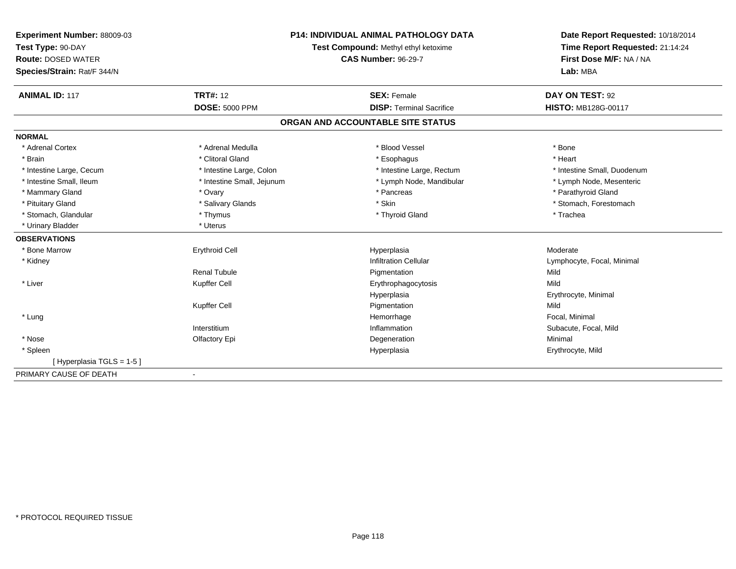**Experiment Number:** 88009-03
**Test Type:** 90-DAY
**Route:** DOSED WATER
**Species/Strain:** Rat/F 344/N

**P14: INDIVIDUAL ANIMAL PATHOLOGY DATA**
**Test Compound:** Methyl ethyl ketoxime
**CAS Number:** 96-29-7

**Date Report Requested:** 10/18/2014
**Time Report Requested:** 21:14:24
**First Dose M/F:** NA / NA
**Lab:** MBA

| **ANIMAL ID:** 117 | **TRT#:** 12 | **SEX:** Female | **DAY ON TEST:** 92 |
|---|---|---|---|
| | **DOSE:** 5000 PPM | **DISP:** Terminal Sacrifice | **HISTO:** MB128G-00117 |

## ORGAN AND ACCOUNTABLE SITE STATUS

**NORMAL**

| | | | |
|---|---|---|---|
| * Adrenal Cortex | * Adrenal Medulla | * Blood Vessel | * Bone |
| * Brain | * Clitoral Gland | * Esophagus | * Heart |
| * Intestine Large, Cecum | * Intestine Large, Colon | * Intestine Large, Rectum | * Intestine Small, Duodenum |
| * Intestine Small, Ileum | * Intestine Small, Jejunum | * Lymph Node, Mandibular | * Lymph Node, Mesenteric |
| * Mammary Gland | * Ovary | * Pancreas | * Parathyroid Gland |
| * Pituitary Gland | * Salivary Glands | * Skin | * Stomach, Forestomach |
| * Stomach, Glandular | * Thymus | * Thyroid Gland | * Trachea |
| * Urinary Bladder | * Uterus | | |

**OBSERVATIONS**

| | | | |
|---|---|---|---|
| * Bone Marrow | Erythroid Cell | Hyperplasia | Moderate |
| * Kidney | | Infiltration Cellular | Lymphocyte, Focal, Minimal |
| | Renal Tubule | Pigmentation | Mild |
| * Liver | Kupffer Cell | Erythrophagocytosis | Mild |
| | | Hyperplasia | Erythrocyte, Minimal |
| | Kupffer Cell | Pigmentation | Mild |
| * Lung | | Hemorrhage | Focal, Minimal |
| | Interstitium | Inflammation | Subacute, Focal, Mild |
| * Nose | Olfactory Epi | Degeneration | Minimal |
| * Spleen | | Hyperplasia | Erythrocyte, Mild |
| [ Hyperplasia TGLS = 1-5 ] | | | |

PRIMARY CAUSE OF DEATH -

\* PROTOCOL REQUIRED TISSUE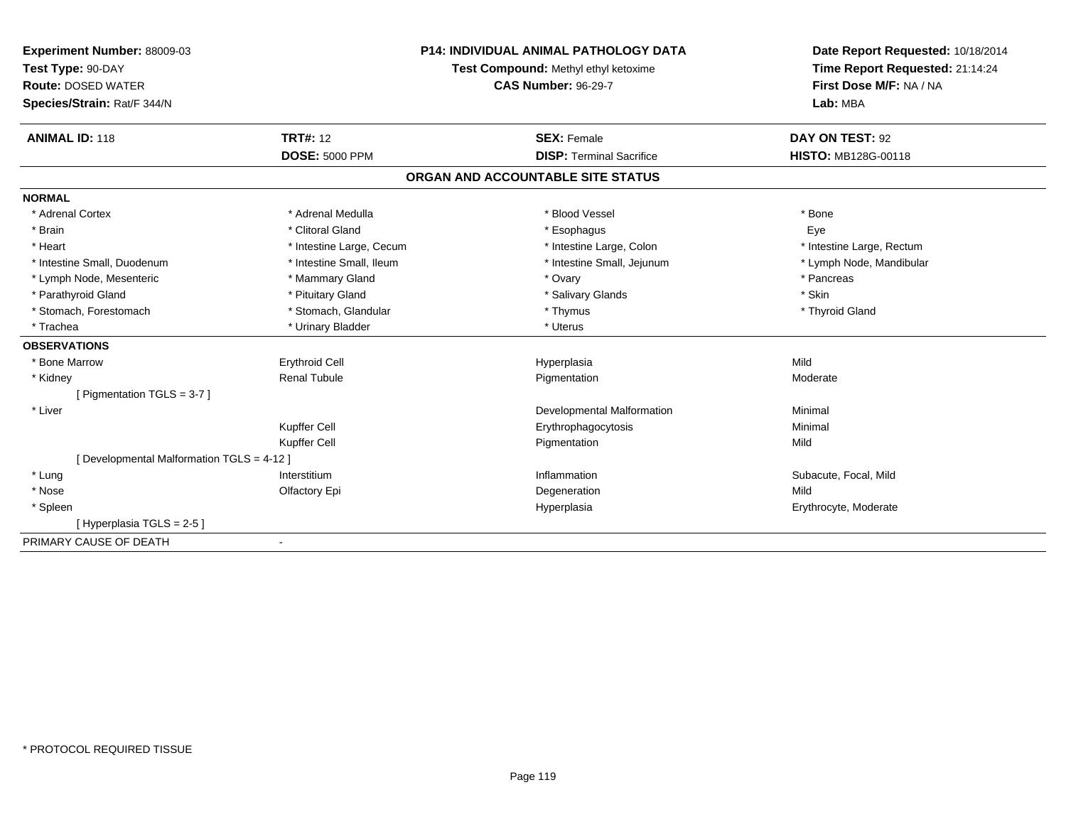**Experiment Number:** 88009-03
**Test Type:** 90-DAY
**Route:** DOSED WATER
**Species/Strain:** Rat/F 344/N

**P14: INDIVIDUAL ANIMAL PATHOLOGY DATA**
**Test Compound:** Methyl ethyl ketoxime
**CAS Number:** 96-29-7

**Date Report Requested:** 10/18/2014
**Time Report Requested:** 21:14:24
**First Dose M/F:** NA / NA
**Lab:** MBA

| **ANIMAL ID:** 118 | **TRT#:** 12 | **SEX:** Female | **DAY ON TEST:** 92 |
|---|---|---|---|
| | **DOSE:** 5000 PPM | **DISP:** Terminal Sacrifice | **HISTO:** MB128G-00118 |

## ORGAN AND ACCOUNTABLE SITE STATUS

**NORMAL**

| | | | |
|---|---|---|---|
| * Adrenal Cortex | * Adrenal Medulla | * Blood Vessel | * Bone |
| * Brain | * Clitoral Gland | * Esophagus | Eye |
| * Heart | * Intestine Large, Cecum | * Intestine Large, Colon | * Intestine Large, Rectum |
| * Intestine Small, Duodenum | * Intestine Small, Ileum | * Intestine Small, Jejunum | * Lymph Node, Mandibular |
| * Lymph Node, Mesenteric | * Mammary Gland | * Ovary | * Pancreas |
| * Parathyroid Gland | * Pituitary Gland | * Salivary Glands | * Skin |
| * Stomach, Forestomach | * Stomach, Glandular | * Thymus | * Thyroid Gland |
| * Trachea | * Urinary Bladder | * Uterus | |

**OBSERVATIONS**

| | | | |
|---|---|---|---|
| * Bone Marrow | Erythroid Cell | Hyperplasia | Mild |
| * Kidney | Renal Tubule | Pigmentation | Moderate |
| [ Pigmentation TGLS = 3-7 ] | | | |
| * Liver | | Developmental Malformation | Minimal |
| | Kupffer Cell | Erythrophagocytosis | Minimal |
| | Kupffer Cell | Pigmentation | Mild |
| [ Developmental Malformation TGLS = 4-12 ] | | | |
| * Lung | Interstitium | Inflammation | Subacute, Focal, Mild |
| * Nose | Olfactory Epi | Degeneration | Mild |
| * Spleen | | Hyperplasia | Erythrocyte, Moderate |
| [ Hyperplasia TGLS = 2-5 ] | | | |

PRIMARY CAUSE OF DEATH -

* PROTOCOL REQUIRED TISSUE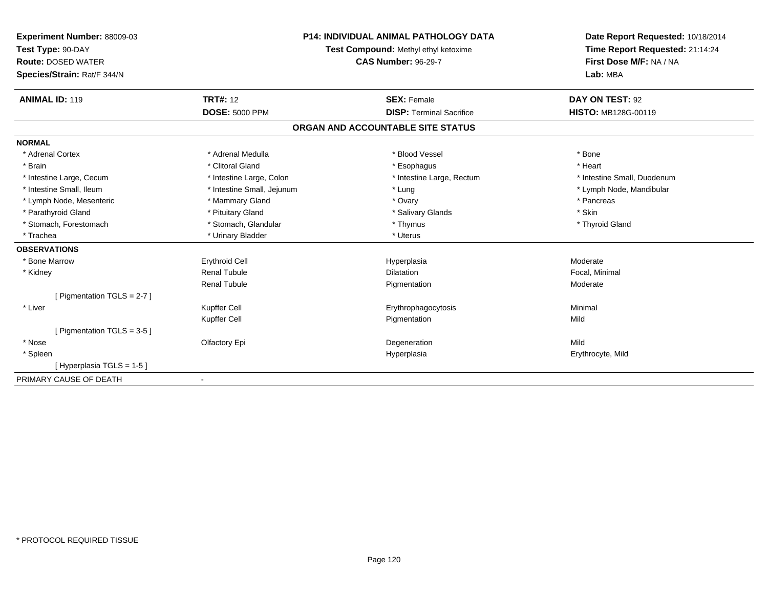**Experiment Number:** 88009-03
**Test Type:** 90-DAY
**Route:** DOSED WATER
**Species/Strain:** Rat/F 344/N

**P14: INDIVIDUAL ANIMAL PATHOLOGY DATA**
**Test Compound:** Methyl ethyl ketoxime
**CAS Number:** 96-29-7

**Date Report Requested:** 10/18/2014
**Time Report Requested:** 21:14:24
**First Dose M/F:** NA / NA
**Lab:** MBA

| **ANIMAL ID:** 119 | **TRT#:** 12 | **SEX:** Female | **DAY ON TEST:** 92 |
|---|---|---|---|
| | **DOSE:** 5000 PPM | **DISP:** Terminal Sacrifice | **HISTO:** MB128G-00119 |

**ORGAN AND ACCOUNTABLE SITE STATUS**

**NORMAL**

| | | | |
|---|---|---|---|
| * Adrenal Cortex | * Adrenal Medulla | * Blood Vessel | * Bone |
| * Brain | * Clitoral Gland | * Esophagus | * Heart |
| * Intestine Large, Cecum | * Intestine Large, Colon | * Intestine Large, Rectum | * Intestine Small, Duodenum |
| * Intestine Small, Ileum | * Intestine Small, Jejunum | * Lung | * Lymph Node, Mandibular |
| * Lymph Node, Mesenteric | * Mammary Gland | * Ovary | * Pancreas |
| * Parathyroid Gland | * Pituitary Gland | * Salivary Glands | * Skin |
| * Stomach, Forestomach | * Stomach, Glandular | * Thymus | * Thyroid Gland |
| * Trachea | * Urinary Bladder | * Uterus | |

**OBSERVATIONS**

| | | | |
|---|---|---|---|
| * Bone Marrow | Erythroid Cell | Hyperplasia | Moderate |
| * Kidney | Renal Tubule | Dilatation | Focal, Minimal |
| | Renal Tubule | Pigmentation | Moderate |
| [ Pigmentation TGLS = 2-7 ] | | | |
| * Liver | Kupffer Cell | Erythrophagocytosis | Minimal |
| | Kupffer Cell | Pigmentation | Mild |
| [ Pigmentation TGLS = 3-5 ] | | | |
| * Nose | Olfactory Epi | Degeneration | Mild |
| * Spleen | | Hyperplasia | Erythrocyte, Mild |
| [ Hyperplasia TGLS = 1-5 ] | | | |

PRIMARY CAUSE OF DEATH -

* PROTOCOL REQUIRED TISSUE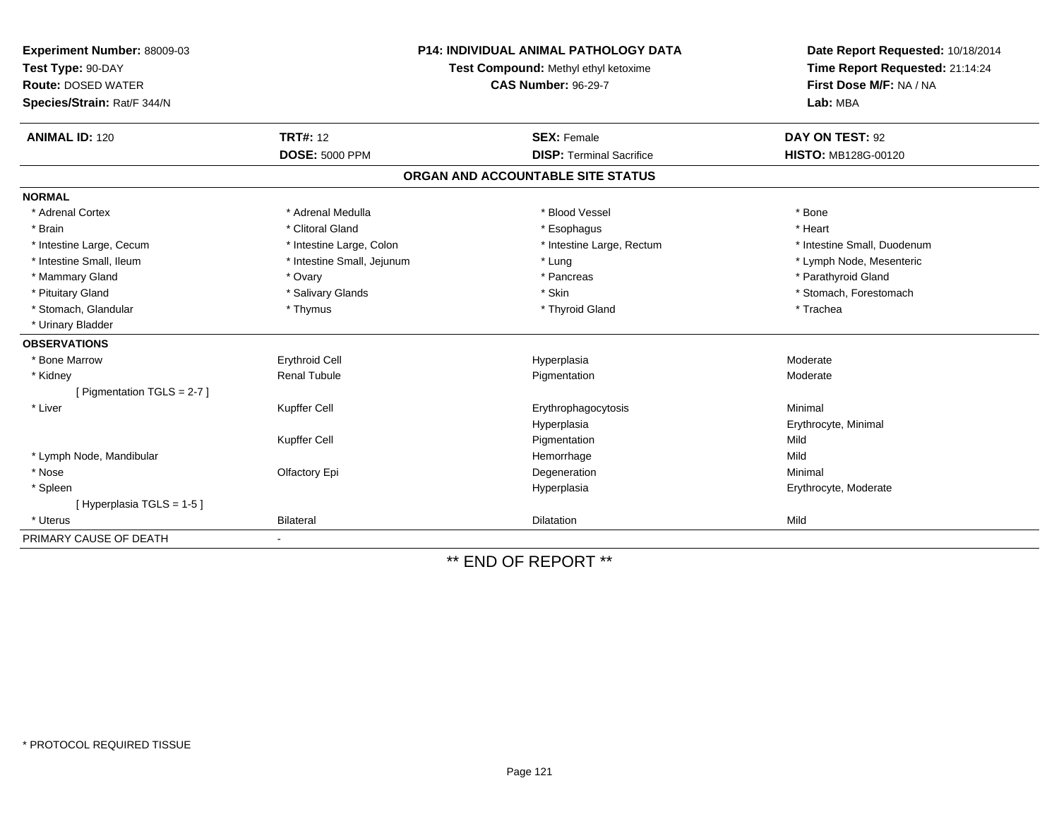**Experiment Number:** 88009-03
**Test Type:** 90-DAY
**Route:** DOSED WATER
**Species/Strain:** Rat/F 344/N

**P14: INDIVIDUAL ANIMAL PATHOLOGY DATA**
**Test Compound:** Methyl ethyl ketoxime
**CAS Number:** 96-29-7

**Date Report Requested:** 10/18/2014
**Time Report Requested:** 21:14:24
**First Dose M/F:** NA / NA
**Lab:** MBA

| **ANIMAL ID:** 120 | **TRT#:** 12 | **SEX:** Female | **DAY ON TEST:** 92 |
|---|---|---|---|
| | **DOSE:** 5000 PPM | **DISP:** Terminal Sacrifice | **HISTO:** MB128G-00120 |

## ORGAN AND ACCOUNTABLE SITE STATUS

**NORMAL**

| | | | |
|---|---|---|---|
| * Adrenal Cortex | * Adrenal Medulla | * Blood Vessel | * Bone |
| * Brain | * Clitoral Gland | * Esophagus | * Heart |
| * Intestine Large, Cecum | * Intestine Large, Colon | * Intestine Large, Rectum | * Intestine Small, Duodenum |
| * Intestine Small, Ileum | * Intestine Small, Jejunum | * Lung | * Lymph Node, Mesenteric |
| * Mammary Gland | * Ovary | * Pancreas | * Parathyroid Gland |
| * Pituitary Gland | * Salivary Glands | * Skin | * Stomach, Forestomach |
| * Stomach, Glandular | * Thymus | * Thyroid Gland | * Trachea |
| * Urinary Bladder | | | |

**OBSERVATIONS**

| | | | |
|---|---|---|---|
| * Bone Marrow | Erythroid Cell | Hyperplasia | Moderate |
| * Kidney | Renal Tubule | Pigmentation | Moderate |
| [ Pigmentation TGLS = 2-7 ] | | | |
| * Liver | Kupffer Cell | Erythrophagocytosis | Minimal |
| | | Hyperplasia | Erythrocyte, Minimal |
| | Kupffer Cell | Pigmentation | Mild |
| * Lymph Node, Mandibular | | Hemorrhage | Mild |
| * Nose | Olfactory Epi | Degeneration | Minimal |
| * Spleen | | Hyperplasia | Erythrocyte, Moderate |
| [ Hyperplasia TGLS = 1-5 ] | | | |
| * Uterus | Bilateral | Dilatation | Mild |

PRIMARY CAUSE OF DEATH -

** END OF REPORT **

* PROTOCOL REQUIRED TISSUE